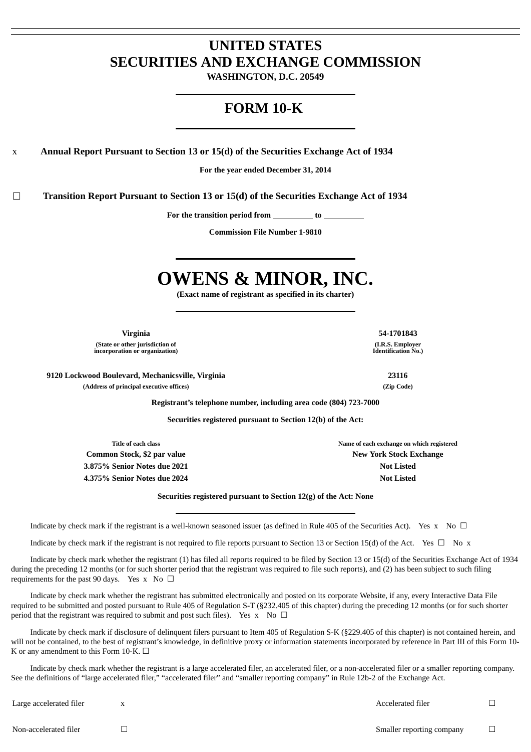# UNITED STATES
# SECURITIES AND EXCHANGE COMMISSION

**WASHINGTON, D.C. 20549**

# FORM 10-K

x **Annual Report Pursuant to Section 13 or 15(d) of the Securities Exchange Act of 1934**

**For the year ended December 31, 2014**

☐ **Transition Report Pursuant to Section 13 or 15(d) of the Securities Exchange Act of 1934**

**For the transition period from \_\_\_\_\_\_\_\_\_\_ to \_\_\_\_\_\_\_\_\_\_**

**Commission File Number 1-9810**

# OWENS & MINOR, INC.

**(Exact name of registrant as specified in its charter)**

| **Virginia** | **54-1701843** |
|---|---|
| (State or other jurisdiction of incorporation or organization) | (I.R.S. Employer Identification No.) |
| **9120 Lockwood Boulevard, Mechanicsville, Virginia** | **23116** |
| (Address of principal executive offices) | (Zip Code) |

**Registrant's telephone number, including area code (804) 723-7000**

**Securities registered pursuant to Section 12(b) of the Act:**

| Title of each class | Name of each exchange on which registered |
|---|---|
| **Common Stock, $2 par value** | **New York Stock Exchange** |
| **3.875% Senior Notes due 2021** | **Not Listed** |
| **4.375% Senior Notes due 2024** | **Not Listed** |

**Securities registered pursuant to Section 12(g) of the Act: None**

Indicate by check mark if the registrant is a well-known seasoned issuer (as defined in Rule 405 of the Securities Act). Yes x No ☐

Indicate by check mark if the registrant is not required to file reports pursuant to Section 13 or Section 15(d) of the Act. Yes ☐ No x

Indicate by check mark whether the registrant (1) has filed all reports required to be filed by Section 13 or 15(d) of the Securities Exchange Act of 1934 during the preceding 12 months (or for such shorter period that the registrant was required to file such reports), and (2) has been subject to such filing requirements for the past 90 days. Yes x No ☐

Indicate by check mark whether the registrant has submitted electronically and posted on its corporate Website, if any, every Interactive Data File required to be submitted and posted pursuant to Rule 405 of Regulation S-T (§232.405 of this chapter) during the preceding 12 months (or for such shorter period that the registrant was required to submit and post such files). Yes x No ☐

Indicate by check mark if disclosure of delinquent filers pursuant to Item 405 of Regulation S-K (§229.405 of this chapter) is not contained herein, and will not be contained, to the best of registrant's knowledge, in definitive proxy or information statements incorporated by reference in Part III of this Form 10-K or any amendment to this Form 10-K. ☐

Indicate by check mark whether the registrant is a large accelerated filer, an accelerated filer, or a non-accelerated filer or a smaller reporting company. See the definitions of "large accelerated filer," "accelerated filer" and "smaller reporting company" in Rule 12b-2 of the Exchange Act.

| | | | |
|---|---|---|---|
| Large accelerated filer | x | Accelerated filer | ☐ |
| Non-accelerated filer | ☐ | Smaller reporting company | ☐ |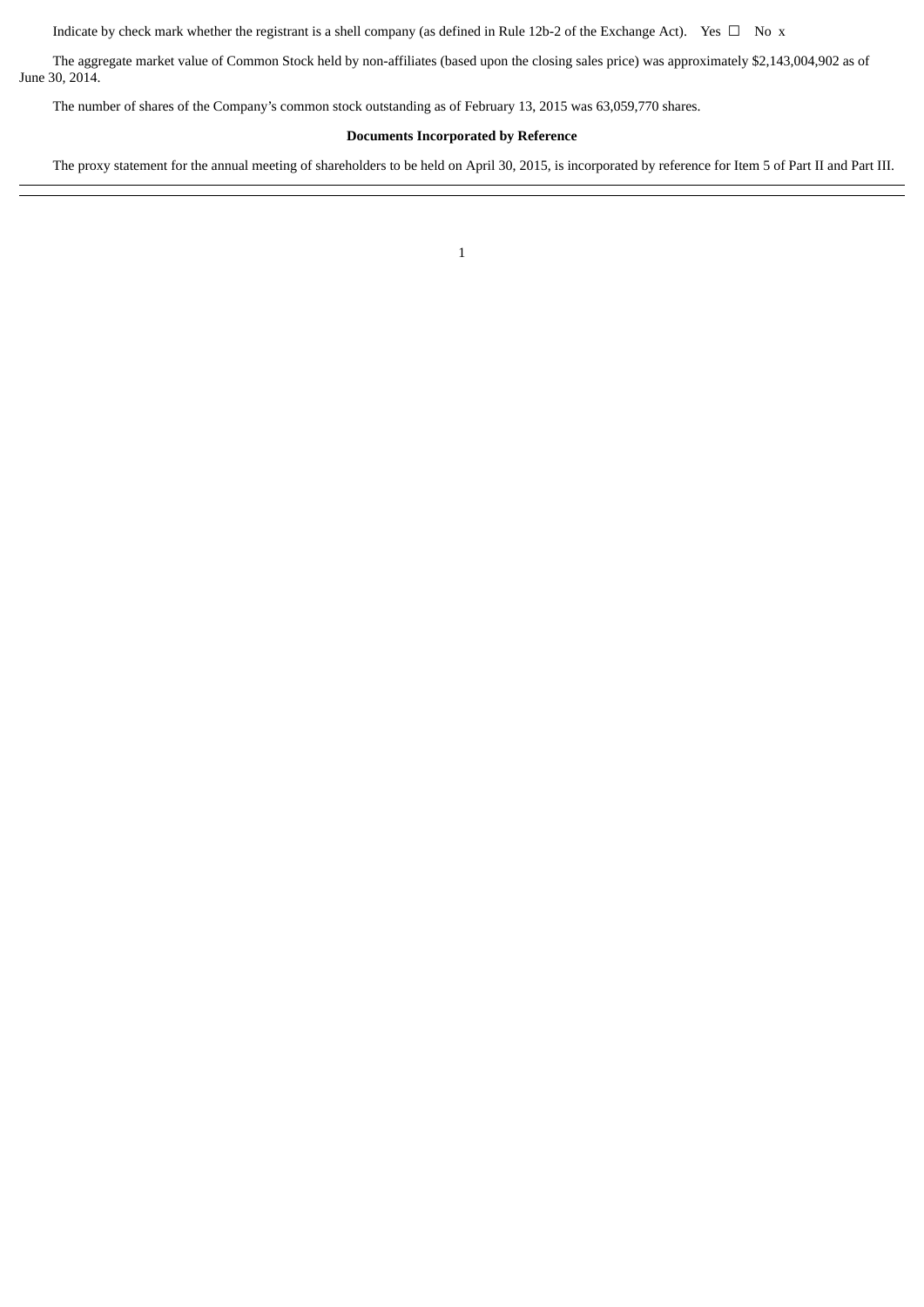Indicate by check mark whether the registrant is a shell company (as defined in Rule 12b-2 of the Exchange Act). Yes ☐ No x

The aggregate market value of Common Stock held by non-affiliates (based upon the closing sales price) was approximately $2,143,004,902 as of June 30, 2014.

The number of shares of the Company's common stock outstanding as of February 13, 2015 was 63,059,770 shares.

**Documents Incorporated by Reference**

The proxy statement for the annual meeting of shareholders to be held on April 30, 2015, is incorporated by reference for Item 5 of Part II and Part III.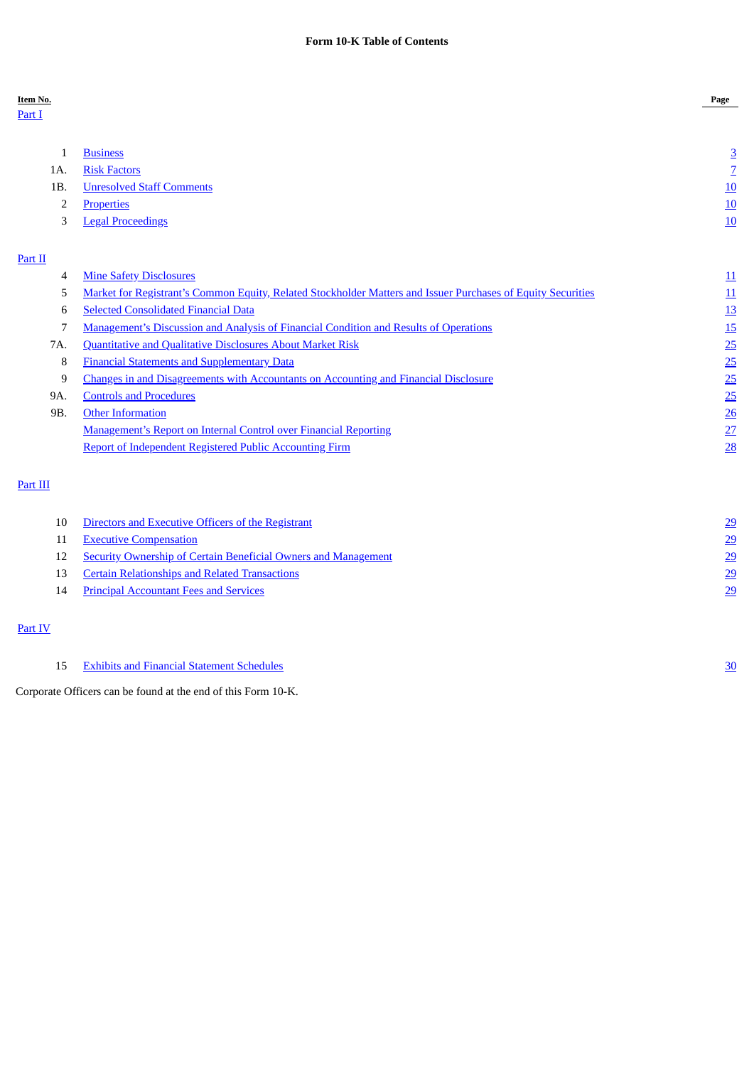**Form 10-K Table of Contents**

| Item No. | | Page |
|---|---|---|
| Part I | | |
| 1 | Business | 3 |
| 1A. | Risk Factors | 7 |
| 1B. | Unresolved Staff Comments | 10 |
| 2 | Properties | 10 |
| 3 | Legal Proceedings | 10 |
| Part II | | |
| 4 | Mine Safety Disclosures | 11 |
| 5 | Market for Registrant’s Common Equity, Related Stockholder Matters and Issuer Purchases of Equity Securities | 11 |
| 6 | Selected Consolidated Financial Data | 13 |
| 7 | Management’s Discussion and Analysis of Financial Condition and Results of Operations | 15 |
| 7A. | Quantitative and Qualitative Disclosures About Market Risk | 25 |
| 8 | Financial Statements and Supplementary Data | 25 |
| 9 | Changes in and Disagreements with Accountants on Accounting and Financial Disclosure | 25 |
| 9A. | Controls and Procedures | 25 |
| 9B. | Other Information | 26 |
| | Management’s Report on Internal Control over Financial Reporting | 27 |
| | Report of Independent Registered Public Accounting Firm | 28 |
| Part III | | |
| 10 | Directors and Executive Officers of the Registrant | 29 |
| 11 | Executive Compensation | 29 |
| 12 | Security Ownership of Certain Beneficial Owners and Management | 29 |
| 13 | Certain Relationships and Related Transactions | 29 |
| 14 | Principal Accountant Fees and Services | 29 |
| Part IV | | |
| 15 | Exhibits and Financial Statement Schedules | 30 |

Corporate Officers can be found at the end of this Form 10-K.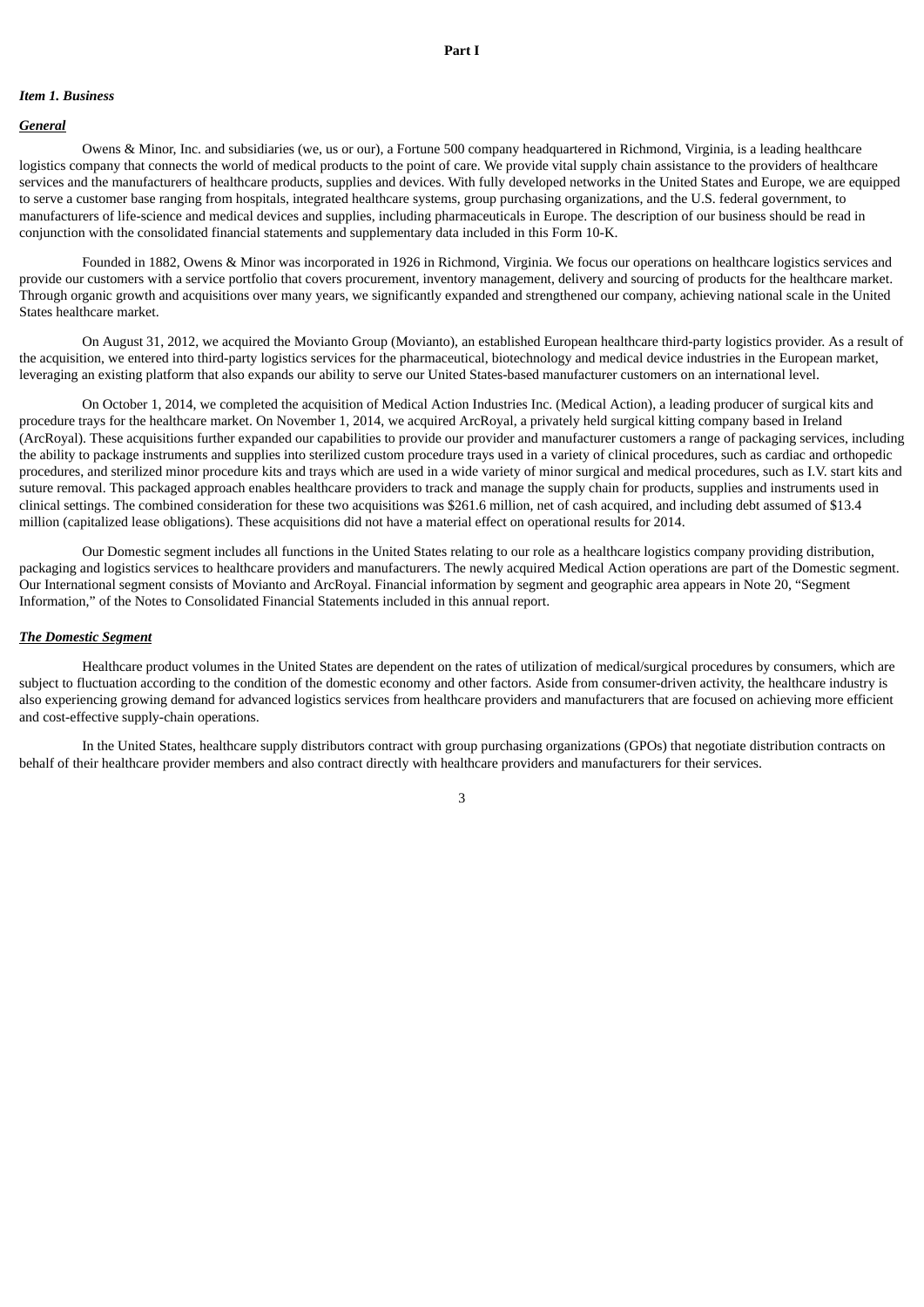# Part I

### *Item 1. Business*

***General***

Owens & Minor, Inc. and subsidiaries (we, us or our), a Fortune 500 company headquartered in Richmond, Virginia, is a leading healthcare logistics company that connects the world of medical products to the point of care. We provide vital supply chain assistance to the providers of healthcare services and the manufacturers of healthcare products, supplies and devices. With fully developed networks in the United States and Europe, we are equipped to serve a customer base ranging from hospitals, integrated healthcare systems, group purchasing organizations, and the U.S. federal government, to manufacturers of life-science and medical devices and supplies, including pharmaceuticals in Europe. The description of our business should be read in conjunction with the consolidated financial statements and supplementary data included in this Form 10-K.

Founded in 1882, Owens & Minor was incorporated in 1926 in Richmond, Virginia. We focus our operations on healthcare logistics services and provide our customers with a service portfolio that covers procurement, inventory management, delivery and sourcing of products for the healthcare market. Through organic growth and acquisitions over many years, we significantly expanded and strengthened our company, achieving national scale in the United States healthcare market.

On August 31, 2012, we acquired the Movianto Group (Movianto), an established European healthcare third-party logistics provider. As a result of the acquisition, we entered into third-party logistics services for the pharmaceutical, biotechnology and medical device industries in the European market, leveraging an existing platform that also expands our ability to serve our United States-based manufacturer customers on an international level.

On October 1, 2014, we completed the acquisition of Medical Action Industries Inc. (Medical Action), a leading producer of surgical kits and procedure trays for the healthcare market. On November 1, 2014, we acquired ArcRoyal, a privately held surgical kitting company based in Ireland (ArcRoyal). These acquisitions further expanded our capabilities to provide our provider and manufacturer customers a range of packaging services, including the ability to package instruments and supplies into sterilized custom procedure trays used in a variety of clinical procedures, such as cardiac and orthopedic procedures, and sterilized minor procedure kits and trays which are used in a wide variety of minor surgical and medical procedures, such as I.V. start kits and suture removal. This packaged approach enables healthcare providers to track and manage the supply chain for products, supplies and instruments used in clinical settings. The combined consideration for these two acquisitions was $261.6 million, net of cash acquired, and including debt assumed of $13.4 million (capitalized lease obligations). These acquisitions did not have a material effect on operational results for 2014.

Our Domestic segment includes all functions in the United States relating to our role as a healthcare logistics company providing distribution, packaging and logistics services to healthcare providers and manufacturers. The newly acquired Medical Action operations are part of the Domestic segment. Our International segment consists of Movianto and ArcRoyal. Financial information by segment and geographic area appears in Note 20, "Segment Information," of the Notes to Consolidated Financial Statements included in this annual report.

***The Domestic Segment***

Healthcare product volumes in the United States are dependent on the rates of utilization of medical/surgical procedures by consumers, which are subject to fluctuation according to the condition of the domestic economy and other factors. Aside from consumer-driven activity, the healthcare industry is also experiencing growing demand for advanced logistics services from healthcare providers and manufacturers that are focused on achieving more efficient and cost-effective supply-chain operations.

In the United States, healthcare supply distributors contract with group purchasing organizations (GPOs) that negotiate distribution contracts on behalf of their healthcare provider members and also contract directly with healthcare providers and manufacturers for their services.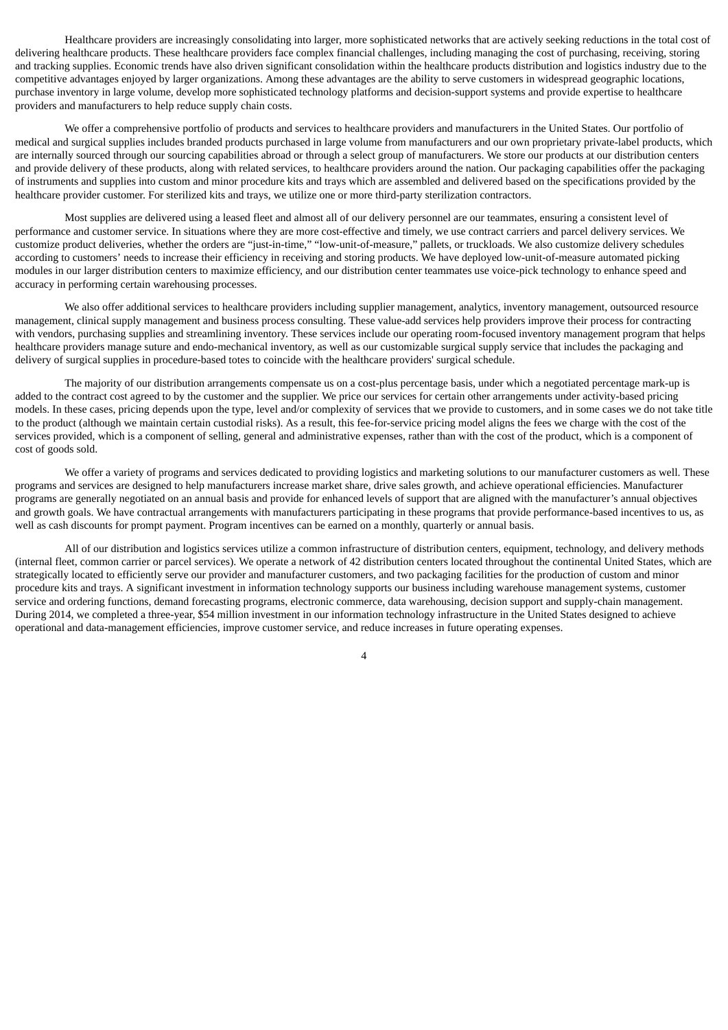Healthcare providers are increasingly consolidating into larger, more sophisticated networks that are actively seeking reductions in the total cost of delivering healthcare products. These healthcare providers face complex financial challenges, including managing the cost of purchasing, receiving, storing and tracking supplies. Economic trends have also driven significant consolidation within the healthcare products distribution and logistics industry due to the competitive advantages enjoyed by larger organizations. Among these advantages are the ability to serve customers in widespread geographic locations, purchase inventory in large volume, develop more sophisticated technology platforms and decision-support systems and provide expertise to healthcare providers and manufacturers to help reduce supply chain costs.

We offer a comprehensive portfolio of products and services to healthcare providers and manufacturers in the United States. Our portfolio of medical and surgical supplies includes branded products purchased in large volume from manufacturers and our own proprietary private-label products, which are internally sourced through our sourcing capabilities abroad or through a select group of manufacturers. We store our products at our distribution centers and provide delivery of these products, along with related services, to healthcare providers around the nation. Our packaging capabilities offer the packaging of instruments and supplies into custom and minor procedure kits and trays which are assembled and delivered based on the specifications provided by the healthcare provider customer. For sterilized kits and trays, we utilize one or more third-party sterilization contractors.

Most supplies are delivered using a leased fleet and almost all of our delivery personnel are our teammates, ensuring a consistent level of performance and customer service. In situations where they are more cost-effective and timely, we use contract carriers and parcel delivery services. We customize product deliveries, whether the orders are "just-in-time," "low-unit-of-measure," pallets, or truckloads. We also customize delivery schedules according to customers' needs to increase their efficiency in receiving and storing products. We have deployed low-unit-of-measure automated picking modules in our larger distribution centers to maximize efficiency, and our distribution center teammates use voice-pick technology to enhance speed and accuracy in performing certain warehousing processes.

We also offer additional services to healthcare providers including supplier management, analytics, inventory management, outsourced resource management, clinical supply management and business process consulting. These value-add services help providers improve their process for contracting with vendors, purchasing supplies and streamlining inventory. These services include our operating room-focused inventory management program that helps healthcare providers manage suture and endo-mechanical inventory, as well as our customizable surgical supply service that includes the packaging and delivery of surgical supplies in procedure-based totes to coincide with the healthcare providers' surgical schedule.

The majority of our distribution arrangements compensate us on a cost-plus percentage basis, under which a negotiated percentage mark-up is added to the contract cost agreed to by the customer and the supplier. We price our services for certain other arrangements under activity-based pricing models. In these cases, pricing depends upon the type, level and/or complexity of services that we provide to customers, and in some cases we do not take title to the product (although we maintain certain custodial risks). As a result, this fee-for-service pricing model aligns the fees we charge with the cost of the services provided, which is a component of selling, general and administrative expenses, rather than with the cost of the product, which is a component of cost of goods sold.

We offer a variety of programs and services dedicated to providing logistics and marketing solutions to our manufacturer customers as well. These programs and services are designed to help manufacturers increase market share, drive sales growth, and achieve operational efficiencies. Manufacturer programs are generally negotiated on an annual basis and provide for enhanced levels of support that are aligned with the manufacturer's annual objectives and growth goals. We have contractual arrangements with manufacturers participating in these programs that provide performance-based incentives to us, as well as cash discounts for prompt payment. Program incentives can be earned on a monthly, quarterly or annual basis.

All of our distribution and logistics services utilize a common infrastructure of distribution centers, equipment, technology, and delivery methods (internal fleet, common carrier or parcel services). We operate a network of 42 distribution centers located throughout the continental United States, which are strategically located to efficiently serve our provider and manufacturer customers, and two packaging facilities for the production of custom and minor procedure kits and trays. A significant investment in information technology supports our business including warehouse management systems, customer service and ordering functions, demand forecasting programs, electronic commerce, data warehousing, decision support and supply-chain management. During 2014, we completed a three-year, $54 million investment in our information technology infrastructure in the United States designed to achieve operational and data-management efficiencies, improve customer service, and reduce increases in future operating expenses.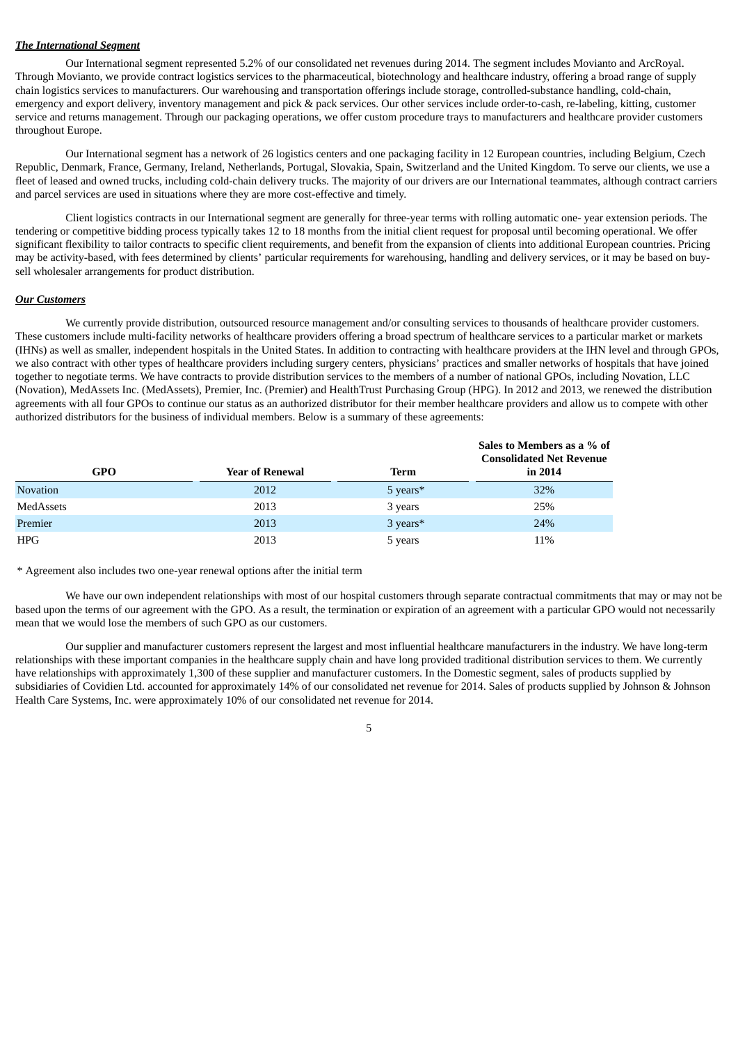***The International Segment***

Our International segment represented 5.2% of our consolidated net revenues during 2014. The segment includes Movianto and ArcRoyal. Through Movianto, we provide contract logistics services to the pharmaceutical, biotechnology and healthcare industry, offering a broad range of supply chain logistics services to manufacturers. Our warehousing and transportation offerings include storage, controlled-substance handling, cold-chain, emergency and export delivery, inventory management and pick & pack services. Our other services include order-to-cash, re-labeling, kitting, customer service and returns management. Through our packaging operations, we offer custom procedure trays to manufacturers and healthcare provider customers throughout Europe.

Our International segment has a network of 26 logistics centers and one packaging facility in 12 European countries, including Belgium, Czech Republic, Denmark, France, Germany, Ireland, Netherlands, Portugal, Slovakia, Spain, Switzerland and the United Kingdom. To serve our clients, we use a fleet of leased and owned trucks, including cold-chain delivery trucks. The majority of our drivers are our International teammates, although contract carriers and parcel services are used in situations where they are more cost-effective and timely.

Client logistics contracts in our International segment are generally for three-year terms with rolling automatic one- year extension periods. The tendering or competitive bidding process typically takes 12 to 18 months from the initial client request for proposal until becoming operational. We offer significant flexibility to tailor contracts to specific client requirements, and benefit from the expansion of clients into additional European countries. Pricing may be activity-based, with fees determined by clients' particular requirements for warehousing, handling and delivery services, or it may be based on buy-sell wholesaler arrangements for product distribution.

***Our Customers***

We currently provide distribution, outsourced resource management and/or consulting services to thousands of healthcare provider customers. These customers include multi-facility networks of healthcare providers offering a broad spectrum of healthcare services to a particular market or markets (IHNs) as well as smaller, independent hospitals in the United States. In addition to contracting with healthcare providers at the IHN level and through GPOs, we also contract with other types of healthcare providers including surgery centers, physicians' practices and smaller networks of hospitals that have joined together to negotiate terms. We have contracts to provide distribution services to the members of a number of national GPOs, including Novation, LLC (Novation), MedAssets Inc. (MedAssets), Premier, Inc. (Premier) and HealthTrust Purchasing Group (HPG). In 2012 and 2013, we renewed the distribution agreements with all four GPOs to continue our status as an authorized distributor for their member healthcare providers and allow us to compete with other authorized distributors for the business of individual members. Below is a summary of these agreements:

| GPO | Year of Renewal | Term | Sales to Members as a % of Consolidated Net Revenue in 2014 |
|---|---|---|---|
| Novation | 2012 | 5 years* | 32% |
| MedAssets | 2013 | 3 years | 25% |
| Premier | 2013 | 3 years* | 24% |
| HPG | 2013 | 5 years | 11% |

\* Agreement also includes two one-year renewal options after the initial term

We have our own independent relationships with most of our hospital customers through separate contractual commitments that may or may not be based upon the terms of our agreement with the GPO. As a result, the termination or expiration of an agreement with a particular GPO would not necessarily mean that we would lose the members of such GPO as our customers.

Our supplier and manufacturer customers represent the largest and most influential healthcare manufacturers in the industry. We have long-term relationships with these important companies in the healthcare supply chain and have long provided traditional distribution services to them. We currently have relationships with approximately 1,300 of these supplier and manufacturer customers. In the Domestic segment, sales of products supplied by subsidiaries of Covidien Ltd. accounted for approximately 14% of our consolidated net revenue for 2014. Sales of products supplied by Johnson & Johnson Health Care Systems, Inc. were approximately 10% of our consolidated net revenue for 2014.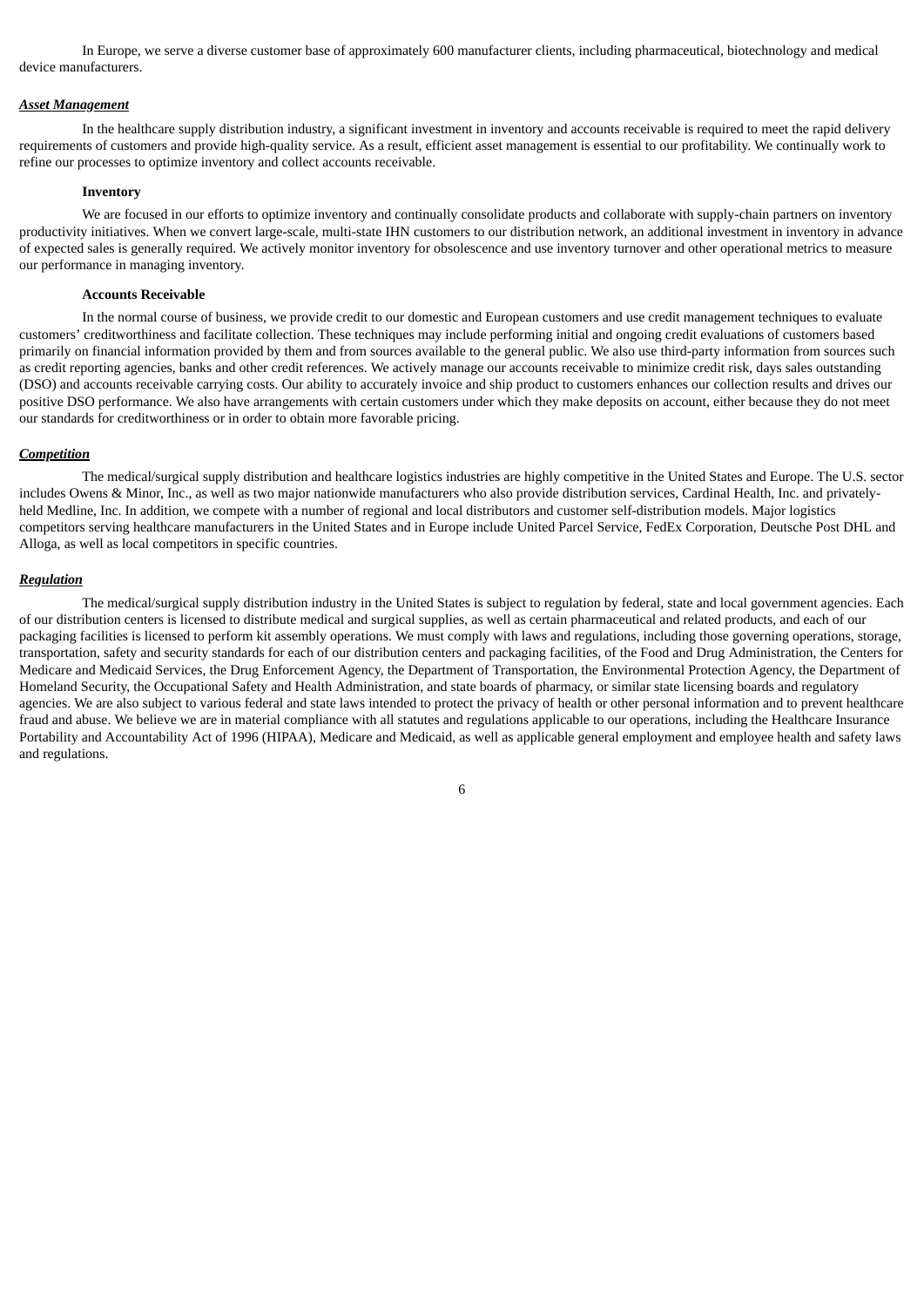In Europe, we serve a diverse customer base of approximately 600 manufacturer clients, including pharmaceutical, biotechnology and medical device manufacturers.

***Asset Management***

In the healthcare supply distribution industry, a significant investment in inventory and accounts receivable is required to meet the rapid delivery requirements of customers and provide high-quality service. As a result, efficient asset management is essential to our profitability. We continually work to refine our processes to optimize inventory and collect accounts receivable.

**Inventory**

We are focused in our efforts to optimize inventory and continually consolidate products and collaborate with supply-chain partners on inventory productivity initiatives. When we convert large-scale, multi-state IHN customers to our distribution network, an additional investment in inventory in advance of expected sales is generally required. We actively monitor inventory for obsolescence and use inventory turnover and other operational metrics to measure our performance in managing inventory.

**Accounts Receivable**

In the normal course of business, we provide credit to our domestic and European customers and use credit management techniques to evaluate customers' creditworthiness and facilitate collection. These techniques may include performing initial and ongoing credit evaluations of customers based primarily on financial information provided by them and from sources available to the general public. We also use third-party information from sources such as credit reporting agencies, banks and other credit references. We actively manage our accounts receivable to minimize credit risk, days sales outstanding (DSO) and accounts receivable carrying costs. Our ability to accurately invoice and ship product to customers enhances our collection results and drives our positive DSO performance. We also have arrangements with certain customers under which they make deposits on account, either because they do not meet our standards for creditworthiness or in order to obtain more favorable pricing.

***Competition***

The medical/surgical supply distribution and healthcare logistics industries are highly competitive in the United States and Europe. The U.S. sector includes Owens & Minor, Inc., as well as two major nationwide manufacturers who also provide distribution services, Cardinal Health, Inc. and privately-held Medline, Inc. In addition, we compete with a number of regional and local distributors and customer self-distribution models. Major logistics competitors serving healthcare manufacturers in the United States and in Europe include United Parcel Service, FedEx Corporation, Deutsche Post DHL and Alloga, as well as local competitors in specific countries.

***Regulation***

The medical/surgical supply distribution industry in the United States is subject to regulation by federal, state and local government agencies. Each of our distribution centers is licensed to distribute medical and surgical supplies, as well as certain pharmaceutical and related products, and each of our packaging facilities is licensed to perform kit assembly operations. We must comply with laws and regulations, including those governing operations, storage, transportation, safety and security standards for each of our distribution centers and packaging facilities, of the Food and Drug Administration, the Centers for Medicare and Medicaid Services, the Drug Enforcement Agency, the Department of Transportation, the Environmental Protection Agency, the Department of Homeland Security, the Occupational Safety and Health Administration, and state boards of pharmacy, or similar state licensing boards and regulatory agencies. We are also subject to various federal and state laws intended to protect the privacy of health or other personal information and to prevent healthcare fraud and abuse. We believe we are in material compliance with all statutes and regulations applicable to our operations, including the Healthcare Insurance Portability and Accountability Act of 1996 (HIPAA), Medicare and Medicaid, as well as applicable general employment and employee health and safety laws and regulations.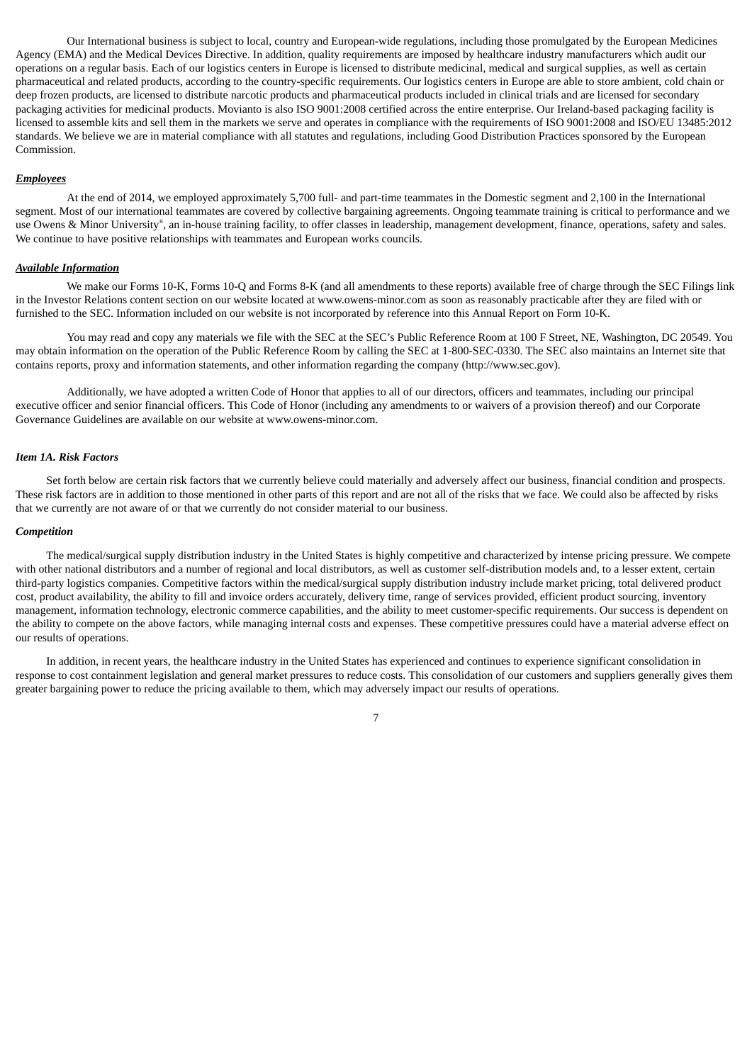Our International business is subject to local, country and European-wide regulations, including those promulgated by the European Medicines Agency (EMA) and the Medical Devices Directive. In addition, quality requirements are imposed by healthcare industry manufacturers which audit our operations on a regular basis. Each of our logistics centers in Europe is licensed to distribute medicinal, medical and surgical supplies, as well as certain pharmaceutical and related products, according to the country-specific requirements. Our logistics centers in Europe are able to store ambient, cold chain or deep frozen products, are licensed to distribute narcotic products and pharmaceutical products included in clinical trials and are licensed for secondary packaging activities for medicinal products. Movianto is also ISO 9001:2008 certified across the entire enterprise. Our Ireland-based packaging facility is licensed to assemble kits and sell them in the markets we serve and operates in compliance with the requirements of ISO 9001:2008 and ISO/EU 13485:2012 standards. We believe we are in material compliance with all statutes and regulations, including Good Distribution Practices sponsored by the European Commission.

***Employees***

At the end of 2014, we employed approximately 5,700 full- and part-time teammates in the Domestic segment and 2,100 in the International segment. Most of our international teammates are covered by collective bargaining agreements. Ongoing teammate training is critical to performance and we use Owens & Minor University®, an in-house training facility, to offer classes in leadership, management development, finance, operations, safety and sales. We continue to have positive relationships with teammates and European works councils.

***Available Information***

We make our Forms 10-K, Forms 10-Q and Forms 8-K (and all amendments to these reports) available free of charge through the SEC Filings link in the Investor Relations content section on our website located at www.owens-minor.com as soon as reasonably practicable after they are filed with or furnished to the SEC. Information included on our website is not incorporated by reference into this Annual Report on Form 10-K.

You may read and copy any materials we file with the SEC at the SEC's Public Reference Room at 100 F Street, NE, Washington, DC 20549. You may obtain information on the operation of the Public Reference Room by calling the SEC at 1-800-SEC-0330. The SEC also maintains an Internet site that contains reports, proxy and information statements, and other information regarding the company (http://www.sec.gov).

Additionally, we have adopted a written Code of Honor that applies to all of our directors, officers and teammates, including our principal executive officer and senior financial officers. This Code of Honor (including any amendments to or waivers of a provision thereof) and our Corporate Governance Guidelines are available on our website at www.owens-minor.com.

### *Item 1A. Risk Factors*

Set forth below are certain risk factors that we currently believe could materially and adversely affect our business, financial condition and prospects. These risk factors are in addition to those mentioned in other parts of this report and are not all of the risks that we face. We could also be affected by risks that we currently are not aware of or that we currently do not consider material to our business.

***Competition***

The medical/surgical supply distribution industry in the United States is highly competitive and characterized by intense pricing pressure. We compete with other national distributors and a number of regional and local distributors, as well as customer self-distribution models and, to a lesser extent, certain third-party logistics companies. Competitive factors within the medical/surgical supply distribution industry include market pricing, total delivered product cost, product availability, the ability to fill and invoice orders accurately, delivery time, range of services provided, efficient product sourcing, inventory management, information technology, electronic commerce capabilities, and the ability to meet customer-specific requirements. Our success is dependent on the ability to compete on the above factors, while managing internal costs and expenses. These competitive pressures could have a material adverse effect on our results of operations.

In addition, in recent years, the healthcare industry in the United States has experienced and continues to experience significant consolidation in response to cost containment legislation and general market pressures to reduce costs. This consolidation of our customers and suppliers generally gives them greater bargaining power to reduce the pricing available to them, which may adversely impact our results of operations.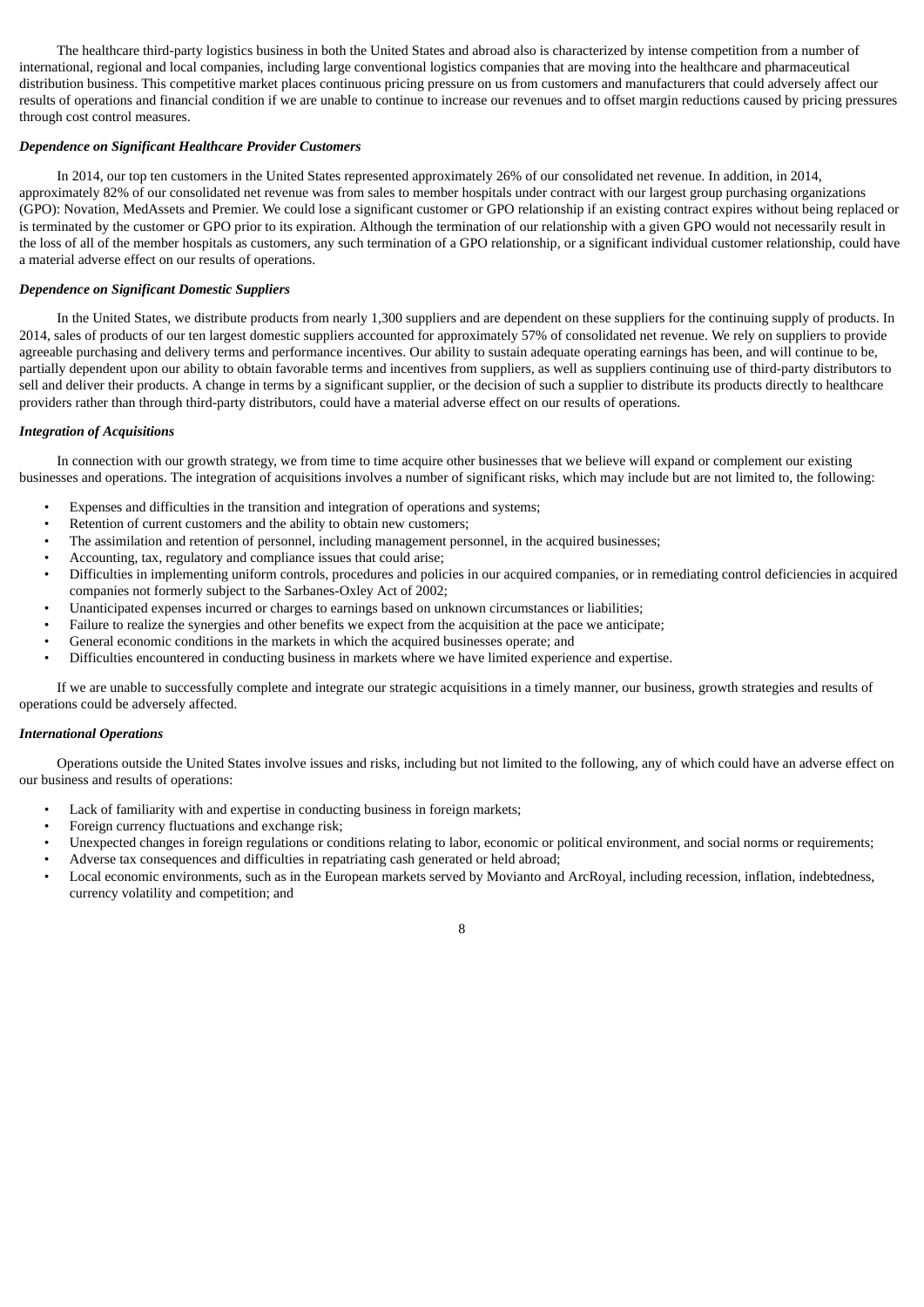The healthcare third-party logistics business in both the United States and abroad also is characterized by intense competition from a number of international, regional and local companies, including large conventional logistics companies that are moving into the healthcare and pharmaceutical distribution business. This competitive market places continuous pricing pressure on us from customers and manufacturers that could adversely affect our results of operations and financial condition if we are unable to continue to increase our revenues and to offset margin reductions caused by pricing pressures through cost control measures.

***Dependence on Significant Healthcare Provider Customers***

In 2014, our top ten customers in the United States represented approximately 26% of our consolidated net revenue. In addition, in 2014, approximately 82% of our consolidated net revenue was from sales to member hospitals under contract with our largest group purchasing organizations (GPO): Novation, MedAssets and Premier. We could lose a significant customer or GPO relationship if an existing contract expires without being replaced or is terminated by the customer or GPO prior to its expiration. Although the termination of our relationship with a given GPO would not necessarily result in the loss of all of the member hospitals as customers, any such termination of a GPO relationship, or a significant individual customer relationship, could have a material adverse effect on our results of operations.

***Dependence on Significant Domestic Suppliers***

In the United States, we distribute products from nearly 1,300 suppliers and are dependent on these suppliers for the continuing supply of products. In 2014, sales of products of our ten largest domestic suppliers accounted for approximately 57% of consolidated net revenue. We rely on suppliers to provide agreeable purchasing and delivery terms and performance incentives. Our ability to sustain adequate operating earnings has been, and will continue to be, partially dependent upon our ability to obtain favorable terms and incentives from suppliers, as well as suppliers continuing use of third-party distributors to sell and deliver their products. A change in terms by a significant supplier, or the decision of such a supplier to distribute its products directly to healthcare providers rather than through third-party distributors, could have a material adverse effect on our results of operations.

***Integration of Acquisitions***

In connection with our growth strategy, we from time to time acquire other businesses that we believe will expand or complement our existing businesses and operations. The integration of acquisitions involves a number of significant risks, which may include but are not limited to, the following:

- Expenses and difficulties in the transition and integration of operations and systems;
- Retention of current customers and the ability to obtain new customers;
- The assimilation and retention of personnel, including management personnel, in the acquired businesses;
- Accounting, tax, regulatory and compliance issues that could arise;
- Difficulties in implementing uniform controls, procedures and policies in our acquired companies, or in remediating control deficiencies in acquired companies not formerly subject to the Sarbanes-Oxley Act of 2002;
- Unanticipated expenses incurred or charges to earnings based on unknown circumstances or liabilities;
- Failure to realize the synergies and other benefits we expect from the acquisition at the pace we anticipate;
- General economic conditions in the markets in which the acquired businesses operate; and
- Difficulties encountered in conducting business in markets where we have limited experience and expertise.

If we are unable to successfully complete and integrate our strategic acquisitions in a timely manner, our business, growth strategies and results of operations could be adversely affected.

***International Operations***

Operations outside the United States involve issues and risks, including but not limited to the following, any of which could have an adverse effect on our business and results of operations:

- Lack of familiarity with and expertise in conducting business in foreign markets;
- Foreign currency fluctuations and exchange risk;
- Unexpected changes in foreign regulations or conditions relating to labor, economic or political environment, and social norms or requirements;
- Adverse tax consequences and difficulties in repatriating cash generated or held abroad;
- Local economic environments, such as in the European markets served by Movianto and ArcRoyal, including recession, inflation, indebtedness, currency volatility and competition; and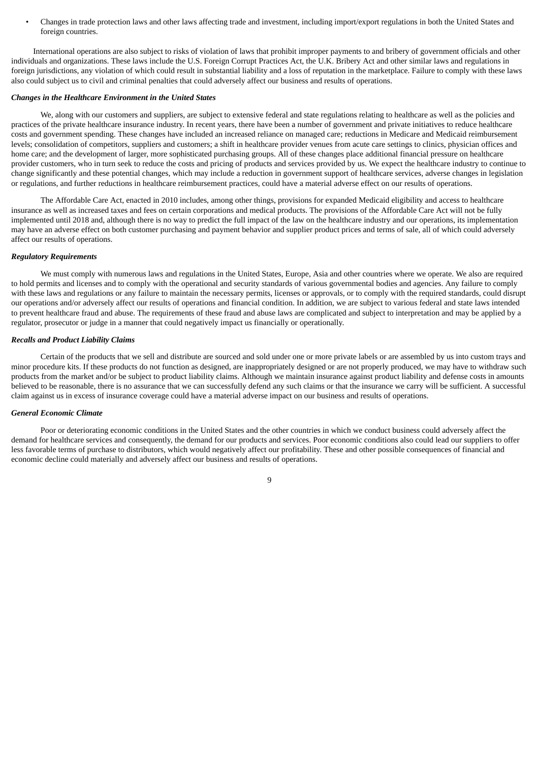- Changes in trade protection laws and other laws affecting trade and investment, including import/export regulations in both the United States and foreign countries.

International operations are also subject to risks of violation of laws that prohibit improper payments to and bribery of government officials and other individuals and organizations. These laws include the U.S. Foreign Corrupt Practices Act, the U.K. Bribery Act and other similar laws and regulations in foreign jurisdictions, any violation of which could result in substantial liability and a loss of reputation in the marketplace. Failure to comply with these laws also could subject us to civil and criminal penalties that could adversely affect our business and results of operations.

***Changes in the Healthcare Environment in the United States***

We, along with our customers and suppliers, are subject to extensive federal and state regulations relating to healthcare as well as the policies and practices of the private healthcare insurance industry. In recent years, there have been a number of government and private initiatives to reduce healthcare costs and government spending. These changes have included an increased reliance on managed care; reductions in Medicare and Medicaid reimbursement levels; consolidation of competitors, suppliers and customers; a shift in healthcare provider venues from acute care settings to clinics, physician offices and home care; and the development of larger, more sophisticated purchasing groups. All of these changes place additional financial pressure on healthcare provider customers, who in turn seek to reduce the costs and pricing of products and services provided by us. We expect the healthcare industry to continue to change significantly and these potential changes, which may include a reduction in government support of healthcare services, adverse changes in legislation or regulations, and further reductions in healthcare reimbursement practices, could have a material adverse effect on our results of operations.

The Affordable Care Act, enacted in 2010 includes, among other things, provisions for expanded Medicaid eligibility and access to healthcare insurance as well as increased taxes and fees on certain corporations and medical products. The provisions of the Affordable Care Act will not be fully implemented until 2018 and, although there is no way to predict the full impact of the law on the healthcare industry and our operations, its implementation may have an adverse effect on both customer purchasing and payment behavior and supplier product prices and terms of sale, all of which could adversely affect our results of operations.

***Regulatory Requirements***

We must comply with numerous laws and regulations in the United States, Europe, Asia and other countries where we operate. We also are required to hold permits and licenses and to comply with the operational and security standards of various governmental bodies and agencies. Any failure to comply with these laws and regulations or any failure to maintain the necessary permits, licenses or approvals, or to comply with the required standards, could disrupt our operations and/or adversely affect our results of operations and financial condition. In addition, we are subject to various federal and state laws intended to prevent healthcare fraud and abuse. The requirements of these fraud and abuse laws are complicated and subject to interpretation and may be applied by a regulator, prosecutor or judge in a manner that could negatively impact us financially or operationally.

***Recalls and Product Liability Claims***

Certain of the products that we sell and distribute are sourced and sold under one or more private labels or are assembled by us into custom trays and minor procedure kits. If these products do not function as designed, are inappropriately designed or are not properly produced, we may have to withdraw such products from the market and/or be subject to product liability claims. Although we maintain insurance against product liability and defense costs in amounts believed to be reasonable, there is no assurance that we can successfully defend any such claims or that the insurance we carry will be sufficient. A successful claim against us in excess of insurance coverage could have a material adverse impact on our business and results of operations.

***General Economic Climate***

Poor or deteriorating economic conditions in the United States and the other countries in which we conduct business could adversely affect the demand for healthcare services and consequently, the demand for our products and services. Poor economic conditions also could lead our suppliers to offer less favorable terms of purchase to distributors, which would negatively affect our profitability. These and other possible consequences of financial and economic decline could materially and adversely affect our business and results of operations.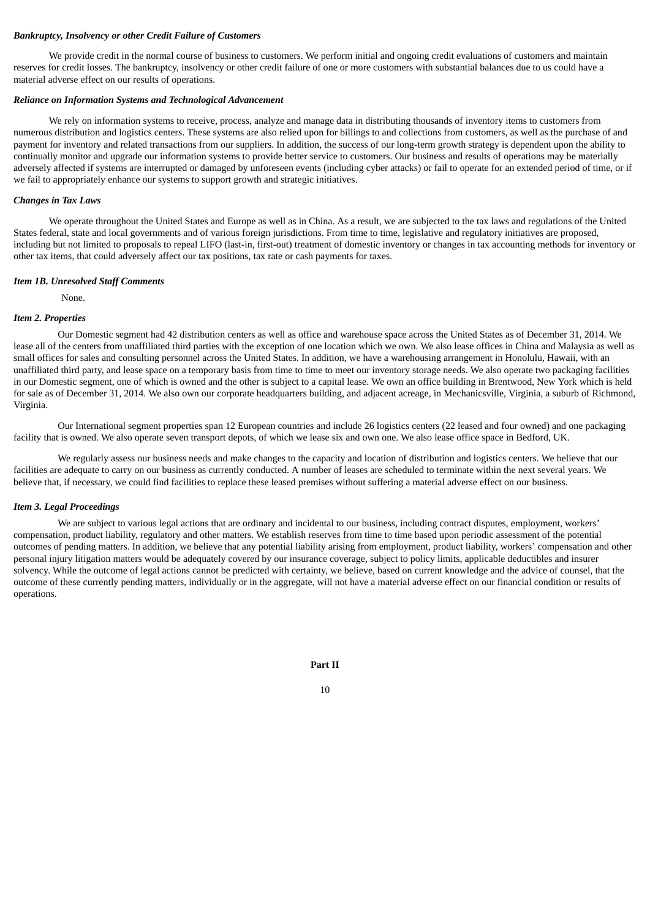***Bankruptcy, Insolvency or other Credit Failure of Customers***

We provide credit in the normal course of business to customers. We perform initial and ongoing credit evaluations of customers and maintain reserves for credit losses. The bankruptcy, insolvency or other credit failure of one or more customers with substantial balances due to us could have a material adverse effect on our results of operations.

***Reliance on Information Systems and Technological Advancement***

We rely on information systems to receive, process, analyze and manage data in distributing thousands of inventory items to customers from numerous distribution and logistics centers. These systems are also relied upon for billings to and collections from customers, as well as the purchase of and payment for inventory and related transactions from our suppliers. In addition, the success of our long-term growth strategy is dependent upon the ability to continually monitor and upgrade our information systems to provide better service to customers. Our business and results of operations may be materially adversely affected if systems are interrupted or damaged by unforeseen events (including cyber attacks) or fail to operate for an extended period of time, or if we fail to appropriately enhance our systems to support growth and strategic initiatives.

***Changes in Tax Laws***

We operate throughout the United States and Europe as well as in China. As a result, we are subjected to the tax laws and regulations of the United States federal, state and local governments and of various foreign jurisdictions. From time to time, legislative and regulatory initiatives are proposed, including but not limited to proposals to repeal LIFO (last-in, first-out) treatment of domestic inventory or changes in tax accounting methods for inventory or other tax items, that could adversely affect our tax positions, tax rate or cash payments for taxes.

***Item 1B. Unresolved Staff Comments***

None.

***Item 2. Properties***

Our Domestic segment had 42 distribution centers as well as office and warehouse space across the United States as of December 31, 2014. We lease all of the centers from unaffiliated third parties with the exception of one location which we own. We also lease offices in China and Malaysia as well as small offices for sales and consulting personnel across the United States. In addition, we have a warehousing arrangement in Honolulu, Hawaii, with an unaffiliated third party, and lease space on a temporary basis from time to time to meet our inventory storage needs. We also operate two packaging facilities in our Domestic segment, one of which is owned and the other is subject to a capital lease. We own an office building in Brentwood, New York which is held for sale as of December 31, 2014. We also own our corporate headquarters building, and adjacent acreage, in Mechanicsville, Virginia, a suburb of Richmond, Virginia.

Our International segment properties span 12 European countries and include 26 logistics centers (22 leased and four owned) and one packaging facility that is owned. We also operate seven transport depots, of which we lease six and own one. We also lease office space in Bedford, UK.

We regularly assess our business needs and make changes to the capacity and location of distribution and logistics centers. We believe that our facilities are adequate to carry on our business as currently conducted. A number of leases are scheduled to terminate within the next several years. We believe that, if necessary, we could find facilities to replace these leased premises without suffering a material adverse effect on our business.

***Item 3. Legal Proceedings***

We are subject to various legal actions that are ordinary and incidental to our business, including contract disputes, employment, workers' compensation, product liability, regulatory and other matters. We establish reserves from time to time based upon periodic assessment of the potential outcomes of pending matters. In addition, we believe that any potential liability arising from employment, product liability, workers' compensation and other personal injury litigation matters would be adequately covered by our insurance coverage, subject to policy limits, applicable deductibles and insurer solvency. While the outcome of legal actions cannot be predicted with certainty, we believe, based on current knowledge and the advice of counsel, that the outcome of these currently pending matters, individually or in the aggregate, will not have a material adverse effect on our financial condition or results of operations.

**Part II**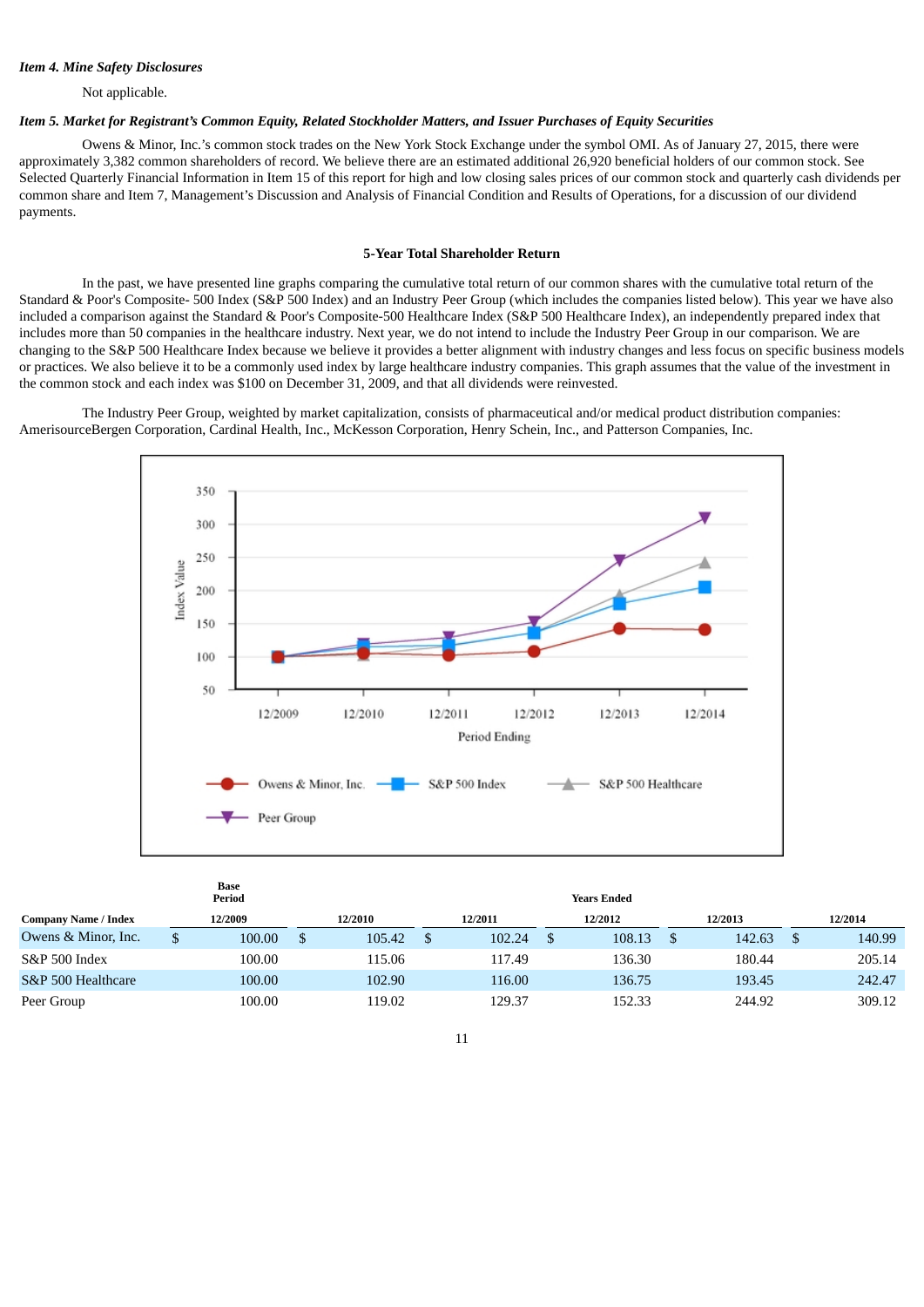***Item 4. Mine Safety Disclosures***

Not applicable.

***Item 5. Market for Registrant's Common Equity, Related Stockholder Matters, and Issuer Purchases of Equity Securities***

Owens & Minor, Inc.'s common stock trades on the New York Stock Exchange under the symbol OMI. As of January 27, 2015, there were approximately 3,382 common shareholders of record. We believe there are an estimated additional 26,920 beneficial holders of our common stock. See Selected Quarterly Financial Information in Item 15 of this report for high and low closing sales prices of our common stock and quarterly cash dividends per common share and Item 7, Management's Discussion and Analysis of Financial Condition and Results of Operations, for a discussion of our dividend payments.

**5-Year Total Shareholder Return**

In the past, we have presented line graphs comparing the cumulative total return of our common shares with the cumulative total return of the Standard & Poor's Composite- 500 Index (S&P 500 Index) and an Industry Peer Group (which includes the companies listed below). This year we have also included a comparison against the Standard & Poor's Composite-500 Healthcare Index (S&P 500 Healthcare Index), an independently prepared index that includes more than 50 companies in the healthcare industry. Next year, we do not intend to include the Industry Peer Group in our comparison. We are changing to the S&P 500 Healthcare Index because we believe it provides a better alignment with industry changes and less focus on specific business models or practices. We also believe it to be a commonly used index by large healthcare industry companies. This graph assumes that the value of the investment in the common stock and each index was $100 on December 31, 2009, and that all dividends were reinvested.

The Industry Peer Group, weighted by market capitalization, consists of pharmaceutical and/or medical product distribution companies: AmerisourceBergen Corporation, Cardinal Health, Inc., McKesson Corporation, Henry Schein, Inc., and Patterson Companies, Inc.

| | Base Period | Years Ended | | | | |
|---|---|---|---|---|---|---|
| **Company Name / Index** | **12/2009** | **12/2010** | **12/2011** | **12/2012** | **12/2013** | **12/2014** |
| Owens & Minor, Inc. | $ 100.00 | $ 105.42 | $ 102.24 | $ 108.13 | $ 142.63 | $ 140.99 |
| S&P 500 Index | 100.00 | 115.06 | 117.49 | 136.30 | 180.44 | 205.14 |
| S&P 500 Healthcare | 100.00 | 102.90 | 116.00 | 136.75 | 193.45 | 242.47 |
| Peer Group | 100.00 | 119.02 | 129.37 | 152.33 | 244.92 | 309.12 |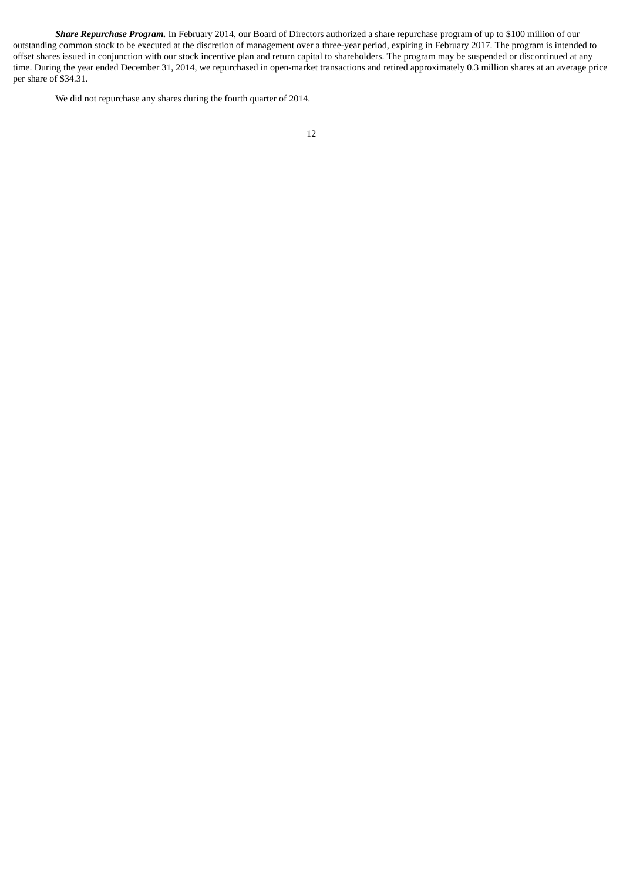***Share Repurchase Program.*** In February 2014, our Board of Directors authorized a share repurchase program of up to $100 million of our outstanding common stock to be executed at the discretion of management over a three-year period, expiring in February 2017. The program is intended to offset shares issued in conjunction with our stock incentive plan and return capital to shareholders. The program may be suspended or discontinued at any time. During the year ended December 31, 2014, we repurchased in open-market transactions and retired approximately 0.3 million shares at an average price per share of $34.31.

We did not repurchase any shares during the fourth quarter of 2014.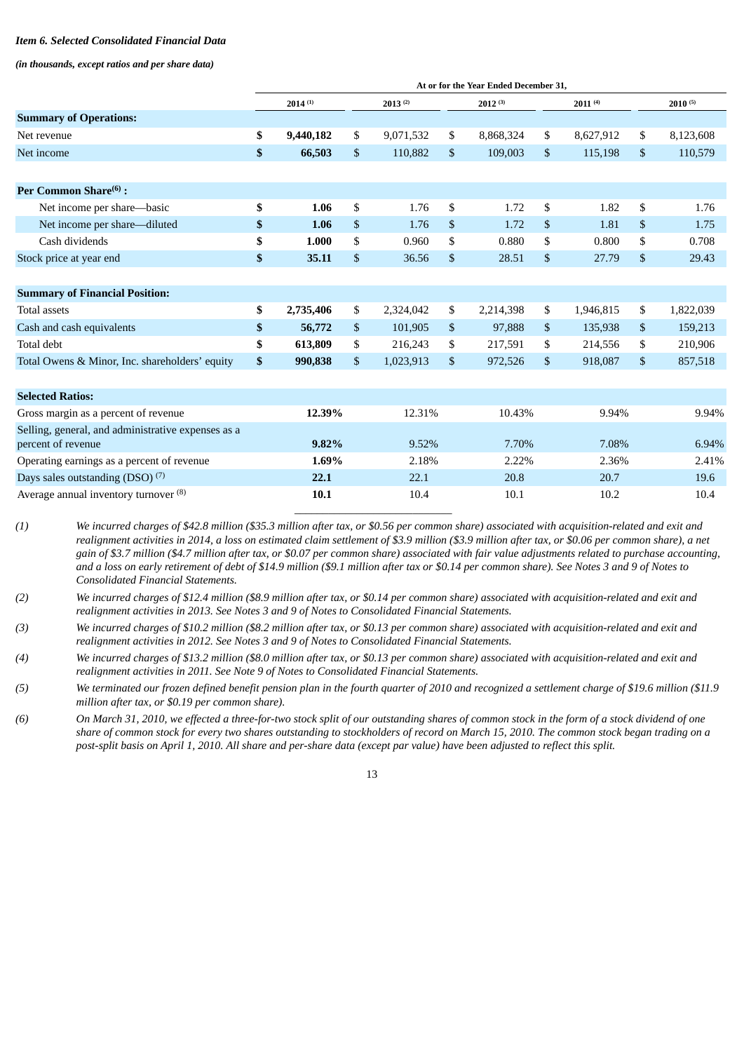*Item 6. Selected Consolidated Financial Data*

***(in thousands, except ratios and per share data)***

| | At or for the Year Ended December 31, | | | | |
|---|---|---|---|---|---|
| | **2014** (1) | 2013 (2) | 2012 (3) | 2011 (4) | 2010 (5) |
| **Summary of Operations:** | | | | | |
| Net revenue | **$ 9,440,182** | $ 9,071,532 | $ 8,868,324 | $ 8,627,912 | $ 8,123,608 |
| Net income | **$ 66,503** | $ 110,882 | $ 109,003 | $ 115,198 | $ 110,579 |
| **Per Common Share(6) :** | | | | | |
| Net income per share—basic | **$ 1.06** | $ 1.76 | $ 1.72 | $ 1.82 | $ 1.76 |
| Net income per share—diluted | **$ 1.06** | $ 1.76 | $ 1.72 | $ 1.81 | $ 1.75 |
| Cash dividends | **$ 1.000** | $ 0.960 | $ 0.880 | $ 0.800 | $ 0.708 |
| Stock price at year end | **$ 35.11** | $ 36.56 | $ 28.51 | $ 27.79 | $ 29.43 |
| **Summary of Financial Position:** | | | | | |
| Total assets | **$ 2,735,406** | $ 2,324,042 | $ 2,214,398 | $ 1,946,815 | $ 1,822,039 |
| Cash and cash equivalents | **$ 56,772** | $ 101,905 | $ 97,888 | $ 135,938 | $ 159,213 |
| Total debt | **$ 613,809** | $ 216,243 | $ 217,591 | $ 214,556 | $ 210,906 |
| Total Owens & Minor, Inc. shareholders' equity | **$ 990,838** | $ 1,023,913 | $ 972,526 | $ 918,087 | $ 857,518 |
| **Selected Ratios:** | | | | | |
| Gross margin as a percent of revenue | **12.39%** | 12.31% | 10.43% | 9.94% | 9.94% |
| Selling, general, and administrative expenses as a percent of revenue | **9.82%** | 9.52% | 7.70% | 7.08% | 6.94% |
| Operating earnings as a percent of revenue | **1.69%** | 2.18% | 2.22% | 2.36% | 2.41% |
| Days sales outstanding (DSO) (7) | **22.1** | 22.1 | 20.8 | 20.7 | 19.6 |
| Average annual inventory turnover (8) | **10.1** | 10.4 | 10.1 | 10.2 | 10.4 |

*(1) We incurred charges of $42.8 million ($35.3 million after tax, or $0.56 per common share) associated with acquisition-related and exit and realignment activities in 2014, a loss on estimated claim settlement of $3.9 million ($3.9 million after tax, or $0.06 per common share), a net gain of $3.7 million ($4.7 million after tax, or $0.07 per common share) associated with fair value adjustments related to purchase accounting, and a loss on early retirement of debt of $14.9 million ($9.1 million after tax or $0.14 per common share). See Notes 3 and 9 of Notes to Consolidated Financial Statements.*

*(2) We incurred charges of $12.4 million ($8.9 million after tax, or $0.14 per common share) associated with acquisition-related and exit and realignment activities in 2013. See Notes 3 and 9 of Notes to Consolidated Financial Statements.*

*(3) We incurred charges of $10.2 million ($8.2 million after tax, or $0.13 per common share) associated with acquisition-related and exit and realignment activities in 2012. See Notes 3 and 9 of Notes to Consolidated Financial Statements.*

*(4) We incurred charges of $13.2 million ($8.0 million after tax, or $0.13 per common share) associated with acquisition-related and exit and realignment activities in 2011. See Note 9 of Notes to Consolidated Financial Statements.*

*(5) We terminated our frozen defined benefit pension plan in the fourth quarter of 2010 and recognized a settlement charge of $19.6 million ($11.9 million after tax, or $0.19 per common share).*

*(6) On March 31, 2010, we effected a three-for-two stock split of our outstanding shares of common stock in the form of a stock dividend of one share of common stock for every two shares outstanding to stockholders of record on March 15, 2010. The common stock began trading on a post-split basis on April 1, 2010. All share and per-share data (except par value) have been adjusted to reflect this split.*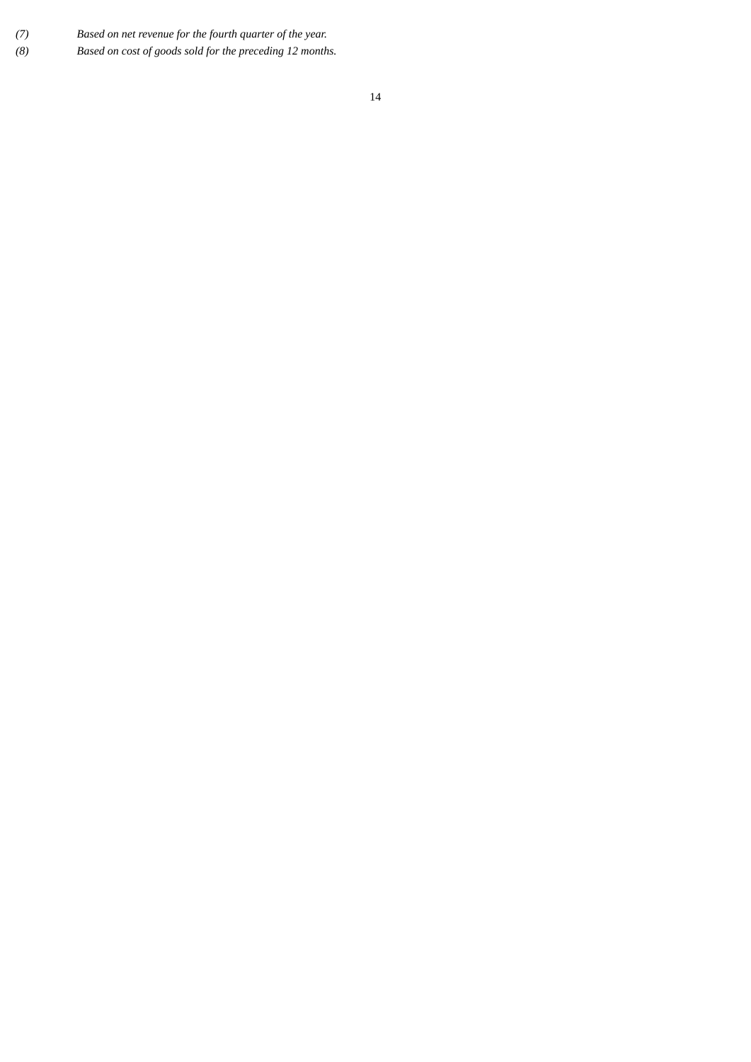*(7) Based on net revenue for the fourth quarter of the year.*

*(8) Based on cost of goods sold for the preceding 12 months.*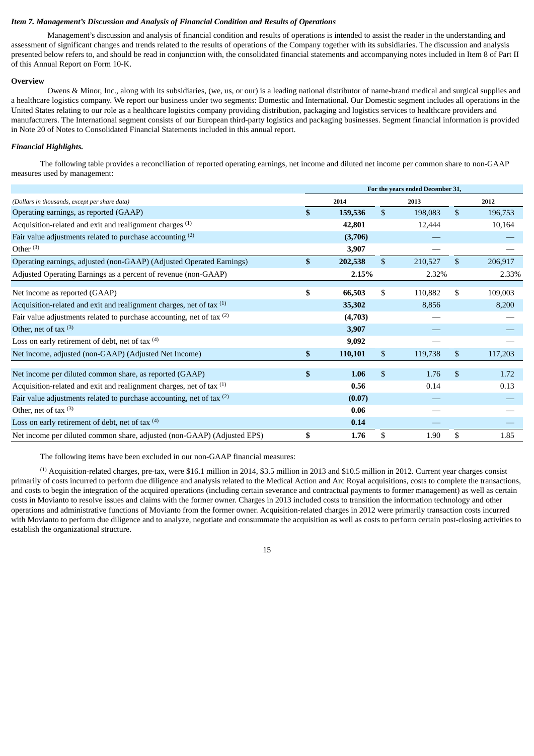*Item 7. Management's Discussion and Analysis of Financial Condition and Results of Operations*

Management's discussion and analysis of financial condition and results of operations is intended to assist the reader in the understanding and assessment of significant changes and trends related to the results of operations of the Company together with its subsidiaries. The discussion and analysis presented below refers to, and should be read in conjunction with, the consolidated financial statements and accompanying notes included in Item 8 of Part II of this Annual Report on Form 10-K.

**Overview**

Owens & Minor, Inc., along with its subsidiaries, (we, us, or our) is a leading national distributor of name-brand medical and surgical supplies and a healthcare logistics company. We report our business under two segments: Domestic and International. Our Domestic segment includes all operations in the United States relating to our role as a healthcare logistics company providing distribution, packaging and logistics services to healthcare providers and manufacturers. The International segment consists of our European third-party logistics and packaging businesses. Segment financial information is provided in Note 20 of Notes to Consolidated Financial Statements included in this annual report.

***Financial Highlights.***

The following table provides a reconciliation of reported operating earnings, net income and diluted net income per common share to non-GAAP measures used by management:

| | For the years ended December 31, | | |
|---|---|---|---|
| *(Dollars in thousands, except per share data)* | **2014** | 2013 | 2012 |
| Operating earnings, as reported (GAAP) | **$ 159,536** | $ 198,083 | $ 196,753 |
| Acquisition-related and exit and realignment charges [(1)] | **42,801** | 12,444 | 10,164 |
| Fair value adjustments related to purchase accounting [(2)] | **(3,706)** | — | — |
| Other [(3)] | **3,907** | — | — |
| Operating earnings, adjusted (non-GAAP) (Adjusted Operated Earnings) | **$ 202,538** | $ 210,527 | $ 206,917 |
| Adjusted Operating Earnings as a percent of revenue (non-GAAP) | **2.15%** | 2.32% | 2.33% |
| | | | |
| Net income as reported (GAAP) | **$ 66,503** | $ 110,882 | $ 109,003 |
| Acquisition-related and exit and realignment charges, net of tax [(1)] | **35,302** | 8,856 | 8,200 |
| Fair value adjustments related to purchase accounting, net of tax [(2)] | **(4,703)** | — | — |
| Other, net of tax [(3)] | **3,907** | — | — |
| Loss on early retirement of debt, net of tax [(4)] | **9,092** | — | — |
| Net income, adjusted (non-GAAP) (Adjusted Net Income) | **$ 110,101** | $ 119,738 | $ 117,203 |
| | | | |
| Net income per diluted common share, as reported (GAAP) | **$ 1.06** | $ 1.76 | $ 1.72 |
| Acquisition-related and exit and realignment charges, net of tax [(1)] | **0.56** | 0.14 | 0.13 |
| Fair value adjustments related to purchase accounting, net of tax [(2)] | **(0.07)** | — | — |
| Other, net of tax [(3)] | **0.06** | — | — |
| Loss on early retirement of debt, net of tax [(4)] | **0.14** | — | — |
| Net income per diluted common share, adjusted (non-GAAP) (Adjusted EPS) | **$ 1.76** | $ 1.90 | $ 1.85 |

The following items have been excluded in our non-GAAP financial measures:

[(1)] Acquisition-related charges, pre-tax, were $16.1 million in 2014, $3.5 million in 2013 and $10.5 million in 2012. Current year charges consist primarily of costs incurred to perform due diligence and analysis related to the Medical Action and Arc Royal acquisitions, costs to complete the transactions, and costs to begin the integration of the acquired operations (including certain severance and contractual payments to former management) as well as certain costs in Movianto to resolve issues and claims with the former owner. Charges in 2013 included costs to transition the information technology and other operations and administrative functions of Movianto from the former owner. Acquisition-related charges in 2012 were primarily transaction costs incurred with Movianto to perform due diligence and to analyze, negotiate and consummate the acquisition as well as costs to perform certain post-closing activities to establish the organizational structure.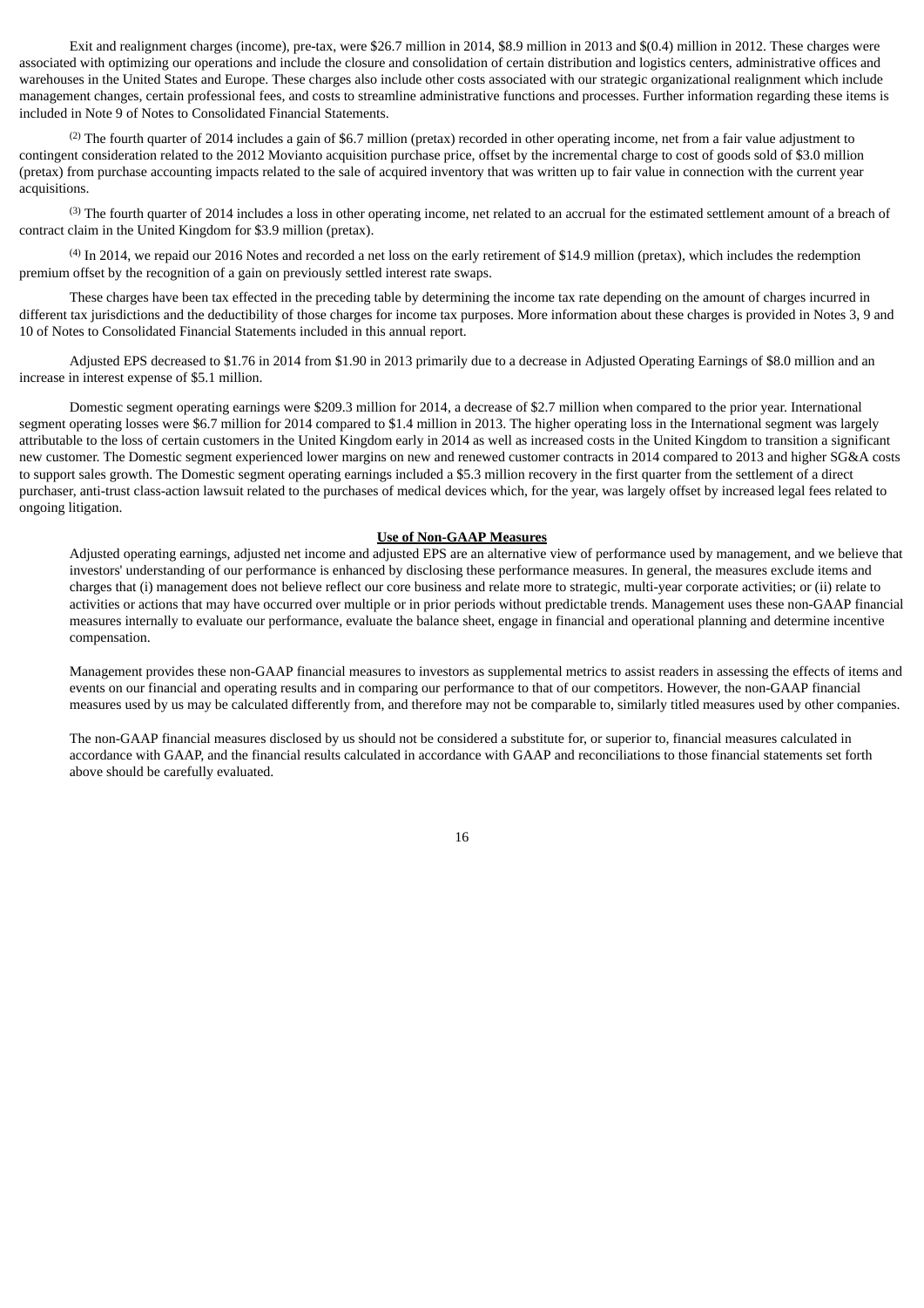Exit and realignment charges (income), pre-tax, were $26.7 million in 2014, $8.9 million in 2013 and $(0.4) million in 2012. These charges were associated with optimizing our operations and include the closure and consolidation of certain distribution and logistics centers, administrative offices and warehouses in the United States and Europe. These charges also include other costs associated with our strategic organizational realignment which include management changes, certain professional fees, and costs to streamline administrative functions and processes. Further information regarding these items is included in Note 9 of Notes to Consolidated Financial Statements.

(2) The fourth quarter of 2014 includes a gain of $6.7 million (pretax) recorded in other operating income, net from a fair value adjustment to contingent consideration related to the 2012 Movianto acquisition purchase price, offset by the incremental charge to cost of goods sold of $3.0 million (pretax) from purchase accounting impacts related to the sale of acquired inventory that was written up to fair value in connection with the current year acquisitions.

(3) The fourth quarter of 2014 includes a loss in other operating income, net related to an accrual for the estimated settlement amount of a breach of contract claim in the United Kingdom for $3.9 million (pretax).

(4) In 2014, we repaid our 2016 Notes and recorded a net loss on the early retirement of $14.9 million (pretax), which includes the redemption premium offset by the recognition of a gain on previously settled interest rate swaps.

These charges have been tax effected in the preceding table by determining the income tax rate depending on the amount of charges incurred in different tax jurisdictions and the deductibility of those charges for income tax purposes. More information about these charges is provided in Notes 3, 9 and 10 of Notes to Consolidated Financial Statements included in this annual report.

Adjusted EPS decreased to $1.76 in 2014 from $1.90 in 2013 primarily due to a decrease in Adjusted Operating Earnings of $8.0 million and an increase in interest expense of $5.1 million.

Domestic segment operating earnings were $209.3 million for 2014, a decrease of $2.7 million when compared to the prior year. International segment operating losses were $6.7 million for 2014 compared to $1.4 million in 2013. The higher operating loss in the International segment was largely attributable to the loss of certain customers in the United Kingdom early in 2014 as well as increased costs in the United Kingdom to transition a significant new customer. The Domestic segment experienced lower margins on new and renewed customer contracts in 2014 compared to 2013 and higher SG&A costs to support sales growth. The Domestic segment operating earnings included a $5.3 million recovery in the first quarter from the settlement of a direct purchaser, anti-trust class-action lawsuit related to the purchases of medical devices which, for the year, was largely offset by increased legal fees related to ongoing litigation.

## Use of Non-GAAP Measures

Adjusted operating earnings, adjusted net income and adjusted EPS are an alternative view of performance used by management, and we believe that investors' understanding of our performance is enhanced by disclosing these performance measures. In general, the measures exclude items and charges that (i) management does not believe reflect our core business and relate more to strategic, multi-year corporate activities; or (ii) relate to activities or actions that may have occurred over multiple or in prior periods without predictable trends. Management uses these non-GAAP financial measures internally to evaluate our performance, evaluate the balance sheet, engage in financial and operational planning and determine incentive compensation.

Management provides these non-GAAP financial measures to investors as supplemental metrics to assist readers in assessing the effects of items and events on our financial and operating results and in comparing our performance to that of our competitors. However, the non-GAAP financial measures used by us may be calculated differently from, and therefore may not be comparable to, similarly titled measures used by other companies.

The non-GAAP financial measures disclosed by us should not be considered a substitute for, or superior to, financial measures calculated in accordance with GAAP, and the financial results calculated in accordance with GAAP and reconciliations to those financial statements set forth above should be carefully evaluated.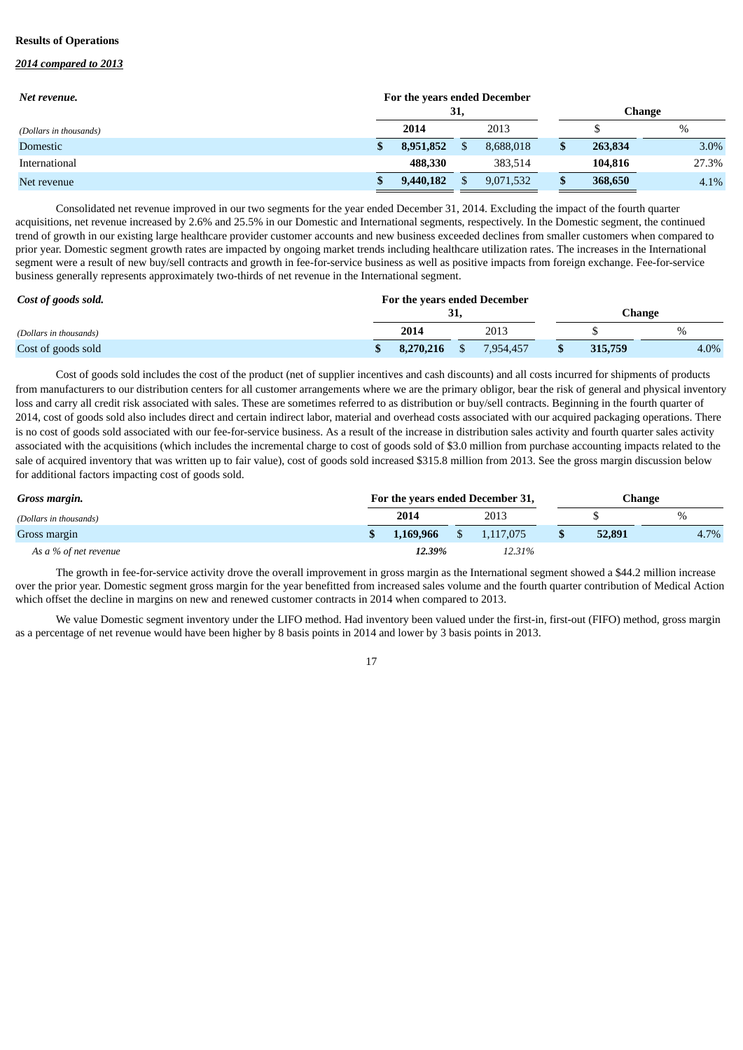**Results of Operations**

***2014 compared to 2013***

| *Net revenue.* | For the years ended December 31, | | Change | |
|---|---|---|---|---|
| *(Dollars in thousands)* | **2014** | 2013 | $ | % |
| Domestic | **$ 8,951,852** | $ 8,688,018 | **$ 263,834** | 3.0% |
| International | **488,330** | 383,514 | **104,816** | 27.3% |
| Net revenue | **$ 9,440,182** | $ 9,071,532 | **$ 368,650** | 4.1% |

Consolidated net revenue improved in our two segments for the year ended December 31, 2014. Excluding the impact of the fourth quarter acquisitions, net revenue increased by 2.6% and 25.5% in our Domestic and International segments, respectively. In the Domestic segment, the continued trend of growth in our existing large healthcare provider customer accounts and new business exceeded declines from smaller customers when compared to prior year. Domestic segment growth rates are impacted by ongoing market trends including healthcare utilization rates. The increases in the International segment were a result of new buy/sell contracts and growth in fee-for-service business as well as positive impacts from foreign exchange. Fee-for-service business generally represents approximately two-thirds of net revenue in the International segment.

| *Cost of goods sold.* | For the years ended December 31, | | Change | |
|---|---|---|---|---|
| *(Dollars in thousands)* | **2014** | 2013 | $ | % |
| Cost of goods sold | **$ 8,270,216** | $ 7,954,457 | **$ 315,759** | 4.0% |

Cost of goods sold includes the cost of the product (net of supplier incentives and cash discounts) and all costs incurred for shipments of products from manufacturers to our distribution centers for all customer arrangements where we are the primary obligor, bear the risk of general and physical inventory loss and carry all credit risk associated with sales. These are sometimes referred to as distribution or buy/sell contracts. Beginning in the fourth quarter of 2014, cost of goods sold also includes direct and certain indirect labor, material and overhead costs associated with our acquired packaging operations. There is no cost of goods sold associated with our fee-for-service business. As a result of the increase in distribution sales activity and fourth quarter sales activity associated with the acquisitions (which includes the incremental charge to cost of goods sold of $3.0 million from purchase accounting impacts related to the sale of acquired inventory that was written up to fair value), cost of goods sold increased $315.8 million from 2013. See the gross margin discussion below for additional factors impacting cost of goods sold.

| *Gross margin.* | For the years ended December 31, | | Change | |
|---|---|---|---|---|
| *(Dollars in thousands)* | **2014** | 2013 | $ | % |
| Gross margin | **$ 1,169,966** | $ 1,117,075 | **$ 52,891** | 4.7% |
| *As a % of net revenue* | ***12.39%*** | *12.31%* | | |

The growth in fee-for-service activity drove the overall improvement in gross margin as the International segment showed a $44.2 million increase over the prior year. Domestic segment gross margin for the year benefitted from increased sales volume and the fourth quarter contribution of Medical Action which offset the decline in margins on new and renewed customer contracts in 2014 when compared to 2013.

We value Domestic segment inventory under the LIFO method. Had inventory been valued under the first-in, first-out (FIFO) method, gross margin as a percentage of net revenue would have been higher by 8 basis points in 2014 and lower by 3 basis points in 2013.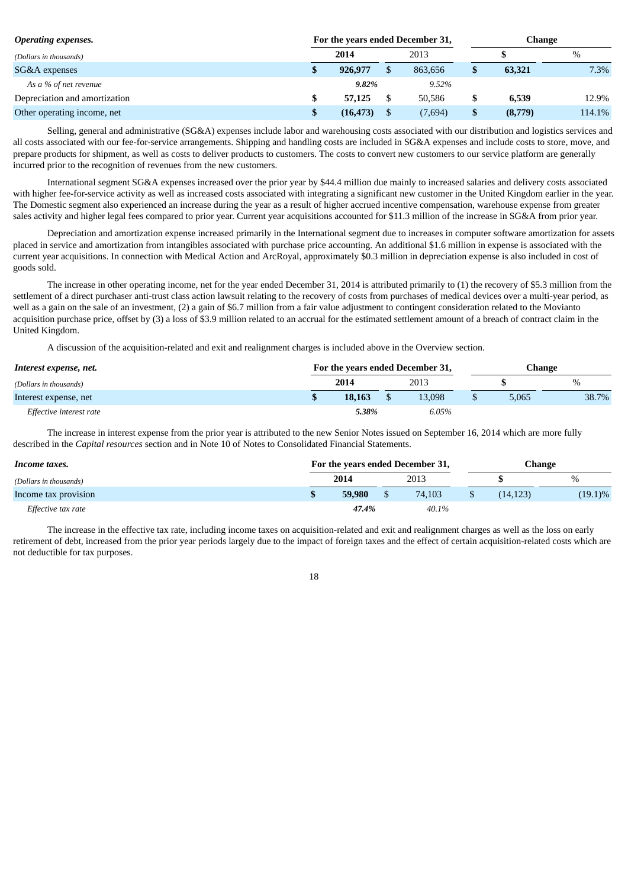| ***Operating expenses.*** | For the years ended December 31, | | Change | |
|---|---|---|---|---|
| *(Dollars in thousands)* | **2014** | 2013 | **$** | % |
| SG&A expenses | **$ 926,977** | $ 863,656 | **$ 63,321** | 7.3% |
| *As a % of net revenue* | ***9.82%*** | *9.52%* | | |
| Depreciation and amortization | **$ 57,125** | $ 50,586 | **$ 6,539** | 12.9% |
| Other operating income, net | **$ (16,473)** | $ (7,694) | **$ (8,779)** | 114.1% |

Selling, general and administrative (SG&A) expenses include labor and warehousing costs associated with our distribution and logistics services and all costs associated with our fee-for-service arrangements. Shipping and handling costs are included in SG&A expenses and include costs to store, move, and prepare products for shipment, as well as costs to deliver products to customers. The costs to convert new customers to our service platform are generally incurred prior to the recognition of revenues from the new customers.

International segment SG&A expenses increased over the prior year by $44.4 million due mainly to increased salaries and delivery costs associated with higher fee-for-service activity as well as increased costs associated with integrating a significant new customer in the United Kingdom earlier in the year. The Domestic segment also experienced an increase during the year as a result of higher accrued incentive compensation, warehouse expense from greater sales activity and higher legal fees compared to prior year. Current year acquisitions accounted for $11.3 million of the increase in SG&A from prior year.

Depreciation and amortization expense increased primarily in the International segment due to increases in computer software amortization for assets placed in service and amortization from intangibles associated with purchase price accounting. An additional $1.6 million in expense is associated with the current year acquisitions. In connection with Medical Action and ArcRoyal, approximately $0.3 million in depreciation expense is also included in cost of goods sold.

The increase in other operating income, net for the year ended December 31, 2014 is attributed primarily to (1) the recovery of $5.3 million from the settlement of a direct purchaser anti-trust class action lawsuit relating to the recovery of costs from purchases of medical devices over a multi-year period, as well as a gain on the sale of an investment, (2) a gain of $6.7 million from a fair value adjustment to contingent consideration related to the Movianto acquisition purchase price, offset by (3) a loss of $3.9 million related to an accrual for the estimated settlement amount of a breach of contract claim in the United Kingdom.

A discussion of the acquisition-related and exit and realignment charges is included above in the Overview section.

| ***Interest expense, net.*** | For the years ended December 31, | | Change | |
|---|---|---|---|---|
| *(Dollars in thousands)* | **2014** | 2013 | **$** | % |
| Interest expense, net | **$ 18,163** | $ 13,098 | $ 5,065 | 38.7% |
| *Effective interest rate* | ***5.38%*** | *6.05%* | | |

The increase in interest expense from the prior year is attributed to the new Senior Notes issued on September 16, 2014 which are more fully described in the *Capital resources* section and in Note 10 of Notes to Consolidated Financial Statements.

| ***Income taxes.*** | For the years ended December 31, | | Change | |
|---|---|---|---|---|
| *(Dollars in thousands)* | **2014** | 2013 | **$** | % |
| Income tax provision | **$ 59,980** | $ 74,103 | $ (14,123) | (19.1)% |
| *Effective tax rate* | ***47.4%*** | *40.1%* | | |

The increase in the effective tax rate, including income taxes on acquisition-related and exit and realignment charges as well as the loss on early retirement of debt, increased from the prior year periods largely due to the impact of foreign taxes and the effect of certain acquisition-related costs which are not deductible for tax purposes.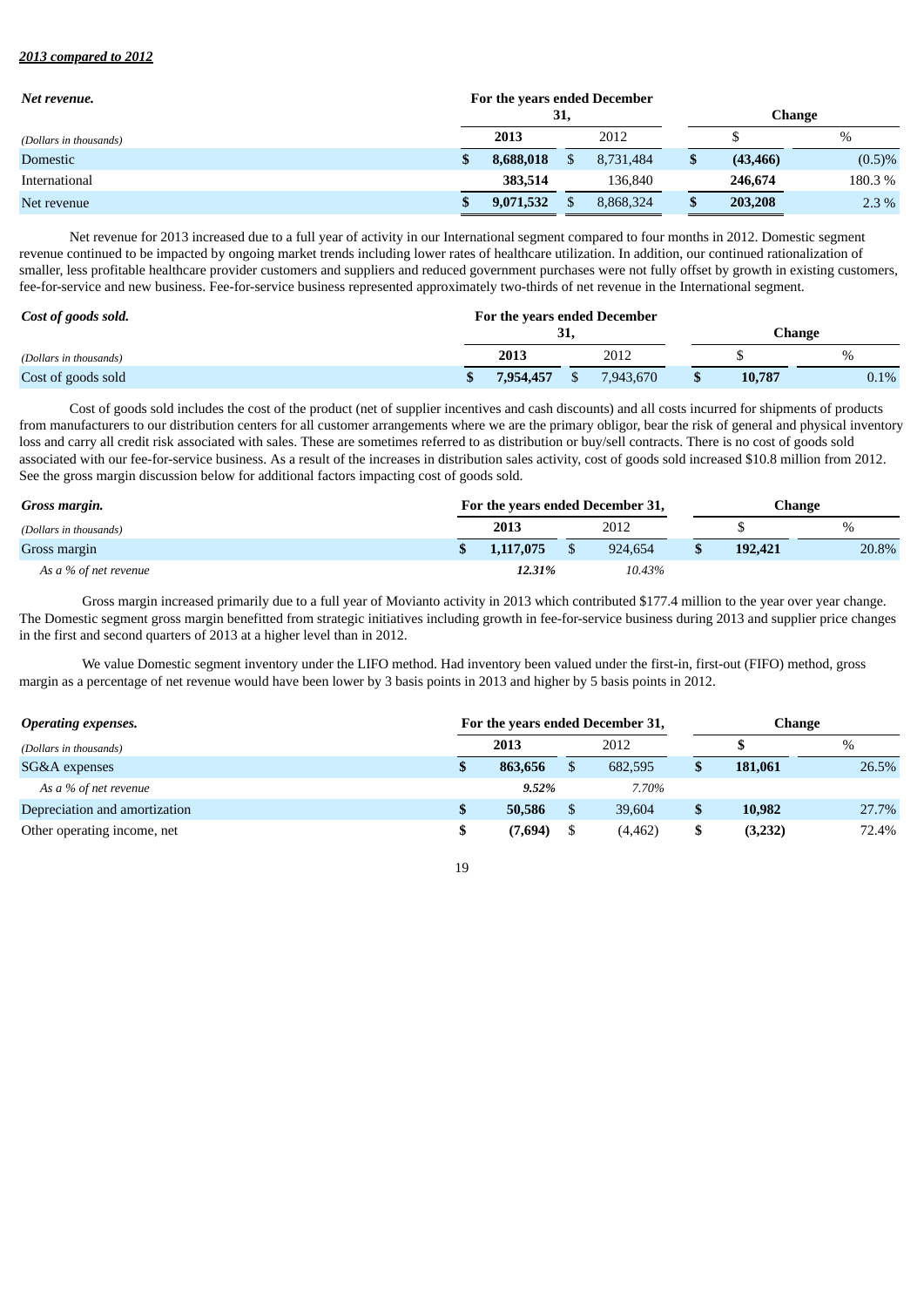***2013 compared to 2012***

| ***Net revenue.*** | For the years ended December 31, | | Change | |
|---|---|---|---|---|
| *(Dollars in thousands)* | **2013** | 2012 | $ | % |
| Domestic | **$ 8,688,018** | $ 8,731,484 | **$ (43,466)** | (0.5)% |
| International | **383,514** | 136,840 | **246,674** | 180.3 % |
| Net revenue | **$ 9,071,532** | $ 8,868,324 | **$ 203,208** | 2.3 % |

Net revenue for 2013 increased due to a full year of activity in our International segment compared to four months in 2012. Domestic segment revenue continued to be impacted by ongoing market trends including lower rates of healthcare utilization. In addition, our continued rationalization of smaller, less profitable healthcare provider customers and suppliers and reduced government purchases were not fully offset by growth in existing customers, fee-for-service and new business. Fee-for-service business represented approximately two-thirds of net revenue in the International segment.

| ***Cost of goods sold.*** | For the years ended December 31, | | Change | |
|---|---|---|---|---|
| *(Dollars in thousands)* | **2013** | 2012 | $ | % |
| Cost of goods sold | **$ 7,954,457** | $ 7,943,670 | **$ 10,787** | 0.1% |

Cost of goods sold includes the cost of the product (net of supplier incentives and cash discounts) and all costs incurred for shipments of products from manufacturers to our distribution centers for all customer arrangements where we are the primary obligor, bear the risk of general and physical inventory loss and carry all credit risk associated with sales. These are sometimes referred to as distribution or buy/sell contracts. There is no cost of goods sold associated with our fee-for-service business. As a result of the increases in distribution sales activity, cost of goods sold increased $10.8 million from 2012. See the gross margin discussion below for additional factors impacting cost of goods sold.

| ***Gross margin.*** | For the years ended December 31, | | Change | |
|---|---|---|---|---|
| *(Dollars in thousands)* | **2013** | 2012 | $ | % |
| Gross margin | **$ 1,117,075** | $ 924,654 | **$ 192,421** | 20.8% |
| *As a % of net revenue* | ***12.31%*** | *10.43%* | | |

Gross margin increased primarily due to a full year of Movianto activity in 2013 which contributed $177.4 million to the year over year change. The Domestic segment gross margin benefitted from strategic initiatives including growth in fee-for-service business during 2013 and supplier price changes in the first and second quarters of 2013 at a higher level than in 2012.

We value Domestic segment inventory under the LIFO method. Had inventory been valued under the first-in, first-out (FIFO) method, gross margin as a percentage of net revenue would have been lower by 3 basis points in 2013 and higher by 5 basis points in 2012.

| ***Operating expenses.*** | For the years ended December 31, | | Change | |
|---|---|---|---|---|
| *(Dollars in thousands)* | **2013** | 2012 | **$** | % |
| SG&A expenses | **$ 863,656** | $ 682,595 | **$ 181,061** | 26.5% |
| *As a % of net revenue* | ***9.52%*** | *7.70%* | | |
| Depreciation and amortization | **$ 50,586** | $ 39,604 | **$ 10,982** | 27.7% |
| Other operating income, net | **$ (7,694)** | $ (4,462) | **$ (3,232)** | 72.4% |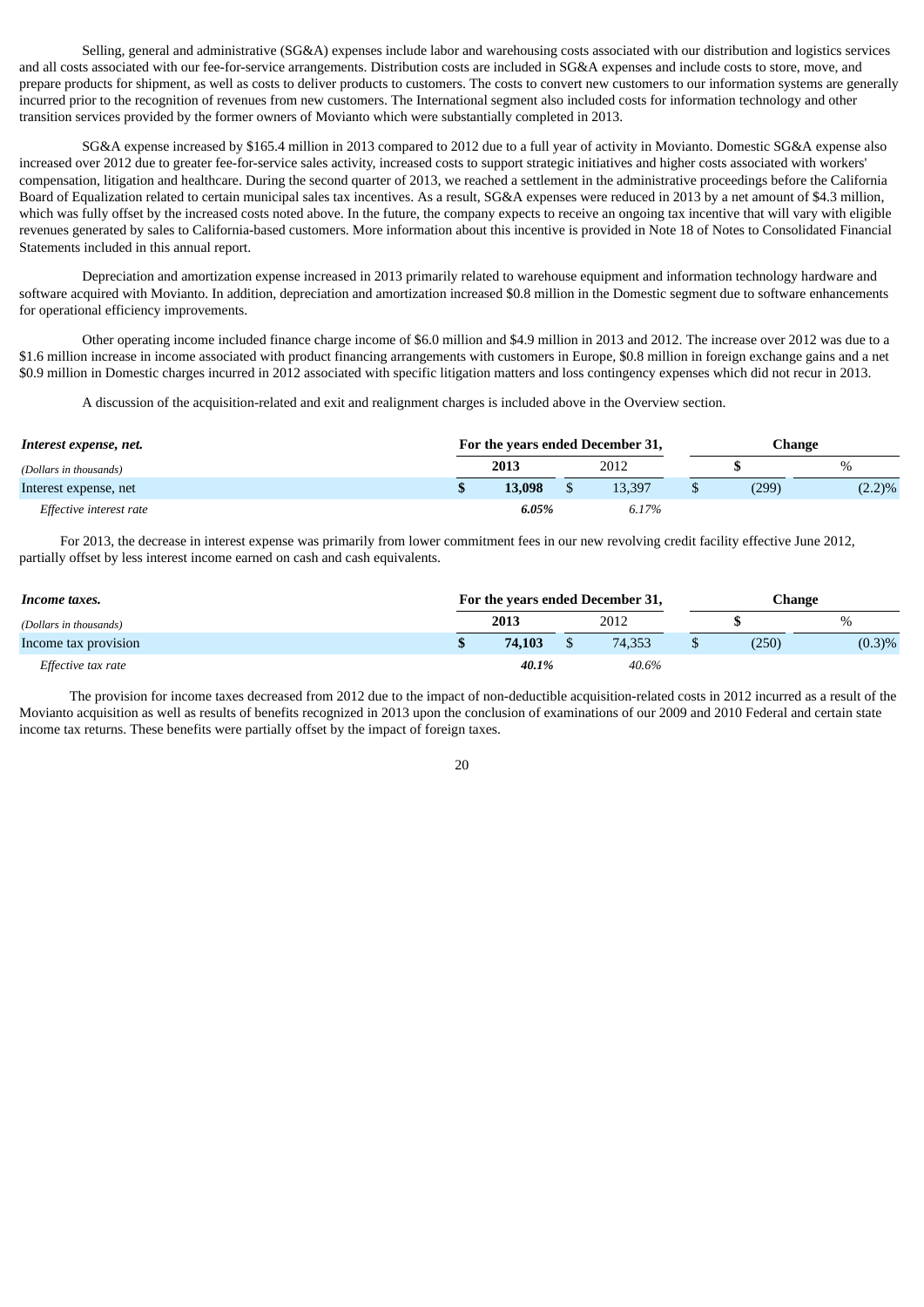Selling, general and administrative (SG&A) expenses include labor and warehousing costs associated with our distribution and logistics services and all costs associated with our fee-for-service arrangements. Distribution costs are included in SG&A expenses and include costs to store, move, and prepare products for shipment, as well as costs to deliver products to customers. The costs to convert new customers to our information systems are generally incurred prior to the recognition of revenues from new customers. The International segment also included costs for information technology and other transition services provided by the former owners of Movianto which were substantially completed in 2013.

SG&A expense increased by $165.4 million in 2013 compared to 2012 due to a full year of activity in Movianto. Domestic SG&A expense also increased over 2012 due to greater fee-for-service sales activity, increased costs to support strategic initiatives and higher costs associated with workers' compensation, litigation and healthcare. During the second quarter of 2013, we reached a settlement in the administrative proceedings before the California Board of Equalization related to certain municipal sales tax incentives. As a result, SG&A expenses were reduced in 2013 by a net amount of $4.3 million, which was fully offset by the increased costs noted above. In the future, the company expects to receive an ongoing tax incentive that will vary with eligible revenues generated by sales to California-based customers. More information about this incentive is provided in Note 18 of Notes to Consolidated Financial Statements included in this annual report.

Depreciation and amortization expense increased in 2013 primarily related to warehouse equipment and information technology hardware and software acquired with Movianto. In addition, depreciation and amortization increased $0.8 million in the Domestic segment due to software enhancements for operational efficiency improvements.

Other operating income included finance charge income of $6.0 million and $4.9 million in 2013 and 2012. The increase over 2012 was due to a $1.6 million increase in income associated with product financing arrangements with customers in Europe, $0.8 million in foreign exchange gains and a net $0.9 million in Domestic charges incurred in 2012 associated with specific litigation matters and loss contingency expenses which did not recur in 2013.

A discussion of the acquisition-related and exit and realignment charges is included above in the Overview section.

| ***Interest expense, net.*** | For the years ended December 31, | | Change | |
|---|---|---|---|---|
| *(Dollars in thousands)* | **2013** | 2012 | **$** | % |
| Interest expense, net | **$ 13,098** | $ 13,397 | $ (299) | (2.2)% |
| *Effective interest rate* | ***6.05%*** | *6.17%* | | |

For 2013, the decrease in interest expense was primarily from lower commitment fees in our new revolving credit facility effective June 2012, partially offset by less interest income earned on cash and cash equivalents.

| ***Income taxes.*** | For the years ended December 31, | | Change | |
|---|---|---|---|---|
| *(Dollars in thousands)* | **2013** | 2012 | **$** | % |
| Income tax provision | **$ 74,103** | $ 74,353 | $ (250) | (0.3)% |
| *Effective tax rate* | ***40.1%*** | *40.6%* | | |

The provision for income taxes decreased from 2012 due to the impact of non-deductible acquisition-related costs in 2012 incurred as a result of the Movianto acquisition as well as results of benefits recognized in 2013 upon the conclusion of examinations of our 2009 and 2010 Federal and certain state income tax returns. These benefits were partially offset by the impact of foreign taxes.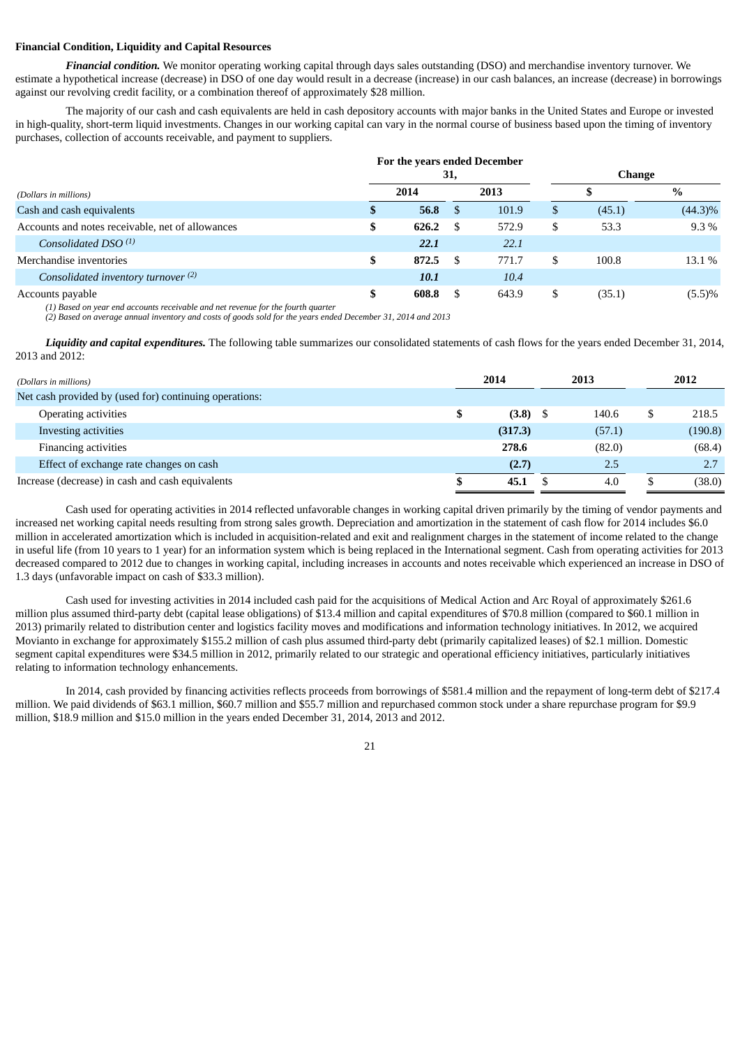**Financial Condition, Liquidity and Capital Resources**

***Financial condition.*** We monitor operating working capital through days sales outstanding (DSO) and merchandise inventory turnover. We estimate a hypothetical increase (decrease) in DSO of one day would result in a decrease (increase) in our cash balances, an increase (decrease) in borrowings against our revolving credit facility, or a combination thereof of approximately $28 million.

The majority of our cash and cash equivalents are held in cash depository accounts with major banks in the United States and Europe or invested in high-quality, short-term liquid investments. Changes in our working capital can vary in the normal course of business based upon the timing of inventory purchases, collection of accounts receivable, and payment to suppliers.

| | For the years ended December 31, | | Change | |
|---|---|---|---|---|
| *(Dollars in millions)* | **2014** | 2013 | $ | % |
| Cash and cash equivalents | **$ 56.8** | $ 101.9 | $ (45.1) | (44.3)% |
| Accounts and notes receivable, net of allowances | **$ 626.2** | $ 572.9 | $ 53.3 | 9.3 % |
| *Consolidated DSO* [(1)] | ***22.1*** | *22.1* | | |
| Merchandise inventories | **$ 872.5** | $ 771.7 | $ 100.8 | 13.1 % |
| *Consolidated inventory turnover* [(2)] | ***10.1*** | *10.4* | | |
| Accounts payable | **$ 608.8** | $ 643.9 | $ (35.1) | (5.5)% |

*(1) Based on year end accounts receivable and net revenue for the fourth quarter*
*(2) Based on average annual inventory and costs of goods sold for the years ended December 31, 2014 and 2013*

***Liquidity and capital expenditures.*** The following table summarizes our consolidated statements of cash flows for the years ended December 31, 2014, 2013 and 2012:

| *(Dollars in millions)* | **2014** | 2013 | 2012 |
|---|---|---|---|
| Net cash provided by (used for) continuing operations: | | | |
| Operating activities | **$ (3.8)** | $ 140.6 | $ 218.5 |
| Investing activities | **(317.3)** | (57.1) | (190.8) |
| Financing activities | **278.6** | (82.0) | (68.4) |
| Effect of exchange rate changes on cash | **(2.7)** | 2.5 | 2.7 |
| Increase (decrease) in cash and cash equivalents | **$ 45.1** | $ 4.0 | $ (38.0) |

Cash used for operating activities in 2014 reflected unfavorable changes in working capital driven primarily by the timing of vendor payments and increased net working capital needs resulting from strong sales growth. Depreciation and amortization in the statement of cash flow for 2014 includes $6.0 million in accelerated amortization which is included in acquisition-related and exit and realignment charges in the statement of income related to the change in useful life (from 10 years to 1 year) for an information system which is being replaced in the International segment. Cash from operating activities for 2013 decreased compared to 2012 due to changes in working capital, including increases in accounts and notes receivable which experienced an increase in DSO of 1.3 days (unfavorable impact on cash of $33.3 million).

Cash used for investing activities in 2014 included cash paid for the acquisitions of Medical Action and Arc Royal of approximately $261.6 million plus assumed third-party debt (capital lease obligations) of $13.4 million and capital expenditures of $70.8 million (compared to $60.1 million in 2013) primarily related to distribution center and logistics facility moves and modifications and information technology initiatives. In 2012, we acquired Movianto in exchange for approximately $155.2 million of cash plus assumed third-party debt (primarily capitalized leases) of $2.1 million. Domestic segment capital expenditures were $34.5 million in 2012, primarily related to our strategic and operational efficiency initiatives, particularly initiatives relating to information technology enhancements.

In 2014, cash provided by financing activities reflects proceeds from borrowings of $581.4 million and the repayment of long-term debt of $217.4 million. We paid dividends of $63.1 million, $60.7 million and $55.7 million and repurchased common stock under a share repurchase program for $9.9 million, $18.9 million and $15.0 million in the years ended December 31, 2014, 2013 and 2012.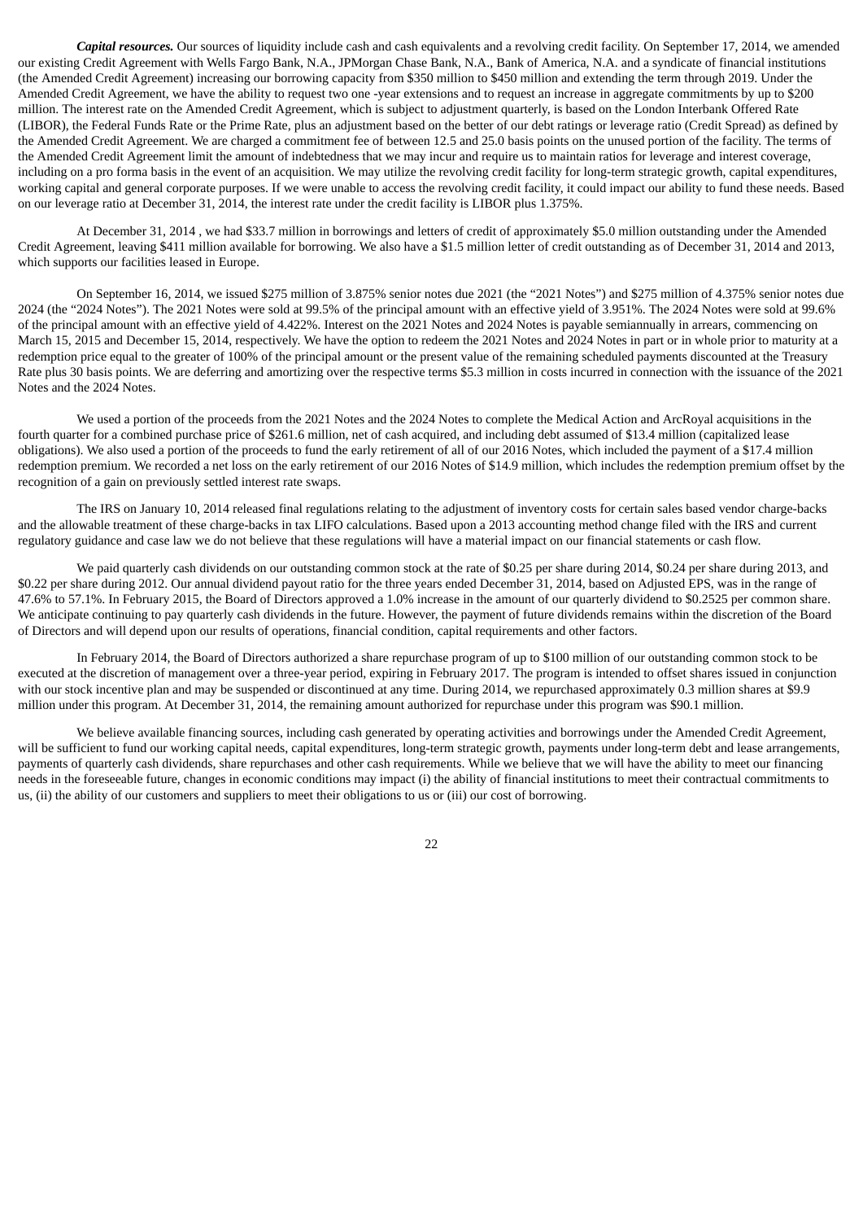***Capital resources.*** Our sources of liquidity include cash and cash equivalents and a revolving credit facility. On September 17, 2014, we amended our existing Credit Agreement with Wells Fargo Bank, N.A., JPMorgan Chase Bank, N.A., Bank of America, N.A. and a syndicate of financial institutions (the Amended Credit Agreement) increasing our borrowing capacity from $350 million to $450 million and extending the term through 2019. Under the Amended Credit Agreement, we have the ability to request two one -year extensions and to request an increase in aggregate commitments by up to $200 million. The interest rate on the Amended Credit Agreement, which is subject to adjustment quarterly, is based on the London Interbank Offered Rate (LIBOR), the Federal Funds Rate or the Prime Rate, plus an adjustment based on the better of our debt ratings or leverage ratio (Credit Spread) as defined by the Amended Credit Agreement. We are charged a commitment fee of between 12.5 and 25.0 basis points on the unused portion of the facility. The terms of the Amended Credit Agreement limit the amount of indebtedness that we may incur and require us to maintain ratios for leverage and interest coverage, including on a pro forma basis in the event of an acquisition. We may utilize the revolving credit facility for long-term strategic growth, capital expenditures, working capital and general corporate purposes. If we were unable to access the revolving credit facility, it could impact our ability to fund these needs. Based on our leverage ratio at December 31, 2014, the interest rate under the credit facility is LIBOR plus 1.375%.

At December 31, 2014 , we had $33.7 million in borrowings and letters of credit of approximately $5.0 million outstanding under the Amended Credit Agreement, leaving $411 million available for borrowing. We also have a $1.5 million letter of credit outstanding as of December 31, 2014 and 2013, which supports our facilities leased in Europe.

On September 16, 2014, we issued $275 million of 3.875% senior notes due 2021 (the "2021 Notes") and $275 million of 4.375% senior notes due 2024 (the "2024 Notes"). The 2021 Notes were sold at 99.5% of the principal amount with an effective yield of 3.951%. The 2024 Notes were sold at 99.6% of the principal amount with an effective yield of 4.422%. Interest on the 2021 Notes and 2024 Notes is payable semiannually in arrears, commencing on March 15, 2015 and December 15, 2014, respectively. We have the option to redeem the 2021 Notes and 2024 Notes in part or in whole prior to maturity at a redemption price equal to the greater of 100% of the principal amount or the present value of the remaining scheduled payments discounted at the Treasury Rate plus 30 basis points. We are deferring and amortizing over the respective terms $5.3 million in costs incurred in connection with the issuance of the 2021 Notes and the 2024 Notes.

We used a portion of the proceeds from the 2021 Notes and the 2024 Notes to complete the Medical Action and ArcRoyal acquisitions in the fourth quarter for a combined purchase price of $261.6 million, net of cash acquired, and including debt assumed of $13.4 million (capitalized lease obligations). We also used a portion of the proceeds to fund the early retirement of all of our 2016 Notes, which included the payment of a $17.4 million redemption premium. We recorded a net loss on the early retirement of our 2016 Notes of $14.9 million, which includes the redemption premium offset by the recognition of a gain on previously settled interest rate swaps.

The IRS on January 10, 2014 released final regulations relating to the adjustment of inventory costs for certain sales based vendor charge-backs and the allowable treatment of these charge-backs in tax LIFO calculations. Based upon a 2013 accounting method change filed with the IRS and current regulatory guidance and case law we do not believe that these regulations will have a material impact on our financial statements or cash flow.

We paid quarterly cash dividends on our outstanding common stock at the rate of $0.25 per share during 2014, $0.24 per share during 2013, and $0.22 per share during 2012. Our annual dividend payout ratio for the three years ended December 31, 2014, based on Adjusted EPS, was in the range of 47.6% to 57.1%. In February 2015, the Board of Directors approved a 1.0% increase in the amount of our quarterly dividend to $0.2525 per common share. We anticipate continuing to pay quarterly cash dividends in the future. However, the payment of future dividends remains within the discretion of the Board of Directors and will depend upon our results of operations, financial condition, capital requirements and other factors.

In February 2014, the Board of Directors authorized a share repurchase program of up to $100 million of our outstanding common stock to be executed at the discretion of management over a three-year period, expiring in February 2017. The program is intended to offset shares issued in conjunction with our stock incentive plan and may be suspended or discontinued at any time. During 2014, we repurchased approximately 0.3 million shares at $9.9 million under this program. At December 31, 2014, the remaining amount authorized for repurchase under this program was $90.1 million.

We believe available financing sources, including cash generated by operating activities and borrowings under the Amended Credit Agreement, will be sufficient to fund our working capital needs, capital expenditures, long-term strategic growth, payments under long-term debt and lease arrangements, payments of quarterly cash dividends, share repurchases and other cash requirements. While we believe that we will have the ability to meet our financing needs in the foreseeable future, changes in economic conditions may impact (i) the ability of financial institutions to meet their contractual commitments to us, (ii) the ability of our customers and suppliers to meet their obligations to us or (iii) our cost of borrowing.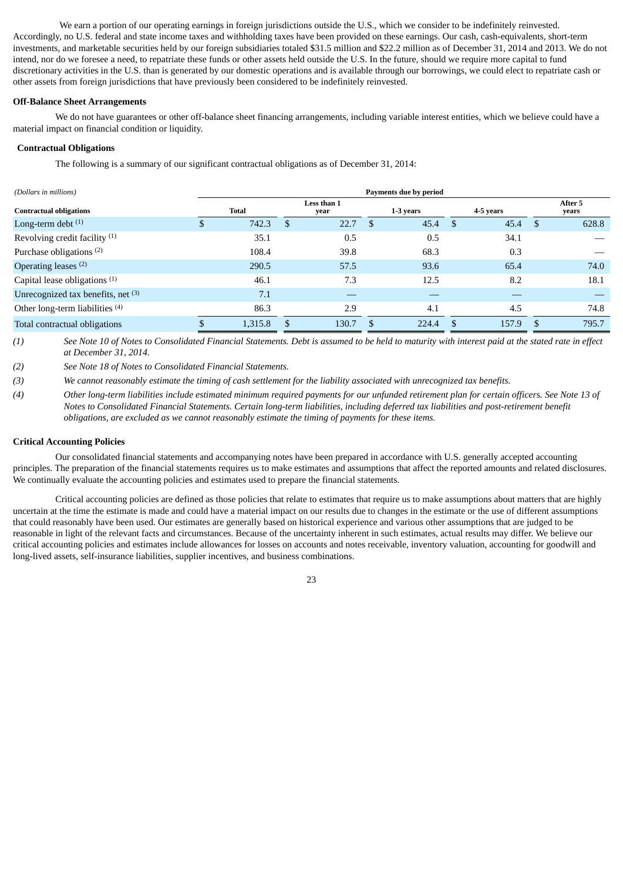We earn a portion of our operating earnings in foreign jurisdictions outside the U.S., which we consider to be indefinitely reinvested. Accordingly, no U.S. federal and state income taxes and withholding taxes have been provided on these earnings. Our cash, cash-equivalents, short-term investments, and marketable securities held by our foreign subsidiaries totaled $31.5 million and $22.2 million as of December 31, 2014 and 2013. We do not intend, nor do we foresee a need, to repatriate these funds or other assets held outside the U.S. In the future, should we require more capital to fund discretionary activities in the U.S. than is generated by our domestic operations and is available through our borrowings, we could elect to repatriate cash or other assets from foreign jurisdictions that have previously been considered to be indefinitely reinvested.

**Off-Balance Sheet Arrangements**

We do not have guarantees or other off-balance sheet financing arrangements, including variable interest entities, which we believe could have a material impact on financial condition or liquidity.

**Contractual Obligations**

The following is a summary of our significant contractual obligations as of December 31, 2014:

| *(Dollars in millions)* | Payments due by period | | | | |
|---|---|---|---|---|---|
| **Contractual obligations** | **Total** | **Less than 1 year** | **1-3 years** | **4-5 years** | **After 5 years** |
| Long-term debt [(1)] | $ 742.3 | $ 22.7 | $ 45.4 | $ 45.4 | $ 628.8 |
| Revolving credit facility [(1)] | 35.1 | 0.5 | 0.5 | 34.1 | — |
| Purchase obligations [(2)] | 108.4 | 39.8 | 68.3 | 0.3 | — |
| Operating leases [(2)] | 290.5 | 57.5 | 93.6 | 65.4 | 74.0 |
| Capital lease obligations [(1)] | 46.1 | 7.3 | 12.5 | 8.2 | 18.1 |
| Unrecognized tax benefits, net [(3)] | 7.1 | — | — | — | — |
| Other long-term liabilities [(4)] | 86.3 | 2.9 | 4.1 | 4.5 | 74.8 |
| Total contractual obligations | $ 1,315.8 | $ 130.7 | $ 224.4 | $ 157.9 | $ 795.7 |

*(1) See Note 10 of Notes to Consolidated Financial Statements. Debt is assumed to be held to maturity with interest paid at the stated rate in effect at December 31, 2014.*

*(2) See Note 18 of Notes to Consolidated Financial Statements.*

*(3) We cannot reasonably estimate the timing of cash settlement for the liability associated with unrecognized tax benefits.*

*(4) Other long-term liabilities include estimated minimum required payments for our unfunded retirement plan for certain officers. See Note 13 of Notes to Consolidated Financial Statements. Certain long-term liabilities, including deferred tax liabilities and post-retirement benefit obligations, are excluded as we cannot reasonably estimate the timing of payments for these items.*

**Critical Accounting Policies**

Our consolidated financial statements and accompanying notes have been prepared in accordance with U.S. generally accepted accounting principles. The preparation of the financial statements requires us to make estimates and assumptions that affect the reported amounts and related disclosures. We continually evaluate the accounting policies and estimates used to prepare the financial statements.

Critical accounting policies are defined as those policies that relate to estimates that require us to make assumptions about matters that are highly uncertain at the time the estimate is made and could have a material impact on our results due to changes in the estimate or the use of different assumptions that could reasonably have been used. Our estimates are generally based on historical experience and various other assumptions that are judged to be reasonable in light of the relevant facts and circumstances. Because of the uncertainty inherent in such estimates, actual results may differ. We believe our critical accounting policies and estimates include allowances for losses on accounts and notes receivable, inventory valuation, accounting for goodwill and long-lived assets, self-insurance liabilities, supplier incentives, and business combinations.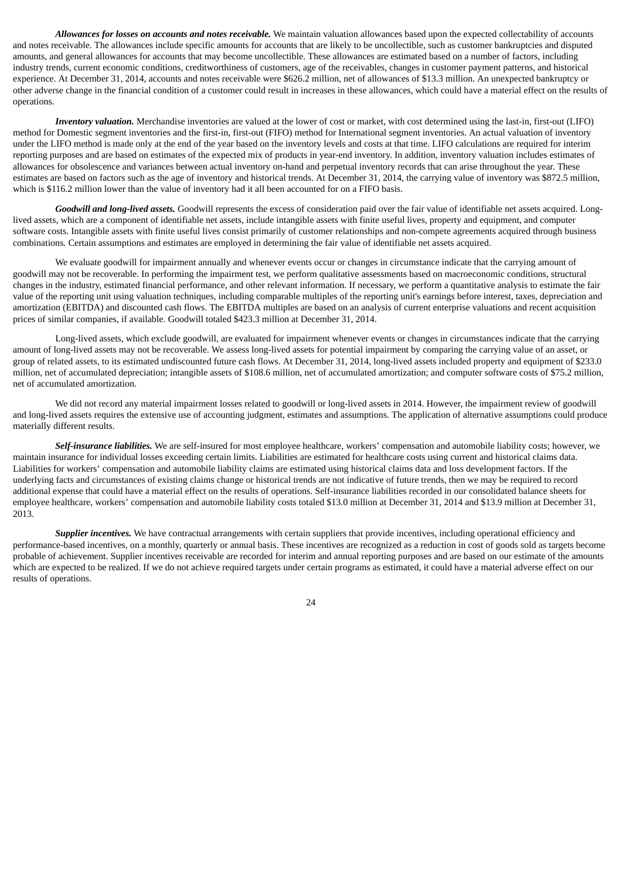***Allowances for losses on accounts and notes receivable.*** We maintain valuation allowances based upon the expected collectability of accounts and notes receivable. The allowances include specific amounts for accounts that are likely to be uncollectible, such as customer bankruptcies and disputed amounts, and general allowances for accounts that may become uncollectible. These allowances are estimated based on a number of factors, including industry trends, current economic conditions, creditworthiness of customers, age of the receivables, changes in customer payment patterns, and historical experience. At December 31, 2014, accounts and notes receivable were $626.2 million, net of allowances of $13.3 million. An unexpected bankruptcy or other adverse change in the financial condition of a customer could result in increases in these allowances, which could have a material effect on the results of operations.

***Inventory valuation.*** Merchandise inventories are valued at the lower of cost or market, with cost determined using the last-in, first-out (LIFO) method for Domestic segment inventories and the first-in, first-out (FIFO) method for International segment inventories. An actual valuation of inventory under the LIFO method is made only at the end of the year based on the inventory levels and costs at that time. LIFO calculations are required for interim reporting purposes and are based on estimates of the expected mix of products in year-end inventory. In addition, inventory valuation includes estimates of allowances for obsolescence and variances between actual inventory on-hand and perpetual inventory records that can arise throughout the year. These estimates are based on factors such as the age of inventory and historical trends. At December 31, 2014, the carrying value of inventory was $872.5 million, which is $116.2 million lower than the value of inventory had it all been accounted for on a FIFO basis.

***Goodwill and long-lived assets.*** Goodwill represents the excess of consideration paid over the fair value of identifiable net assets acquired. Long-lived assets, which are a component of identifiable net assets, include intangible assets with finite useful lives, property and equipment, and computer software costs. Intangible assets with finite useful lives consist primarily of customer relationships and non-compete agreements acquired through business combinations. Certain assumptions and estimates are employed in determining the fair value of identifiable net assets acquired.

We evaluate goodwill for impairment annually and whenever events occur or changes in circumstance indicate that the carrying amount of goodwill may not be recoverable. In performing the impairment test, we perform qualitative assessments based on macroeconomic conditions, structural changes in the industry, estimated financial performance, and other relevant information. If necessary, we perform a quantitative analysis to estimate the fair value of the reporting unit using valuation techniques, including comparable multiples of the reporting unit's earnings before interest, taxes, depreciation and amortization (EBITDA) and discounted cash flows. The EBITDA multiples are based on an analysis of current enterprise valuations and recent acquisition prices of similar companies, if available. Goodwill totaled $423.3 million at December 31, 2014.

Long-lived assets, which exclude goodwill, are evaluated for impairment whenever events or changes in circumstances indicate that the carrying amount of long-lived assets may not be recoverable. We assess long-lived assets for potential impairment by comparing the carrying value of an asset, or group of related assets, to its estimated undiscounted future cash flows. At December 31, 2014, long-lived assets included property and equipment of $233.0 million, net of accumulated depreciation; intangible assets of $108.6 million, net of accumulated amortization; and computer software costs of $75.2 million, net of accumulated amortization.

We did not record any material impairment losses related to goodwill or long-lived assets in 2014. However, the impairment review of goodwill and long-lived assets requires the extensive use of accounting judgment, estimates and assumptions. The application of alternative assumptions could produce materially different results.

***Self-insurance liabilities.*** We are self-insured for most employee healthcare, workers' compensation and automobile liability costs; however, we maintain insurance for individual losses exceeding certain limits. Liabilities are estimated for healthcare costs using current and historical claims data. Liabilities for workers' compensation and automobile liability claims are estimated using historical claims data and loss development factors. If the underlying facts and circumstances of existing claims change or historical trends are not indicative of future trends, then we may be required to record additional expense that could have a material effect on the results of operations. Self-insurance liabilities recorded in our consolidated balance sheets for employee healthcare, workers' compensation and automobile liability costs totaled $13.0 million at December 31, 2014 and $13.9 million at December 31, 2013.

***Supplier incentives.*** We have contractual arrangements with certain suppliers that provide incentives, including operational efficiency and performance-based incentives, on a monthly, quarterly or annual basis. These incentives are recognized as a reduction in cost of goods sold as targets become probable of achievement. Supplier incentives receivable are recorded for interim and annual reporting purposes and are based on our estimate of the amounts which are expected to be realized. If we do not achieve required targets under certain programs as estimated, it could have a material adverse effect on our results of operations.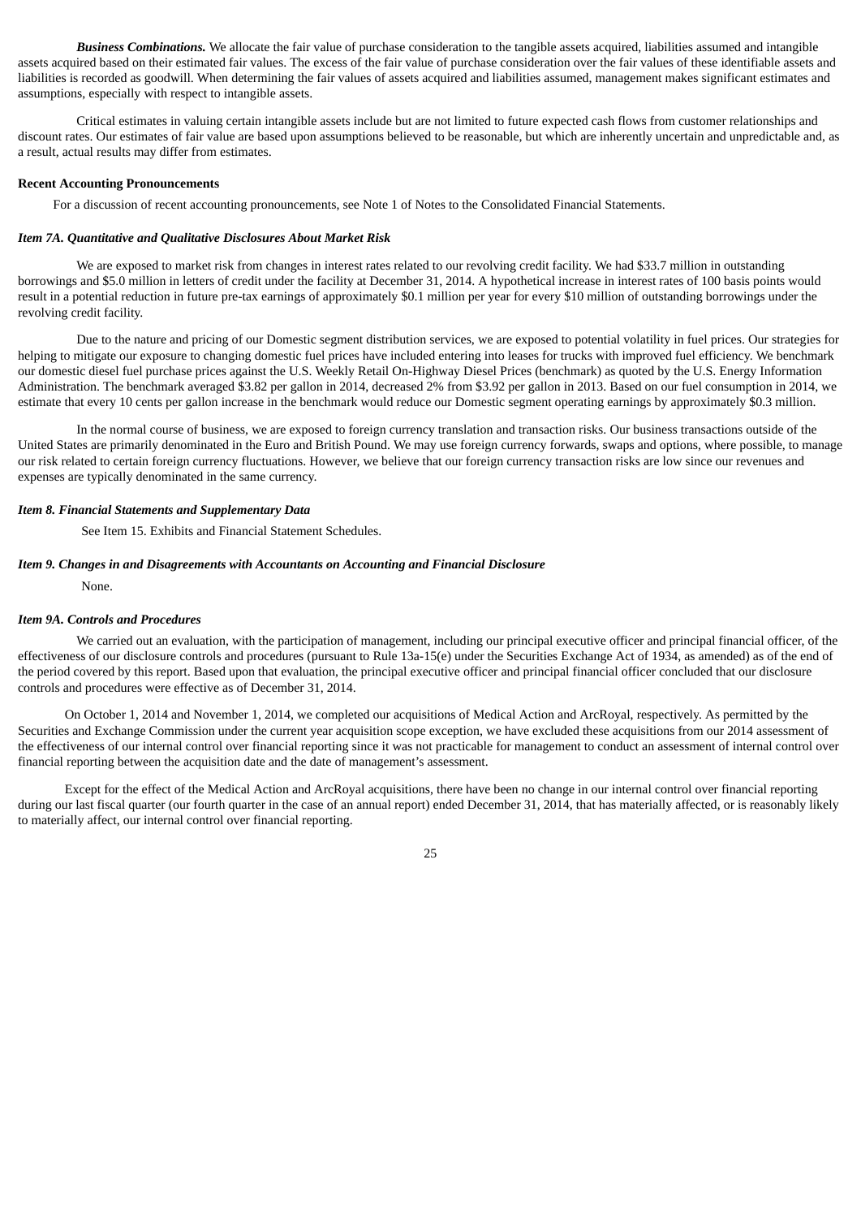***Business Combinations.*** We allocate the fair value of purchase consideration to the tangible assets acquired, liabilities assumed and intangible assets acquired based on their estimated fair values. The excess of the fair value of purchase consideration over the fair values of these identifiable assets and liabilities is recorded as goodwill. When determining the fair values of assets acquired and liabilities assumed, management makes significant estimates and assumptions, especially with respect to intangible assets.

Critical estimates in valuing certain intangible assets include but are not limited to future expected cash flows from customer relationships and discount rates. Our estimates of fair value are based upon assumptions believed to be reasonable, but which are inherently uncertain and unpredictable and, as a result, actual results may differ from estimates.

**Recent Accounting Pronouncements**

For a discussion of recent accounting pronouncements, see Note 1 of Notes to the Consolidated Financial Statements.

***Item 7A. Quantitative and Qualitative Disclosures About Market Risk***

We are exposed to market risk from changes in interest rates related to our revolving credit facility. We had $33.7 million in outstanding borrowings and $5.0 million in letters of credit under the facility at December 31, 2014. A hypothetical increase in interest rates of 100 basis points would result in a potential reduction in future pre-tax earnings of approximately $0.1 million per year for every $10 million of outstanding borrowings under the revolving credit facility.

Due to the nature and pricing of our Domestic segment distribution services, we are exposed to potential volatility in fuel prices. Our strategies for helping to mitigate our exposure to changing domestic fuel prices have included entering into leases for trucks with improved fuel efficiency. We benchmark our domestic diesel fuel purchase prices against the U.S. Weekly Retail On-Highway Diesel Prices (benchmark) as quoted by the U.S. Energy Information Administration. The benchmark averaged $3.82 per gallon in 2014, decreased 2% from $3.92 per gallon in 2013. Based on our fuel consumption in 2014, we estimate that every 10 cents per gallon increase in the benchmark would reduce our Domestic segment operating earnings by approximately $0.3 million.

In the normal course of business, we are exposed to foreign currency translation and transaction risks. Our business transactions outside of the United States are primarily denominated in the Euro and British Pound. We may use foreign currency forwards, swaps and options, where possible, to manage our risk related to certain foreign currency fluctuations. However, we believe that our foreign currency transaction risks are low since our revenues and expenses are typically denominated in the same currency.

***Item 8. Financial Statements and Supplementary Data***

See Item 15. Exhibits and Financial Statement Schedules.

***Item 9. Changes in and Disagreements with Accountants on Accounting and Financial Disclosure***

None.

***Item 9A. Controls and Procedures***

We carried out an evaluation, with the participation of management, including our principal executive officer and principal financial officer, of the effectiveness of our disclosure controls and procedures (pursuant to Rule 13a-15(e) under the Securities Exchange Act of 1934, as amended) as of the end of the period covered by this report. Based upon that evaluation, the principal executive officer and principal financial officer concluded that our disclosure controls and procedures were effective as of December 31, 2014.

On October 1, 2014 and November 1, 2014, we completed our acquisitions of Medical Action and ArcRoyal, respectively. As permitted by the Securities and Exchange Commission under the current year acquisition scope exception, we have excluded these acquisitions from our 2014 assessment of the effectiveness of our internal control over financial reporting since it was not practicable for management to conduct an assessment of internal control over financial reporting between the acquisition date and the date of management's assessment.

Except for the effect of the Medical Action and ArcRoyal acquisitions, there have been no change in our internal control over financial reporting during our last fiscal quarter (our fourth quarter in the case of an annual report) ended December 31, 2014, that has materially affected, or is reasonably likely to materially affect, our internal control over financial reporting.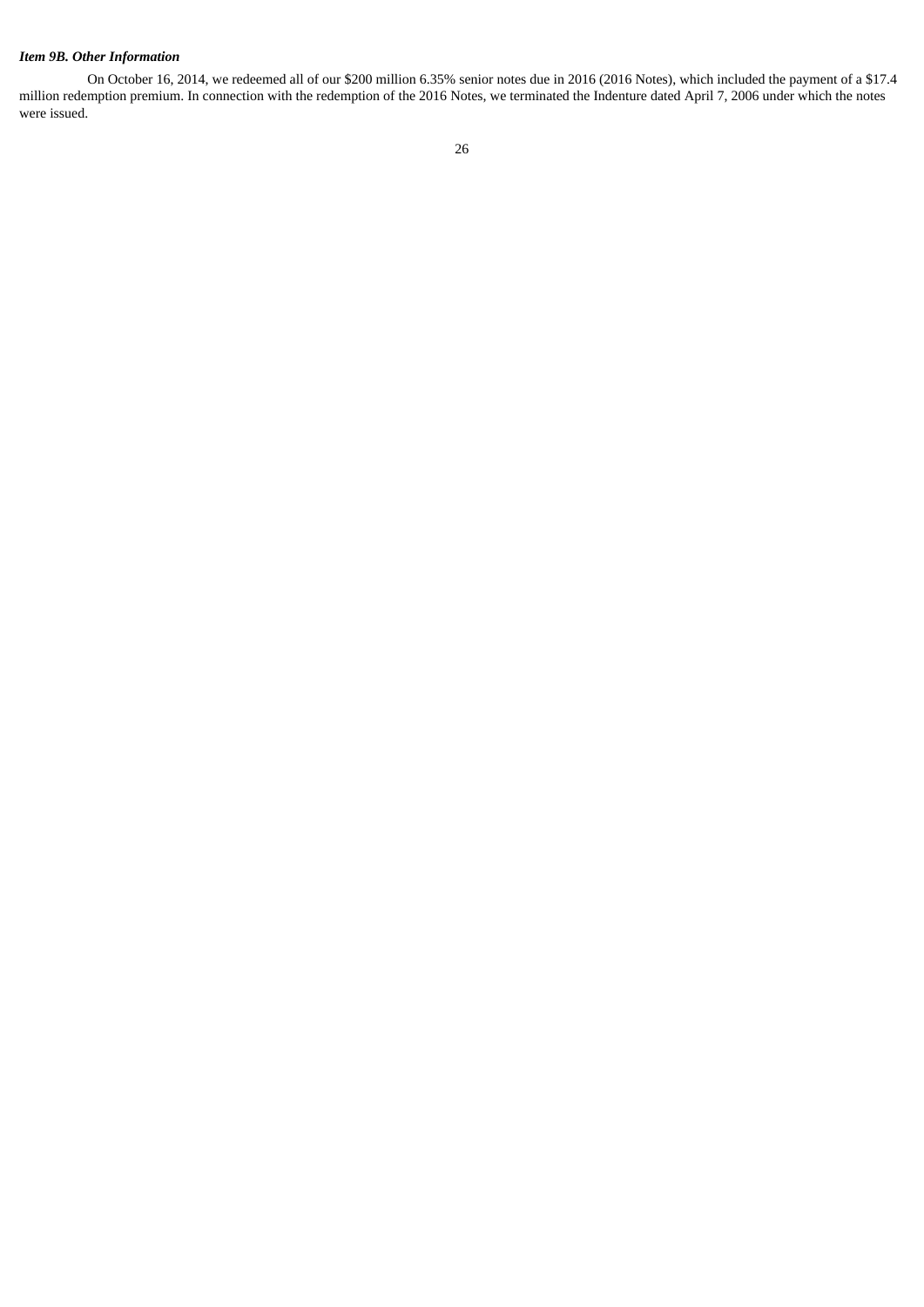### *Item 9B. Other Information*

On October 16, 2014, we redeemed all of our $200 million 6.35% senior notes due in 2016 (2016 Notes), which included the payment of a $17.4 million redemption premium. In connection with the redemption of the 2016 Notes, we terminated the Indenture dated April 7, 2006 under which the notes were issued.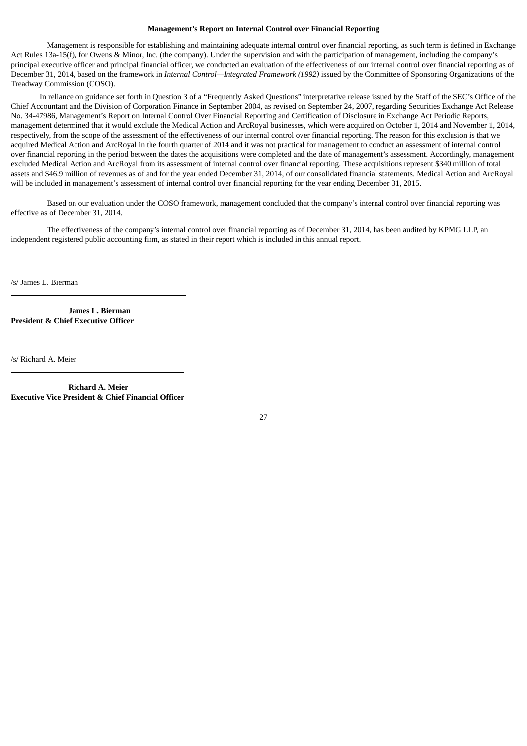**Management's Report on Internal Control over Financial Reporting**

Management is responsible for establishing and maintaining adequate internal control over financial reporting, as such term is defined in Exchange Act Rules 13a-15(f), for Owens & Minor, Inc. (the company). Under the supervision and with the participation of management, including the company's principal executive officer and principal financial officer, we conducted an evaluation of the effectiveness of our internal control over financial reporting as of December 31, 2014, based on the framework in *Internal Control—Integrated Framework (1992)* issued by the Committee of Sponsoring Organizations of the Treadway Commission (COSO).

In reliance on guidance set forth in Question 3 of a "Frequently Asked Questions" interpretative release issued by the Staff of the SEC's Office of the Chief Accountant and the Division of Corporation Finance in September 2004, as revised on September 24, 2007, regarding Securities Exchange Act Release No. 34-47986, Management's Report on Internal Control Over Financial Reporting and Certification of Disclosure in Exchange Act Periodic Reports, management determined that it would exclude the Medical Action and ArcRoyal businesses, which were acquired on October 1, 2014 and November 1, 2014, respectively, from the scope of the assessment of the effectiveness of our internal control over financial reporting. The reason for this exclusion is that we acquired Medical Action and ArcRoyal in the fourth quarter of 2014 and it was not practical for management to conduct an assessment of internal control over financial reporting in the period between the dates the acquisitions were completed and the date of management's assessment. Accordingly, management excluded Medical Action and ArcRoyal from its assessment of internal control over financial reporting. These acquisitions represent $340 million of total assets and $46.9 million of revenues as of and for the year ended December 31, 2014, of our consolidated financial statements. Medical Action and ArcRoyal will be included in management's assessment of internal control over financial reporting for the year ending December 31, 2015.

Based on our evaluation under the COSO framework, management concluded that the company's internal control over financial reporting was effective as of December 31, 2014.

The effectiveness of the company's internal control over financial reporting as of December 31, 2014, has been audited by KPMG LLP, an independent registered public accounting firm, as stated in their report which is included in this annual report.

/s/ James L. Bierman

**James L. Bierman**
**President & Chief Executive Officer**

/s/ Richard A. Meier

**Richard A. Meier**
**Executive Vice President & Chief Financial Officer**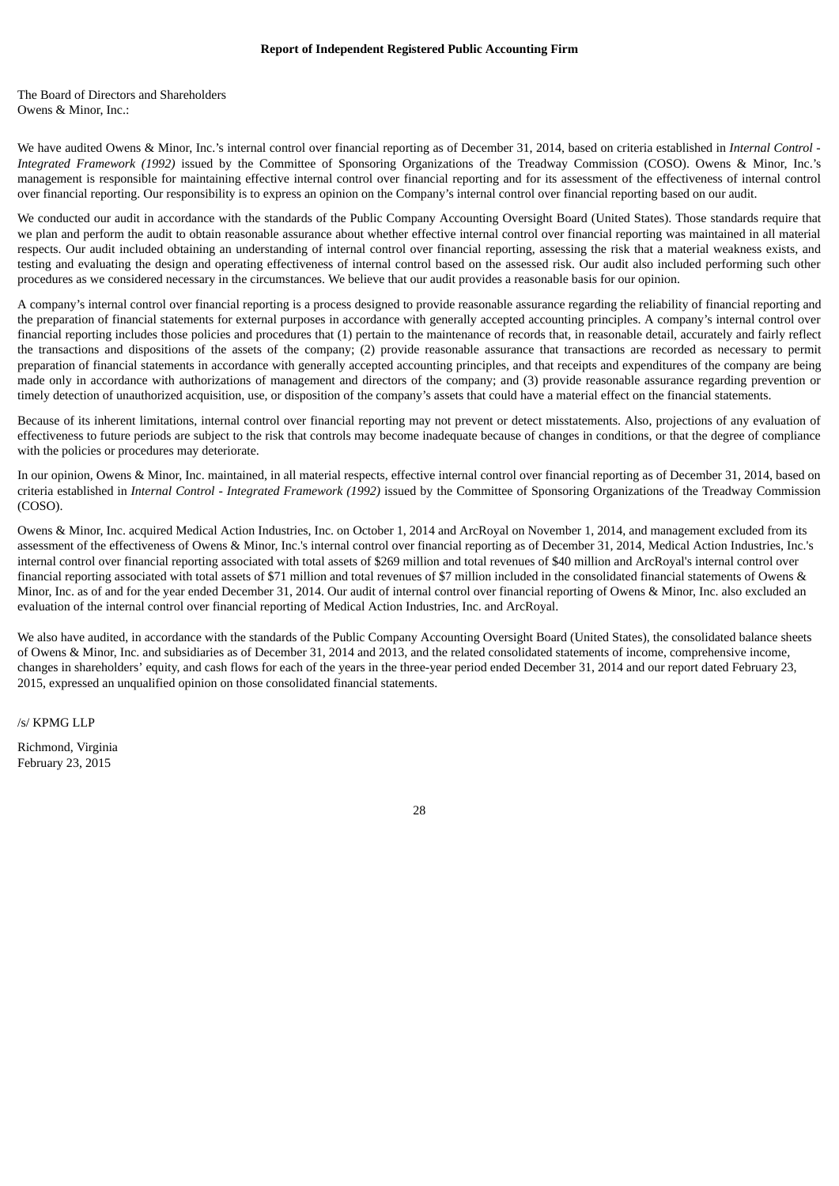## Report of Independent Registered Public Accounting Firm

The Board of Directors and Shareholders
Owens & Minor, Inc.:

We have audited Owens & Minor, Inc.'s internal control over financial reporting as of December 31, 2014, based on criteria established in *Internal Control - Integrated Framework (1992)* issued by the Committee of Sponsoring Organizations of the Treadway Commission (COSO). Owens & Minor, Inc.'s management is responsible for maintaining effective internal control over financial reporting and for its assessment of the effectiveness of internal control over financial reporting. Our responsibility is to express an opinion on the Company's internal control over financial reporting based on our audit.

We conducted our audit in accordance with the standards of the Public Company Accounting Oversight Board (United States). Those standards require that we plan and perform the audit to obtain reasonable assurance about whether effective internal control over financial reporting was maintained in all material respects. Our audit included obtaining an understanding of internal control over financial reporting, assessing the risk that a material weakness exists, and testing and evaluating the design and operating effectiveness of internal control based on the assessed risk. Our audit also included performing such other procedures as we considered necessary in the circumstances. We believe that our audit provides a reasonable basis for our opinion.

A company's internal control over financial reporting is a process designed to provide reasonable assurance regarding the reliability of financial reporting and the preparation of financial statements for external purposes in accordance with generally accepted accounting principles. A company's internal control over financial reporting includes those policies and procedures that (1) pertain to the maintenance of records that, in reasonable detail, accurately and fairly reflect the transactions and dispositions of the assets of the company; (2) provide reasonable assurance that transactions are recorded as necessary to permit preparation of financial statements in accordance with generally accepted accounting principles, and that receipts and expenditures of the company are being made only in accordance with authorizations of management and directors of the company; and (3) provide reasonable assurance regarding prevention or timely detection of unauthorized acquisition, use, or disposition of the company's assets that could have a material effect on the financial statements.

Because of its inherent limitations, internal control over financial reporting may not prevent or detect misstatements. Also, projections of any evaluation of effectiveness to future periods are subject to the risk that controls may become inadequate because of changes in conditions, or that the degree of compliance with the policies or procedures may deteriorate.

In our opinion, Owens & Minor, Inc. maintained, in all material respects, effective internal control over financial reporting as of December 31, 2014, based on criteria established in *Internal Control - Integrated Framework (1992)* issued by the Committee of Sponsoring Organizations of the Treadway Commission (COSO).

Owens & Minor, Inc. acquired Medical Action Industries, Inc. on October 1, 2014 and ArcRoyal on November 1, 2014, and management excluded from its assessment of the effectiveness of Owens & Minor, Inc.'s internal control over financial reporting as of December 31, 2014, Medical Action Industries, Inc.'s internal control over financial reporting associated with total assets of $269 million and total revenues of $40 million and ArcRoyal's internal control over financial reporting associated with total assets of $71 million and total revenues of $7 million included in the consolidated financial statements of Owens & Minor, Inc. as of and for the year ended December 31, 2014. Our audit of internal control over financial reporting of Owens & Minor, Inc. also excluded an evaluation of the internal control over financial reporting of Medical Action Industries, Inc. and ArcRoyal.

We also have audited, in accordance with the standards of the Public Company Accounting Oversight Board (United States), the consolidated balance sheets of Owens & Minor, Inc. and subsidiaries as of December 31, 2014 and 2013, and the related consolidated statements of income, comprehensive income, changes in shareholders' equity, and cash flows for each of the years in the three-year period ended December 31, 2014 and our report dated February 23, 2015, expressed an unqualified opinion on those consolidated financial statements.

/s/ KPMG LLP

Richmond, Virginia
February 23, 2015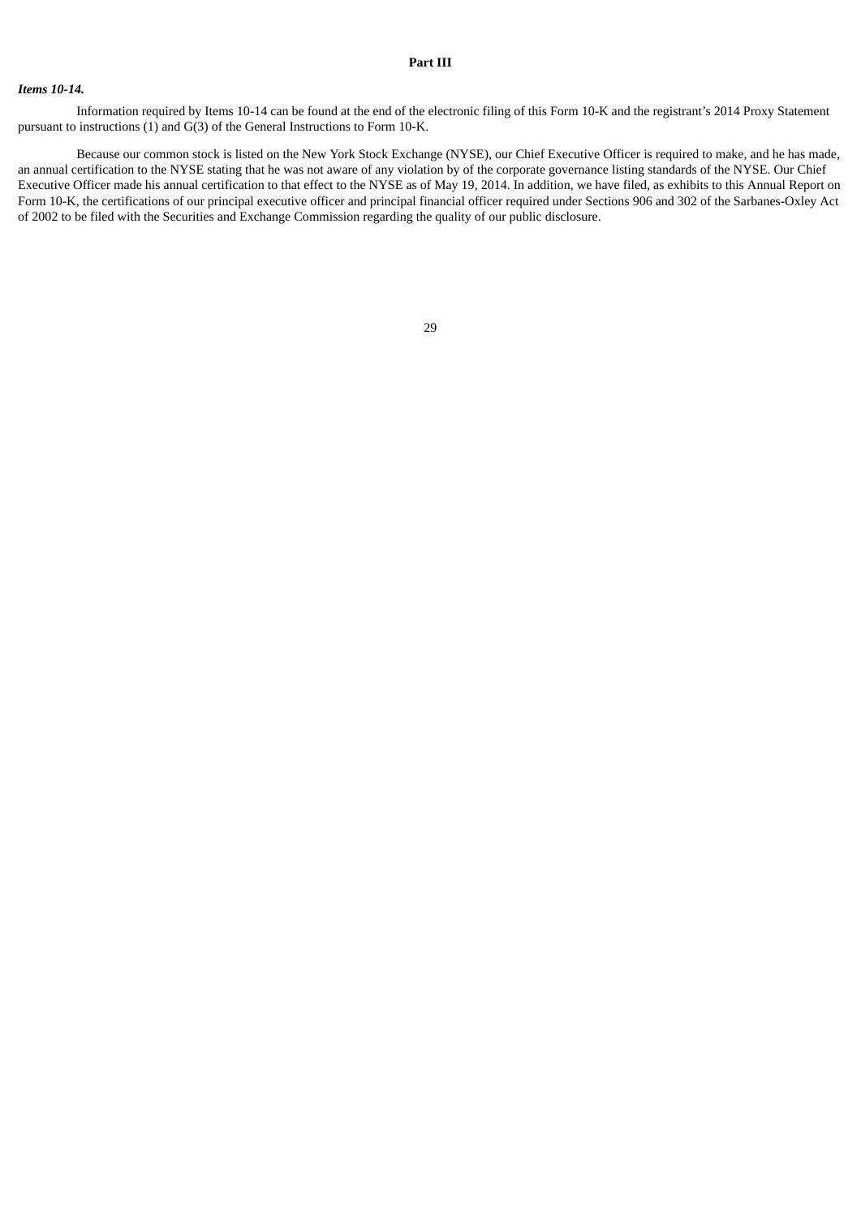## Part III

***Items 10-14.***

Information required by Items 10-14 can be found at the end of the electronic filing of this Form 10-K and the registrant's 2014 Proxy Statement pursuant to instructions (1) and G(3) of the General Instructions to Form 10-K.

Because our common stock is listed on the New York Stock Exchange (NYSE), our Chief Executive Officer is required to make, and he has made, an annual certification to the NYSE stating that he was not aware of any violation by of the corporate governance listing standards of the NYSE. Our Chief Executive Officer made his annual certification to that effect to the NYSE as of May 19, 2014. In addition, we have filed, as exhibits to this Annual Report on Form 10-K, the certifications of our principal executive officer and principal financial officer required under Sections 906 and 302 of the Sarbanes-Oxley Act of 2002 to be filed with the Securities and Exchange Commission regarding the quality of our public disclosure.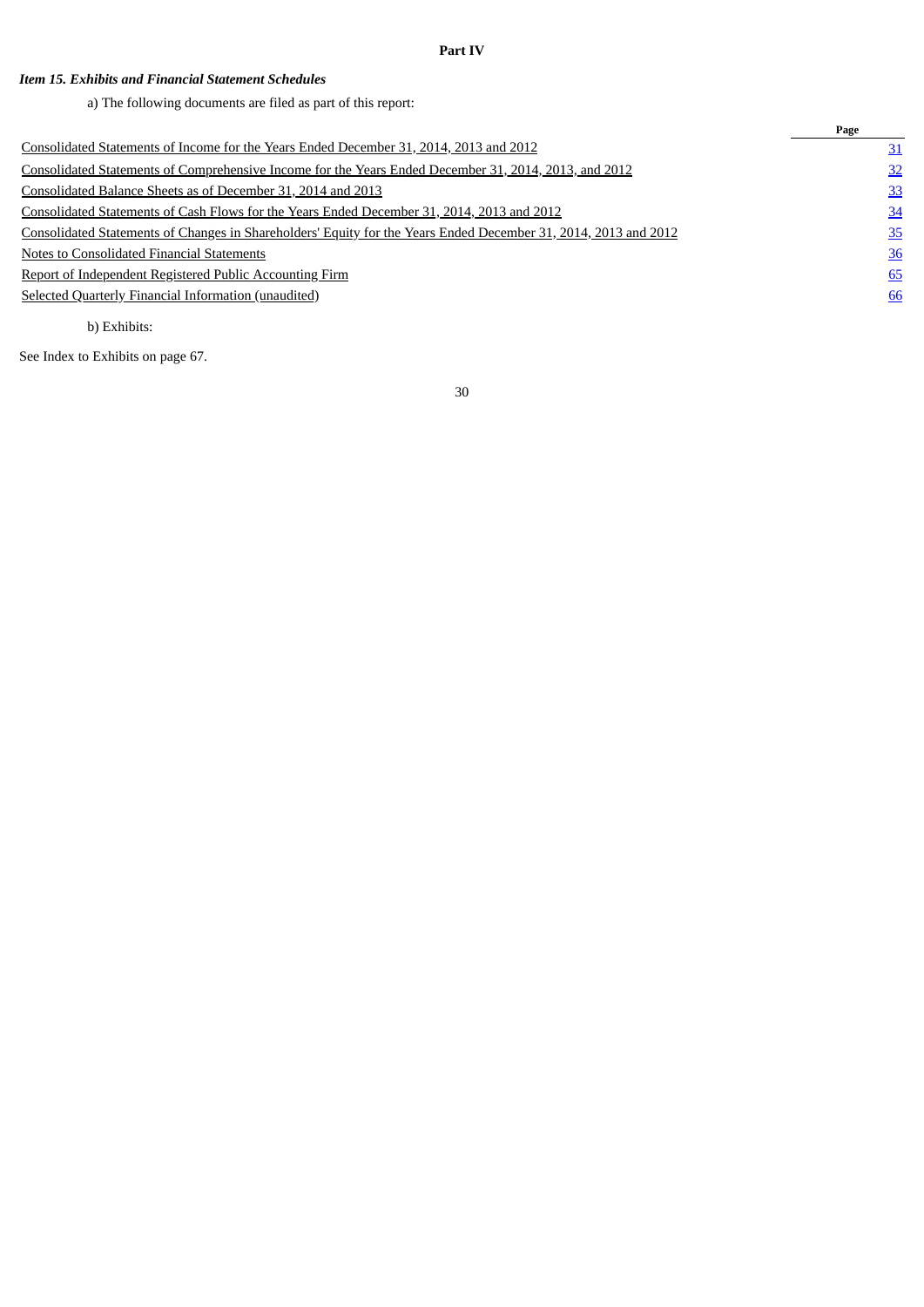**Part IV**

### *Item 15. Exhibits and Financial Statement Schedules*

a) The following documents are filed as part of this report:

| | Page |
|---|---|
| Consolidated Statements of Income for the Years Ended December 31, 2014, 2013 and 2012 | 31 |
| Consolidated Statements of Comprehensive Income for the Years Ended December 31, 2014, 2013, and 2012 | 32 |
| Consolidated Balance Sheets as of December 31, 2014 and 2013 | 33 |
| Consolidated Statements of Cash Flows for the Years Ended December 31, 2014, 2013 and 2012 | 34 |
| Consolidated Statements of Changes in Shareholders' Equity for the Years Ended December 31, 2014, 2013 and 2012 | 35 |
| Notes to Consolidated Financial Statements | 36 |
| Report of Independent Registered Public Accounting Firm | 65 |
| Selected Quarterly Financial Information (unaudited) | 66 |

b) Exhibits:

See Index to Exhibits on page 67.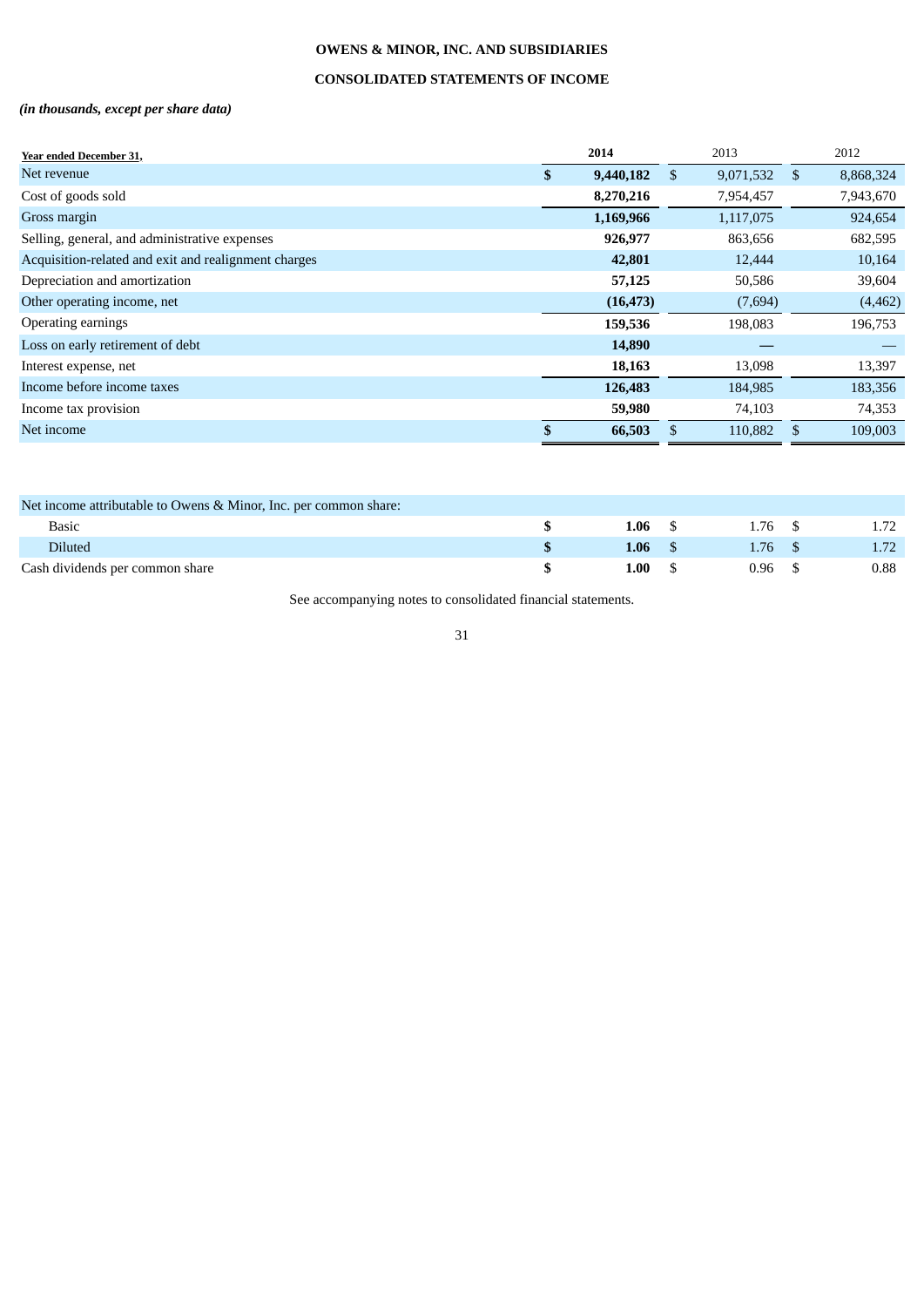**OWENS & MINOR, INC. AND SUBSIDIARIES**

**CONSOLIDATED STATEMENTS OF INCOME**

***(in thousands, except per share data)***

| Year ended December 31, | 2014 | 2013 | 2012 |
|---|---|---|---|
| Net revenue | **$ 9,440,182** | $ 9,071,532 | $ 8,868,324 |
| Cost of goods sold | **8,270,216** | 7,954,457 | 7,943,670 |
| Gross margin | **1,169,966** | 1,117,075 | 924,654 |
| Selling, general, and administrative expenses | **926,977** | 863,656 | 682,595 |
| Acquisition-related and exit and realignment charges | **42,801** | 12,444 | 10,164 |
| Depreciation and amortization | **57,125** | 50,586 | 39,604 |
| Other operating income, net | **(16,473)** | (7,694) | (4,462) |
| Operating earnings | **159,536** | 198,083 | 196,753 |
| Loss on early retirement of debt | **14,890** | — | — |
| Interest expense, net | **18,163** | 13,098 | 13,397 |
| Income before income taxes | **126,483** | 184,985 | 183,356 |
| Income tax provision | **59,980** | 74,103 | 74,353 |
| Net income | **$ 66,503** | $ 110,882 | $ 109,003 |

| | 2014 | 2013 | 2012 |
|---|---|---|---|
| Net income attributable to Owens & Minor, Inc. per common share: | | | |
| Basic | **$ 1.06** | $ 1.76 | $ 1.72 |
| Diluted | **$ 1.06** | $ 1.76 | $ 1.72 |
| Cash dividends per common share | **$ 1.00** | $ 0.96 | $ 0.88 |

See accompanying notes to consolidated financial statements.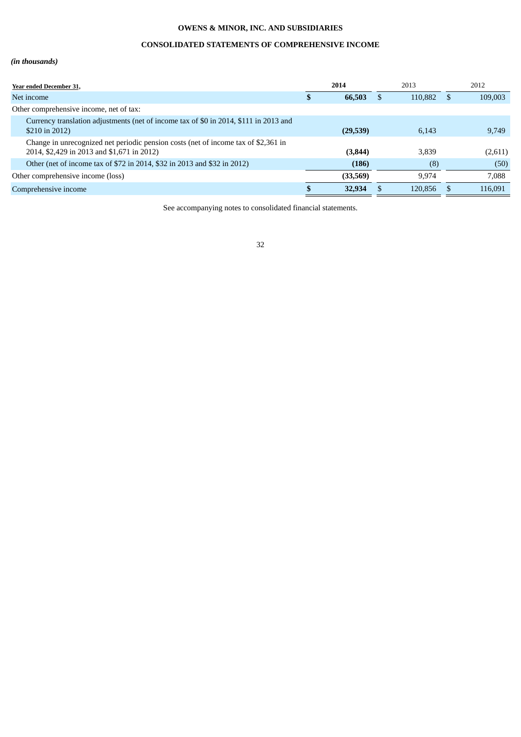**OWENS & MINOR, INC. AND SUBSIDIARIES**

**CONSOLIDATED STATEMENTS OF COMPREHENSIVE INCOME**

***(in thousands)***

| Year ended December 31, | 2014 | 2013 | 2012 |
|---|---|---|---|
| Net income | **$ 66,503** | $ 110,882 | $ 109,003 |
| Other comprehensive income, net of tax: | | | |
| Currency translation adjustments (net of income tax of $0 in 2014, $111 in 2013 and $210 in 2012) | **(29,539)** | 6,143 | 9,749 |
| Change in unrecognized net periodic pension costs (net of income tax of $2,361 in 2014, $2,429 in 2013 and $1,671 in 2012) | **(3,844)** | 3,839 | (2,611) |
| Other (net of income tax of $72 in 2014, $32 in 2013 and $32 in 2012) | **(186)** | (8) | (50) |
| Other comprehensive income (loss) | **(33,569)** | 9,974 | 7,088 |
| Comprehensive income | **$ 32,934** | $ 120,856 | $ 116,091 |

See accompanying notes to consolidated financial statements.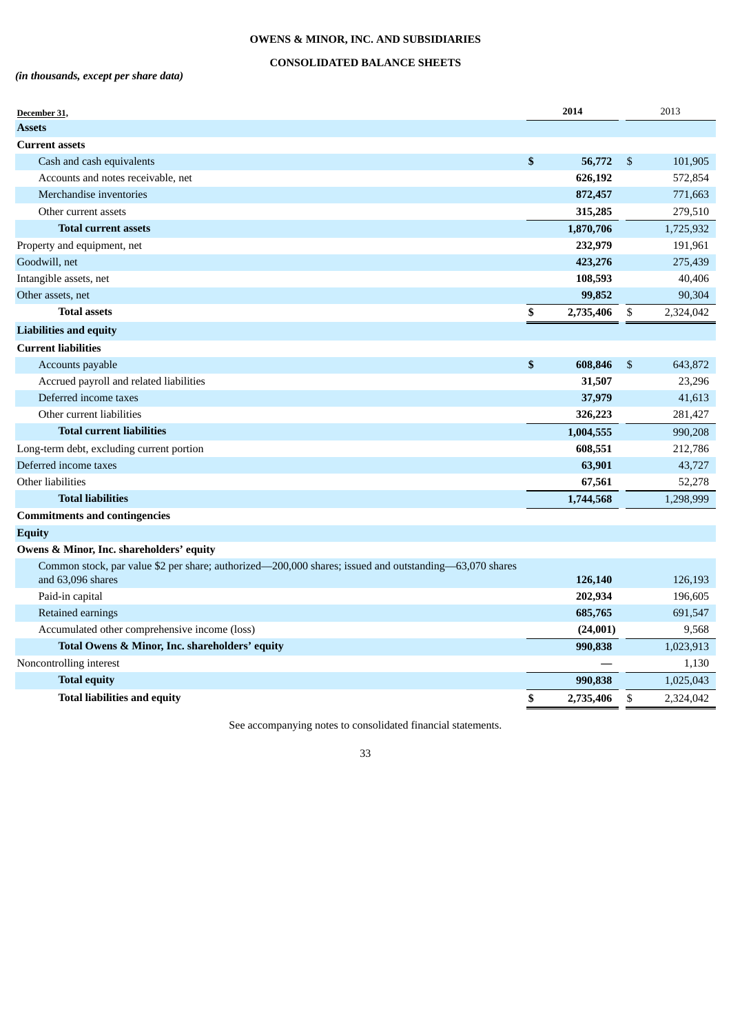# OWENS & MINOR, INC. AND SUBSIDIARIES

## CONSOLIDATED BALANCE SHEETS

*(in thousands, except per share data)*

| December 31, | 2014 | 2013 |
|---|---|---|
| **Assets** | | |
| **Current assets** | | |
| Cash and cash equivalents | **$ 56,772** | $ 101,905 |
| Accounts and notes receivable, net | **626,192** | 572,854 |
| Merchandise inventories | **872,457** | 771,663 |
| Other current assets | **315,285** | 279,510 |
| **Total current assets** | **1,870,706** | 1,725,932 |
| Property and equipment, net | **232,979** | 191,961 |
| Goodwill, net | **423,276** | 275,439 |
| Intangible assets, net | **108,593** | 40,406 |
| Other assets, net | **99,852** | 90,304 |
| **Total assets** | **$ 2,735,406** | $ 2,324,042 |
| **Liabilities and equity** | | |
| **Current liabilities** | | |
| Accounts payable | **$ 608,846** | $ 643,872 |
| Accrued payroll and related liabilities | **31,507** | 23,296 |
| Deferred income taxes | **37,979** | 41,613 |
| Other current liabilities | **326,223** | 281,427 |
| **Total current liabilities** | **1,004,555** | 990,208 |
| Long-term debt, excluding current portion | **608,551** | 212,786 |
| Deferred income taxes | **63,901** | 43,727 |
| Other liabilities | **67,561** | 52,278 |
| **Total liabilities** | **1,744,568** | 1,298,999 |
| **Commitments and contingencies** | | |
| **Equity** | | |
| **Owens & Minor, Inc. shareholders' equity** | | |
| Common stock, par value $2 per share; authorized—200,000 shares; issued and outstanding—63,070 shares and 63,096 shares | **126,140** | 126,193 |
| Paid-in capital | **202,934** | 196,605 |
| Retained earnings | **685,765** | 691,547 |
| Accumulated other comprehensive income (loss) | **(24,001)** | 9,568 |
| **Total Owens & Minor, Inc. shareholders' equity** | **990,838** | 1,023,913 |
| Noncontrolling interest | **—** | 1,130 |
| **Total equity** | **990,838** | 1,025,043 |
| **Total liabilities and equity** | **$ 2,735,406** | $ 2,324,042 |

See accompanying notes to consolidated financial statements.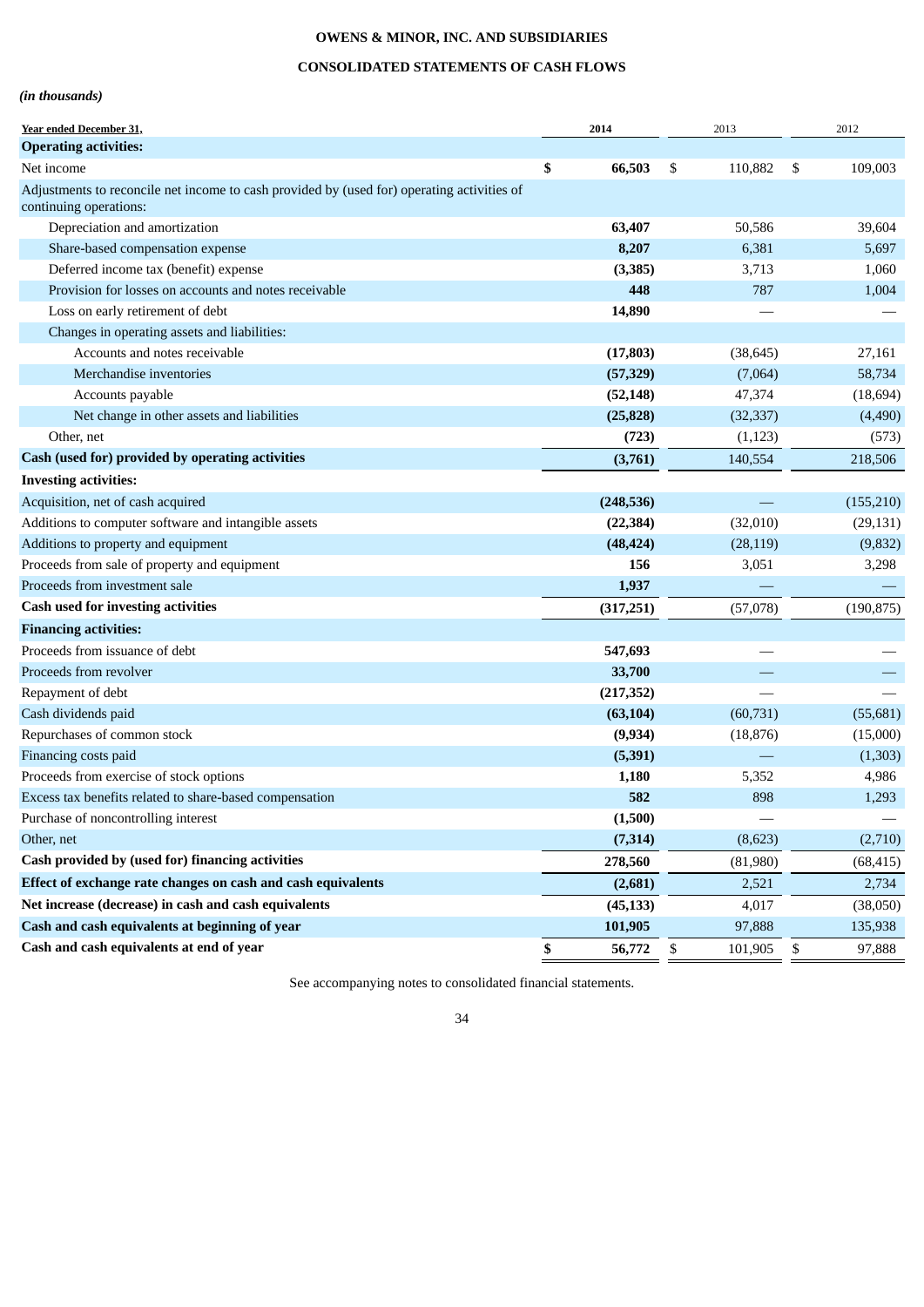**OWENS & MINOR, INC. AND SUBSIDIARIES**

**CONSOLIDATED STATEMENTS OF CASH FLOWS**

***(in thousands)***

| Year ended December 31, | 2014 | 2013 | 2012 |
|---|---|---|---|
| **Operating activities:** | | | |
| Net income | **$ 66,503** | $ 110,882 | $ 109,003 |
| Adjustments to reconcile net income to cash provided by (used for) operating activities of continuing operations: | | | |
| Depreciation and amortization | **63,407** | 50,586 | 39,604 |
| Share-based compensation expense | **8,207** | 6,381 | 5,697 |
| Deferred income tax (benefit) expense | **(3,385)** | 3,713 | 1,060 |
| Provision for losses on accounts and notes receivable | **448** | 787 | 1,004 |
| Loss on early retirement of debt | **14,890** | — | — |
| Changes in operating assets and liabilities: | | | |
| Accounts and notes receivable | **(17,803)** | (38,645) | 27,161 |
| Merchandise inventories | **(57,329)** | (7,064) | 58,734 |
| Accounts payable | **(52,148)** | 47,374 | (18,694) |
| Net change in other assets and liabilities | **(25,828)** | (32,337) | (4,490) |
| Other, net | **(723)** | (1,123) | (573) |
| **Cash (used for) provided by operating activities** | **(3,761)** | 140,554 | 218,506 |
| **Investing activities:** | | | |
| Acquisition, net of cash acquired | **(248,536)** | — | (155,210) |
| Additions to computer software and intangible assets | **(22,384)** | (32,010) | (29,131) |
| Additions to property and equipment | **(48,424)** | (28,119) | (9,832) |
| Proceeds from sale of property and equipment | **156** | 3,051 | 3,298 |
| Proceeds from investment sale | **1,937** | — | — |
| **Cash used for investing activities** | **(317,251)** | (57,078) | (190,875) |
| **Financing activities:** | | | |
| Proceeds from issuance of debt | **547,693** | — | — |
| Proceeds from revolver | **33,700** | — | — |
| Repayment of debt | **(217,352)** | — | — |
| Cash dividends paid | **(63,104)** | (60,731) | (55,681) |
| Repurchases of common stock | **(9,934)** | (18,876) | (15,000) |
| Financing costs paid | **(5,391)** | — | (1,303) |
| Proceeds from exercise of stock options | **1,180** | 5,352 | 4,986 |
| Excess tax benefits related to share-based compensation | **582** | 898 | 1,293 |
| Purchase of noncontrolling interest | **(1,500)** | — | — |
| Other, net | **(7,314)** | (8,623) | (2,710) |
| **Cash provided by (used for) financing activities** | **278,560** | (81,980) | (68,415) |
| **Effect of exchange rate changes on cash and cash equivalents** | **(2,681)** | 2,521 | 2,734 |
| **Net increase (decrease) in cash and cash equivalents** | **(45,133)** | 4,017 | (38,050) |
| **Cash and cash equivalents at beginning of year** | **101,905** | 97,888 | 135,938 |
| **Cash and cash equivalents at end of year** | **$ 56,772** | $ 101,905 | $ 97,888 |

See accompanying notes to consolidated financial statements.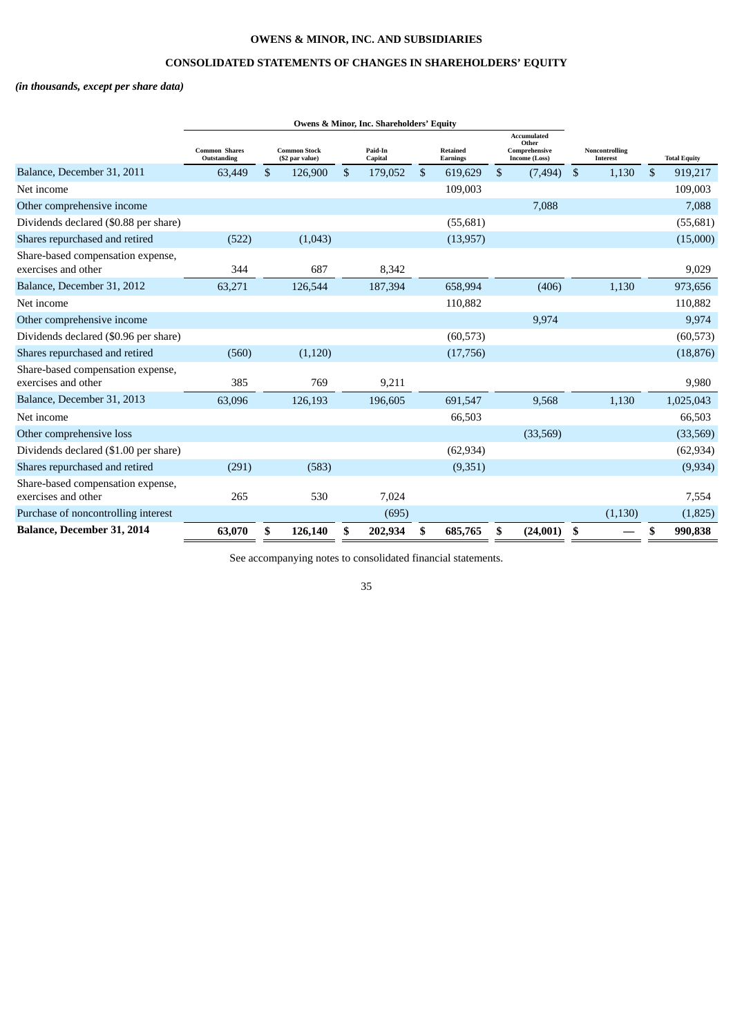**OWENS & MINOR, INC. AND SUBSIDIARIES**

**CONSOLIDATED STATEMENTS OF CHANGES IN SHAREHOLDERS' EQUITY**

***(in thousands, except per share data)***

| | Owens & Minor, Inc. Shareholders' Equity | | | | | | |
|---|---|---|---|---|---|---|---|
| | Common Shares Outstanding | Common Stock ($2 par value) | Paid-In Capital | Retained Earnings | Accumulated Other Comprehensive Income (Loss) | Noncontrolling Interest | Total Equity |
| Balance, December 31, 2011 | 63,449 | $ 126,900 | $ 179,052 | $ 619,629 | $ (7,494) | $ 1,130 | $ 919,217 |
| Net income | | | | 109,003 | | | 109,003 |
| Other comprehensive income | | | | | 7,088 | | 7,088 |
| Dividends declared ($0.88 per share) | | | | (55,681) | | | (55,681) |
| Shares repurchased and retired | (522) | (1,043) | | (13,957) | | | (15,000) |
| Share-based compensation expense, exercises and other | 344 | 687 | 8,342 | | | | 9,029 |
| Balance, December 31, 2012 | 63,271 | 126,544 | 187,394 | 658,994 | (406) | 1,130 | 973,656 |
| Net income | | | | 110,882 | | | 110,882 |
| Other comprehensive income | | | | | 9,974 | | 9,974 |
| Dividends declared ($0.96 per share) | | | | (60,573) | | | (60,573) |
| Shares repurchased and retired | (560) | (1,120) | | (17,756) | | | (18,876) |
| Share-based compensation expense, exercises and other | 385 | 769 | 9,211 | | | | 9,980 |
| Balance, December 31, 2013 | 63,096 | 126,193 | 196,605 | 691,547 | 9,568 | 1,130 | 1,025,043 |
| Net income | | | | 66,503 | | | 66,503 |
| Other comprehensive loss | | | | | (33,569) | | (33,569) |
| Dividends declared ($1.00 per share) | | | | (62,934) | | | (62,934) |
| Shares repurchased and retired | (291) | (583) | | (9,351) | | | (9,934) |
| Share-based compensation expense, exercises and other | 265 | 530 | 7,024 | | | | 7,554 |
| Purchase of noncontrolling interest | | | (695) | | | (1,130) | (1,825) |
| **Balance, December 31, 2014** | **63,070** | **$ 126,140** | **$ 202,934** | **$ 685,765** | **$ (24,001)** | **$ —** | **$ 990,838** |

See accompanying notes to consolidated financial statements.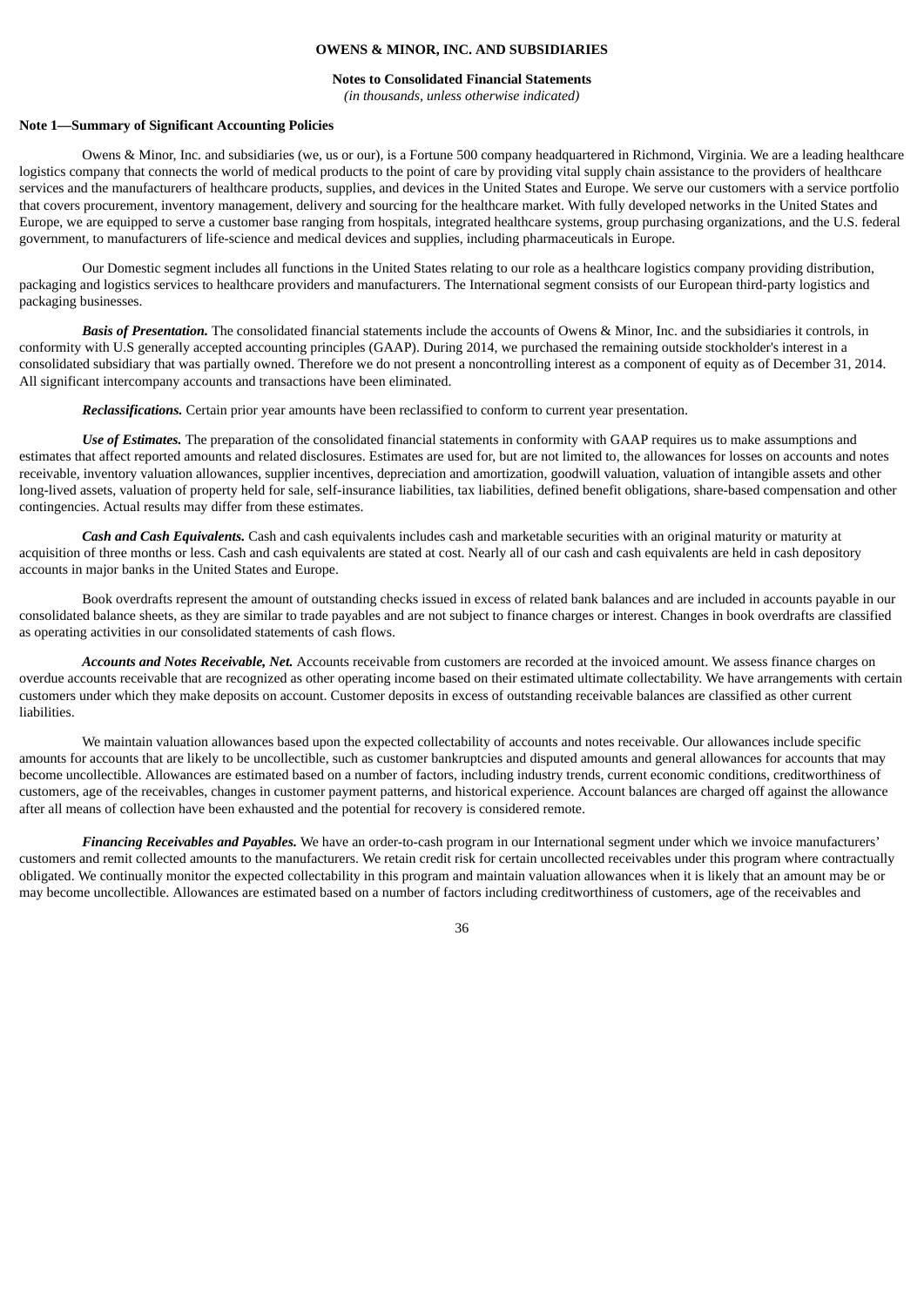**OWENS & MINOR, INC. AND SUBSIDIARIES**

**Notes to Consolidated Financial Statements**
*(in thousands, unless otherwise indicated)*

**Note 1—Summary of Significant Accounting Policies**

Owens & Minor, Inc. and subsidiaries (we, us or our), is a Fortune 500 company headquartered in Richmond, Virginia. We are a leading healthcare logistics company that connects the world of medical products to the point of care by providing vital supply chain assistance to the providers of healthcare services and the manufacturers of healthcare products, supplies, and devices in the United States and Europe. We serve our customers with a service portfolio that covers procurement, inventory management, delivery and sourcing for the healthcare market. With fully developed networks in the United States and Europe, we are equipped to serve a customer base ranging from hospitals, integrated healthcare systems, group purchasing organizations, and the U.S. federal government, to manufacturers of life-science and medical devices and supplies, including pharmaceuticals in Europe.

Our Domestic segment includes all functions in the United States relating to our role as a healthcare logistics company providing distribution, packaging and logistics services to healthcare providers and manufacturers. The International segment consists of our European third-party logistics and packaging businesses.

***Basis of Presentation.*** The consolidated financial statements include the accounts of Owens & Minor, Inc. and the subsidiaries it controls, in conformity with U.S generally accepted accounting principles (GAAP). During 2014, we purchased the remaining outside stockholder's interest in a consolidated subsidiary that was partially owned. Therefore we do not present a noncontrolling interest as a component of equity as of December 31, 2014. All significant intercompany accounts and transactions have been eliminated.

***Reclassifications.*** Certain prior year amounts have been reclassified to conform to current year presentation.

***Use of Estimates.*** The preparation of the consolidated financial statements in conformity with GAAP requires us to make assumptions and estimates that affect reported amounts and related disclosures. Estimates are used for, but are not limited to, the allowances for losses on accounts and notes receivable, inventory valuation allowances, supplier incentives, depreciation and amortization, goodwill valuation, valuation of intangible assets and other long-lived assets, valuation of property held for sale, self-insurance liabilities, tax liabilities, defined benefit obligations, share-based compensation and other contingencies. Actual results may differ from these estimates.

***Cash and Cash Equivalents.*** Cash and cash equivalents includes cash and marketable securities with an original maturity or maturity at acquisition of three months or less. Cash and cash equivalents are stated at cost. Nearly all of our cash and cash equivalents are held in cash depository accounts in major banks in the United States and Europe.

Book overdrafts represent the amount of outstanding checks issued in excess of related bank balances and are included in accounts payable in our consolidated balance sheets, as they are similar to trade payables and are not subject to finance charges or interest. Changes in book overdrafts are classified as operating activities in our consolidated statements of cash flows.

***Accounts and Notes Receivable, Net.*** Accounts receivable from customers are recorded at the invoiced amount. We assess finance charges on overdue accounts receivable that are recognized as other operating income based on their estimated ultimate collectability. We have arrangements with certain customers under which they make deposits on account. Customer deposits in excess of outstanding receivable balances are classified as other current liabilities.

We maintain valuation allowances based upon the expected collectability of accounts and notes receivable. Our allowances include specific amounts for accounts that are likely to be uncollectible, such as customer bankruptcies and disputed amounts and general allowances for accounts that may become uncollectible. Allowances are estimated based on a number of factors, including industry trends, current economic conditions, creditworthiness of customers, age of the receivables, changes in customer payment patterns, and historical experience. Account balances are charged off against the allowance after all means of collection have been exhausted and the potential for recovery is considered remote.

***Financing Receivables and Payables.*** We have an order-to-cash program in our International segment under which we invoice manufacturers' customers and remit collected amounts to the manufacturers. We retain credit risk for certain uncollected receivables under this program where contractually obligated. We continually monitor the expected collectability in this program and maintain valuation allowances when it is likely that an amount may be or may become uncollectible. Allowances are estimated based on a number of factors including creditworthiness of customers, age of the receivables and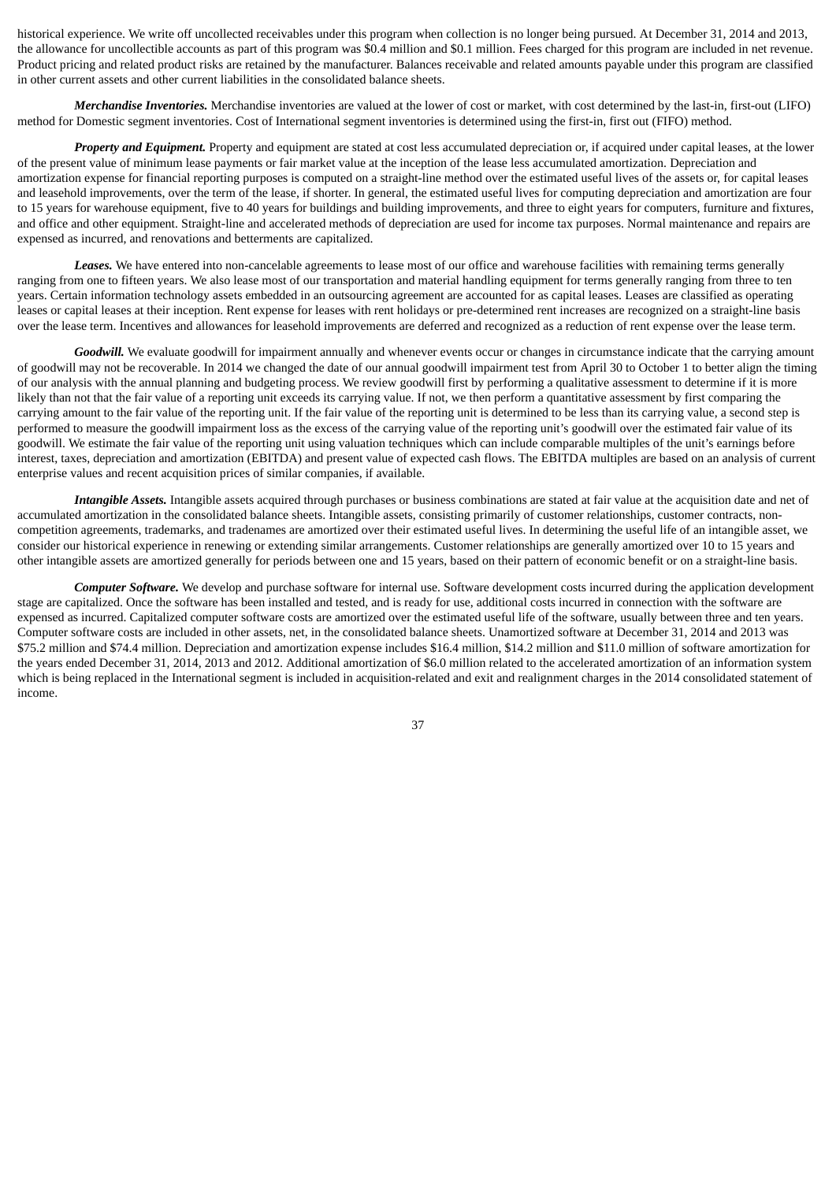historical experience. We write off uncollected receivables under this program when collection is no longer being pursued. At December 31, 2014 and 2013, the allowance for uncollectible accounts as part of this program was $0.4 million and $0.1 million. Fees charged for this program are included in net revenue. Product pricing and related product risks are retained by the manufacturer. Balances receivable and related amounts payable under this program are classified in other current assets and other current liabilities in the consolidated balance sheets.

***Merchandise Inventories.*** Merchandise inventories are valued at the lower of cost or market, with cost determined by the last-in, first-out (LIFO) method for Domestic segment inventories. Cost of International segment inventories is determined using the first-in, first out (FIFO) method.

***Property and Equipment.*** Property and equipment are stated at cost less accumulated depreciation or, if acquired under capital leases, at the lower of the present value of minimum lease payments or fair market value at the inception of the lease less accumulated amortization. Depreciation and amortization expense for financial reporting purposes is computed on a straight-line method over the estimated useful lives of the assets or, for capital leases and leasehold improvements, over the term of the lease, if shorter. In general, the estimated useful lives for computing depreciation and amortization are four to 15 years for warehouse equipment, five to 40 years for buildings and building improvements, and three to eight years for computers, furniture and fixtures, and office and other equipment. Straight-line and accelerated methods of depreciation are used for income tax purposes. Normal maintenance and repairs are expensed as incurred, and renovations and betterments are capitalized.

***Leases.*** We have entered into non-cancelable agreements to lease most of our office and warehouse facilities with remaining terms generally ranging from one to fifteen years. We also lease most of our transportation and material handling equipment for terms generally ranging from three to ten years. Certain information technology assets embedded in an outsourcing agreement are accounted for as capital leases. Leases are classified as operating leases or capital leases at their inception. Rent expense for leases with rent holidays or pre-determined rent increases are recognized on a straight-line basis over the lease term. Incentives and allowances for leasehold improvements are deferred and recognized as a reduction of rent expense over the lease term.

***Goodwill.*** We evaluate goodwill for impairment annually and whenever events occur or changes in circumstance indicate that the carrying amount of goodwill may not be recoverable. In 2014 we changed the date of our annual goodwill impairment test from April 30 to October 1 to better align the timing of our analysis with the annual planning and budgeting process. We review goodwill first by performing a qualitative assessment to determine if it is more likely than not that the fair value of a reporting unit exceeds its carrying value. If not, we then perform a quantitative assessment by first comparing the carrying amount to the fair value of the reporting unit. If the fair value of the reporting unit is determined to be less than its carrying value, a second step is performed to measure the goodwill impairment loss as the excess of the carrying value of the reporting unit's goodwill over the estimated fair value of its goodwill. We estimate the fair value of the reporting unit using valuation techniques which can include comparable multiples of the unit's earnings before interest, taxes, depreciation and amortization (EBITDA) and present value of expected cash flows. The EBITDA multiples are based on an analysis of current enterprise values and recent acquisition prices of similar companies, if available.

***Intangible Assets.*** Intangible assets acquired through purchases or business combinations are stated at fair value at the acquisition date and net of accumulated amortization in the consolidated balance sheets. Intangible assets, consisting primarily of customer relationships, customer contracts, non-competition agreements, trademarks, and tradenames are amortized over their estimated useful lives. In determining the useful life of an intangible asset, we consider our historical experience in renewing or extending similar arrangements. Customer relationships are generally amortized over 10 to 15 years and other intangible assets are amortized generally for periods between one and 15 years, based on their pattern of economic benefit or on a straight-line basis.

***Computer Software.*** We develop and purchase software for internal use. Software development costs incurred during the application development stage are capitalized. Once the software has been installed and tested, and is ready for use, additional costs incurred in connection with the software are expensed as incurred. Capitalized computer software costs are amortized over the estimated useful life of the software, usually between three and ten years. Computer software costs are included in other assets, net, in the consolidated balance sheets. Unamortized software at December 31, 2014 and 2013 was $75.2 million and $74.4 million. Depreciation and amortization expense includes $16.4 million, $14.2 million and $11.0 million of software amortization for the years ended December 31, 2014, 2013 and 2012. Additional amortization of $6.0 million related to the accelerated amortization of an information system which is being replaced in the International segment is included in acquisition-related and exit and realignment charges in the 2014 consolidated statement of income.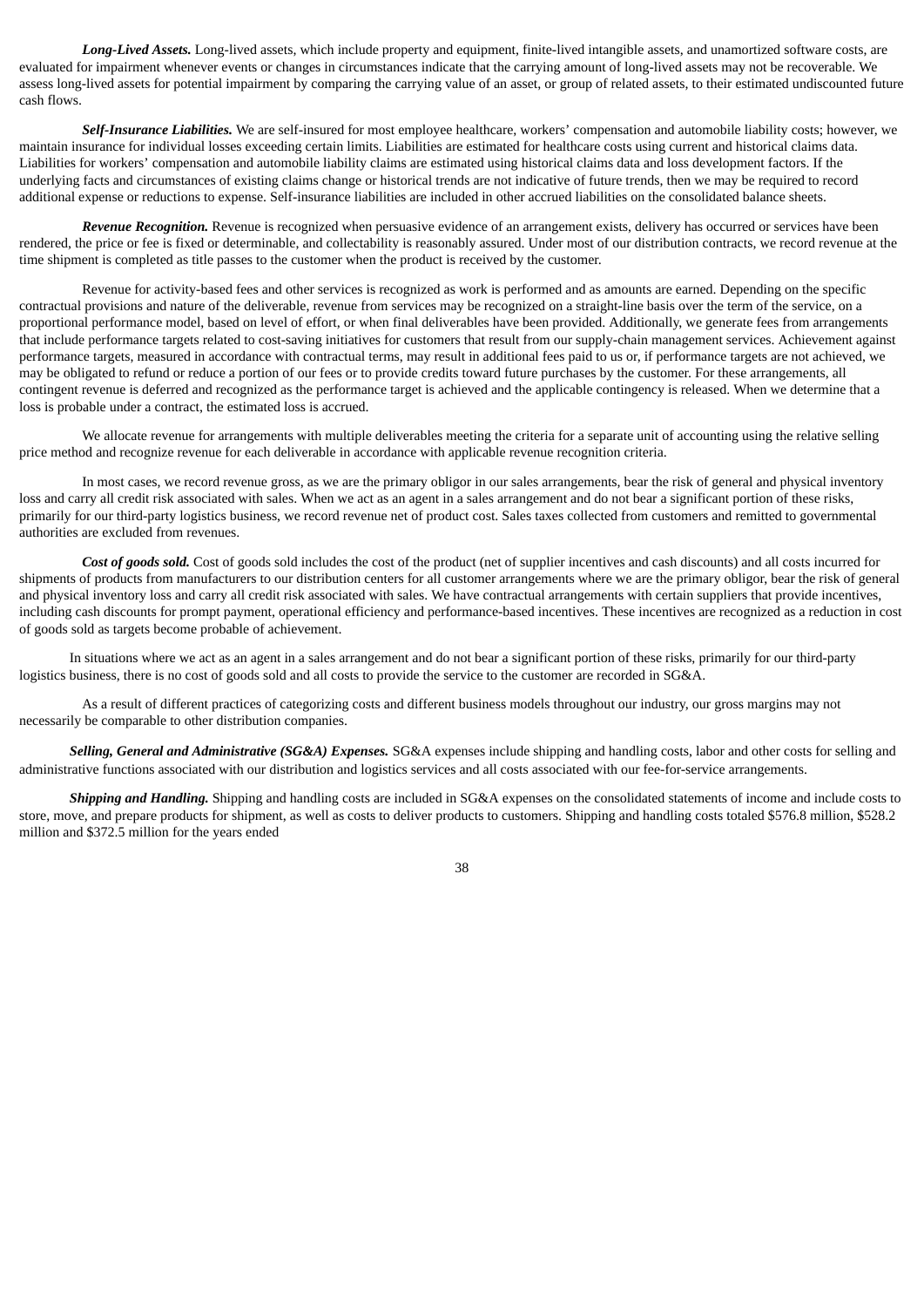***Long-Lived Assets.*** Long-lived assets, which include property and equipment, finite-lived intangible assets, and unamortized software costs, are evaluated for impairment whenever events or changes in circumstances indicate that the carrying amount of long-lived assets may not be recoverable. We assess long-lived assets for potential impairment by comparing the carrying value of an asset, or group of related assets, to their estimated undiscounted future cash flows.

***Self-Insurance Liabilities.*** We are self-insured for most employee healthcare, workers' compensation and automobile liability costs; however, we maintain insurance for individual losses exceeding certain limits. Liabilities are estimated for healthcare costs using current and historical claims data. Liabilities for workers' compensation and automobile liability claims are estimated using historical claims data and loss development factors. If the underlying facts and circumstances of existing claims change or historical trends are not indicative of future trends, then we may be required to record additional expense or reductions to expense. Self-insurance liabilities are included in other accrued liabilities on the consolidated balance sheets.

***Revenue Recognition.*** Revenue is recognized when persuasive evidence of an arrangement exists, delivery has occurred or services have been rendered, the price or fee is fixed or determinable, and collectability is reasonably assured. Under most of our distribution contracts, we record revenue at the time shipment is completed as title passes to the customer when the product is received by the customer.

Revenue for activity-based fees and other services is recognized as work is performed and as amounts are earned. Depending on the specific contractual provisions and nature of the deliverable, revenue from services may be recognized on a straight-line basis over the term of the service, on a proportional performance model, based on level of effort, or when final deliverables have been provided. Additionally, we generate fees from arrangements that include performance targets related to cost-saving initiatives for customers that result from our supply-chain management services. Achievement against performance targets, measured in accordance with contractual terms, may result in additional fees paid to us or, if performance targets are not achieved, we may be obligated to refund or reduce a portion of our fees or to provide credits toward future purchases by the customer. For these arrangements, all contingent revenue is deferred and recognized as the performance target is achieved and the applicable contingency is released. When we determine that a loss is probable under a contract, the estimated loss is accrued.

We allocate revenue for arrangements with multiple deliverables meeting the criteria for a separate unit of accounting using the relative selling price method and recognize revenue for each deliverable in accordance with applicable revenue recognition criteria.

In most cases, we record revenue gross, as we are the primary obligor in our sales arrangements, bear the risk of general and physical inventory loss and carry all credit risk associated with sales. When we act as an agent in a sales arrangement and do not bear a significant portion of these risks, primarily for our third-party logistics business, we record revenue net of product cost. Sales taxes collected from customers and remitted to governmental authorities are excluded from revenues.

***Cost of goods sold.*** Cost of goods sold includes the cost of the product (net of supplier incentives and cash discounts) and all costs incurred for shipments of products from manufacturers to our distribution centers for all customer arrangements where we are the primary obligor, bear the risk of general and physical inventory loss and carry all credit risk associated with sales. We have contractual arrangements with certain suppliers that provide incentives, including cash discounts for prompt payment, operational efficiency and performance-based incentives. These incentives are recognized as a reduction in cost of goods sold as targets become probable of achievement.

In situations where we act as an agent in a sales arrangement and do not bear a significant portion of these risks, primarily for our third-party logistics business, there is no cost of goods sold and all costs to provide the service to the customer are recorded in SG&A.

As a result of different practices of categorizing costs and different business models throughout our industry, our gross margins may not necessarily be comparable to other distribution companies.

***Selling, General and Administrative (SG&A) Expenses.*** SG&A expenses include shipping and handling costs, labor and other costs for selling and administrative functions associated with our distribution and logistics services and all costs associated with our fee-for-service arrangements.

***Shipping and Handling.*** Shipping and handling costs are included in SG&A expenses on the consolidated statements of income and include costs to store, move, and prepare products for shipment, as well as costs to deliver products to customers. Shipping and handling costs totaled $576.8 million, $528.2 million and $372.5 million for the years ended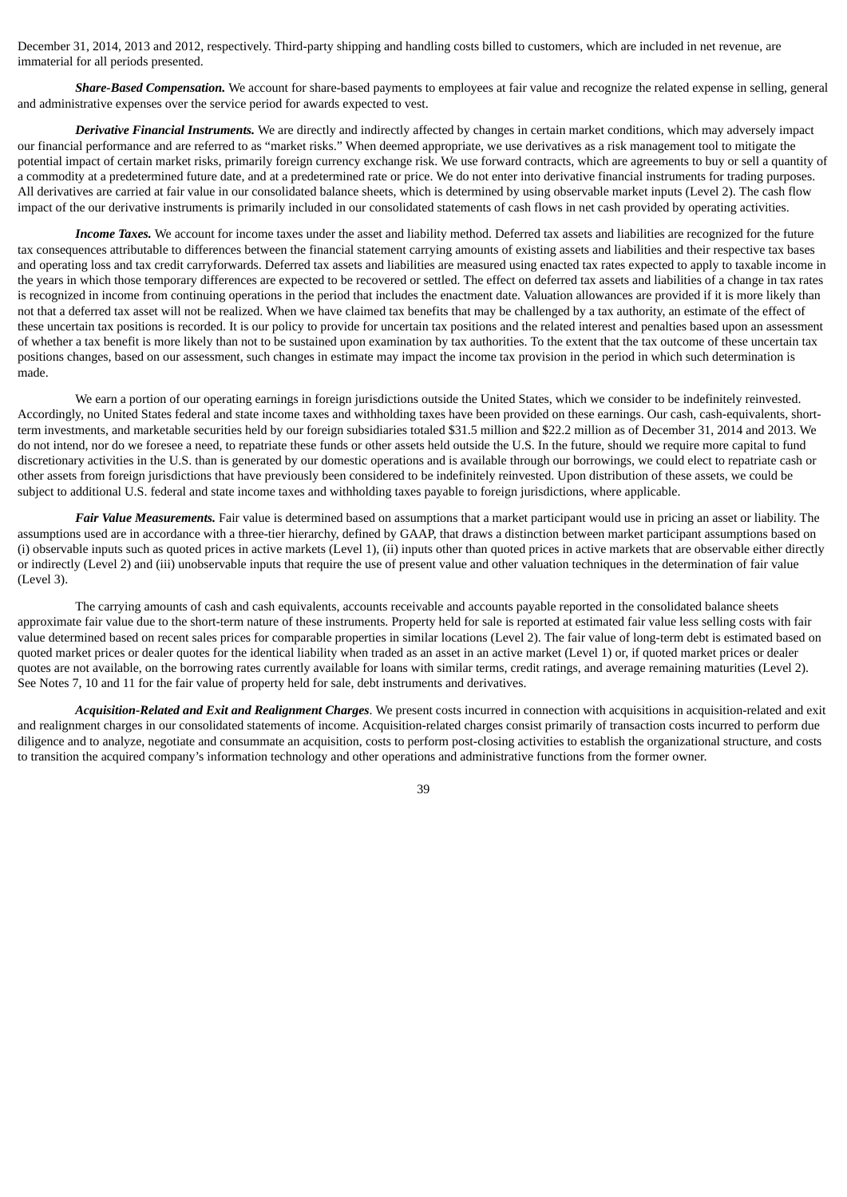December 31, 2014, 2013 and 2012, respectively. Third-party shipping and handling costs billed to customers, which are included in net revenue, are immaterial for all periods presented.

***Share-Based Compensation.*** We account for share-based payments to employees at fair value and recognize the related expense in selling, general and administrative expenses over the service period for awards expected to vest.

***Derivative Financial Instruments.*** We are directly and indirectly affected by changes in certain market conditions, which may adversely impact our financial performance and are referred to as "market risks." When deemed appropriate, we use derivatives as a risk management tool to mitigate the potential impact of certain market risks, primarily foreign currency exchange risk. We use forward contracts, which are agreements to buy or sell a quantity of a commodity at a predetermined future date, and at a predetermined rate or price. We do not enter into derivative financial instruments for trading purposes. All derivatives are carried at fair value in our consolidated balance sheets, which is determined by using observable market inputs (Level 2). The cash flow impact of the our derivative instruments is primarily included in our consolidated statements of cash flows in net cash provided by operating activities.

***Income Taxes.*** We account for income taxes under the asset and liability method. Deferred tax assets and liabilities are recognized for the future tax consequences attributable to differences between the financial statement carrying amounts of existing assets and liabilities and their respective tax bases and operating loss and tax credit carryforwards. Deferred tax assets and liabilities are measured using enacted tax rates expected to apply to taxable income in the years in which those temporary differences are expected to be recovered or settled. The effect on deferred tax assets and liabilities of a change in tax rates is recognized in income from continuing operations in the period that includes the enactment date. Valuation allowances are provided if it is more likely than not that a deferred tax asset will not be realized. When we have claimed tax benefits that may be challenged by a tax authority, an estimate of the effect of these uncertain tax positions is recorded. It is our policy to provide for uncertain tax positions and the related interest and penalties based upon an assessment of whether a tax benefit is more likely than not to be sustained upon examination by tax authorities. To the extent that the tax outcome of these uncertain tax positions changes, based on our assessment, such changes in estimate may impact the income tax provision in the period in which such determination is made.

We earn a portion of our operating earnings in foreign jurisdictions outside the United States, which we consider to be indefinitely reinvested. Accordingly, no United States federal and state income taxes and withholding taxes have been provided on these earnings. Our cash, cash-equivalents, short-term investments, and marketable securities held by our foreign subsidiaries totaled $31.5 million and $22.2 million as of December 31, 2014 and 2013. We do not intend, nor do we foresee a need, to repatriate these funds or other assets held outside the U.S. In the future, should we require more capital to fund discretionary activities in the U.S. than is generated by our domestic operations and is available through our borrowings, we could elect to repatriate cash or other assets from foreign jurisdictions that have previously been considered to be indefinitely reinvested. Upon distribution of these assets, we could be subject to additional U.S. federal and state income taxes and withholding taxes payable to foreign jurisdictions, where applicable.

***Fair Value Measurements.*** Fair value is determined based on assumptions that a market participant would use in pricing an asset or liability. The assumptions used are in accordance with a three-tier hierarchy, defined by GAAP, that draws a distinction between market participant assumptions based on (i) observable inputs such as quoted prices in active markets (Level 1), (ii) inputs other than quoted prices in active markets that are observable either directly or indirectly (Level 2) and (iii) unobservable inputs that require the use of present value and other valuation techniques in the determination of fair value (Level 3).

The carrying amounts of cash and cash equivalents, accounts receivable and accounts payable reported in the consolidated balance sheets approximate fair value due to the short-term nature of these instruments. Property held for sale is reported at estimated fair value less selling costs with fair value determined based on recent sales prices for comparable properties in similar locations (Level 2). The fair value of long-term debt is estimated based on quoted market prices or dealer quotes for the identical liability when traded as an asset in an active market (Level 1) or, if quoted market prices or dealer quotes are not available, on the borrowing rates currently available for loans with similar terms, credit ratings, and average remaining maturities (Level 2). See Notes 7, 10 and 11 for the fair value of property held for sale, debt instruments and derivatives.

***Acquisition-Related and Exit and Realignment Charges***. We present costs incurred in connection with acquisitions in acquisition-related and exit and realignment charges in our consolidated statements of income. Acquisition-related charges consist primarily of transaction costs incurred to perform due diligence and to analyze, negotiate and consummate an acquisition, costs to perform post-closing activities to establish the organizational structure, and costs to transition the acquired company's information technology and other operations and administrative functions from the former owner.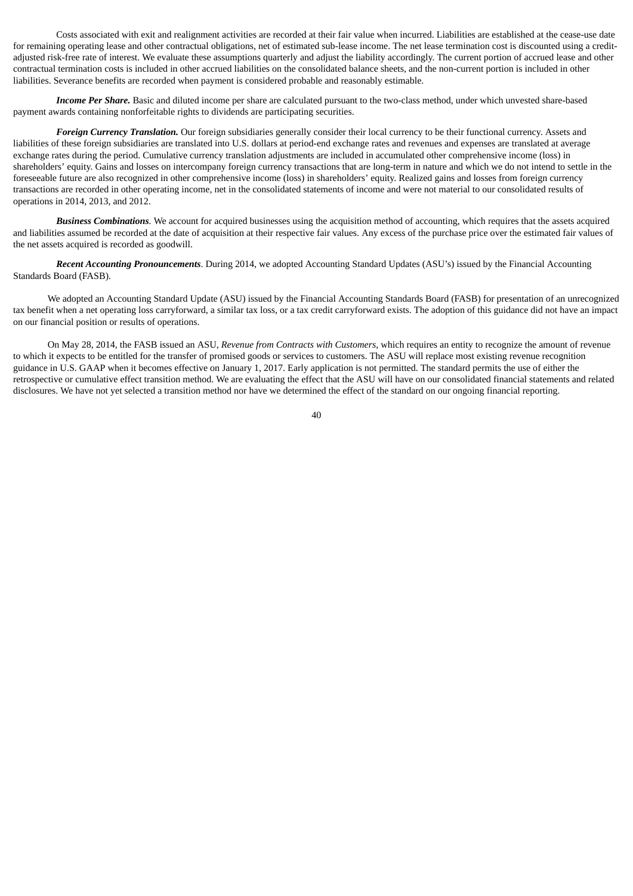Costs associated with exit and realignment activities are recorded at their fair value when incurred. Liabilities are established at the cease-use date for remaining operating lease and other contractual obligations, net of estimated sub-lease income. The net lease termination cost is discounted using a credit-adjusted risk-free rate of interest. We evaluate these assumptions quarterly and adjust the liability accordingly. The current portion of accrued lease and other contractual termination costs is included in other accrued liabilities on the consolidated balance sheets, and the non-current portion is included in other liabilities. Severance benefits are recorded when payment is considered probable and reasonably estimable.

***Income Per Share.*** Basic and diluted income per share are calculated pursuant to the two-class method, under which unvested share-based payment awards containing nonforfeitable rights to dividends are participating securities.

***Foreign Currency Translation.*** Our foreign subsidiaries generally consider their local currency to be their functional currency. Assets and liabilities of these foreign subsidiaries are translated into U.S. dollars at period-end exchange rates and revenues and expenses are translated at average exchange rates during the period. Cumulative currency translation adjustments are included in accumulated other comprehensive income (loss) in shareholders' equity. Gains and losses on intercompany foreign currency transactions that are long-term in nature and which we do not intend to settle in the foreseeable future are also recognized in other comprehensive income (loss) in shareholders' equity. Realized gains and losses from foreign currency transactions are recorded in other operating income, net in the consolidated statements of income and were not material to our consolidated results of operations in 2014, 2013, and 2012.

***Business Combinations.*** We account for acquired businesses using the acquisition method of accounting, which requires that the assets acquired and liabilities assumed be recorded at the date of acquisition at their respective fair values. Any excess of the purchase price over the estimated fair values of the net assets acquired is recorded as goodwill.

***Recent Accounting Pronouncements***. During 2014, we adopted Accounting Standard Updates (ASU's) issued by the Financial Accounting Standards Board (FASB).

We adopted an Accounting Standard Update (ASU) issued by the Financial Accounting Standards Board (FASB) for presentation of an unrecognized tax benefit when a net operating loss carryforward, a similar tax loss, or a tax credit carryforward exists. The adoption of this guidance did not have an impact on our financial position or results of operations.

On May 28, 2014, the FASB issued an ASU, *Revenue from Contracts with Customers*, which requires an entity to recognize the amount of revenue to which it expects to be entitled for the transfer of promised goods or services to customers. The ASU will replace most existing revenue recognition guidance in U.S. GAAP when it becomes effective on January 1, 2017. Early application is not permitted. The standard permits the use of either the retrospective or cumulative effect transition method. We are evaluating the effect that the ASU will have on our consolidated financial statements and related disclosures. We have not yet selected a transition method nor have we determined the effect of the standard on our ongoing financial reporting.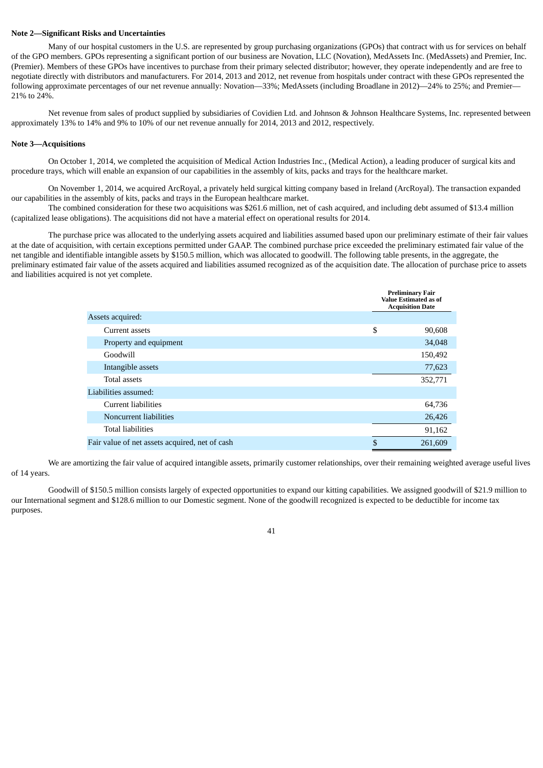**Note 2—Significant Risks and Uncertainties**

Many of our hospital customers in the U.S. are represented by group purchasing organizations (GPOs) that contract with us for services on behalf of the GPO members. GPOs representing a significant portion of our business are Novation, LLC (Novation), MedAssets Inc. (MedAssets) and Premier, Inc. (Premier). Members of these GPOs have incentives to purchase from their primary selected distributor; however, they operate independently and are free to negotiate directly with distributors and manufacturers. For 2014, 2013 and 2012, net revenue from hospitals under contract with these GPOs represented the following approximate percentages of our net revenue annually: Novation—33%; MedAssets (including Broadlane in 2012)—24% to 25%; and Premier—21% to 24%.

Net revenue from sales of product supplied by subsidiaries of Covidien Ltd. and Johnson & Johnson Healthcare Systems, Inc. represented between approximately 13% to 14% and 9% to 10% of our net revenue annually for 2014, 2013 and 2012, respectively.

**Note 3—Acquisitions**

On October 1, 2014, we completed the acquisition of Medical Action Industries Inc., (Medical Action), a leading producer of surgical kits and procedure trays, which will enable an expansion of our capabilities in the assembly of kits, packs and trays for the healthcare market.

On November 1, 2014, we acquired ArcRoyal, a privately held surgical kitting company based in Ireland (ArcRoyal). The transaction expanded our capabilities in the assembly of kits, packs and trays in the European healthcare market.

The combined consideration for these two acquisitions was $261.6 million, net of cash acquired, and including debt assumed of $13.4 million (capitalized lease obligations). The acquisitions did not have a material effect on operational results for 2014.

The purchase price was allocated to the underlying assets acquired and liabilities assumed based upon our preliminary estimate of their fair values at the date of acquisition, with certain exceptions permitted under GAAP. The combined purchase price exceeded the preliminary estimated fair value of the net tangible and identifiable intangible assets by $150.5 million, which was allocated to goodwill. The following table presents, in the aggregate, the preliminary estimated fair value of the assets acquired and liabilities assumed recognized as of the acquisition date. The allocation of purchase price to assets and liabilities acquired is not yet complete.

| | Preliminary Fair Value Estimated as of Acquisition Date |
|---|---|
| Assets acquired: | |
| Current assets | $ 90,608 |
| Property and equipment | 34,048 |
| Goodwill | 150,492 |
| Intangible assets | 77,623 |
| Total assets | 352,771 |
| Liabilities assumed: | |
| Current liabilities | 64,736 |
| Noncurrent liabilities | 26,426 |
| Total liabilities | 91,162 |
| Fair value of net assets acquired, net of cash | $ 261,609 |

We are amortizing the fair value of acquired intangible assets, primarily customer relationships, over their remaining weighted average useful lives of 14 years.

Goodwill of $150.5 million consists largely of expected opportunities to expand our kitting capabilities. We assigned goodwill of $21.9 million to our International segment and $128.6 million to our Domestic segment. None of the goodwill recognized is expected to be deductible for income tax purposes.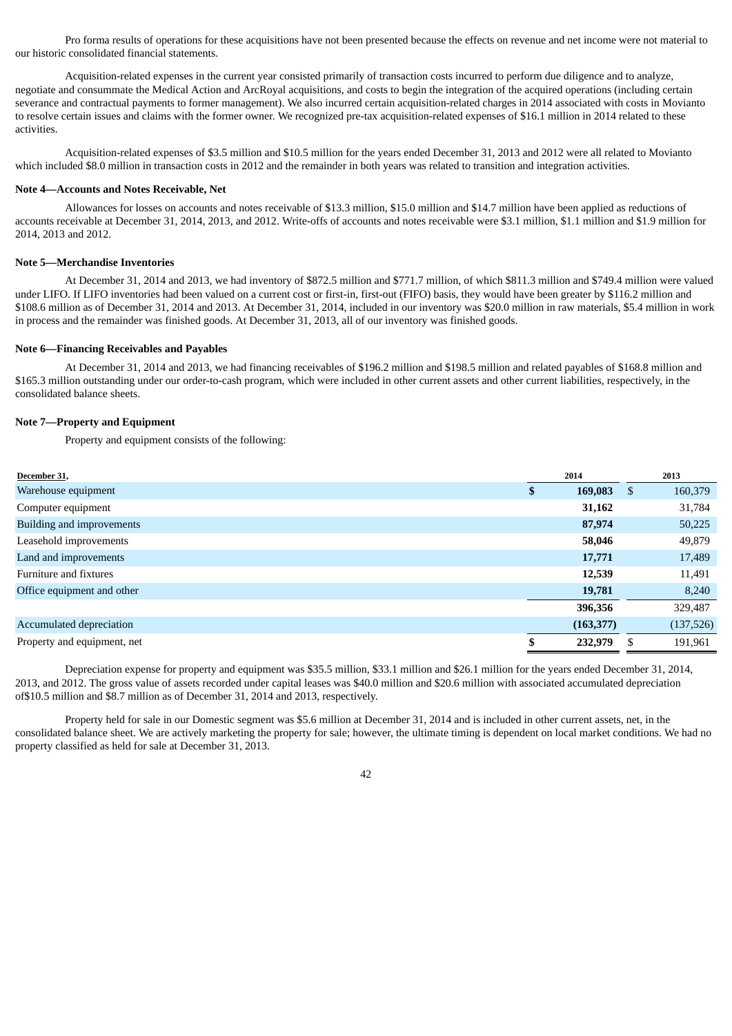Pro forma results of operations for these acquisitions have not been presented because the effects on revenue and net income were not material to our historic consolidated financial statements.

Acquisition-related expenses in the current year consisted primarily of transaction costs incurred to perform due diligence and to analyze, negotiate and consummate the Medical Action and ArcRoyal acquisitions, and costs to begin the integration of the acquired operations (including certain severance and contractual payments to former management). We also incurred certain acquisition-related charges in 2014 associated with costs in Movianto to resolve certain issues and claims with the former owner. We recognized pre-tax acquisition-related expenses of $16.1 million in 2014 related to these activities.

Acquisition-related expenses of $3.5 million and $10.5 million for the years ended December 31, 2013 and 2012 were all related to Movianto which included $8.0 million in transaction costs in 2012 and the remainder in both years was related to transition and integration activities.

**Note 4—Accounts and Notes Receivable, Net**

Allowances for losses on accounts and notes receivable of $13.3 million, $15.0 million and $14.7 million have been applied as reductions of accounts receivable at December 31, 2014, 2013, and 2012. Write-offs of accounts and notes receivable were $3.1 million, $1.1 million and $1.9 million for 2014, 2013 and 2012.

**Note 5—Merchandise Inventories**

At December 31, 2014 and 2013, we had inventory of $872.5 million and $771.7 million, of which $811.3 million and $749.4 million were valued under LIFO. If LIFO inventories had been valued on a current cost or first-in, first-out (FIFO) basis, they would have been greater by $116.2 million and $108.6 million as of December 31, 2014 and 2013. At December 31, 2014, included in our inventory was $20.0 million in raw materials, $5.4 million in work in process and the remainder was finished goods. At December 31, 2013, all of our inventory was finished goods.

**Note 6—Financing Receivables and Payables**

At December 31, 2014 and 2013, we had financing receivables of $196.2 million and $198.5 million and related payables of $168.8 million and $165.3 million outstanding under our order-to-cash program, which were included in other current assets and other current liabilities, respectively, in the consolidated balance sheets.

**Note 7—Property and Equipment**

Property and equipment consists of the following:

| December 31, | 2014 | 2013 |
|---|---|---|
| Warehouse equipment | $ **169,083** | $ 160,379 |
| Computer equipment | **31,162** | 31,784 |
| Building and improvements | **87,974** | 50,225 |
| Leasehold improvements | **58,046** | 49,879 |
| Land and improvements | **17,771** | 17,489 |
| Furniture and fixtures | **12,539** | 11,491 |
| Office equipment and other | **19,781** | 8,240 |
| | **396,356** | 329,487 |
| Accumulated depreciation | **(163,377)** | (137,526) |
| Property and equipment, net | $ **232,979** | $ 191,961 |

Depreciation expense for property and equipment was $35.5 million, $33.1 million and $26.1 million for the years ended December 31, 2014, 2013, and 2012. The gross value of assets recorded under capital leases was $40.0 million and $20.6 million with associated accumulated depreciation of$10.5 million and $8.7 million as of December 31, 2014 and 2013, respectively.

Property held for sale in our Domestic segment was $5.6 million at December 31, 2014 and is included in other current assets, net, in the consolidated balance sheet. We are actively marketing the property for sale; however, the ultimate timing is dependent on local market conditions. We had no property classified as held for sale at December 31, 2013.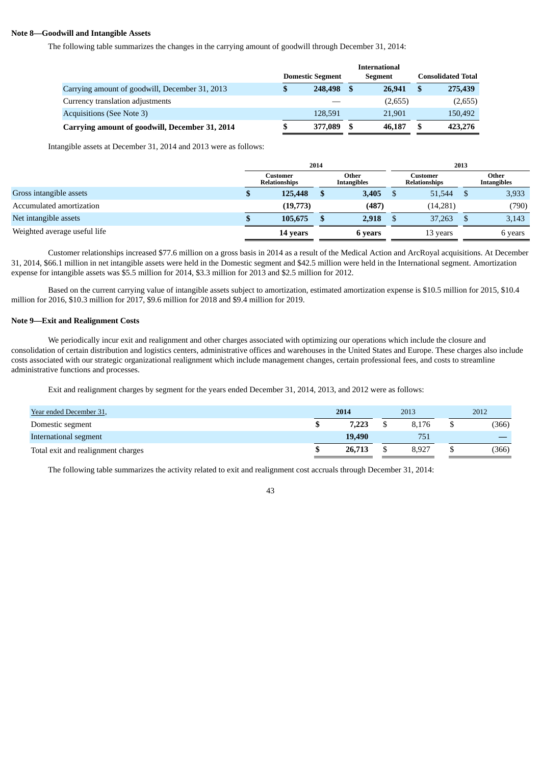**Note 8—Goodwill and Intangible Assets**

The following table summarizes the changes in the carrying amount of goodwill through December 31, 2014:

| | Domestic Segment | International Segment | Consolidated Total |
|---|---|---|---|
| Carrying amount of goodwill, December 31, 2013 | $ 248,498 | $ 26,941 | $ 275,439 |
| Currency translation adjustments | — | (2,655) | (2,655) |
| Acquisitions (See Note 3) | 128,591 | 21,901 | 150,492 |
| **Carrying amount of goodwill, December 31, 2014** | **$ 377,089** | **$ 46,187** | **$ 423,276** |

Intangible assets at December 31, 2014 and 2013 were as follows:

| | 2014 | | 2013 | |
|---|---|---|---|---|
| | Customer Relationships | Other Intangibles | Customer Relationships | Other Intangibles |
| Gross intangible assets | **$ 125,448** | **$ 3,405** | $ 51,544 | $ 3,933 |
| Accumulated amortization | **(19,773)** | **(487)** | (14,281) | (790) |
| Net intangible assets | **$ 105,675** | **$ 2,918** | $ 37,263 | $ 3,143 |
| Weighted average useful life | **14 years** | **6 years** | 13 years | 6 years |

Customer relationships increased $77.6 million on a gross basis in 2014 as a result of the Medical Action and ArcRoyal acquisitions. At December 31, 2014, $66.1 million in net intangible assets were held in the Domestic segment and $42.5 million were held in the International segment. Amortization expense for intangible assets was $5.5 million for 2014, $3.3 million for 2013 and $2.5 million for 2012.

Based on the current carrying value of intangible assets subject to amortization, estimated amortization expense is $10.5 million for 2015, $10.4 million for 2016, $10.3 million for 2017, $9.6 million for 2018 and $9.4 million for 2019.

**Note 9—Exit and Realignment Costs**

We periodically incur exit and realignment and other charges associated with optimizing our operations which include the closure and consolidation of certain distribution and logistics centers, administrative offices and warehouses in the United States and Europe. These charges also include costs associated with our strategic organizational realignment which include management changes, certain professional fees, and costs to streamline administrative functions and processes.

Exit and realignment charges by segment for the years ended December 31, 2014, 2013, and 2012 were as follows:

| Year ended December 31, | 2014 | 2013 | 2012 |
|---|---|---|---|
| Domestic segment | **$ 7,223** | $ 8,176 | $ (366) |
| International segment | **19,490** | 751 | — |
| Total exit and realignment charges | **$ 26,713** | $ 8,927 | $ (366) |

The following table summarizes the activity related to exit and realignment cost accruals through December 31, 2014: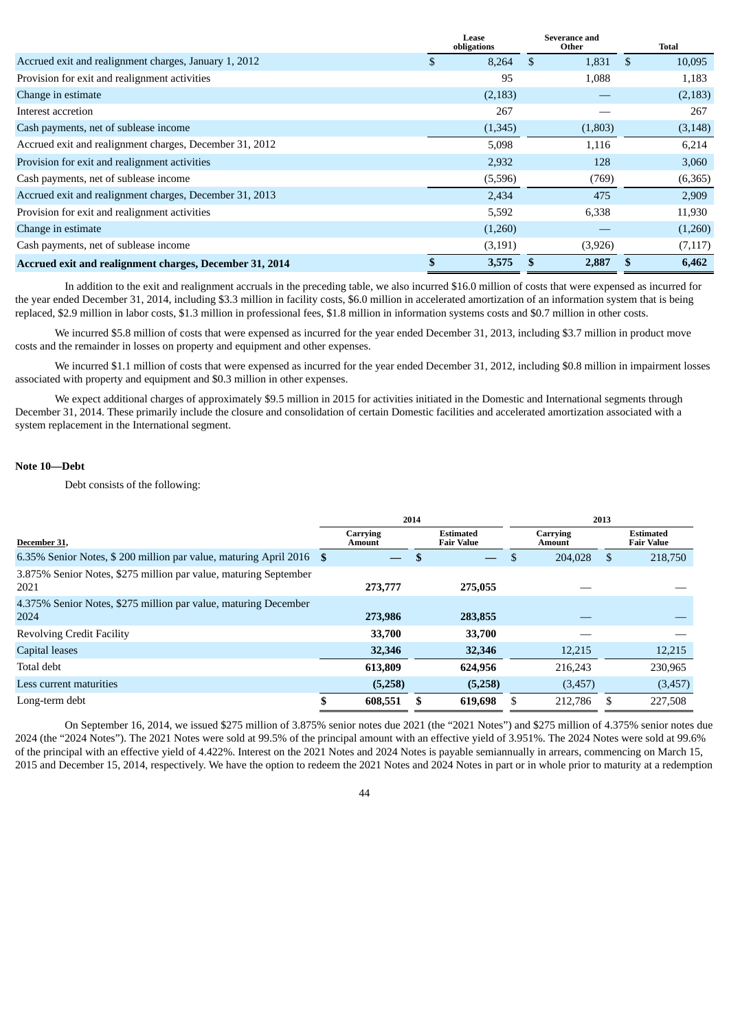| | Lease obligations | Severance and Other | Total |
|---|---|---|---|
| Accrued exit and realignment charges, January 1, 2012 | $ 8,264 | $ 1,831 | $ 10,095 |
| Provision for exit and realignment activities | 95 | 1,088 | 1,183 |
| Change in estimate | (2,183) | — | (2,183) |
| Interest accretion | 267 | — | 267 |
| Cash payments, net of sublease income | (1,345) | (1,803) | (3,148) |
| Accrued exit and realignment charges, December 31, 2012 | 5,098 | 1,116 | 6,214 |
| Provision for exit and realignment activities | 2,932 | 128 | 3,060 |
| Cash payments, net of sublease income | (5,596) | (769) | (6,365) |
| Accrued exit and realignment charges, December 31, 2013 | 2,434 | 475 | 2,909 |
| Provision for exit and realignment activities | 5,592 | 6,338 | 11,930 |
| Change in estimate | (1,260) | — | (1,260) |
| Cash payments, net of sublease income | (3,191) | (3,926) | (7,117) |
| **Accrued exit and realignment charges, December 31, 2014** | **$ 3,575** | **$ 2,887** | **$ 6,462** |

In addition to the exit and realignment accruals in the preceding table, we also incurred $16.0 million of costs that were expensed as incurred for the year ended December 31, 2014, including $3.3 million in facility costs, $6.0 million in accelerated amortization of an information system that is being replaced, $2.9 million in labor costs, $1.3 million in professional fees, $1.8 million in information systems costs and $0.7 million in other costs.

We incurred $5.8 million of costs that were expensed as incurred for the year ended December 31, 2013, including $3.7 million in product move costs and the remainder in losses on property and equipment and other expenses.

We incurred $1.1 million of costs that were expensed as incurred for the year ended December 31, 2012, including $0.8 million in impairment losses associated with property and equipment and $0.3 million in other expenses.

We expect additional charges of approximately $9.5 million in 2015 for activities initiated in the Domestic and International segments through December 31, 2014. These primarily include the closure and consolidation of certain Domestic facilities and accelerated amortization associated with a system replacement in the International segment.

**Note 10—Debt**

Debt consists of the following:

| | 2014 | | 2013 | |
|---|---|---|---|---|
| December 31, | Carrying Amount | Estimated Fair Value | Carrying Amount | Estimated Fair Value |
| 6.35% Senior Notes, $ 200 million par value, maturing April 2016 | $ — | $ — | $ 204,028 | $ 218,750 |
| 3.875% Senior Notes, $275 million par value, maturing September 2021 | **273,777** | **275,055** | — | — |
| 4.375% Senior Notes, $275 million par value, maturing December 2024 | **273,986** | **283,855** | — | — |
| Revolving Credit Facility | **33,700** | **33,700** | — | — |
| Capital leases | **32,346** | **32,346** | 12,215 | 12,215 |
| Total debt | **613,809** | **624,956** | 216,243 | 230,965 |
| Less current maturities | **(5,258)** | **(5,258)** | (3,457) | (3,457) |
| Long-term debt | **$ 608,551** | **$ 619,698** | $ 212,786 | $ 227,508 |

On September 16, 2014, we issued $275 million of 3.875% senior notes due 2021 (the "2021 Notes") and $275 million of 4.375% senior notes due 2024 (the "2024 Notes"). The 2021 Notes were sold at 99.5% of the principal amount with an effective yield of 3.951%. The 2024 Notes were sold at 99.6% of the principal with an effective yield of 4.422%. Interest on the 2021 Notes and 2024 Notes is payable semiannually in arrears, commencing on March 15, 2015 and December 15, 2014, respectively. We have the option to redeem the 2021 Notes and 2024 Notes in part or in whole prior to maturity at a redemption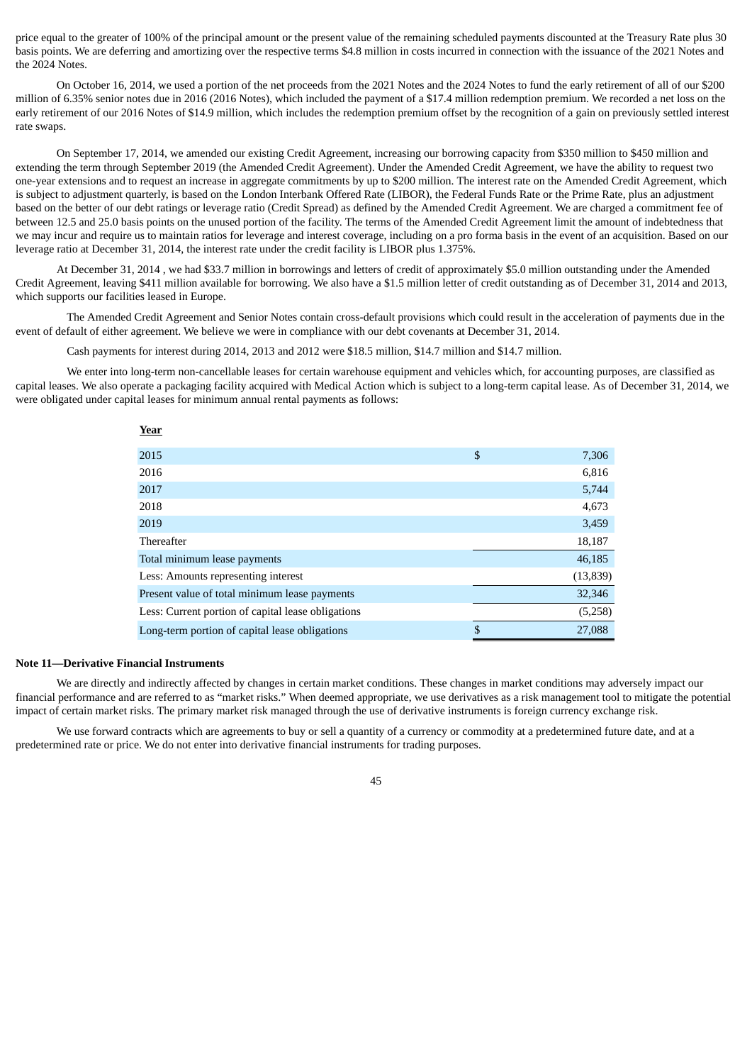price equal to the greater of 100% of the principal amount or the present value of the remaining scheduled payments discounted at the Treasury Rate plus 30 basis points. We are deferring and amortizing over the respective terms $4.8 million in costs incurred in connection with the issuance of the 2021 Notes and the 2024 Notes.

On October 16, 2014, we used a portion of the net proceeds from the 2021 Notes and the 2024 Notes to fund the early retirement of all of our $200 million of 6.35% senior notes due in 2016 (2016 Notes), which included the payment of a $17.4 million redemption premium. We recorded a net loss on the early retirement of our 2016 Notes of $14.9 million, which includes the redemption premium offset by the recognition of a gain on previously settled interest rate swaps.

On September 17, 2014, we amended our existing Credit Agreement, increasing our borrowing capacity from $350 million to $450 million and extending the term through September 2019 (the Amended Credit Agreement). Under the Amended Credit Agreement, we have the ability to request two one-year extensions and to request an increase in aggregate commitments by up to $200 million. The interest rate on the Amended Credit Agreement, which is subject to adjustment quarterly, is based on the London Interbank Offered Rate (LIBOR), the Federal Funds Rate or the Prime Rate, plus an adjustment based on the better of our debt ratings or leverage ratio (Credit Spread) as defined by the Amended Credit Agreement. We are charged a commitment fee of between 12.5 and 25.0 basis points on the unused portion of the facility. The terms of the Amended Credit Agreement limit the amount of indebtedness that we may incur and require us to maintain ratios for leverage and interest coverage, including on a pro forma basis in the event of an acquisition. Based on our leverage ratio at December 31, 2014, the interest rate under the credit facility is LIBOR plus 1.375%.

At December 31, 2014 , we had $33.7 million in borrowings and letters of credit of approximately $5.0 million outstanding under the Amended Credit Agreement, leaving $411 million available for borrowing. We also have a $1.5 million letter of credit outstanding as of December 31, 2014 and 2013, which supports our facilities leased in Europe.

The Amended Credit Agreement and Senior Notes contain cross-default provisions which could result in the acceleration of payments due in the event of default of either agreement. We believe we were in compliance with our debt covenants at December 31, 2014.

Cash payments for interest during 2014, 2013 and 2012 were $18.5 million, $14.7 million and $14.7 million.

We enter into long-term non-cancellable leases for certain warehouse equipment and vehicles which, for accounting purposes, are classified as capital leases. We also operate a packaging facility acquired with Medical Action which is subject to a long-term capital lease. As of December 31, 2014, we were obligated under capital leases for minimum annual rental payments as follows:

| Year | |
|---|---|
| 2015 | $ 7,306 |
| 2016 | 6,816 |
| 2017 | 5,744 |
| 2018 | 4,673 |
| 2019 | 3,459 |
| Thereafter | 18,187 |
| Total minimum lease payments | 46,185 |
| Less: Amounts representing interest | (13,839) |
| Present value of total minimum lease payments | 32,346 |
| Less: Current portion of capital lease obligations | (5,258) |
| Long-term portion of capital lease obligations | $ 27,088 |

**Note 11—Derivative Financial Instruments**

We are directly and indirectly affected by changes in certain market conditions. These changes in market conditions may adversely impact our financial performance and are referred to as "market risks." When deemed appropriate, we use derivatives as a risk management tool to mitigate the potential impact of certain market risks. The primary market risk managed through the use of derivative instruments is foreign currency exchange risk.

We use forward contracts which are agreements to buy or sell a quantity of a currency or commodity at a predetermined future date, and at a predetermined rate or price. We do not enter into derivative financial instruments for trading purposes.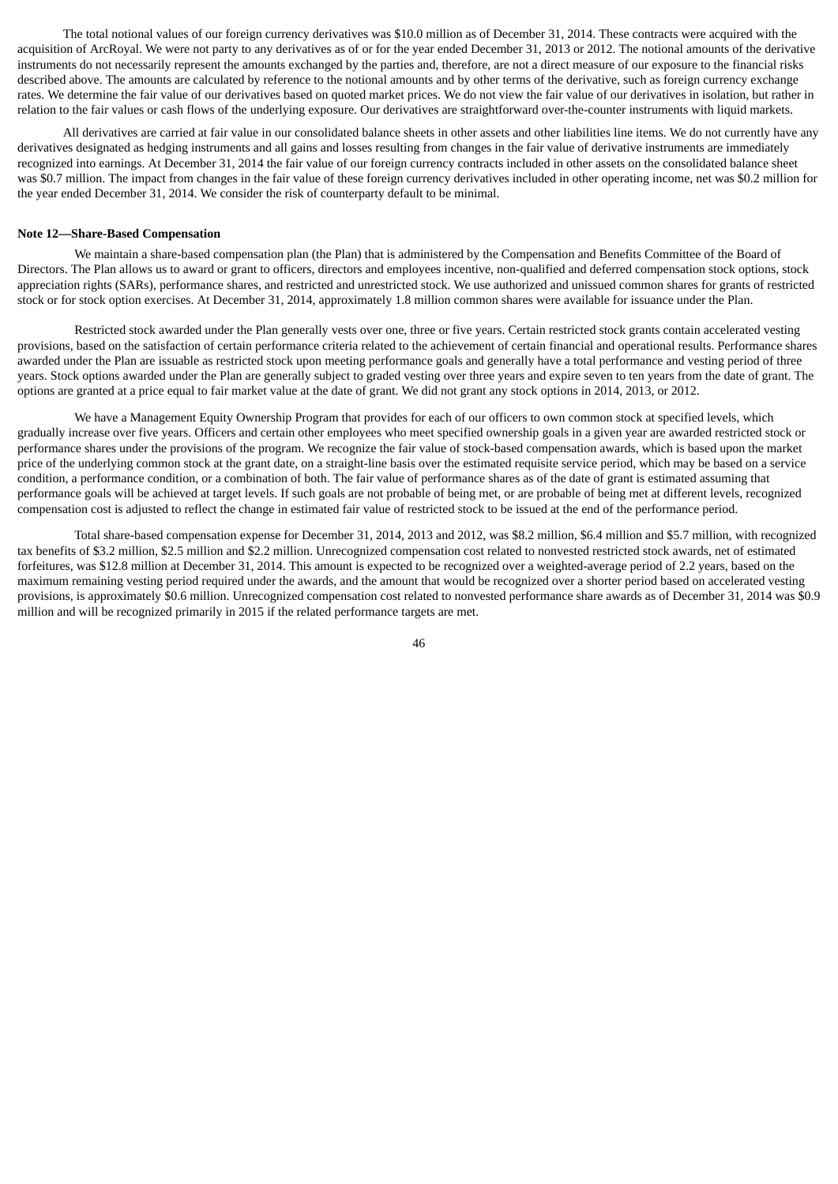The total notional values of our foreign currency derivatives was $10.0 million as of December 31, 2014. These contracts were acquired with the acquisition of ArcRoyal. We were not party to any derivatives as of or for the year ended December 31, 2013 or 2012. The notional amounts of the derivative instruments do not necessarily represent the amounts exchanged by the parties and, therefore, are not a direct measure of our exposure to the financial risks described above. The amounts are calculated by reference to the notional amounts and by other terms of the derivative, such as foreign currency exchange rates. We determine the fair value of our derivatives based on quoted market prices. We do not view the fair value of our derivatives in isolation, but rather in relation to the fair values or cash flows of the underlying exposure. Our derivatives are straightforward over-the-counter instruments with liquid markets.

All derivatives are carried at fair value in our consolidated balance sheets in other assets and other liabilities line items. We do not currently have any derivatives designated as hedging instruments and all gains and losses resulting from changes in the fair value of derivative instruments are immediately recognized into earnings. At December 31, 2014 the fair value of our foreign currency contracts included in other assets on the consolidated balance sheet was $0.7 million. The impact from changes in the fair value of these foreign currency derivatives included in other operating income, net was $0.2 million for the year ended December 31, 2014. We consider the risk of counterparty default to be minimal.

**Note 12—Share-Based Compensation**

We maintain a share-based compensation plan (the Plan) that is administered by the Compensation and Benefits Committee of the Board of Directors. The Plan allows us to award or grant to officers, directors and employees incentive, non-qualified and deferred compensation stock options, stock appreciation rights (SARs), performance shares, and restricted and unrestricted stock. We use authorized and unissued common shares for grants of restricted stock or for stock option exercises. At December 31, 2014, approximately 1.8 million common shares were available for issuance under the Plan.

Restricted stock awarded under the Plan generally vests over one, three or five years. Certain restricted stock grants contain accelerated vesting provisions, based on the satisfaction of certain performance criteria related to the achievement of certain financial and operational results. Performance shares awarded under the Plan are issuable as restricted stock upon meeting performance goals and generally have a total performance and vesting period of three years. Stock options awarded under the Plan are generally subject to graded vesting over three years and expire seven to ten years from the date of grant. The options are granted at a price equal to fair market value at the date of grant. We did not grant any stock options in 2014, 2013, or 2012.

We have a Management Equity Ownership Program that provides for each of our officers to own common stock at specified levels, which gradually increase over five years. Officers and certain other employees who meet specified ownership goals in a given year are awarded restricted stock or performance shares under the provisions of the program. We recognize the fair value of stock-based compensation awards, which is based upon the market price of the underlying common stock at the grant date, on a straight-line basis over the estimated requisite service period, which may be based on a service condition, a performance condition, or a combination of both. The fair value of performance shares as of the date of grant is estimated assuming that performance goals will be achieved at target levels. If such goals are not probable of being met, or are probable of being met at different levels, recognized compensation cost is adjusted to reflect the change in estimated fair value of restricted stock to be issued at the end of the performance period.

Total share-based compensation expense for December 31, 2014, 2013 and 2012, was $8.2 million, $6.4 million and $5.7 million, with recognized tax benefits of $3.2 million, $2.5 million and $2.2 million. Unrecognized compensation cost related to nonvested restricted stock awards, net of estimated forfeitures, was $12.8 million at December 31, 2014. This amount is expected to be recognized over a weighted-average period of 2.2 years, based on the maximum remaining vesting period required under the awards, and the amount that would be recognized over a shorter period based on accelerated vesting provisions, is approximately $0.6 million. Unrecognized compensation cost related to nonvested performance share awards as of December 31, 2014 was $0.9 million and will be recognized primarily in 2015 if the related performance targets are met.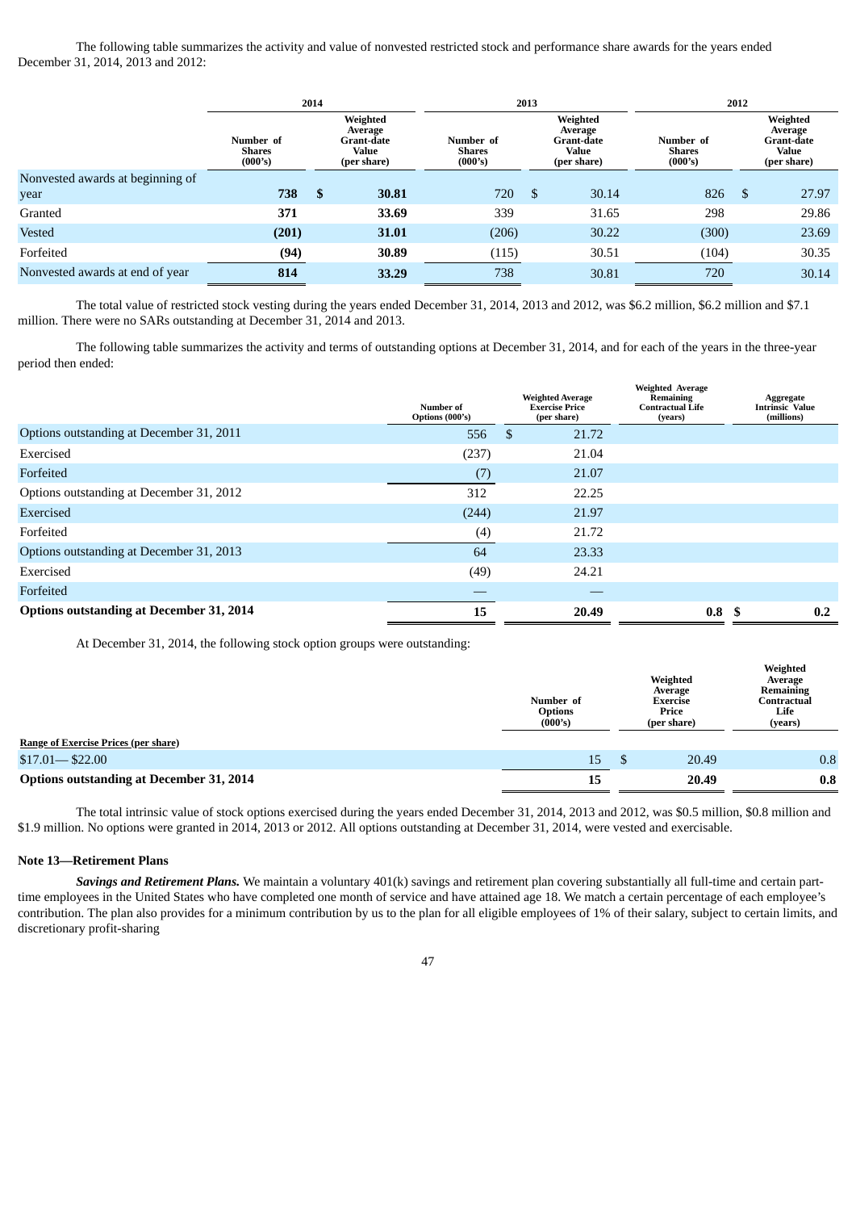The following table summarizes the activity and value of nonvested restricted stock and performance share awards for the years ended December 31, 2014, 2013 and 2012:

| | 2014 | | 2013 | | 2012 | |
|---|---|---|---|---|---|---|
| | Number of Shares (000's) | Weighted Average Grant-date Value (per share) | Number of Shares (000's) | Weighted Average Grant-date Value (per share) | Number of Shares (000's) | Weighted Average Grant-date Value (per share) |
| Nonvested awards at beginning of year | **738** | **$ 30.81** | 720 | $ 30.14 | 826 | $ 27.97 |
| Granted | **371** | **33.69** | 339 | 31.65 | 298 | 29.86 |
| Vested | **(201)** | **31.01** | (206) | 30.22 | (300) | 23.69 |
| Forfeited | **(94)** | **30.89** | (115) | 30.51 | (104) | 30.35 |
| Nonvested awards at end of year | **814** | **33.29** | 738 | 30.81 | 720 | 30.14 |

The total value of restricted stock vesting during the years ended December 31, 2014, 2013 and 2012, was $6.2 million, $6.2 million and $7.1 million. There were no SARs outstanding at December 31, 2014 and 2013.

The following table summarizes the activity and terms of outstanding options at December 31, 2014, and for each of the years in the three-year period then ended:

| | Number of Options (000's) | Weighted Average Exercise Price (per share) | Weighted Average Remaining Contractual Life (years) | Aggregate Intrinsic Value (millions) |
|---|---|---|---|---|
| Options outstanding at December 31, 2011 | 556 | $ 21.72 | | |
| Exercised | (237) | 21.04 | | |
| Forfeited | (7) | 21.07 | | |
| Options outstanding at December 31, 2012 | 312 | 22.25 | | |
| Exercised | (244) | 21.97 | | |
| Forfeited | (4) | 21.72 | | |
| Options outstanding at December 31, 2013 | 64 | 23.33 | | |
| Exercised | (49) | 24.21 | | |
| Forfeited | — | — | | |
| **Options outstanding at December 31, 2014** | **15** | **20.49** | **0.8** | **$ 0.2** |

At December 31, 2014, the following stock option groups were outstanding:

| | Number of Options (000's) | Weighted Average Exercise Price (per share) | Weighted Average Remaining Contractual Life (years) |
|---|---|---|---|
| Range of Exercise Prices (per share) | | | |
| $17.01— $22.00 | 15 | $ 20.49 | 0.8 |
| **Options outstanding at December 31, 2014** | **15** | **20.49** | **0.8** |

The total intrinsic value of stock options exercised during the years ended December 31, 2014, 2013 and 2012, was $0.5 million, $0.8 million and $1.9 million. No options were granted in 2014, 2013 or 2012. All options outstanding at December 31, 2014, were vested and exercisable.

**Note 13—Retirement Plans**

***Savings and Retirement Plans.*** We maintain a voluntary 401(k) savings and retirement plan covering substantially all full-time and certain part-time employees in the United States who have completed one month of service and have attained age 18. We match a certain percentage of each employee's contribution. The plan also provides for a minimum contribution by us to the plan for all eligible employees of 1% of their salary, subject to certain limits, and discretionary profit-sharing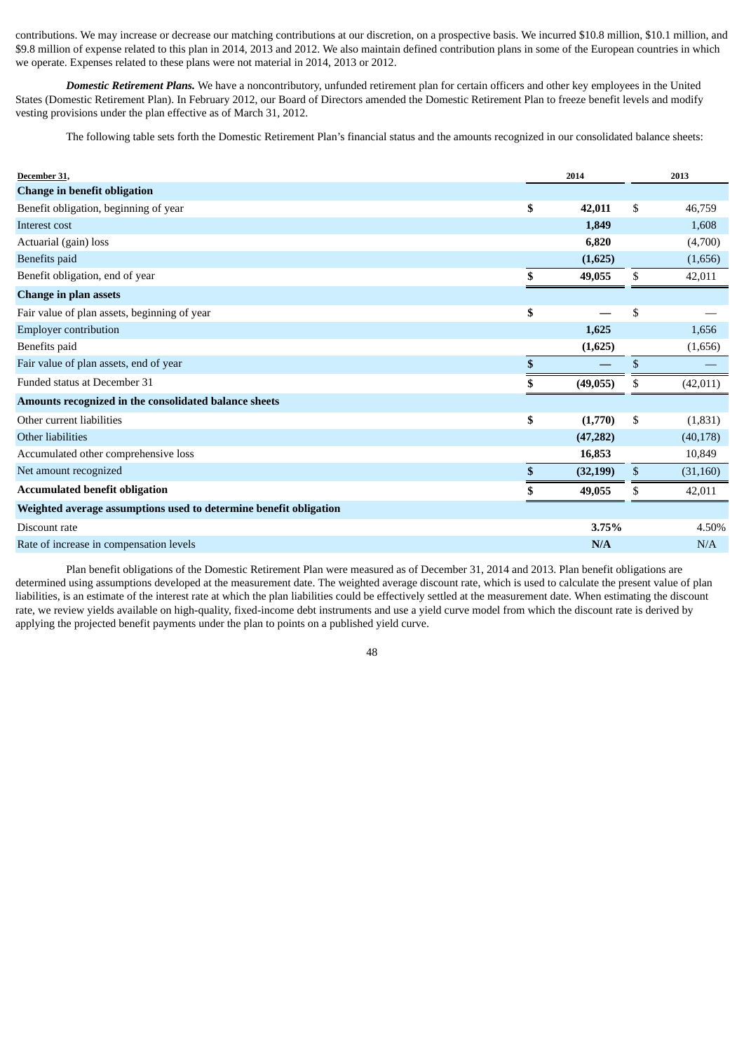contributions. We may increase or decrease our matching contributions at our discretion, on a prospective basis. We incurred \$10.8 million, \$10.1 million, and \$9.8 million of expense related to this plan in 2014, 2013 and 2012. We also maintain defined contribution plans in some of the European countries in which we operate. Expenses related to these plans were not material in 2014, 2013 or 2012.

***Domestic Retirement Plans.*** We have a noncontributory, unfunded retirement plan for certain officers and other key employees in the United States (Domestic Retirement Plan). In February 2012, our Board of Directors amended the Domestic Retirement Plan to freeze benefit levels and modify vesting provisions under the plan effective as of March 31, 2012.

The following table sets forth the Domestic Retirement Plan's financial status and the amounts recognized in our consolidated balance sheets:

| December 31, | 2014 | 2013 |
|---|---|---|
| **Change in benefit obligation** | | |
| Benefit obligation, beginning of year | **\$ 42,011** | \$ 46,759 |
| Interest cost | **1,849** | 1,608 |
| Actuarial (gain) loss | **6,820** | (4,700) |
| Benefits paid | **(1,625)** | (1,656) |
| Benefit obligation, end of year | **\$ 49,055** | \$ 42,011 |
| **Change in plan assets** | | |
| Fair value of plan assets, beginning of year | **\$ —** | \$ — |
| Employer contribution | **1,625** | 1,656 |
| Benefits paid | **(1,625)** | (1,656) |
| Fair value of plan assets, end of year | **\$ —** | \$ — |
| Funded status at December 31 | **\$ (49,055)** | \$ (42,011) |
| **Amounts recognized in the consolidated balance sheets** | | |
| Other current liabilities | **\$ (1,770)** | \$ (1,831) |
| Other liabilities | **(47,282)** | (40,178) |
| Accumulated other comprehensive loss | **16,853** | 10,849 |
| Net amount recognized | **\$ (32,199)** | \$ (31,160) |
| **Accumulated benefit obligation** | **\$ 49,055** | \$ 42,011 |
| **Weighted average assumptions used to determine benefit obligation** | | |
| Discount rate | **3.75%** | 4.50% |
| Rate of increase in compensation levels | **N/A** | N/A |

Plan benefit obligations of the Domestic Retirement Plan were measured as of December 31, 2014 and 2013. Plan benefit obligations are determined using assumptions developed at the measurement date. The weighted average discount rate, which is used to calculate the present value of plan liabilities, is an estimate of the interest rate at which the plan liabilities could be effectively settled at the measurement date. When estimating the discount rate, we review yields available on high-quality, fixed-income debt instruments and use a yield curve model from which the discount rate is derived by applying the projected benefit payments under the plan to points on a published yield curve.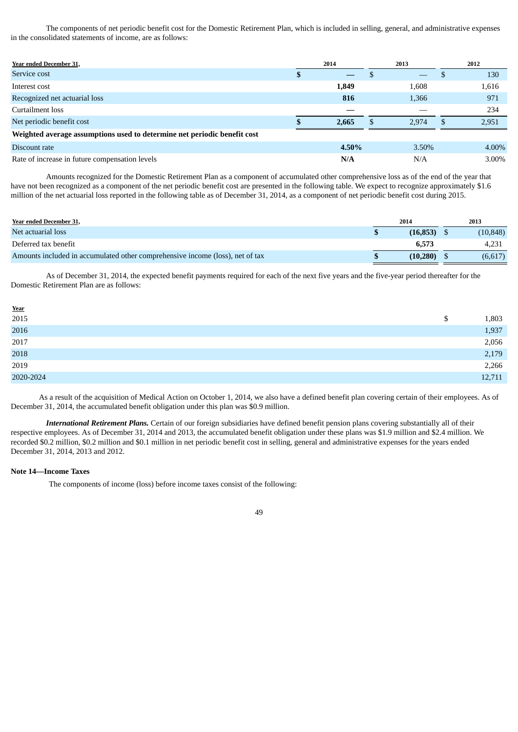The components of net periodic benefit cost for the Domestic Retirement Plan, which is included in selling, general, and administrative expenses in the consolidated statements of income, are as follows:

| Year ended December 31, | 2014 | 2013 | 2012 |
|---|---|---|---|
| Service cost | **$ —** | $ — | $ 130 |
| Interest cost | **1,849** | 1,608 | 1,616 |
| Recognized net actuarial loss | **816** | 1,366 | 971 |
| Curtailment loss | **—** | — | 234 |
| Net periodic benefit cost | **$ 2,665** | $ 2,974 | $ 2,951 |
| **Weighted average assumptions used to determine net periodic benefit cost** | | | |
| Discount rate | **4.50%** | 3.50% | 4.00% |
| Rate of increase in future compensation levels | **N/A** | N/A | 3.00% |

Amounts recognized for the Domestic Retirement Plan as a component of accumulated other comprehensive loss as of the end of the year that have not been recognized as a component of the net periodic benefit cost are presented in the following table. We expect to recognize approximately $1.6 million of the net actuarial loss reported in the following table as of December 31, 2014, as a component of net periodic benefit cost during 2015.

| Year ended December 31, | 2014 | 2013 |
|---|---|---|
| Net actuarial loss | **$ (16,853)** | $ (10,848) |
| Deferred tax benefit | **6,573** | 4,231 |
| Amounts included in accumulated other comprehensive income (loss), net of tax | **$ (10,280)** | $ (6,617) |

As of December 31, 2014, the expected benefit payments required for each of the next five years and the five-year period thereafter for the Domestic Retirement Plan are as follows:

| Year | |
|---|---|
| 2015 | $ 1,803 |
| 2016 | 1,937 |
| 2017 | 2,056 |
| 2018 | 2,179 |
| 2019 | 2,266 |
| 2020-2024 | 12,711 |

As a result of the acquisition of Medical Action on October 1, 2014, we also have a defined benefit plan covering certain of their employees. As of December 31, 2014, the accumulated benefit obligation under this plan was $0.9 million.

***International Retirement Plans.*** Certain of our foreign subsidiaries have defined benefit pension plans covering substantially all of their respective employees. As of December 31, 2014 and 2013, the accumulated benefit obligation under these plans was $1.9 million and $2.4 million. We recorded $0.2 million, $0.2 million and $0.1 million in net periodic benefit cost in selling, general and administrative expenses for the years ended December 31, 2014, 2013 and 2012.

**Note 14—Income Taxes**

The components of income (loss) before income taxes consist of the following: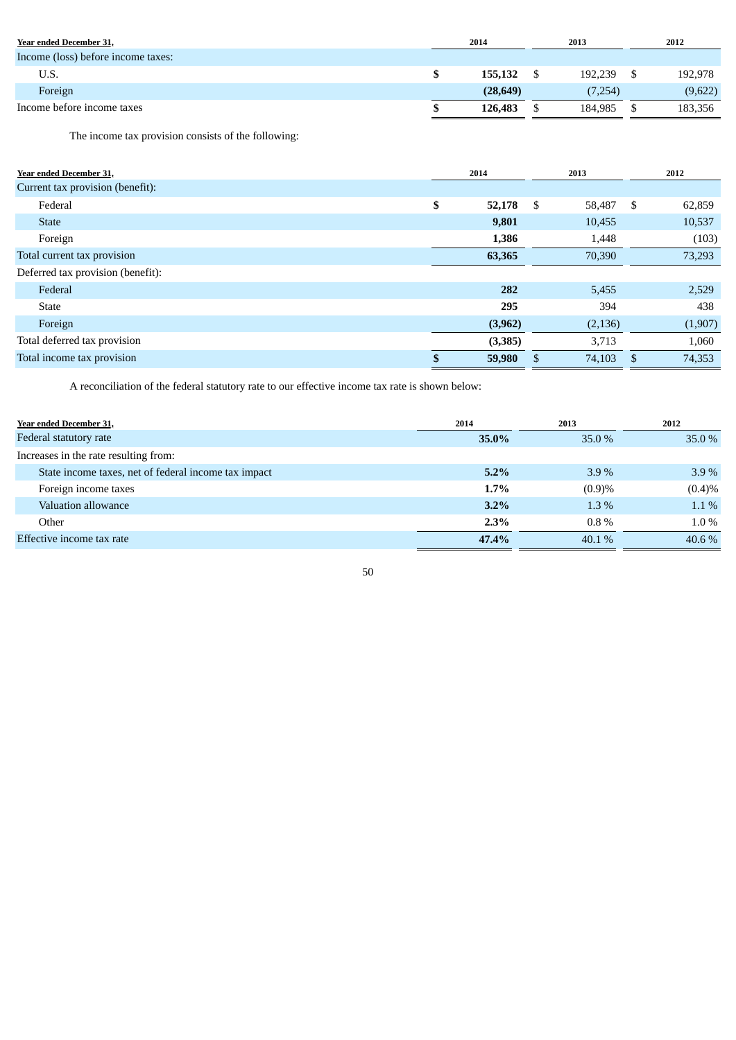| Year ended December 31, | 2014 | 2013 | 2012 |
|---|---|---|---|
| Income (loss) before income taxes: | | | |
| U.S. | **$ 155,132** | $ 192,239 | $ 192,978 |
| Foreign | **(28,649)** | (7,254) | (9,622) |
| Income before income taxes | **$ 126,483** | $ 184,985 | $ 183,356 |

The income tax provision consists of the following:

| Year ended December 31, | 2014 | 2013 | 2012 |
|---|---|---|---|
| Current tax provision (benefit): | | | |
| Federal | **$ 52,178** | $ 58,487 | $ 62,859 |
| State | **9,801** | 10,455 | 10,537 |
| Foreign | **1,386** | 1,448 | (103) |
| Total current tax provision | **63,365** | 70,390 | 73,293 |
| Deferred tax provision (benefit): | | | |
| Federal | **282** | 5,455 | 2,529 |
| State | **295** | 394 | 438 |
| Foreign | **(3,962)** | (2,136) | (1,907) |
| Total deferred tax provision | **(3,385)** | 3,713 | 1,060 |
| Total income tax provision | **$ 59,980** | $ 74,103 | $ 74,353 |

A reconciliation of the federal statutory rate to our effective income tax rate is shown below:

| Year ended December 31, | 2014 | 2013 | 2012 |
|---|---|---|---|
| Federal statutory rate | **35.0%** | 35.0 % | 35.0 % |
| Increases in the rate resulting from: | | | |
| State income taxes, net of federal income tax impact | **5.2%** | 3.9 % | 3.9 % |
| Foreign income taxes | **1.7%** | (0.9)% | (0.4)% |
| Valuation allowance | **3.2%** | 1.3 % | 1.1 % |
| Other | **2.3%** | 0.8 % | 1.0 % |
| Effective income tax rate | **47.4%** | 40.1 % | 40.6 % |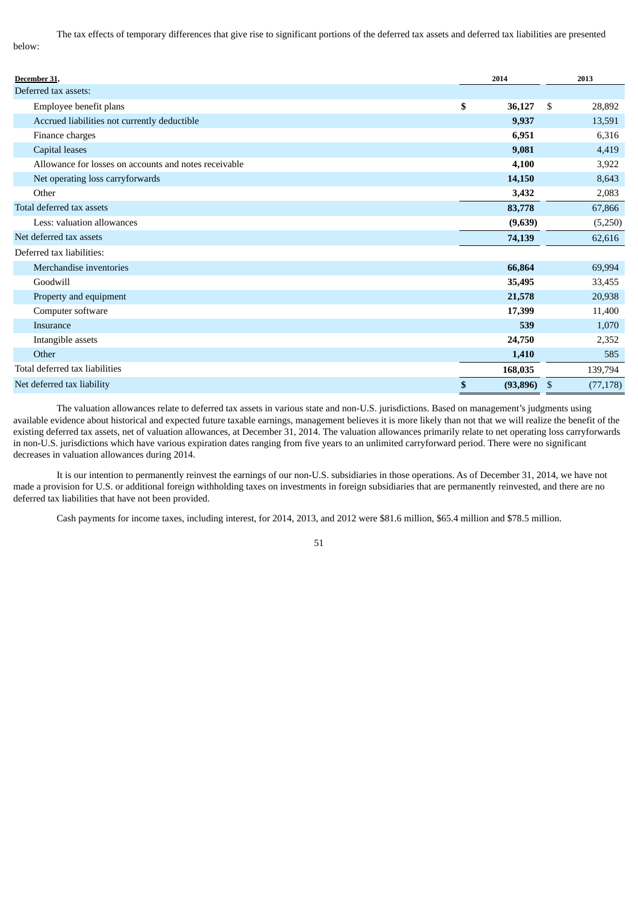The tax effects of temporary differences that give rise to significant portions of the deferred tax assets and deferred tax liabilities are presented below:

| December 31, | 2014 | 2013 |
|---|---|---|
| Deferred tax assets: | | |
| Employee benefit plans | $ 36,127 | $ 28,892 |
| Accrued liabilities not currently deductible | 9,937 | 13,591 |
| Finance charges | 6,951 | 6,316 |
| Capital leases | 9,081 | 4,419 |
| Allowance for losses on accounts and notes receivable | 4,100 | 3,922 |
| Net operating loss carryforwards | 14,150 | 8,643 |
| Other | 3,432 | 2,083 |
| Total deferred tax assets | 83,778 | 67,866 |
| Less: valuation allowances | (9,639) | (5,250) |
| Net deferred tax assets | 74,139 | 62,616 |
| Deferred tax liabilities: | | |
| Merchandise inventories | 66,864 | 69,994 |
| Goodwill | 35,495 | 33,455 |
| Property and equipment | 21,578 | 20,938 |
| Computer software | 17,399 | 11,400 |
| Insurance | 539 | 1,070 |
| Intangible assets | 24,750 | 2,352 |
| Other | 1,410 | 585 |
| Total deferred tax liabilities | 168,035 | 139,794 |
| Net deferred tax liability | $ (93,896) | $ (77,178) |

The valuation allowances relate to deferred tax assets in various state and non-U.S. jurisdictions. Based on management's judgments using available evidence about historical and expected future taxable earnings, management believes it is more likely than not that we will realize the benefit of the existing deferred tax assets, net of valuation allowances, at December 31, 2014. The valuation allowances primarily relate to net operating loss carryforwards in non-U.S. jurisdictions which have various expiration dates ranging from five years to an unlimited carryforward period. There were no significant decreases in valuation allowances during 2014.

It is our intention to permanently reinvest the earnings of our non-U.S. subsidiaries in those operations. As of December 31, 2014, we have not made a provision for U.S. or additional foreign withholding taxes on investments in foreign subsidiaries that are permanently reinvested, and there are no deferred tax liabilities that have not been provided.

Cash payments for income taxes, including interest, for 2014, 2013, and 2012 were $81.6 million, $65.4 million and $78.5 million.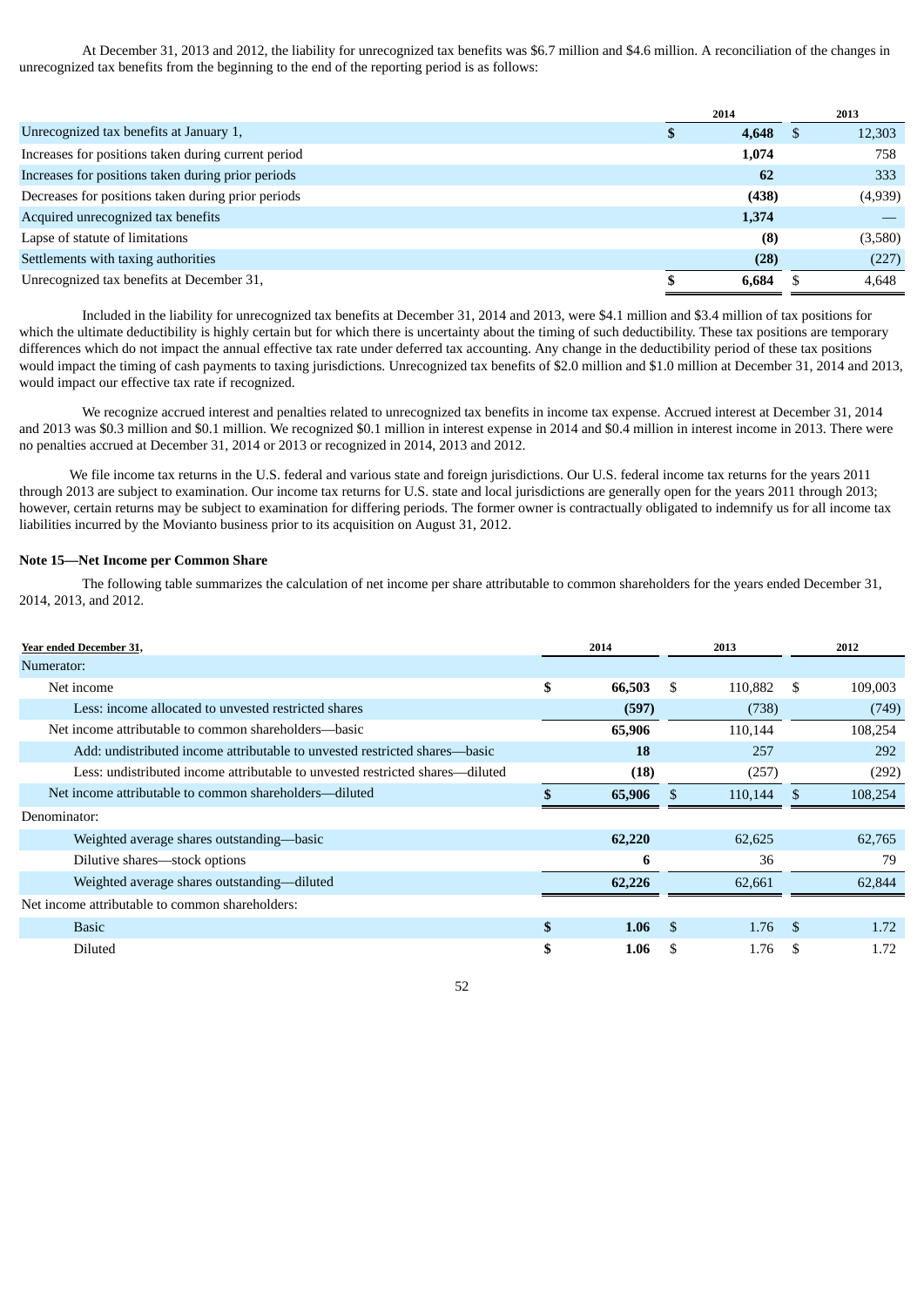At December 31, 2013 and 2012, the liability for unrecognized tax benefits was $6.7 million and $4.6 million. A reconciliation of the changes in unrecognized tax benefits from the beginning to the end of the reporting period is as follows:

| | 2014 | 2013 |
|---|---|---|
| Unrecognized tax benefits at January 1, | **$ 4,648** | $ 12,303 |
| Increases for positions taken during current period | **1,074** | 758 |
| Increases for positions taken during prior periods | **62** | 333 |
| Decreases for positions taken during prior periods | **(438)** | (4,939) |
| Acquired unrecognized tax benefits | **1,374** | — |
| Lapse of statute of limitations | **(8)** | (3,580) |
| Settlements with taxing authorities | **(28)** | (227) |
| Unrecognized tax benefits at December 31, | **$ 6,684** | $ 4,648 |

Included in the liability for unrecognized tax benefits at December 31, 2014 and 2013, were $4.1 million and $3.4 million of tax positions for which the ultimate deductibility is highly certain but for which there is uncertainty about the timing of such deductibility. These tax positions are temporary differences which do not impact the annual effective tax rate under deferred tax accounting. Any change in the deductibility period of these tax positions would impact the timing of cash payments to taxing jurisdictions. Unrecognized tax benefits of $2.0 million and $1.0 million at December 31, 2014 and 2013, would impact our effective tax rate if recognized.

We recognize accrued interest and penalties related to unrecognized tax benefits in income tax expense. Accrued interest at December 31, 2014 and 2013 was $0.3 million and $0.1 million. We recognized $0.1 million in interest expense in 2014 and $0.4 million in interest income in 2013. There were no penalties accrued at December 31, 2014 or 2013 or recognized in 2014, 2013 and 2012.

We file income tax returns in the U.S. federal and various state and foreign jurisdictions. Our U.S. federal income tax returns for the years 2011 through 2013 are subject to examination. Our income tax returns for U.S. state and local jurisdictions are generally open for the years 2011 through 2013; however, certain returns may be subject to examination for differing periods. The former owner is contractually obligated to indemnify us for all income tax liabilities incurred by the Movianto business prior to its acquisition on August 31, 2012.

**Note 15—Net Income per Common Share**

The following table summarizes the calculation of net income per share attributable to common shareholders for the years ended December 31, 2014, 2013, and 2012.

| Year ended December 31, | 2014 | 2013 | 2012 |
|---|---|---|---|
| Numerator: | | | |
| Net income | **$ 66,503** | $ 110,882 | $ 109,003 |
| Less: income allocated to unvested restricted shares | **(597)** | (738) | (749) |
| Net income attributable to common shareholders—basic | **65,906** | 110,144 | 108,254 |
| Add: undistributed income attributable to unvested restricted shares—basic | **18** | 257 | 292 |
| Less: undistributed income attributable to unvested restricted shares—diluted | **(18)** | (257) | (292) |
| Net income attributable to common shareholders—diluted | **$ 65,906** | $ 110,144 | $ 108,254 |
| Denominator: | | | |
| Weighted average shares outstanding—basic | **62,220** | 62,625 | 62,765 |
| Dilutive shares—stock options | **6** | 36 | 79 |
| Weighted average shares outstanding—diluted | **62,226** | 62,661 | 62,844 |
| Net income attributable to common shareholders: | | | |
| Basic | **$ 1.06** | $ 1.76 | $ 1.72 |
| Diluted | **$ 1.06** | $ 1.76 | $ 1.72 |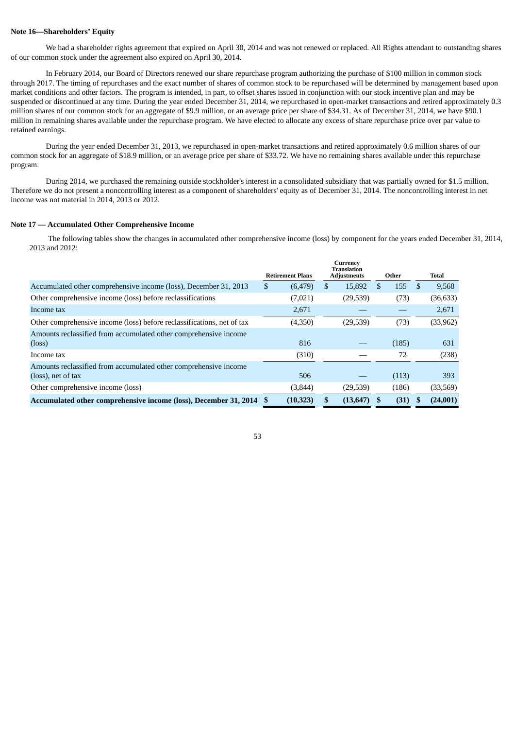**Note 16—Shareholders' Equity**

We had a shareholder rights agreement that expired on April 30, 2014 and was not renewed or replaced. All Rights attendant to outstanding shares of our common stock under the agreement also expired on April 30, 2014.

In February 2014, our Board of Directors renewed our share repurchase program authorizing the purchase of $100 million in common stock through 2017. The timing of repurchases and the exact number of shares of common stock to be repurchased will be determined by management based upon market conditions and other factors. The program is intended, in part, to offset shares issued in conjunction with our stock incentive plan and may be suspended or discontinued at any time. During the year ended December 31, 2014, we repurchased in open-market transactions and retired approximately 0.3 million shares of our common stock for an aggregate of $9.9 million, or an average price per share of $34.31. As of December 31, 2014, we have $90.1 million in remaining shares available under the repurchase program. We have elected to allocate any excess of share repurchase price over par value to retained earnings.

During the year ended December 31, 2013, we repurchased in open-market transactions and retired approximately 0.6 million shares of our common stock for an aggregate of $18.9 million, or an average price per share of $33.72. We have no remaining shares available under this repurchase program.

During 2014, we purchased the remaining outside stockholder's interest in a consolidated subsidiary that was partially owned for $1.5 million. Therefore we do not present a noncontrolling interest as a component of shareholders' equity as of December 31, 2014. The noncontrolling interest in net income was not material in 2014, 2013 or 2012.

**Note 17 — Accumulated Other Comprehensive Income**

The following tables show the changes in accumulated other comprehensive income (loss) by component for the years ended December 31, 2014, 2013 and 2012:

| | Retirement Plans | Currency Translation Adjustments | Other | Total |
|---|---|---|---|---|
| Accumulated other comprehensive income (loss), December 31, 2013 | $ (6,479) | $ 15,892 | $ 155 | $ 9,568 |
| Other comprehensive income (loss) before reclassifications | (7,021) | (29,539) | (73) | (36,633) |
| Income tax | 2,671 | — | — | 2,671 |
| Other comprehensive income (loss) before reclassifications, net of tax | (4,350) | (29,539) | (73) | (33,962) |
| Amounts reclassified from accumulated other comprehensive income (loss) | 816 | — | (185) | 631 |
| Income tax | (310) | — | 72 | (238) |
| Amounts reclassified from accumulated other comprehensive income (loss), net of tax | 506 | — | (113) | 393 |
| Other comprehensive income (loss) | (3,844) | (29,539) | (186) | (33,569) |
| **Accumulated other comprehensive income (loss), December 31, 2014** | **$ (10,323)** | **$ (13,647)** | **$ (31)** | **$ (24,001)** |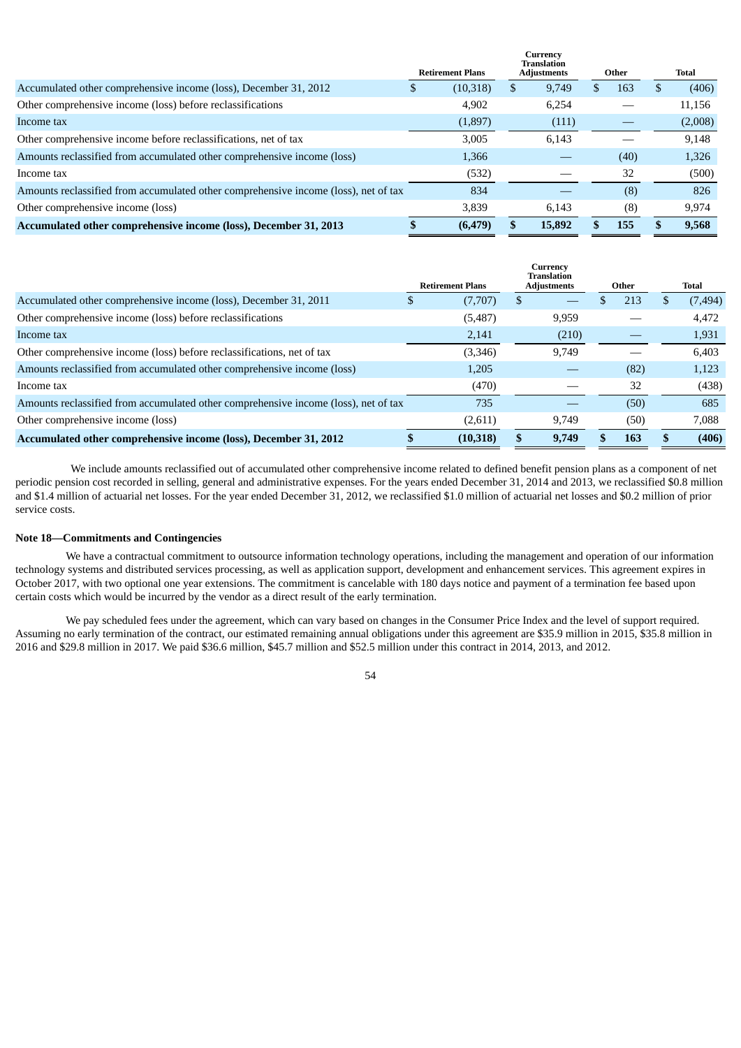| | Retirement Plans | Currency Translation Adjustments | Other | Total |
|---|---|---|---|---|
| Accumulated other comprehensive income (loss), December 31, 2012 | $ (10,318) | $ 9,749 | $ 163 | $ (406) |
| Other comprehensive income (loss) before reclassifications | 4,902 | 6,254 | — | 11,156 |
| Income tax | (1,897) | (111) | — | (2,008) |
| Other comprehensive income before reclassifications, net of tax | 3,005 | 6,143 | — | 9,148 |
| Amounts reclassified from accumulated other comprehensive income (loss) | 1,366 | — | (40) | 1,326 |
| Income tax | (532) | — | 32 | (500) |
| Amounts reclassified from accumulated other comprehensive income (loss), net of tax | 834 | — | (8) | 826 |
| Other comprehensive income (loss) | 3,839 | 6,143 | (8) | 9,974 |
| **Accumulated other comprehensive income (loss), December 31, 2013** | **$ (6,479)** | **$ 15,892** | **$ 155** | **$ 9,568** |

| | Retirement Plans | Currency Translation Adjustments | Other | Total |
|---|---|---|---|---|
| Accumulated other comprehensive income (loss), December 31, 2011 | $ (7,707) | $ — | $ 213 | $ (7,494) |
| Other comprehensive income (loss) before reclassifications | (5,487) | 9,959 | — | 4,472 |
| Income tax | 2,141 | (210) | — | 1,931 |
| Other comprehensive income (loss) before reclassifications, net of tax | (3,346) | 9,749 | — | 6,403 |
| Amounts reclassified from accumulated other comprehensive income (loss) | 1,205 | — | (82) | 1,123 |
| Income tax | (470) | — | 32 | (438) |
| Amounts reclassified from accumulated other comprehensive income (loss), net of tax | 735 | — | (50) | 685 |
| Other comprehensive income (loss) | (2,611) | 9,749 | (50) | 7,088 |
| **Accumulated other comprehensive income (loss), December 31, 2012** | **$ (10,318)** | **$ 9,749** | **$ 163** | **$ (406)** |

We include amounts reclassified out of accumulated other comprehensive income related to defined benefit pension plans as a component of net periodic pension cost recorded in selling, general and administrative expenses. For the years ended December 31, 2014 and 2013, we reclassified $0.8 million and $1.4 million of actuarial net losses. For the year ended December 31, 2012, we reclassified $1.0 million of actuarial net losses and $0.2 million of prior service costs.

**Note 18—Commitments and Contingencies**

We have a contractual commitment to outsource information technology operations, including the management and operation of our information technology systems and distributed services processing, as well as application support, development and enhancement services. This agreement expires in October 2017, with two optional one year extensions. The commitment is cancelable with 180 days notice and payment of a termination fee based upon certain costs which would be incurred by the vendor as a direct result of the early termination.

We pay scheduled fees under the agreement, which can vary based on changes in the Consumer Price Index and the level of support required. Assuming no early termination of the contract, our estimated remaining annual obligations under this agreement are $35.9 million in 2015, $35.8 million in 2016 and $29.8 million in 2017. We paid $36.6 million, $45.7 million and $52.5 million under this contract in 2014, 2013, and 2012.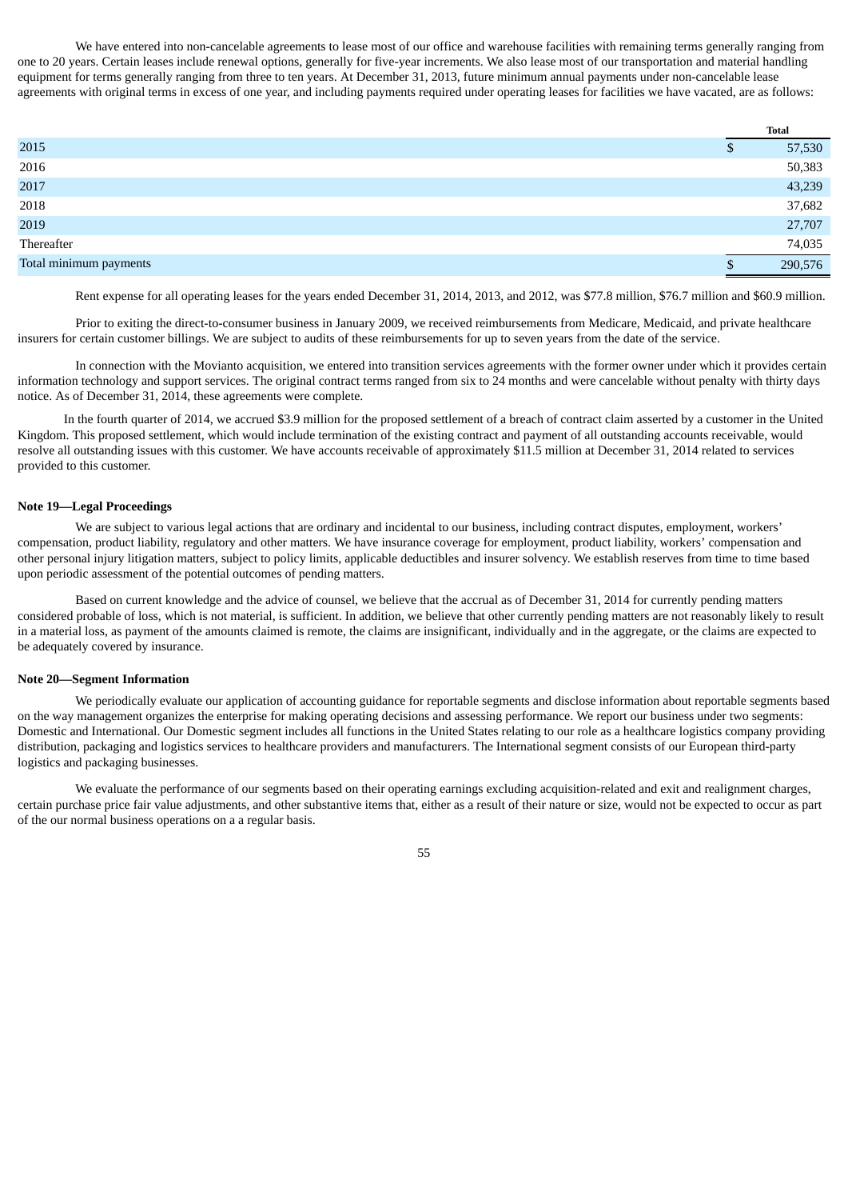We have entered into non-cancelable agreements to lease most of our office and warehouse facilities with remaining terms generally ranging from one to 20 years. Certain leases include renewal options, generally for five-year increments. We also lease most of our transportation and material handling equipment for terms generally ranging from three to ten years. At December 31, 2013, future minimum annual payments under non-cancelable lease agreements with original terms in excess of one year, and including payments required under operating leases for facilities we have vacated, are as follows:

| | Total |
|---|---|
| 2015 | $ 57,530 |
| 2016 | 50,383 |
| 2017 | 43,239 |
| 2018 | 37,682 |
| 2019 | 27,707 |
| Thereafter | 74,035 |
| Total minimum payments | $ 290,576 |

Rent expense for all operating leases for the years ended December 31, 2014, 2013, and 2012, was $77.8 million, $76.7 million and $60.9 million.

Prior to exiting the direct-to-consumer business in January 2009, we received reimbursements from Medicare, Medicaid, and private healthcare insurers for certain customer billings. We are subject to audits of these reimbursements for up to seven years from the date of the service.

In connection with the Movianto acquisition, we entered into transition services agreements with the former owner under which it provides certain information technology and support services. The original contract terms ranged from six to 24 months and were cancelable without penalty with thirty days notice. As of December 31, 2014, these agreements were complete.

In the fourth quarter of 2014, we accrued $3.9 million for the proposed settlement of a breach of contract claim asserted by a customer in the United Kingdom. This proposed settlement, which would include termination of the existing contract and payment of all outstanding accounts receivable, would resolve all outstanding issues with this customer. We have accounts receivable of approximately $11.5 million at December 31, 2014 related to services provided to this customer.

**Note 19—Legal Proceedings**

We are subject to various legal actions that are ordinary and incidental to our business, including contract disputes, employment, workers' compensation, product liability, regulatory and other matters. We have insurance coverage for employment, product liability, workers' compensation and other personal injury litigation matters, subject to policy limits, applicable deductibles and insurer solvency. We establish reserves from time to time based upon periodic assessment of the potential outcomes of pending matters.

Based on current knowledge and the advice of counsel, we believe that the accrual as of December 31, 2014 for currently pending matters considered probable of loss, which is not material, is sufficient. In addition, we believe that other currently pending matters are not reasonably likely to result in a material loss, as payment of the amounts claimed is remote, the claims are insignificant, individually and in the aggregate, or the claims are expected to be adequately covered by insurance.

**Note 20—Segment Information**

We periodically evaluate our application of accounting guidance for reportable segments and disclose information about reportable segments based on the way management organizes the enterprise for making operating decisions and assessing performance. We report our business under two segments: Domestic and International. Our Domestic segment includes all functions in the United States relating to our role as a healthcare logistics company providing distribution, packaging and logistics services to healthcare providers and manufacturers. The International segment consists of our European third-party logistics and packaging businesses.

We evaluate the performance of our segments based on their operating earnings excluding acquisition-related and exit and realignment charges, certain purchase price fair value adjustments, and other substantive items that, either as a result of their nature or size, would not be expected to occur as part of the our normal business operations on a a regular basis.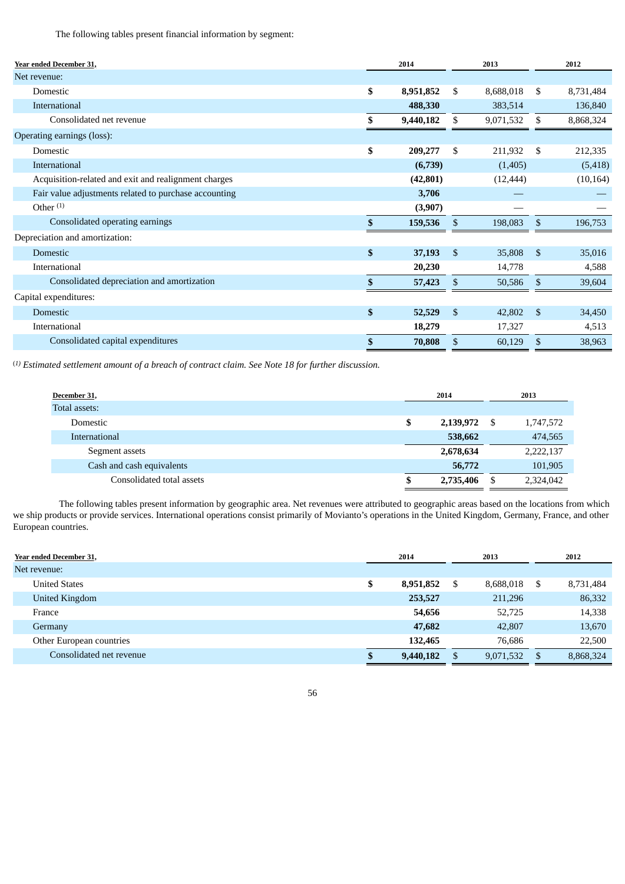The following tables present financial information by segment:

| Year ended December 31, | 2014 | 2013 | 2012 |
|---|---|---|---|
| Net revenue: | | | |
| Domestic | **$ 8,951,852** | $ 8,688,018 | $ 8,731,484 |
| International | **488,330** | 383,514 | 136,840 |
| Consolidated net revenue | **$ 9,440,182** | $ 9,071,532 | $ 8,868,324 |
| Operating earnings (loss): | | | |
| Domestic | **$ 209,277** | $ 211,932 | $ 212,335 |
| International | **(6,739)** | (1,405) | (5,418) |
| Acquisition-related and exit and realignment charges | **(42,801)** | (12,444) | (10,164) |
| Fair value adjustments related to purchase accounting | **3,706** | — | — |
| Other [1] | **(3,907)** | — | — |
| Consolidated operating earnings | **$ 159,536** | $ 198,083 | $ 196,753 |
| Depreciation and amortization: | | | |
| Domestic | **$ 37,193** | $ 35,808 | $ 35,016 |
| International | **20,230** | 14,778 | 4,588 |
| Consolidated depreciation and amortization | **$ 57,423** | $ 50,586 | $ 39,604 |
| Capital expenditures: | | | |
| Domestic | **$ 52,529** | $ 42,802 | $ 34,450 |
| International | **18,279** | 17,327 | 4,513 |
| Consolidated capital expenditures | **$ 70,808** | $ 60,129 | $ 38,963 |

[1] *Estimated settlement amount of a breach of contract claim. See Note 18 for further discussion.*

| December 31, | 2014 | 2013 |
|---|---|---|
| Total assets: | | |
| Domestic | **$ 2,139,972** | $ 1,747,572 |
| International | **538,662** | 474,565 |
| Segment assets | **2,678,634** | 2,222,137 |
| Cash and cash equivalents | **56,772** | 101,905 |
| Consolidated total assets | **$ 2,735,406** | $ 2,324,042 |

The following tables present information by geographic area. Net revenues were attributed to geographic areas based on the locations from which we ship products or provide services. International operations consist primarily of Movianto's operations in the United Kingdom, Germany, France, and other European countries.

| Year ended December 31, | 2014 | 2013 | 2012 |
|---|---|---|---|
| Net revenue: | | | |
| United States | **$ 8,951,852** | $ 8,688,018 | $ 8,731,484 |
| United Kingdom | **253,527** | 211,296 | 86,332 |
| France | **54,656** | 52,725 | 14,338 |
| Germany | **47,682** | 42,807 | 13,670 |
| Other European countries | **132,465** | 76,686 | 22,500 |
| Consolidated net revenue | **$ 9,440,182** | $ 9,071,532 | $ 8,868,324 |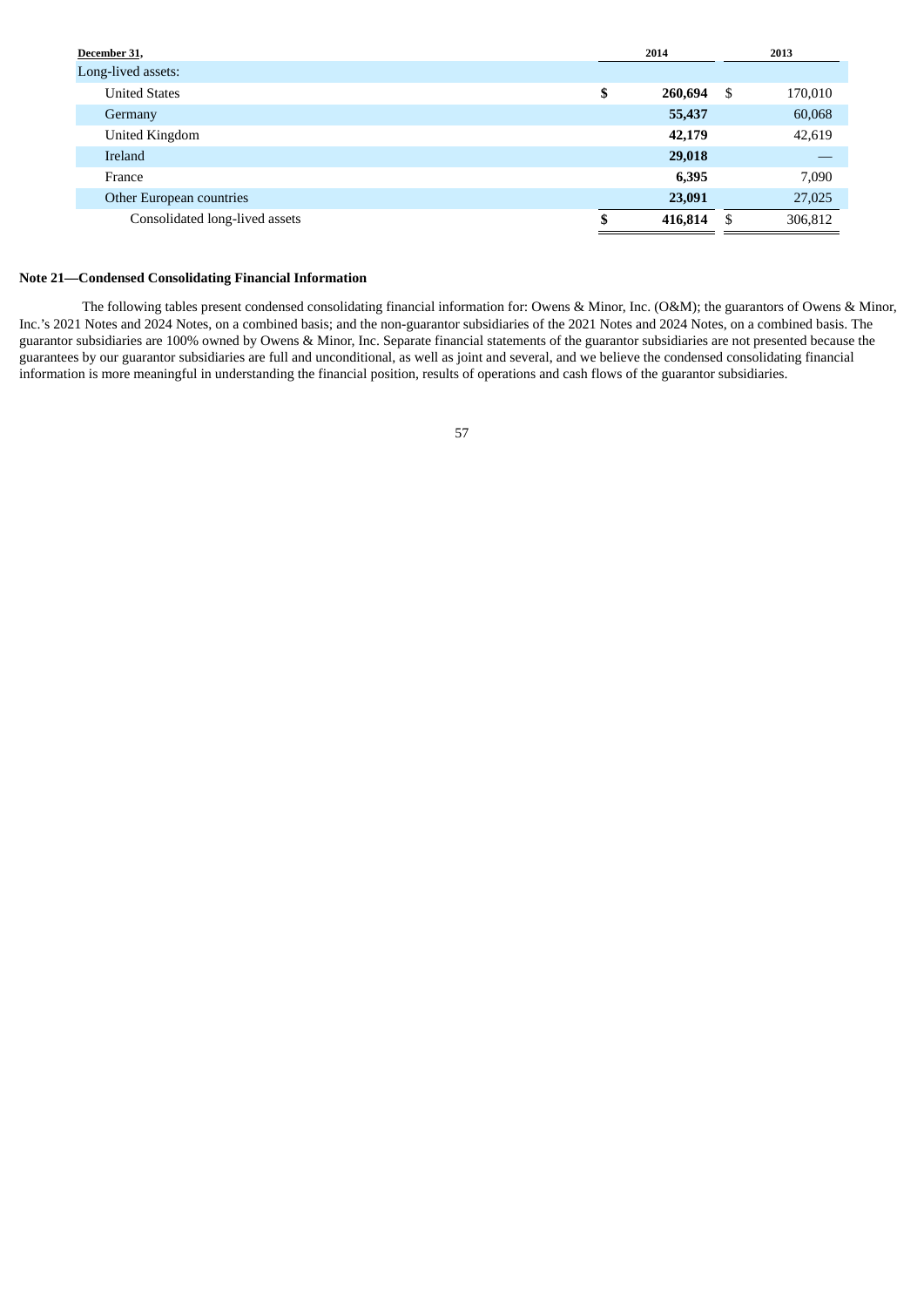| December 31, | 2014 | 2013 |
| --- | --- | --- |
| Long-lived assets: | | |
| United States | $ 260,694 | $ 170,010 |
| Germany | 55,437 | 60,068 |
| United Kingdom | 42,179 | 42,619 |
| Ireland | 29,018 | — |
| France | 6,395 | 7,090 |
| Other European countries | 23,091 | 27,025 |
| Consolidated long-lived assets | $ 416,814 | $ 306,812 |

**Note 21—Condensed Consolidating Financial Information**

The following tables present condensed consolidating financial information for: Owens & Minor, Inc. (O&M); the guarantors of Owens & Minor, Inc.'s 2021 Notes and 2024 Notes, on a combined basis; and the non-guarantor subsidiaries of the 2021 Notes and 2024 Notes, on a combined basis. The guarantor subsidiaries are 100% owned by Owens & Minor, Inc. Separate financial statements of the guarantor subsidiaries are not presented because the guarantees by our guarantor subsidiaries are full and unconditional, as well as joint and several, and we believe the condensed consolidating financial information is more meaningful in understanding the financial position, results of operations and cash flows of the guarantor subsidiaries.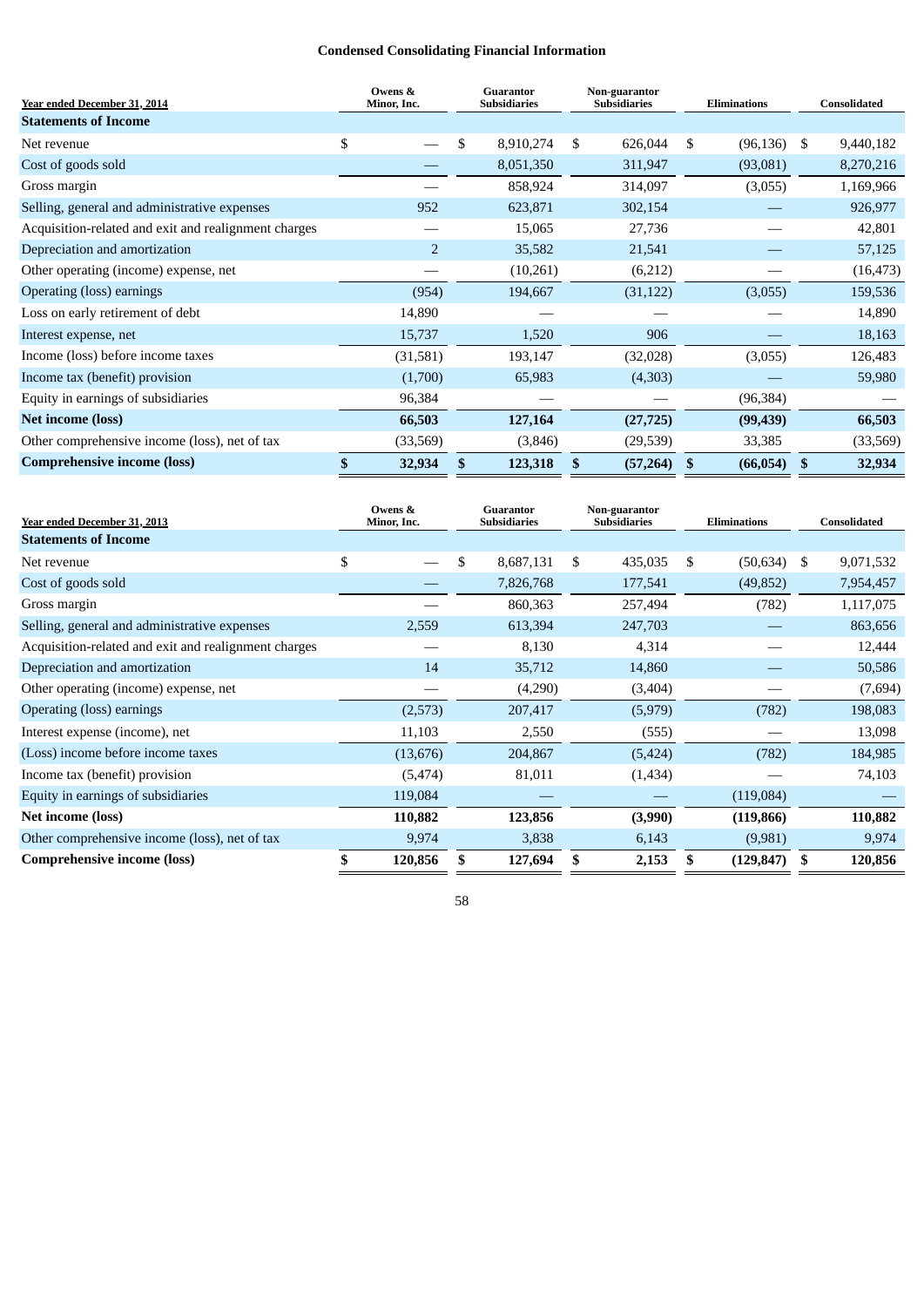# Condensed Consolidating Financial Information

| Year ended December 31, 2014 | Owens & Minor, Inc. | Guarantor Subsidiaries | Non-guarantor Subsidiaries | Eliminations | Consolidated |
|---|---|---|---|---|---|
| **Statements of Income** | | | | | |
| Net revenue | $ — | $ 8,910,274 | $ 626,044 | $ (96,136) | $ 9,440,182 |
| Cost of goods sold | — | 8,051,350 | 311,947 | (93,081) | 8,270,216 |
| Gross margin | — | 858,924 | 314,097 | (3,055) | 1,169,966 |
| Selling, general and administrative expenses | 952 | 623,871 | 302,154 | — | 926,977 |
| Acquisition-related and exit and realignment charges | — | 15,065 | 27,736 | — | 42,801 |
| Depreciation and amortization | 2 | 35,582 | 21,541 | — | 57,125 |
| Other operating (income) expense, net | — | (10,261) | (6,212) | — | (16,473) |
| Operating (loss) earnings | (954) | 194,667 | (31,122) | (3,055) | 159,536 |
| Loss on early retirement of debt | 14,890 | — | — | — | 14,890 |
| Interest expense, net | 15,737 | 1,520 | 906 | — | 18,163 |
| Income (loss) before income taxes | (31,581) | 193,147 | (32,028) | (3,055) | 126,483 |
| Income tax (benefit) provision | (1,700) | 65,983 | (4,303) | — | 59,980 |
| Equity in earnings of subsidiaries | 96,384 | — | — | (96,384) | — |
| **Net income (loss)** | **66,503** | **127,164** | **(27,725)** | **(99,439)** | **66,503** |
| Other comprehensive income (loss), net of tax | (33,569) | (3,846) | (29,539) | 33,385 | (33,569) |
| **Comprehensive income (loss)** | **$ 32,934** | **$ 123,318** | **$ (57,264)** | **$ (66,054)** | **$ 32,934** |

| Year ended December 31, 2013 | Owens & Minor, Inc. | Guarantor Subsidiaries | Non-guarantor Subsidiaries | Eliminations | Consolidated |
|---|---|---|---|---|---|
| **Statements of Income** | | | | | |
| Net revenue | $ — | $ 8,687,131 | $ 435,035 | $ (50,634) | $ 9,071,532 |
| Cost of goods sold | — | 7,826,768 | 177,541 | (49,852) | 7,954,457 |
| Gross margin | — | 860,363 | 257,494 | (782) | 1,117,075 |
| Selling, general and administrative expenses | 2,559 | 613,394 | 247,703 | — | 863,656 |
| Acquisition-related and exit and realignment charges | — | 8,130 | 4,314 | — | 12,444 |
| Depreciation and amortization | 14 | 35,712 | 14,860 | — | 50,586 |
| Other operating (income) expense, net | — | (4,290) | (3,404) | — | (7,694) |
| Operating (loss) earnings | (2,573) | 207,417 | (5,979) | (782) | 198,083 |
| Interest expense (income), net | 11,103 | 2,550 | (555) | — | 13,098 |
| (Loss) income before income taxes | (13,676) | 204,867 | (5,424) | (782) | 184,985 |
| Income tax (benefit) provision | (5,474) | 81,011 | (1,434) | — | 74,103 |
| Equity in earnings of subsidiaries | 119,084 | — | — | (119,084) | — |
| **Net income (loss)** | **110,882** | **123,856** | **(3,990)** | **(119,866)** | **110,882** |
| Other comprehensive income (loss), net of tax | 9,974 | 3,838 | 6,143 | (9,981) | 9,974 |
| **Comprehensive income (loss)** | **$ 120,856** | **$ 127,694** | **$ 2,153** | **$ (129,847)** | **$ 120,856** |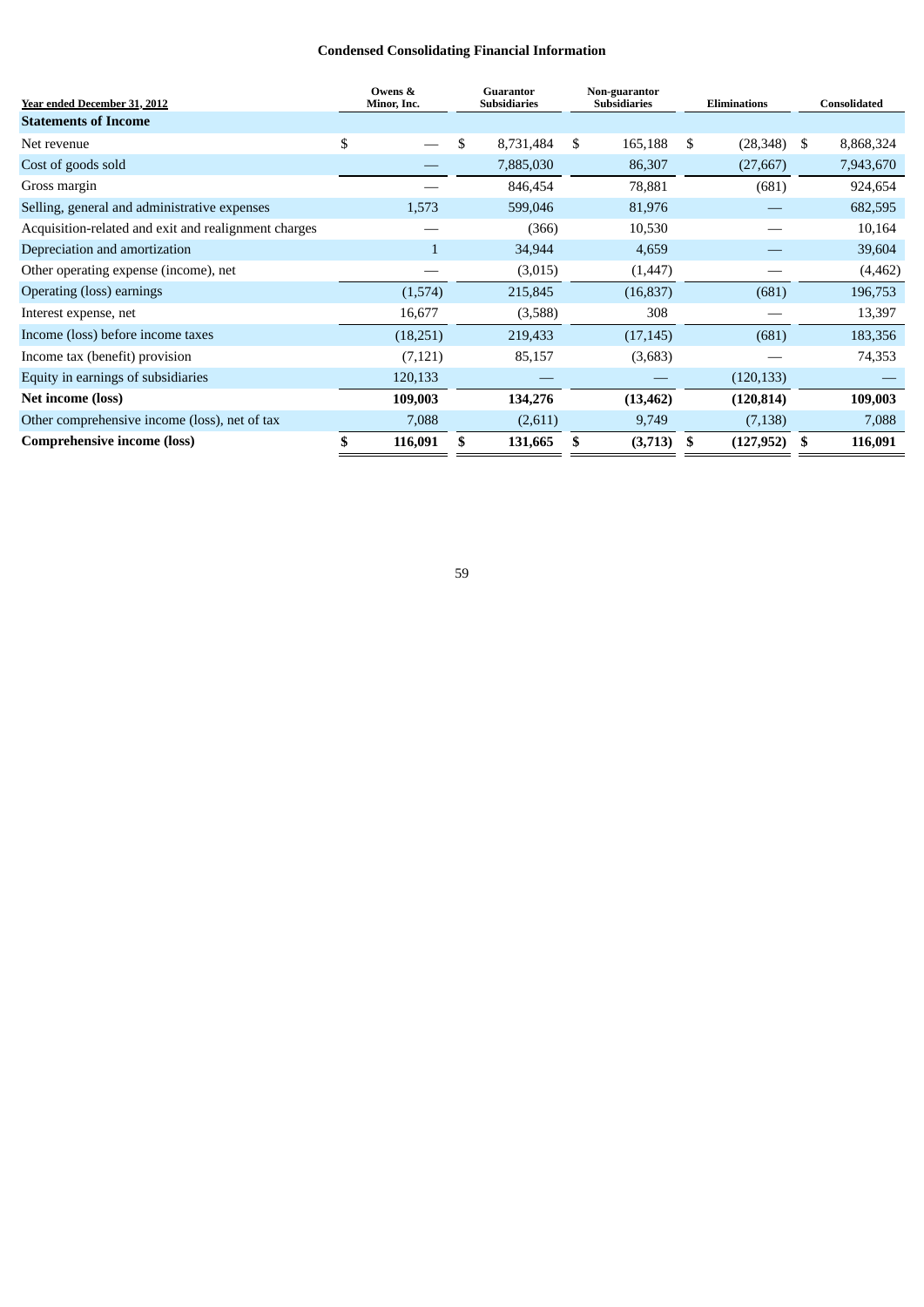## Condensed Consolidating Financial Information

| Year ended December 31, 2012 | Owens & Minor, Inc. | Guarantor Subsidiaries | Non-guarantor Subsidiaries | Eliminations | Consolidated |
|---|---|---|---|---|---|
| **Statements of Income** | | | | | |
| Net revenue | $ — | $ 8,731,484 | $ 165,188 | $ (28,348) | $ 8,868,324 |
| Cost of goods sold | — | 7,885,030 | 86,307 | (27,667) | 7,943,670 |
| Gross margin | — | 846,454 | 78,881 | (681) | 924,654 |
| Selling, general and administrative expenses | 1,573 | 599,046 | 81,976 | — | 682,595 |
| Acquisition-related and exit and realignment charges | — | (366) | 10,530 | — | 10,164 |
| Depreciation and amortization | 1 | 34,944 | 4,659 | — | 39,604 |
| Other operating expense (income), net | — | (3,015) | (1,447) | — | (4,462) |
| Operating (loss) earnings | (1,574) | 215,845 | (16,837) | (681) | 196,753 |
| Interest expense, net | 16,677 | (3,588) | 308 | — | 13,397 |
| Income (loss) before income taxes | (18,251) | 219,433 | (17,145) | (681) | 183,356 |
| Income tax (benefit) provision | (7,121) | 85,157 | (3,683) | — | 74,353 |
| Equity in earnings of subsidiaries | 120,133 | — | — | (120,133) | — |
| **Net income (loss)** | **109,003** | **134,276** | **(13,462)** | **(120,814)** | **109,003** |
| Other comprehensive income (loss), net of tax | 7,088 | (2,611) | 9,749 | (7,138) | 7,088 |
| **Comprehensive income (loss)** | **$ 116,091** | **$ 131,665** | **$ (3,713)** | **$ (127,952)** | **$ 116,091** |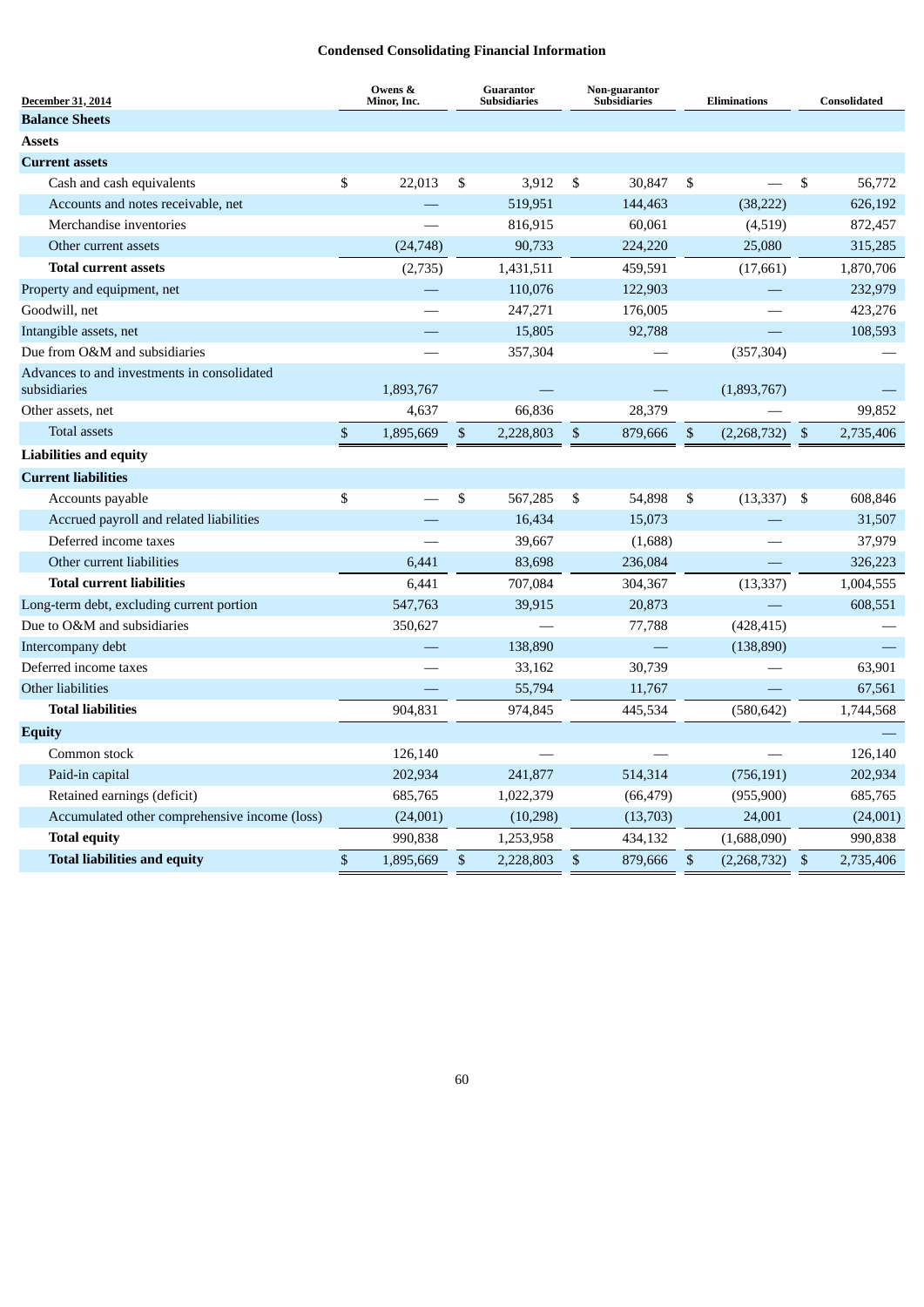# Condensed Consolidating Financial Information

| December 31, 2014 | Owens & Minor, Inc. | Guarantor Subsidiaries | Non-guarantor Subsidiaries | Eliminations | Consolidated |
|---|---|---|---|---|---|
| **Balance Sheets** | | | | | |
| **Assets** | | | | | |
| **Current assets** | | | | | |
| Cash and cash equivalents | $ 22,013 | $ 3,912 | $ 30,847 | $ — | $ 56,772 |
| Accounts and notes receivable, net | — | 519,951 | 144,463 | (38,222) | 626,192 |
| Merchandise inventories | — | 816,915 | 60,061 | (4,519) | 872,457 |
| Other current assets | (24,748) | 90,733 | 224,220 | 25,080 | 315,285 |
| **Total current assets** | (2,735) | 1,431,511 | 459,591 | (17,661) | 1,870,706 |
| Property and equipment, net | — | 110,076 | 122,903 | — | 232,979 |
| Goodwill, net | — | 247,271 | 176,005 | — | 423,276 |
| Intangible assets, net | — | 15,805 | 92,788 | — | 108,593 |
| Due from O&M and subsidiaries | — | 357,304 | — | (357,304) | — |
| Advances to and investments in consolidated subsidiaries | 1,893,767 | — | — | (1,893,767) | — |
| Other assets, net | 4,637 | 66,836 | 28,379 | — | 99,852 |
| Total assets | $ 1,895,669 | $ 2,228,803 | $ 879,666 | $ (2,268,732) | $ 2,735,406 |
| **Liabilities and equity** | | | | | |
| **Current liabilities** | | | | | |
| Accounts payable | $ — | $ 567,285 | $ 54,898 | $ (13,337) | $ 608,846 |
| Accrued payroll and related liabilities | — | 16,434 | 15,073 | — | 31,507 |
| Deferred income taxes | — | 39,667 | (1,688) | — | 37,979 |
| Other current liabilities | 6,441 | 83,698 | 236,084 | — | 326,223 |
| **Total current liabilities** | 6,441 | 707,084 | 304,367 | (13,337) | 1,004,555 |
| Long-term debt, excluding current portion | 547,763 | 39,915 | 20,873 | — | 608,551 |
| Due to O&M and subsidiaries | 350,627 | — | 77,788 | (428,415) | — |
| Intercompany debt | — | 138,890 | — | (138,890) | — |
| Deferred income taxes | — | 33,162 | 30,739 | — | 63,901 |
| Other liabilities | — | 55,794 | 11,767 | — | 67,561 |
| **Total liabilities** | 904,831 | 974,845 | 445,534 | (580,642) | 1,744,568 |
| **Equity** | | | | | — |
| Common stock | 126,140 | — | — | — | 126,140 |
| Paid-in capital | 202,934 | 241,877 | 514,314 | (756,191) | 202,934 |
| Retained earnings (deficit) | 685,765 | 1,022,379 | (66,479) | (955,900) | 685,765 |
| Accumulated other comprehensive income (loss) | (24,001) | (10,298) | (13,703) | 24,001 | (24,001) |
| **Total equity** | 990,838 | 1,253,958 | 434,132 | (1,688,090) | 990,838 |
| **Total liabilities and equity** | $ 1,895,669 | $ 2,228,803 | $ 879,666 | $ (2,268,732) | $ 2,735,406 |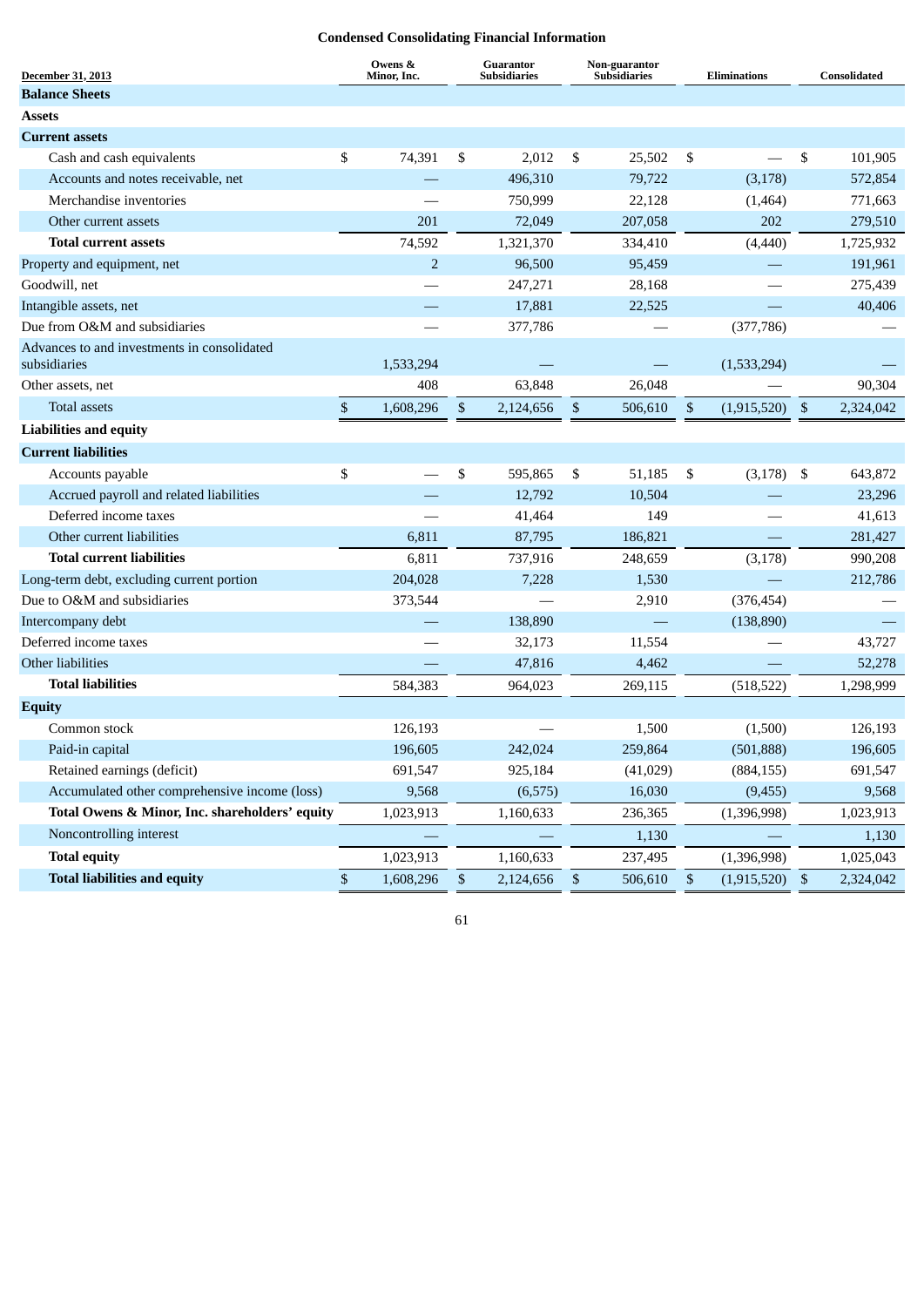**Condensed Consolidating Financial Information**

| December 31, 2013 | Owens & Minor, Inc. | Guarantor Subsidiaries | Non-guarantor Subsidiaries | Eliminations | Consolidated |
|---|---|---|---|---|---|
| **Balance Sheets** | | | | | |
| **Assets** | | | | | |
| **Current assets** | | | | | |
| Cash and cash equivalents | $ 74,391 | $ 2,012 | $ 25,502 | $ — | $ 101,905 |
| Accounts and notes receivable, net | — | 496,310 | 79,722 | (3,178) | 572,854 |
| Merchandise inventories | — | 750,999 | 22,128 | (1,464) | 771,663 |
| Other current assets | 201 | 72,049 | 207,058 | 202 | 279,510 |
| **Total current assets** | 74,592 | 1,321,370 | 334,410 | (4,440) | 1,725,932 |
| Property and equipment, net | 2 | 96,500 | 95,459 | — | 191,961 |
| Goodwill, net | — | 247,271 | 28,168 | — | 275,439 |
| Intangible assets, net | — | 17,881 | 22,525 | — | 40,406 |
| Due from O&M and subsidiaries | — | 377,786 | — | (377,786) | — |
| Advances to and investments in consolidated subsidiaries | 1,533,294 | — | — | (1,533,294) | — |
| Other assets, net | 408 | 63,848 | 26,048 | — | 90,304 |
| Total assets | $ 1,608,296 | $ 2,124,656 | $ 506,610 | $ (1,915,520) | $ 2,324,042 |
| **Liabilities and equity** | | | | | |
| **Current liabilities** | | | | | |
| Accounts payable | $ — | $ 595,865 | $ 51,185 | $ (3,178) | $ 643,872 |
| Accrued payroll and related liabilities | — | 12,792 | 10,504 | — | 23,296 |
| Deferred income taxes | — | 41,464 | 149 | — | 41,613 |
| Other current liabilities | 6,811 | 87,795 | 186,821 | — | 281,427 |
| **Total current liabilities** | 6,811 | 737,916 | 248,659 | (3,178) | 990,208 |
| Long-term debt, excluding current portion | 204,028 | 7,228 | 1,530 | — | 212,786 |
| Due to O&M and subsidiaries | 373,544 | — | 2,910 | (376,454) | — |
| Intercompany debt | — | 138,890 | — | (138,890) | — |
| Deferred income taxes | — | 32,173 | 11,554 | — | 43,727 |
| Other liabilities | — | 47,816 | 4,462 | — | 52,278 |
| **Total liabilities** | 584,383 | 964,023 | 269,115 | (518,522) | 1,298,999 |
| **Equity** | | | | | |
| Common stock | 126,193 | — | 1,500 | (1,500) | 126,193 |
| Paid-in capital | 196,605 | 242,024 | 259,864 | (501,888) | 196,605 |
| Retained earnings (deficit) | 691,547 | 925,184 | (41,029) | (884,155) | 691,547 |
| Accumulated other comprehensive income (loss) | 9,568 | (6,575) | 16,030 | (9,455) | 9,568 |
| **Total Owens & Minor, Inc. shareholders' equity** | 1,023,913 | 1,160,633 | 236,365 | (1,396,998) | 1,023,913 |
| Noncontrolling interest | — | — | 1,130 | — | 1,130 |
| **Total equity** | 1,023,913 | 1,160,633 | 237,495 | (1,396,998) | 1,025,043 |
| **Total liabilities and equity** | $ 1,608,296 | $ 2,124,656 | $ 506,610 | $ (1,915,520) | $ 2,324,042 |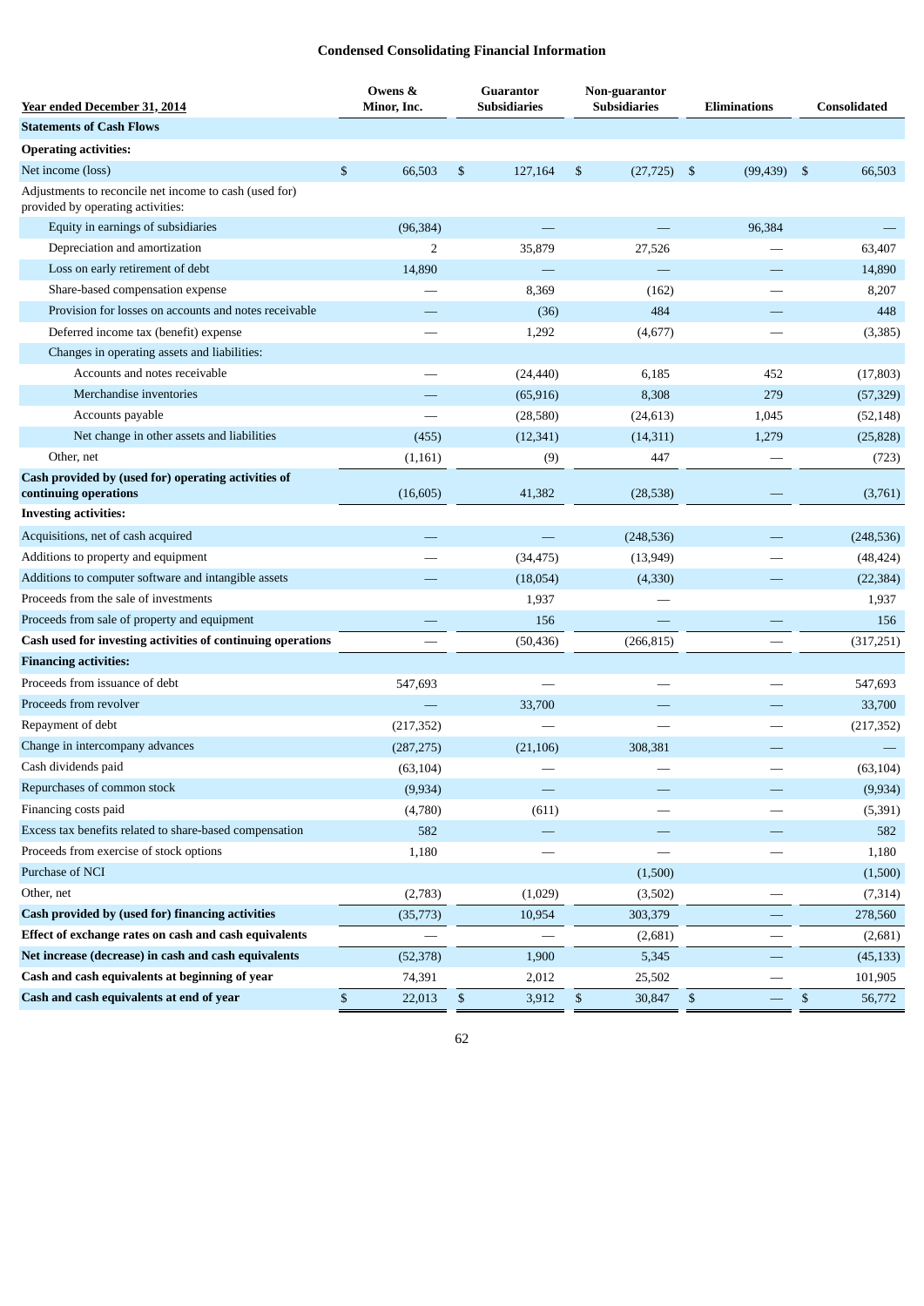## Condensed Consolidating Financial Information

| Year ended December 31, 2014 | Owens & Minor, Inc. | Guarantor Subsidiaries | Non-guarantor Subsidiaries | Eliminations | Consolidated |
|---|---|---|---|---|---|
| **Statements of Cash Flows** | | | | | |
| **Operating activities:** | | | | | |
| Net income (loss) | $ 66,503 | $ 127,164 | $ (27,725) | $ (99,439) | $ 66,503 |
| Adjustments to reconcile net income to cash (used for) provided by operating activities: | | | | | |
| Equity in earnings of subsidiaries | (96,384) | — | — | 96,384 | — |
| Depreciation and amortization | 2 | 35,879 | 27,526 | — | 63,407 |
| Loss on early retirement of debt | 14,890 | — | — | — | 14,890 |
| Share-based compensation expense | — | 8,369 | (162) | — | 8,207 |
| Provision for losses on accounts and notes receivable | — | (36) | 484 | — | 448 |
| Deferred income tax (benefit) expense | — | 1,292 | (4,677) | — | (3,385) |
| Changes in operating assets and liabilities: | | | | | |
| Accounts and notes receivable | — | (24,440) | 6,185 | 452 | (17,803) |
| Merchandise inventories | — | (65,916) | 8,308 | 279 | (57,329) |
| Accounts payable | — | (28,580) | (24,613) | 1,045 | (52,148) |
| Net change in other assets and liabilities | (455) | (12,341) | (14,311) | 1,279 | (25,828) |
| Other, net | (1,161) | (9) | 447 | — | (723) |
| **Cash provided by (used for) operating activities of continuing operations** | (16,605) | 41,382 | (28,538) | — | (3,761) |
| **Investing activities:** | | | | | |
| Acquisitions, net of cash acquired | — | — | (248,536) | — | (248,536) |
| Additions to property and equipment | — | (34,475) | (13,949) | — | (48,424) |
| Additions to computer software and intangible assets | — | (18,054) | (4,330) | — | (22,384) |
| Proceeds from the sale of investments | | 1,937 | — | — | 1,937 |
| Proceeds from sale of property and equipment | — | 156 | — | — | 156 |
| **Cash used for investing activities of continuing operations** | — | (50,436) | (266,815) | — | (317,251) |
| **Financing activities:** | | | | | |
| Proceeds from issuance of debt | 547,693 | — | — | — | 547,693 |
| Proceeds from revolver | — | 33,700 | — | — | 33,700 |
| Repayment of debt | (217,352) | — | — | — | (217,352) |
| Change in intercompany advances | (287,275) | (21,106) | 308,381 | — | — |
| Cash dividends paid | (63,104) | — | — | — | (63,104) |
| Repurchases of common stock | (9,934) | — | — | — | (9,934) |
| Financing costs paid | (4,780) | (611) | — | — | (5,391) |
| Excess tax benefits related to share-based compensation | 582 | — | — | — | 582 |
| Proceeds from exercise of stock options | 1,180 | — | — | — | 1,180 |
| Purchase of NCI | | | (1,500) | | (1,500) |
| Other, net | (2,783) | (1,029) | (3,502) | — | (7,314) |
| **Cash provided by (used for) financing activities** | (35,773) | 10,954 | 303,379 | — | 278,560 |
| **Effect of exchange rates on cash and cash equivalents** | — | — | (2,681) | — | (2,681) |
| **Net increase (decrease) in cash and cash equivalents** | (52,378) | 1,900 | 5,345 | — | (45,133) |
| **Cash and cash equivalents at beginning of year** | 74,391 | 2,012 | 25,502 | — | 101,905 |
| **Cash and cash equivalents at end of year** | $ 22,013 | $ 3,912 | $ 30,847 | $ — | $ 56,772 |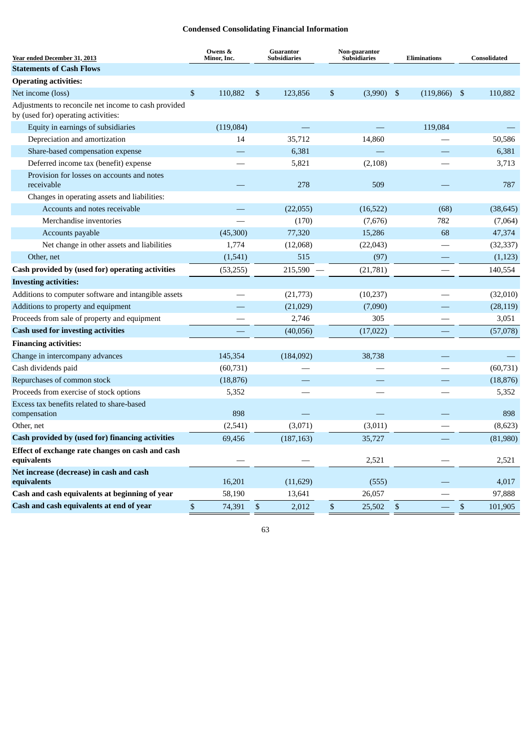## Condensed Consolidating Financial Information

| Year ended December 31, 2013 | Owens & Minor, Inc. | Guarantor Subsidiaries | Non-guarantor Subsidiaries | Eliminations | Consolidated |
|---|---|---|---|---|---|
| **Statements of Cash Flows** | | | | | |
| **Operating activities:** | | | | | |
| Net income (loss) | $ 110,882 | $ 123,856 | $ (3,990) | $ (119,866) | $ 110,882 |
| Adjustments to reconcile net income to cash provided by (used for) operating activities: | | | | | |
| Equity in earnings of subsidiaries | (119,084) | — | — | 119,084 | — |
| Depreciation and amortization | 14 | 35,712 | 14,860 | — | 50,586 |
| Share-based compensation expense | — | 6,381 | — | — | 6,381 |
| Deferred income tax (benefit) expense | — | 5,821 | (2,108) | — | 3,713 |
| Provision for losses on accounts and notes receivable | — | 278 | 509 | — | 787 |
| Changes in operating assets and liabilities: | | | | | |
| Accounts and notes receivable | — | (22,055) | (16,522) | (68) | (38,645) |
| Merchandise inventories | — | (170) | (7,676) | 782 | (7,064) |
| Accounts payable | (45,300) | 77,320 | 15,286 | 68 | 47,374 |
| Net change in other assets and liabilities | 1,774 | (12,068) | (22,043) | — | (32,337) |
| Other, net | (1,541) | 515 | (97) | — | (1,123) |
| **Cash provided by (used for) operating activities** | (53,255) | 215,590 | (21,781) | — | 140,554 |
| **Investing activities:** | | | | | |
| Additions to computer software and intangible assets | — | (21,773) | (10,237) | — | (32,010) |
| Additions to property and equipment | — | (21,029) | (7,090) | — | (28,119) |
| Proceeds from sale of property and equipment | — | 2,746 | 305 | — | 3,051 |
| **Cash used for investing activities** | — | (40,056) | (17,022) | — | (57,078) |
| **Financing activities:** | | | | | |
| Change in intercompany advances | 145,354 | (184,092) | 38,738 | — | — |
| Cash dividends paid | (60,731) | — | — | — | (60,731) |
| Repurchases of common stock | (18,876) | — | — | — | (18,876) |
| Proceeds from exercise of stock options | 5,352 | — | — | — | 5,352 |
| Excess tax benefits related to share-based compensation | 898 | — | — | — | 898 |
| Other, net | (2,541) | (3,071) | (3,011) | — | (8,623) |
| **Cash provided by (used for) financing activities** | 69,456 | (187,163) | 35,727 | — | (81,980) |
| **Effect of exchange rate changes on cash and cash equivalents** | — | — | 2,521 | — | 2,521 |
| **Net increase (decrease) in cash and cash equivalents** | 16,201 | (11,629) | (555) | — | 4,017 |
| **Cash and cash equivalents at beginning of year** | 58,190 | 13,641 | 26,057 | — | 97,888 |
| **Cash and cash equivalents at end of year** | $ 74,391 | $ 2,012 | $ 25,502 | $ — | $ 101,905 |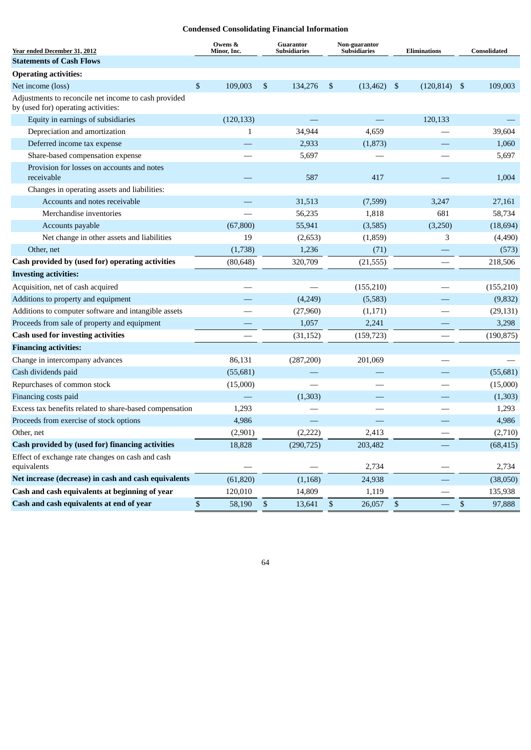## Condensed Consolidating Financial Information

| Year ended December 31, 2012 | Owens & Minor, Inc. | Guarantor Subsidiaries | Non-guarantor Subsidiaries | Eliminations | Consolidated |
|---|---|---|---|---|---|
| **Statements of Cash Flows** | | | | | |
| **Operating activities:** | | | | | |
| Net income (loss) | $ 109,003 | $ 134,276 | $ (13,462) | $ (120,814) | $ 109,003 |
| Adjustments to reconcile net income to cash provided by (used for) operating activities: | | | | | |
| Equity in earnings of subsidiaries | (120,133) | — | — | 120,133 | — |
| Depreciation and amortization | 1 | 34,944 | 4,659 | — | 39,604 |
| Deferred income tax expense | — | 2,933 | (1,873) | — | 1,060 |
| Share-based compensation expense | — | 5,697 | — | — | 5,697 |
| Provision for losses on accounts and notes receivable | — | 587 | 417 | — | 1,004 |
| Changes in operating assets and liabilities: | | | | | |
| Accounts and notes receivable | — | 31,513 | (7,599) | 3,247 | 27,161 |
| Merchandise inventories | — | 56,235 | 1,818 | 681 | 58,734 |
| Accounts payable | (67,800) | 55,941 | (3,585) | (3,250) | (18,694) |
| Net change in other assets and liabilities | 19 | (2,653) | (1,859) | 3 | (4,490) |
| Other, net | (1,738) | 1,236 | (71) | — | (573) |
| **Cash provided by (used for) operating activities** | (80,648) | 320,709 | (21,555) | — | 218,506 |
| **Investing activities:** | | | | | |
| Acquisition, net of cash acquired | — | — | (155,210) | — | (155,210) |
| Additions to property and equipment | — | (4,249) | (5,583) | — | (9,832) |
| Additions to computer software and intangible assets | — | (27,960) | (1,171) | — | (29,131) |
| Proceeds from sale of property and equipment | — | 1,057 | 2,241 | — | 3,298 |
| **Cash used for investing activities** | — | (31,152) | (159,723) | — | (190,875) |
| **Financing activities:** | | | | | |
| Change in intercompany advances | 86,131 | (287,200) | 201,069 | — | — |
| Cash dividends paid | (55,681) | — | — | — | (55,681) |
| Repurchases of common stock | (15,000) | — | — | — | (15,000) |
| Financing costs paid | — | (1,303) | — | — | (1,303) |
| Excess tax benefits related to share-based compensation | 1,293 | — | — | — | 1,293 |
| Proceeds from exercise of stock options | 4,986 | — | — | — | 4,986 |
| Other, net | (2,901) | (2,222) | 2,413 | — | (2,710) |
| **Cash provided by (used for) financing activities** | 18,828 | (290,725) | 203,482 | — | (68,415) |
| Effect of exchange rate changes on cash and cash equivalents | — | — | 2,734 | — | 2,734 |
| **Net increase (decrease) in cash and cash equivalents** | (61,820) | (1,168) | 24,938 | — | (38,050) |
| **Cash and cash equivalents at beginning of year** | 120,010 | 14,809 | 1,119 | — | 135,938 |
| **Cash and cash equivalents at end of year** | $ 58,190 | $ 13,641 | $ 26,057 | $ — | $ 97,888 |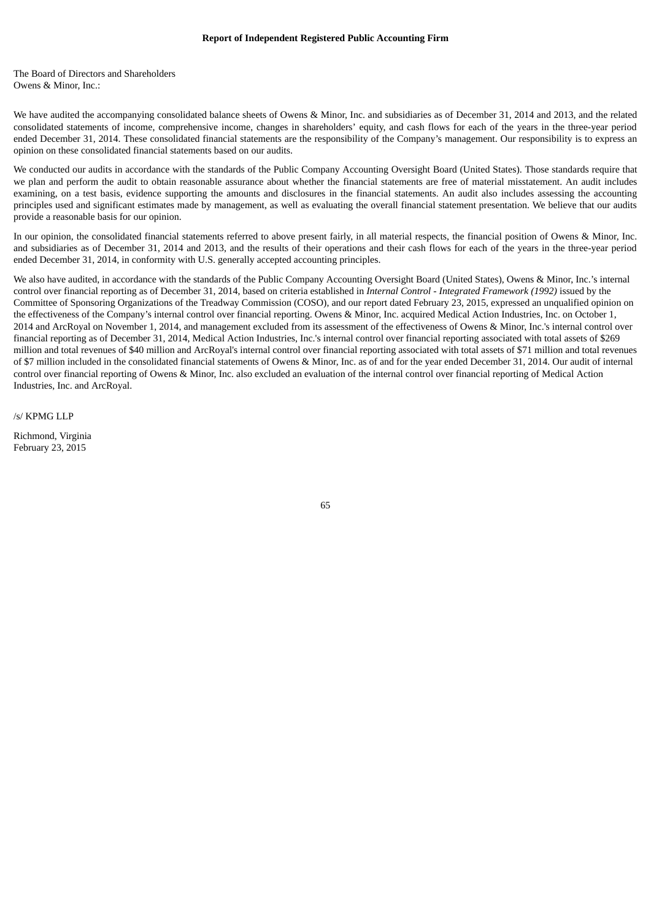# Report of Independent Registered Public Accounting Firm

The Board of Directors and Shareholders
Owens & Minor, Inc.:

We have audited the accompanying consolidated balance sheets of Owens & Minor, Inc. and subsidiaries as of December 31, 2014 and 2013, and the related consolidated statements of income, comprehensive income, changes in shareholders' equity, and cash flows for each of the years in the three-year period ended December 31, 2014. These consolidated financial statements are the responsibility of the Company's management. Our responsibility is to express an opinion on these consolidated financial statements based on our audits.

We conducted our audits in accordance with the standards of the Public Company Accounting Oversight Board (United States). Those standards require that we plan and perform the audit to obtain reasonable assurance about whether the financial statements are free of material misstatement. An audit includes examining, on a test basis, evidence supporting the amounts and disclosures in the financial statements. An audit also includes assessing the accounting principles used and significant estimates made by management, as well as evaluating the overall financial statement presentation. We believe that our audits provide a reasonable basis for our opinion.

In our opinion, the consolidated financial statements referred to above present fairly, in all material respects, the financial position of Owens & Minor, Inc. and subsidiaries as of December 31, 2014 and 2013, and the results of their operations and their cash flows for each of the years in the three-year period ended December 31, 2014, in conformity with U.S. generally accepted accounting principles.

We also have audited, in accordance with the standards of the Public Company Accounting Oversight Board (United States), Owens & Minor, Inc.'s internal control over financial reporting as of December 31, 2014, based on criteria established in *Internal Control - Integrated Framework (1992)* issued by the Committee of Sponsoring Organizations of the Treadway Commission (COSO), and our report dated February 23, 2015, expressed an unqualified opinion on the effectiveness of the Company's internal control over financial reporting. Owens & Minor, Inc. acquired Medical Action Industries, Inc. on October 1, 2014 and ArcRoyal on November 1, 2014, and management excluded from its assessment of the effectiveness of Owens & Minor, Inc.'s internal control over financial reporting as of December 31, 2014, Medical Action Industries, Inc.'s internal control over financial reporting associated with total assets of $269 million and total revenues of $40 million and ArcRoyal's internal control over financial reporting associated with total assets of $71 million and total revenues of $7 million included in the consolidated financial statements of Owens & Minor, Inc. as of and for the year ended December 31, 2014. Our audit of internal control over financial reporting of Owens & Minor, Inc. also excluded an evaluation of the internal control over financial reporting of Medical Action Industries, Inc. and ArcRoyal.

/s/ KPMG LLP

Richmond, Virginia
February 23, 2015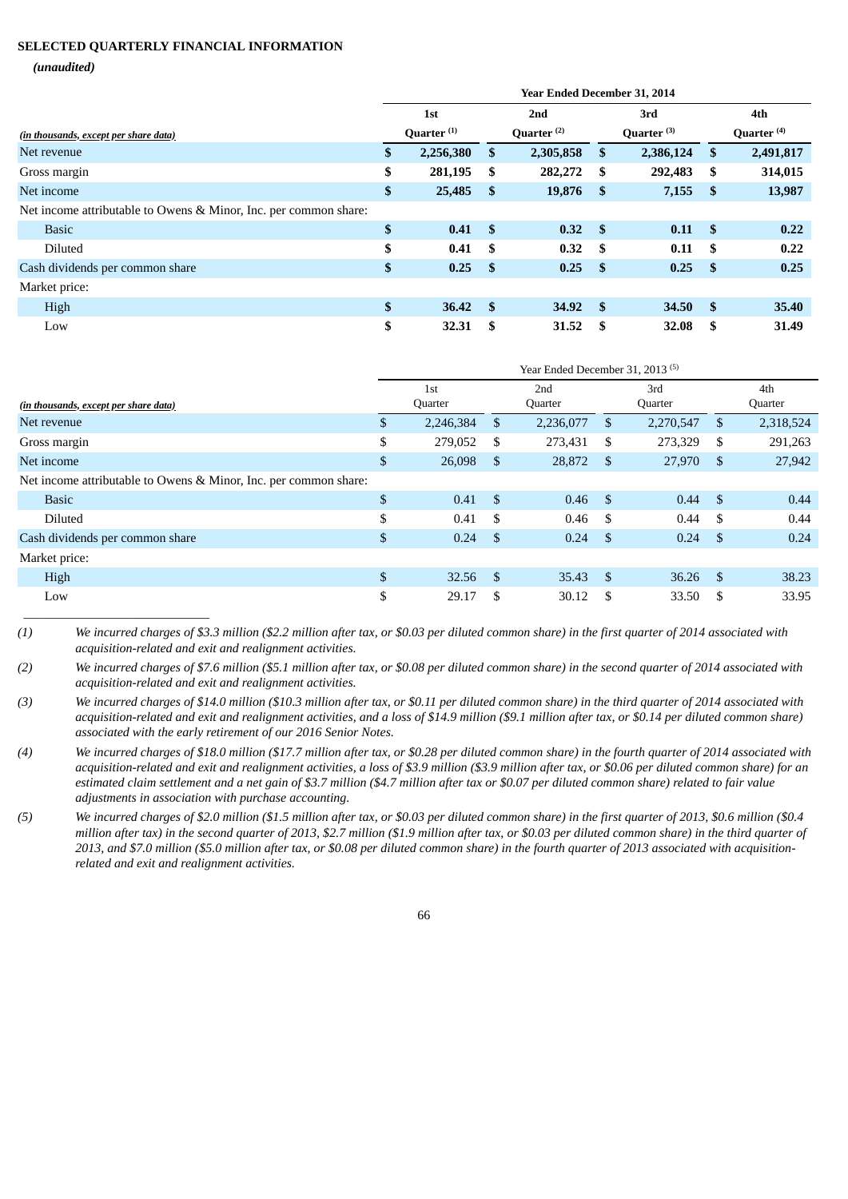## SELECTED QUARTERLY FINANCIAL INFORMATION

*(unaudited)*

| *(in thousands, except per share data)* | Year Ended December 31, 2014 | | | |
|---|---|---|---|---|
| | **1st Quarter [(1)]** | **2nd Quarter [(2)]** | **3rd Quarter [(3)]** | **4th Quarter [(4)]** |
| Net revenue | **$ 2,256,380** | **$ 2,305,858** | **$ 2,386,124** | **$ 2,491,817** |
| Gross margin | **$ 281,195** | **$ 282,272** | **$ 292,483** | **$ 314,015** |
| Net income | **$ 25,485** | **$ 19,876** | **$ 7,155** | **$ 13,987** |
| Net income attributable to Owens & Minor, Inc. per common share: | | | | |
| Basic | **$ 0.41** | **$ 0.32** | **$ 0.11** | **$ 0.22** |
| Diluted | **$ 0.41** | **$ 0.32** | **$ 0.11** | **$ 0.22** |
| Cash dividends per common share | **$ 0.25** | **$ 0.25** | **$ 0.25** | **$ 0.25** |
| Market price: | | | | |
| High | **$ 36.42** | **$ 34.92** | **$ 34.50** | **$ 35.40** |
| Low | **$ 32.31** | **$ 31.52** | **$ 32.08** | **$ 31.49** |

| *(in thousands, except per share data)* | Year Ended December 31, 2013 [(5)] | | | |
|---|---|---|---|---|
| | 1st Quarter | 2nd Quarter | 3rd Quarter | 4th Quarter |
| Net revenue | $ 2,246,384 | $ 2,236,077 | $ 2,270,547 | $ 2,318,524 |
| Gross margin | $ 279,052 | $ 273,431 | $ 273,329 | $ 291,263 |
| Net income | $ 26,098 | $ 28,872 | $ 27,970 | $ 27,942 |
| Net income attributable to Owens & Minor, Inc. per common share: | | | | |
| Basic | $ 0.41 | $ 0.46 | $ 0.44 | $ 0.44 |
| Diluted | $ 0.41 | $ 0.46 | $ 0.44 | $ 0.44 |
| Cash dividends per common share | $ 0.24 | $ 0.24 | $ 0.24 | $ 0.24 |
| Market price: | | | | |
| High | $ 32.56 | $ 35.43 | $ 36.26 | $ 38.23 |
| Low | $ 29.17 | $ 30.12 | $ 33.50 | $ 33.95 |

*(1) We incurred charges of $3.3 million ($2.2 million after tax, or $0.03 per diluted common share) in the first quarter of 2014 associated with acquisition-related and exit and realignment activities.*

*(2) We incurred charges of $7.6 million ($5.1 million after tax, or $0.08 per diluted common share) in the second quarter of 2014 associated with acquisition-related and exit and realignment activities.*

*(3) We incurred charges of $14.0 million ($10.3 million after tax, or $0.11 per diluted common share) in the third quarter of 2014 associated with acquisition-related and exit and realignment activities, and a loss of $14.9 million ($9.1 million after tax, or $0.14 per diluted common share) associated with the early retirement of our 2016 Senior Notes.*

*(4) We incurred charges of $18.0 million ($17.7 million after tax, or $0.28 per diluted common share) in the fourth quarter of 2014 associated with acquisition-related and exit and realignment activities, a loss of $3.9 million ($3.9 million after tax, or $0.06 per diluted common share) for an estimated claim settlement and a net gain of $3.7 million ($4.7 million after tax or $0.07 per diluted common share) related to fair value adjustments in association with purchase accounting.*

*(5) We incurred charges of $2.0 million ($1.5 million after tax, or $0.03 per diluted common share) in the first quarter of 2013, $0.6 million ($0.4 million after tax) in the second quarter of 2013, $2.7 million ($1.9 million after tax, or $0.03 per diluted common share) in the third quarter of 2013, and $7.0 million ($5.0 million after tax, or $0.08 per diluted common share) in the fourth quarter of 2013 associated with acquisition-related and exit and realignment activities.*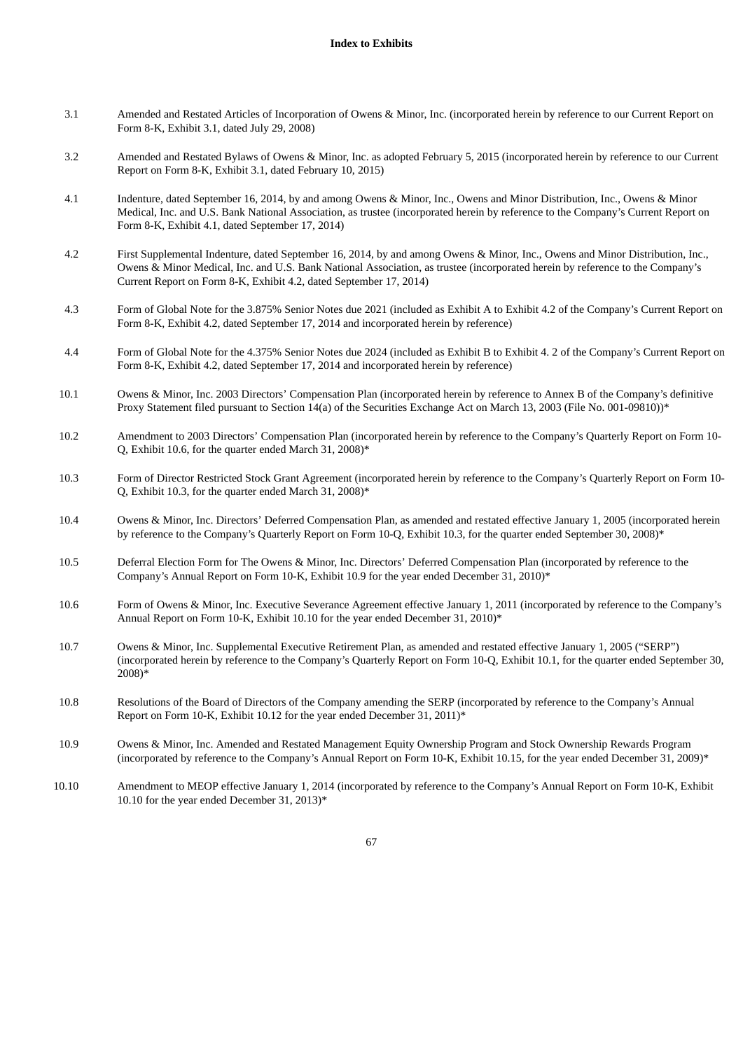**Index to Exhibits**

| | |
|---|---|
| 3.1 | Amended and Restated Articles of Incorporation of Owens & Minor, Inc. (incorporated herein by reference to our Current Report on Form 8-K, Exhibit 3.1, dated July 29, 2008) |
| 3.2 | Amended and Restated Bylaws of Owens & Minor, Inc. as adopted February 5, 2015 (incorporated herein by reference to our Current Report on Form 8-K, Exhibit 3.1, dated February 10, 2015) |
| 4.1 | Indenture, dated September 16, 2014, by and among Owens & Minor, Inc., Owens and Minor Distribution, Inc., Owens & Minor Medical, Inc. and U.S. Bank National Association, as trustee (incorporated herein by reference to the Company's Current Report on Form 8-K, Exhibit 4.1, dated September 17, 2014) |
| 4.2 | First Supplemental Indenture, dated September 16, 2014, by and among Owens & Minor, Inc., Owens and Minor Distribution, Inc., Owens & Minor Medical, Inc. and U.S. Bank National Association, as trustee (incorporated herein by reference to the Company's Current Report on Form 8-K, Exhibit 4.2, dated September 17, 2014) |
| 4.3 | Form of Global Note for the 3.875% Senior Notes due 2021 (included as Exhibit A to Exhibit 4.2 of the Company's Current Report on Form 8-K, Exhibit 4.2, dated September 17, 2014 and incorporated herein by reference) |
| 4.4 | Form of Global Note for the 4.375% Senior Notes due 2024 (included as Exhibit B to Exhibit 4. 2 of the Company's Current Report on Form 8-K, Exhibit 4.2, dated September 17, 2014 and incorporated herein by reference) |
| 10.1 | Owens & Minor, Inc. 2003 Directors' Compensation Plan (incorporated herein by reference to Annex B of the Company's definitive Proxy Statement filed pursuant to Section 14(a) of the Securities Exchange Act on March 13, 2003 (File No. 001-09810))* |
| 10.2 | Amendment to 2003 Directors' Compensation Plan (incorporated herein by reference to the Company's Quarterly Report on Form 10-Q, Exhibit 10.6, for the quarter ended March 31, 2008)* |
| 10.3 | Form of Director Restricted Stock Grant Agreement (incorporated herein by reference to the Company's Quarterly Report on Form 10-Q, Exhibit 10.3, for the quarter ended March 31, 2008)* |
| 10.4 | Owens & Minor, Inc. Directors' Deferred Compensation Plan, as amended and restated effective January 1, 2005 (incorporated herein by reference to the Company's Quarterly Report on Form 10-Q, Exhibit 10.3, for the quarter ended September 30, 2008)* |
| 10.5 | Deferral Election Form for The Owens & Minor, Inc. Directors' Deferred Compensation Plan (incorporated by reference to the Company's Annual Report on Form 10-K, Exhibit 10.9 for the year ended December 31, 2010)* |
| 10.6 | Form of Owens & Minor, Inc. Executive Severance Agreement effective January 1, 2011 (incorporated by reference to the Company's Annual Report on Form 10-K, Exhibit 10.10 for the year ended December 31, 2010)* |
| 10.7 | Owens & Minor, Inc. Supplemental Executive Retirement Plan, as amended and restated effective January 1, 2005 ("SERP") (incorporated herein by reference to the Company's Quarterly Report on Form 10-Q, Exhibit 10.1, for the quarter ended September 30, 2008)* |
| 10.8 | Resolutions of the Board of Directors of the Company amending the SERP (incorporated by reference to the Company's Annual Report on Form 10-K, Exhibit 10.12 for the year ended December 31, 2011)* |
| 10.9 | Owens & Minor, Inc. Amended and Restated Management Equity Ownership Program and Stock Ownership Rewards Program (incorporated by reference to the Company's Annual Report on Form 10-K, Exhibit 10.15, for the year ended December 31, 2009)* |
| 10.10 | Amendment to MEOP effective January 1, 2014 (incorporated by reference to the Company's Annual Report on Form 10-K, Exhibit 10.10 for the year ended December 31, 2013)* |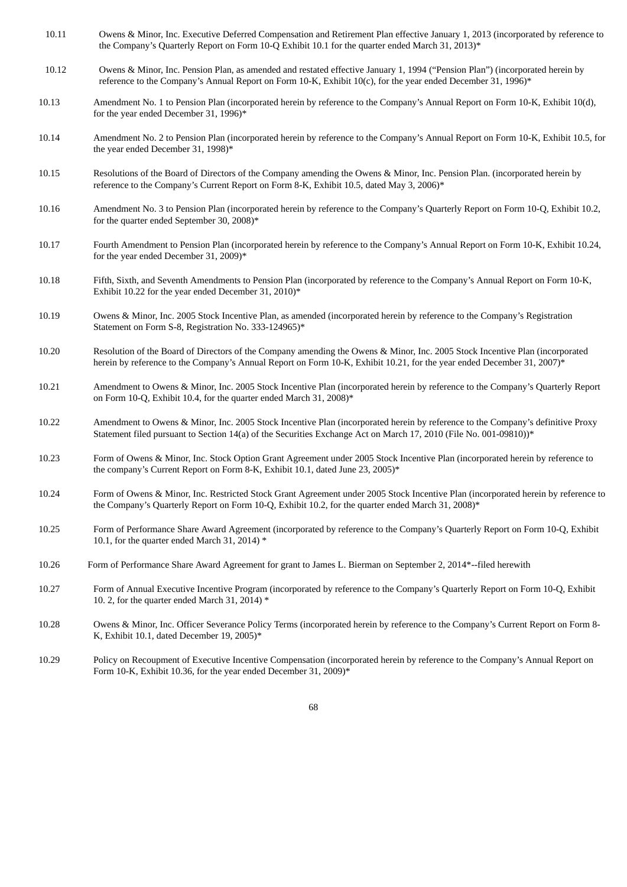| | |
|---|---|
| 10.11 | Owens & Minor, Inc. Executive Deferred Compensation and Retirement Plan effective January 1, 2013 (incorporated by reference to the Company's Quarterly Report on Form 10-Q Exhibit 10.1 for the quarter ended March 31, 2013)* |
| 10.12 | Owens & Minor, Inc. Pension Plan, as amended and restated effective January 1, 1994 ("Pension Plan") (incorporated herein by reference to the Company's Annual Report on Form 10-K, Exhibit 10(c), for the year ended December 31, 1996)* |
| 10.13 | Amendment No. 1 to Pension Plan (incorporated herein by reference to the Company's Annual Report on Form 10-K, Exhibit 10(d), for the year ended December 31, 1996)* |
| 10.14 | Amendment No. 2 to Pension Plan (incorporated herein by reference to the Company's Annual Report on Form 10-K, Exhibit 10.5, for the year ended December 31, 1998)* |
| 10.15 | Resolutions of the Board of Directors of the Company amending the Owens & Minor, Inc. Pension Plan. (incorporated herein by reference to the Company's Current Report on Form 8-K, Exhibit 10.5, dated May 3, 2006)* |
| 10.16 | Amendment No. 3 to Pension Plan (incorporated herein by reference to the Company's Quarterly Report on Form 10-Q, Exhibit 10.2, for the quarter ended September 30, 2008)* |
| 10.17 | Fourth Amendment to Pension Plan (incorporated herein by reference to the Company's Annual Report on Form 10-K, Exhibit 10.24, for the year ended December 31, 2009)* |
| 10.18 | Fifth, Sixth, and Seventh Amendments to Pension Plan (incorporated by reference to the Company's Annual Report on Form 10-K, Exhibit 10.22 for the year ended December 31, 2010)* |
| 10.19 | Owens & Minor, Inc. 2005 Stock Incentive Plan, as amended (incorporated herein by reference to the Company's Registration Statement on Form S-8, Registration No. 333-124965)* |
| 10.20 | Resolution of the Board of Directors of the Company amending the Owens & Minor, Inc. 2005 Stock Incentive Plan (incorporated herein by reference to the Company's Annual Report on Form 10-K, Exhibit 10.21, for the year ended December 31, 2007)* |
| 10.21 | Amendment to Owens & Minor, Inc. 2005 Stock Incentive Plan (incorporated herein by reference to the Company's Quarterly Report on Form 10-Q, Exhibit 10.4, for the quarter ended March 31, 2008)* |
| 10.22 | Amendment to Owens & Minor, Inc. 2005 Stock Incentive Plan (incorporated herein by reference to the Company's definitive Proxy Statement filed pursuant to Section 14(a) of the Securities Exchange Act on March 17, 2010 (File No. 001-09810))* |
| 10.23 | Form of Owens & Minor, Inc. Stock Option Grant Agreement under 2005 Stock Incentive Plan (incorporated herein by reference to the company's Current Report on Form 8-K, Exhibit 10.1, dated June 23, 2005)* |
| 10.24 | Form of Owens & Minor, Inc. Restricted Stock Grant Agreement under 2005 Stock Incentive Plan (incorporated herein by reference to the Company's Quarterly Report on Form 10-Q, Exhibit 10.2, for the quarter ended March 31, 2008)* |
| 10.25 | Form of Performance Share Award Agreement (incorporated by reference to the Company's Quarterly Report on Form 10-Q, Exhibit 10.1, for the quarter ended March 31, 2014) * |
| 10.26 | Form of Performance Share Award Agreement for grant to James L. Bierman on September 2, 2014*--filed herewith |
| 10.27 | Form of Annual Executive Incentive Program (incorporated by reference to the Company's Quarterly Report on Form 10-Q, Exhibit 10. 2, for the quarter ended March 31, 2014) * |
| 10.28 | Owens & Minor, Inc. Officer Severance Policy Terms (incorporated herein by reference to the Company's Current Report on Form 8-K, Exhibit 10.1, dated December 19, 2005)* |
| 10.29 | Policy on Recoupment of Executive Incentive Compensation (incorporated herein by reference to the Company's Annual Report on Form 10-K, Exhibit 10.36, for the year ended December 31, 2009)* |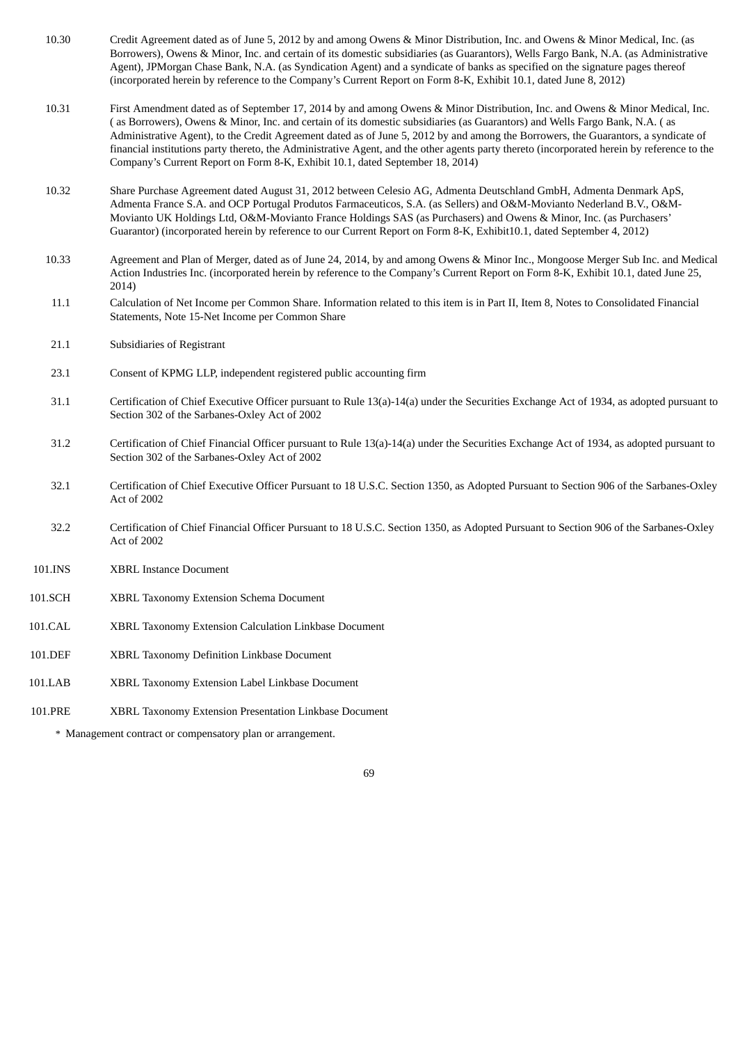| | |
|---|---|
| 10.30 | Credit Agreement dated as of June 5, 2012 by and among Owens & Minor Distribution, Inc. and Owens & Minor Medical, Inc. (as Borrowers), Owens & Minor, Inc. and certain of its domestic subsidiaries (as Guarantors), Wells Fargo Bank, N.A. (as Administrative Agent), JPMorgan Chase Bank, N.A. (as Syndication Agent) and a syndicate of banks as specified on the signature pages thereof (incorporated herein by reference to the Company's Current Report on Form 8-K, Exhibit 10.1, dated June 8, 2012) |
| 10.31 | First Amendment dated as of September 17, 2014 by and among Owens & Minor Distribution, Inc. and Owens & Minor Medical, Inc. ( as Borrowers), Owens & Minor, Inc. and certain of its domestic subsidiaries (as Guarantors) and Wells Fargo Bank, N.A. ( as Administrative Agent), to the Credit Agreement dated as of June 5, 2012 by and among the Borrowers, the Guarantors, a syndicate of financial institutions party thereto, the Administrative Agent, and the other agents party thereto (incorporated herein by reference to the Company's Current Report on Form 8-K, Exhibit 10.1, dated September 18, 2014) |
| 10.32 | Share Purchase Agreement dated August 31, 2012 between Celesio AG, Admenta Deutschland GmbH, Admenta Denmark ApS, Admenta France S.A. and OCP Portugal Produtos Farmaceuticos, S.A. (as Sellers) and O&M-Movianto Nederland B.V., O&M-Movianto UK Holdings Ltd, O&M-Movianto France Holdings SAS (as Purchasers) and Owens & Minor, Inc. (as Purchasers' Guarantor) (incorporated herein by reference to our Current Report on Form 8-K, Exhibit10.1, dated September 4, 2012) |
| 10.33 | Agreement and Plan of Merger, dated as of June 24, 2014, by and among Owens & Minor Inc., Mongoose Merger Sub Inc. and Medical Action Industries Inc. (incorporated herein by reference to the Company's Current Report on Form 8-K, Exhibit 10.1, dated June 25, 2014) |
| 11.1 | Calculation of Net Income per Common Share. Information related to this item is in Part II, Item 8, Notes to Consolidated Financial Statements, Note 15-Net Income per Common Share |
| 21.1 | Subsidiaries of Registrant |
| 23.1 | Consent of KPMG LLP, independent registered public accounting firm |
| 31.1 | Certification of Chief Executive Officer pursuant to Rule 13(a)-14(a) under the Securities Exchange Act of 1934, as adopted pursuant to Section 302 of the Sarbanes-Oxley Act of 2002 |
| 31.2 | Certification of Chief Financial Officer pursuant to Rule 13(a)-14(a) under the Securities Exchange Act of 1934, as adopted pursuant to Section 302 of the Sarbanes-Oxley Act of 2002 |
| 32.1 | Certification of Chief Executive Officer Pursuant to 18 U.S.C. Section 1350, as Adopted Pursuant to Section 906 of the Sarbanes-Oxley Act of 2002 |
| 32.2 | Certification of Chief Financial Officer Pursuant to 18 U.S.C. Section 1350, as Adopted Pursuant to Section 906 of the Sarbanes-Oxley Act of 2002 |
| 101.INS | XBRL Instance Document |
| 101.SCH | XBRL Taxonomy Extension Schema Document |
| 101.CAL | XBRL Taxonomy Extension Calculation Linkbase Document |
| 101.DEF | XBRL Taxonomy Definition Linkbase Document |
| 101.LAB | XBRL Taxonomy Extension Label Linkbase Document |
| 101.PRE | XBRL Taxonomy Extension Presentation Linkbase Document |

\* Management contract or compensatory plan or arrangement.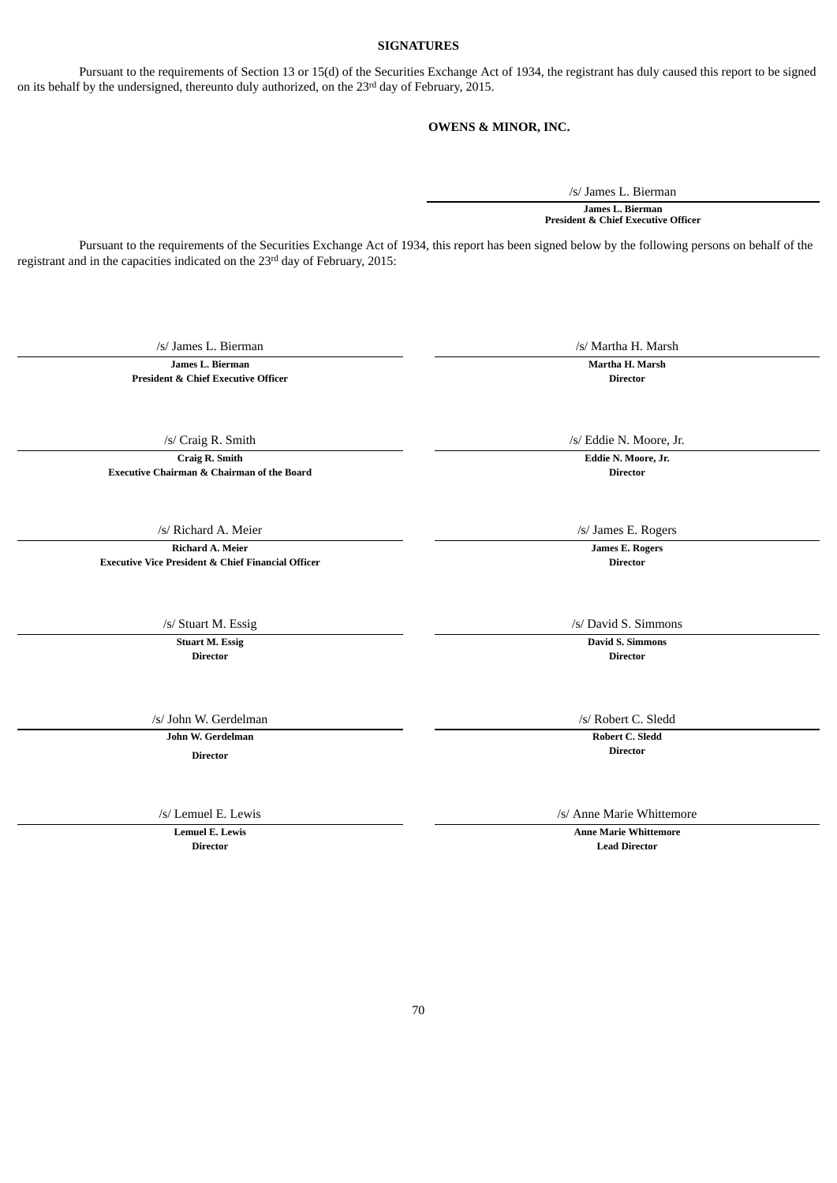## SIGNATURES

Pursuant to the requirements of Section 13 or 15(d) of the Securities Exchange Act of 1934, the registrant has duly caused this report to be signed on its behalf by the undersigned, thereunto duly authorized, on the 23rd day of February, 2015.

**OWENS & MINOR, INC.**

/s/ James L. Bierman
**James L. Bierman**
**President & Chief Executive Officer**

Pursuant to the requirements of the Securities Exchange Act of 1934, this report has been signed below by the following persons on behalf of the registrant and in the capacities indicated on the 23rd day of February, 2015:

| | |
|---|---|
| /s/ James L. Bierman<br>**James L. Bierman**<br>**President & Chief Executive Officer** | /s/ Martha H. Marsh<br>**Martha H. Marsh**<br>**Director** |
| /s/ Craig R. Smith<br>**Craig R. Smith**<br>**Executive Chairman & Chairman of the Board** | /s/ Eddie N. Moore, Jr.<br>**Eddie N. Moore, Jr.**<br>**Director** |
| /s/ Richard A. Meier<br>**Richard A. Meier**<br>**Executive Vice President & Chief Financial Officer** | /s/ James E. Rogers<br>**James E. Rogers**<br>**Director** |
| /s/ Stuart M. Essig<br>**Stuart M. Essig**<br>**Director** | /s/ David S. Simmons<br>**David S. Simmons**<br>**Director** |
| /s/ John W. Gerdelman<br>**John W. Gerdelman**<br>**Director** | /s/ Robert C. Sledd<br>**Robert C. Sledd**<br>**Director** |
| /s/ Lemuel E. Lewis<br>**Lemuel E. Lewis**<br>**Director** | /s/ Anne Marie Whittemore<br>**Anne Marie Whittemore**<br>**Lead Director** |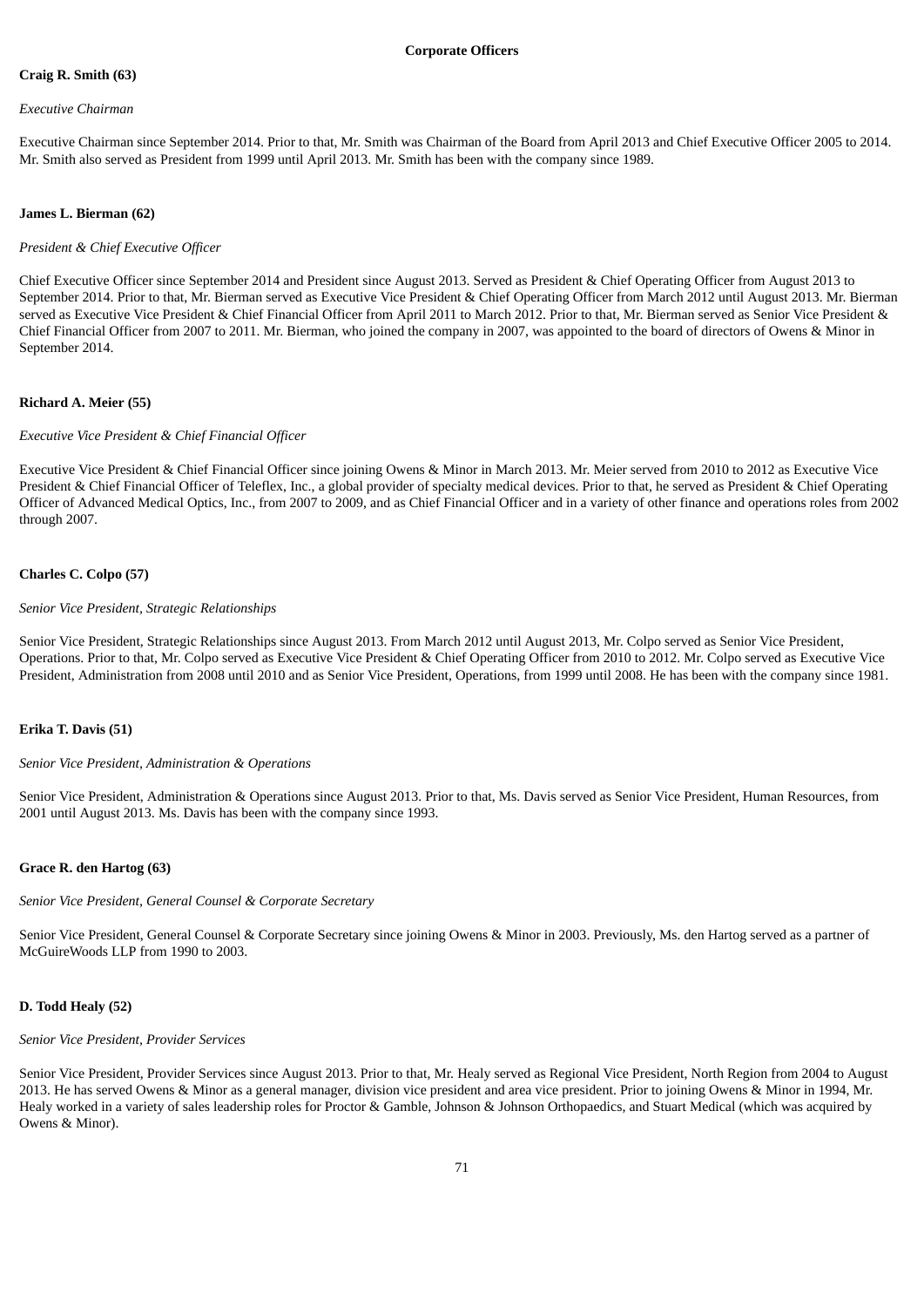## Corporate Officers

**Craig R. Smith (63)**

*Executive Chairman*

Executive Chairman since September 2014. Prior to that, Mr. Smith was Chairman of the Board from April 2013 and Chief Executive Officer 2005 to 2014. Mr. Smith also served as President from 1999 until April 2013. Mr. Smith has been with the company since 1989.

**James L. Bierman (62)**

*President & Chief Executive Officer*

Chief Executive Officer since September 2014 and President since August 2013. Served as President & Chief Operating Officer from August 2013 to September 2014. Prior to that, Mr. Bierman served as Executive Vice President & Chief Operating Officer from March 2012 until August 2013. Mr. Bierman served as Executive Vice President & Chief Financial Officer from April 2011 to March 2012. Prior to that, Mr. Bierman served as Senior Vice President & Chief Financial Officer from 2007 to 2011. Mr. Bierman, who joined the company in 2007, was appointed to the board of directors of Owens & Minor in September 2014.

**Richard A. Meier (55)**

*Executive Vice President & Chief Financial Officer*

Executive Vice President & Chief Financial Officer since joining Owens & Minor in March 2013. Mr. Meier served from 2010 to 2012 as Executive Vice President & Chief Financial Officer of Teleflex, Inc., a global provider of specialty medical devices. Prior to that, he served as President & Chief Operating Officer of Advanced Medical Optics, Inc., from 2007 to 2009, and as Chief Financial Officer and in a variety of other finance and operations roles from 2002 through 2007.

**Charles C. Colpo (57)**

*Senior Vice President, Strategic Relationships*

Senior Vice President, Strategic Relationships since August 2013. From March 2012 until August 2013, Mr. Colpo served as Senior Vice President, Operations. Prior to that, Mr. Colpo served as Executive Vice President & Chief Operating Officer from 2010 to 2012. Mr. Colpo served as Executive Vice President, Administration from 2008 until 2010 and as Senior Vice President, Operations, from 1999 until 2008. He has been with the company since 1981.

**Erika T. Davis (51)**

*Senior Vice President, Administration & Operations*

Senior Vice President, Administration & Operations since August 2013. Prior to that, Ms. Davis served as Senior Vice President, Human Resources, from 2001 until August 2013. Ms. Davis has been with the company since 1993.

**Grace R. den Hartog (63)**

*Senior Vice President, General Counsel & Corporate Secretary*

Senior Vice President, General Counsel & Corporate Secretary since joining Owens & Minor in 2003. Previously, Ms. den Hartog served as a partner of McGuireWoods LLP from 1990 to 2003.

**D. Todd Healy (52)**

*Senior Vice President, Provider Services*

Senior Vice President, Provider Services since August 2013. Prior to that, Mr. Healy served as Regional Vice President, North Region from 2004 to August 2013. He has served Owens & Minor as a general manager, division vice president and area vice president. Prior to joining Owens & Minor in 1994, Mr. Healy worked in a variety of sales leadership roles for Proctor & Gamble, Johnson & Johnson Orthopaedics, and Stuart Medical (which was acquired by Owens & Minor).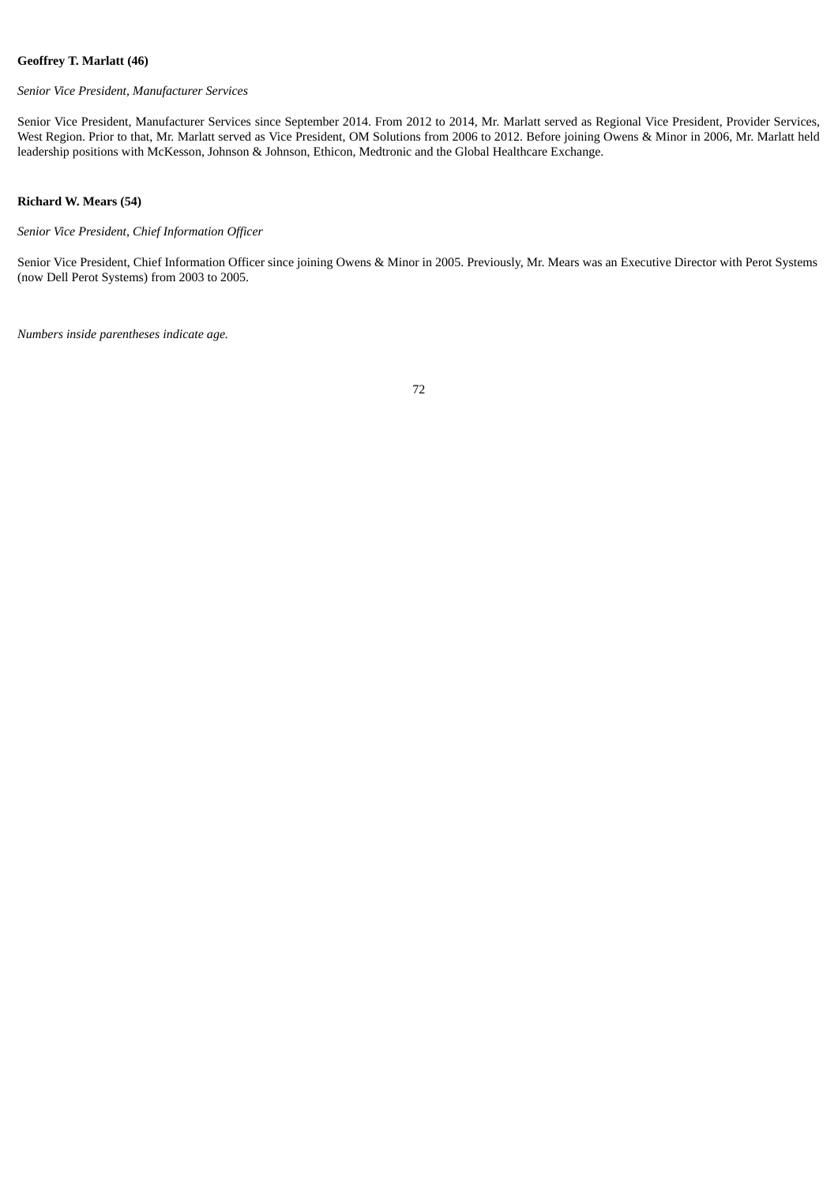**Geoffrey T. Marlatt (46)**

*Senior Vice President, Manufacturer Services*

Senior Vice President, Manufacturer Services since September 2014. From 2012 to 2014, Mr. Marlatt served as Regional Vice President, Provider Services, West Region. Prior to that, Mr. Marlatt served as Vice President, OM Solutions from 2006 to 2012. Before joining Owens & Minor in 2006, Mr. Marlatt held leadership positions with McKesson, Johnson & Johnson, Ethicon, Medtronic and the Global Healthcare Exchange.

**Richard W. Mears (54)**

*Senior Vice President, Chief Information Officer*

Senior Vice President, Chief Information Officer since joining Owens & Minor in 2005. Previously, Mr. Mears was an Executive Director with Perot Systems (now Dell Perot Systems) from 2003 to 2005.

*Numbers inside parentheses indicate age.*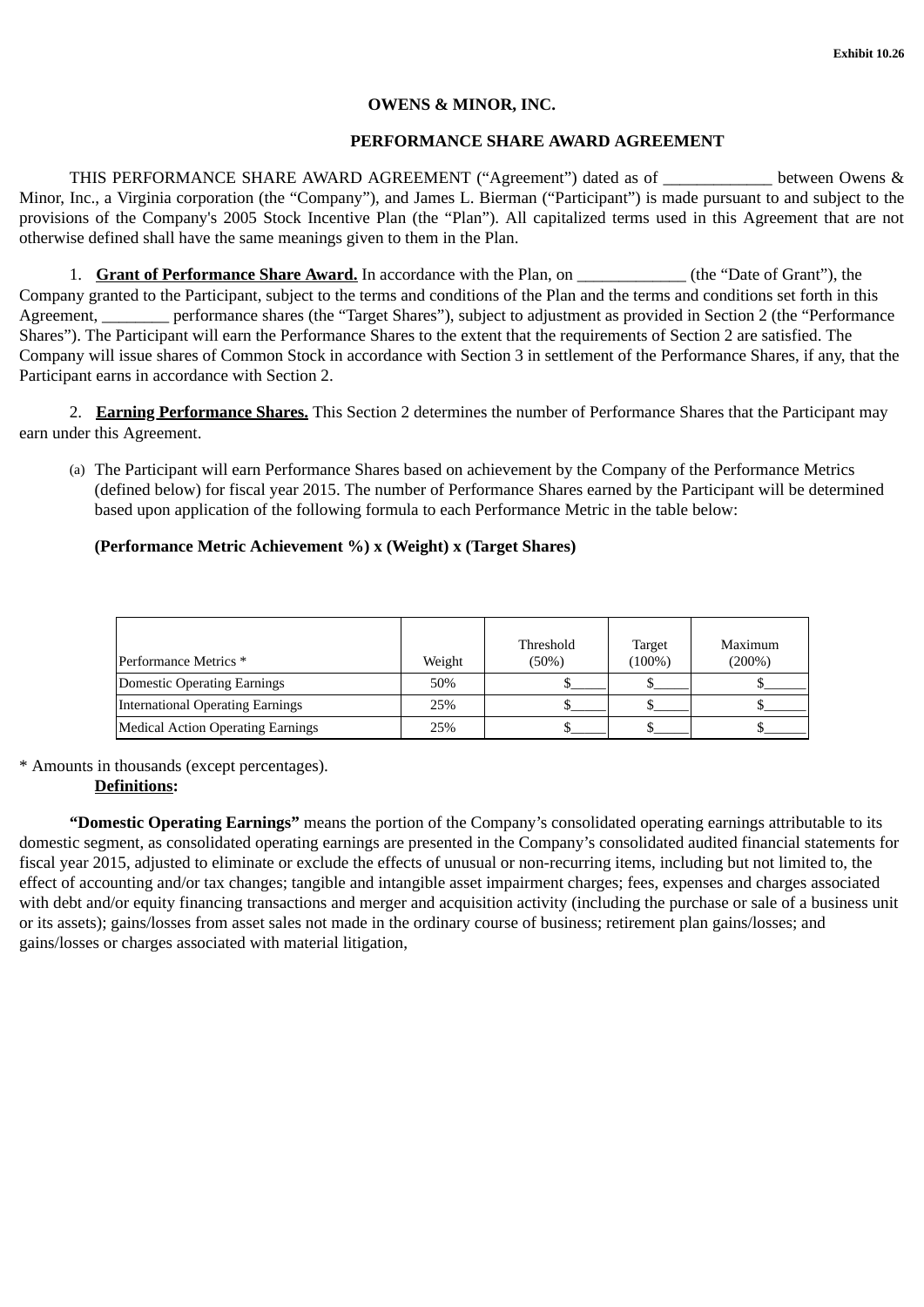Exhibit 10.26

**OWENS & MINOR, INC.**

**PERFORMANCE SHARE AWARD AGREEMENT**

THIS PERFORMANCE SHARE AWARD AGREEMENT ("Agreement") dated as of _____________ between Owens & Minor, Inc., a Virginia corporation (the "Company"), and James L. Bierman ("Participant") is made pursuant to and subject to the provisions of the Company's 2005 Stock Incentive Plan (the "Plan"). All capitalized terms used in this Agreement that are not otherwise defined shall have the same meanings given to them in the Plan.

1. **Grant of Performance Share Award.** In accordance with the Plan, on _____________ (the "Date of Grant"), the Company granted to the Participant, subject to the terms and conditions of the Plan and the terms and conditions set forth in this Agreement, ________ performance shares (the "Target Shares"), subject to adjustment as provided in Section 2 (the "Performance Shares"). The Participant will earn the Performance Shares to the extent that the requirements of Section 2 are satisfied. The Company will issue shares of Common Stock in accordance with Section 3 in settlement of the Performance Shares, if any, that the Participant earns in accordance with Section 2.

2. **Earning Performance Shares.** This Section 2 determines the number of Performance Shares that the Participant may earn under this Agreement.

(a) The Participant will earn Performance Shares based on achievement by the Company of the Performance Metrics (defined below) for fiscal year 2015. The number of Performance Shares earned by the Participant will be determined based upon application of the following formula to each Performance Metric in the table below:

**(Performance Metric Achievement %) x (Weight) x (Target Shares)**

| Performance Metrics * | Weight | Threshold (50%) | Target (100%) | Maximum (200%) |
|---|---|---|---|---|
| Domestic Operating Earnings | 50% | $_____ | $_____ | $______ |
| International Operating Earnings | 25% | $_____ | $_____ | $______ |
| Medical Action Operating Earnings | 25% | $_____ | $_____ | $______ |

* Amounts in thousands (except percentages).

**Definitions:**

**"Domestic Operating Earnings"** means the portion of the Company's consolidated operating earnings attributable to its domestic segment, as consolidated operating earnings are presented in the Company's consolidated audited financial statements for fiscal year 2015, adjusted to eliminate or exclude the effects of unusual or non-recurring items, including but not limited to, the effect of accounting and/or tax changes; tangible and intangible asset impairment charges; fees, expenses and charges associated with debt and/or equity financing transactions and merger and acquisition activity (including the purchase or sale of a business unit or its assets); gains/losses from asset sales not made in the ordinary course of business; retirement plan gains/losses; and gains/losses or charges associated with material litigation,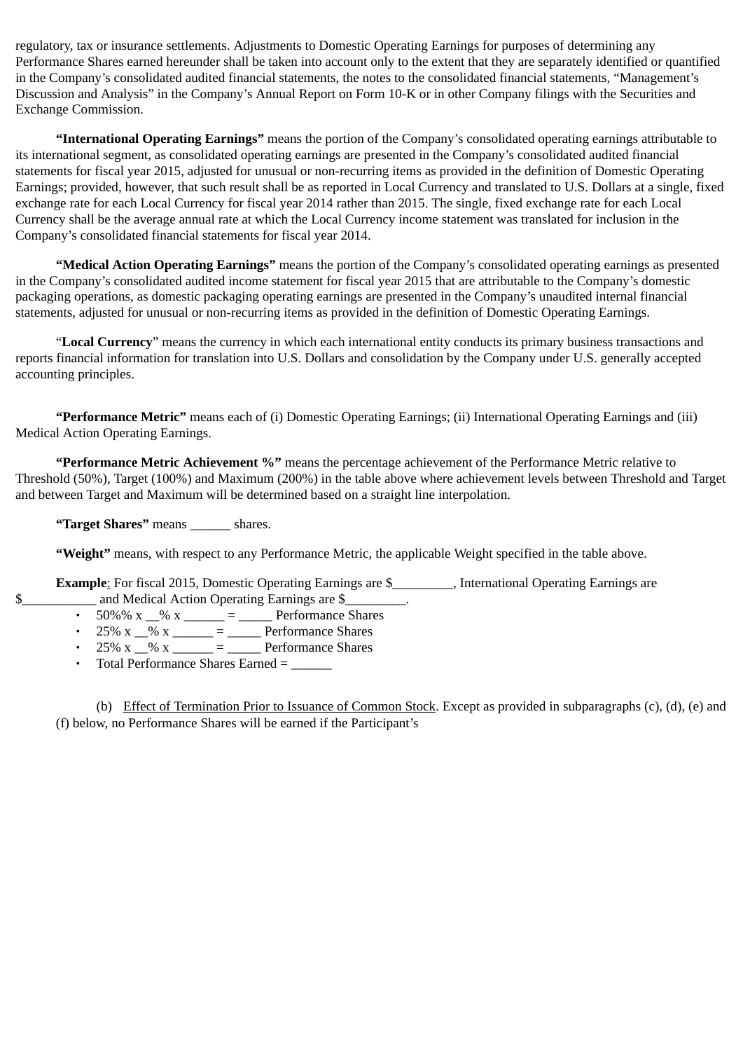regulatory, tax or insurance settlements. Adjustments to Domestic Operating Earnings for purposes of determining any Performance Shares earned hereunder shall be taken into account only to the extent that they are separately identified or quantified in the Company's consolidated audited financial statements, the notes to the consolidated financial statements, "Management's Discussion and Analysis" in the Company's Annual Report on Form 10-K or in other Company filings with the Securities and Exchange Commission.

**"International Operating Earnings"** means the portion of the Company's consolidated operating earnings attributable to its international segment, as consolidated operating earnings are presented in the Company's consolidated audited financial statements for fiscal year 2015, adjusted for unusual or non-recurring items as provided in the definition of Domestic Operating Earnings; provided, however, that such result shall be as reported in Local Currency and translated to U.S. Dollars at a single, fixed exchange rate for each Local Currency for fiscal year 2014 rather than 2015. The single, fixed exchange rate for each Local Currency shall be the average annual rate at which the Local Currency income statement was translated for inclusion in the Company's consolidated financial statements for fiscal year 2014.

**"Medical Action Operating Earnings"** means the portion of the Company's consolidated operating earnings as presented in the Company's consolidated audited income statement for fiscal year 2015 that are attributable to the Company's domestic packaging operations, as domestic packaging operating earnings are presented in the Company's unaudited internal financial statements, adjusted for unusual or non-recurring items as provided in the definition of Domestic Operating Earnings.

"**Local Currency**" means the currency in which each international entity conducts its primary business transactions and reports financial information for translation into U.S. Dollars and consolidation by the Company under U.S. generally accepted accounting principles.

**"Performance Metric"** means each of (i) Domestic Operating Earnings; (ii) International Operating Earnings and (iii) Medical Action Operating Earnings.

**"Performance Metric Achievement %"** means the percentage achievement of the Performance Metric relative to Threshold (50%), Target (100%) and Maximum (200%) in the table above where achievement levels between Threshold and Target and between Target and Maximum will be determined based on a straight line interpolation.

**"Target Shares"** means ______ shares.

**"Weight"** means, with respect to any Performance Metric, the applicable Weight specified in the table above.

**Example**: For fiscal 2015, Domestic Operating Earnings are $_________, International Operating Earnings are $___________ and Medical Action Operating Earnings are $_________.

- 50%% x __% x ______ = _____ Performance Shares
- 25% x __% x ______ = _____ Performance Shares
- 25% x __% x ______ = _____ Performance Shares
- Total Performance Shares Earned = ______

(b) Effect of Termination Prior to Issuance of Common Stock. Except as provided in subparagraphs (c), (d), (e) and (f) below, no Performance Shares will be earned if the Participant's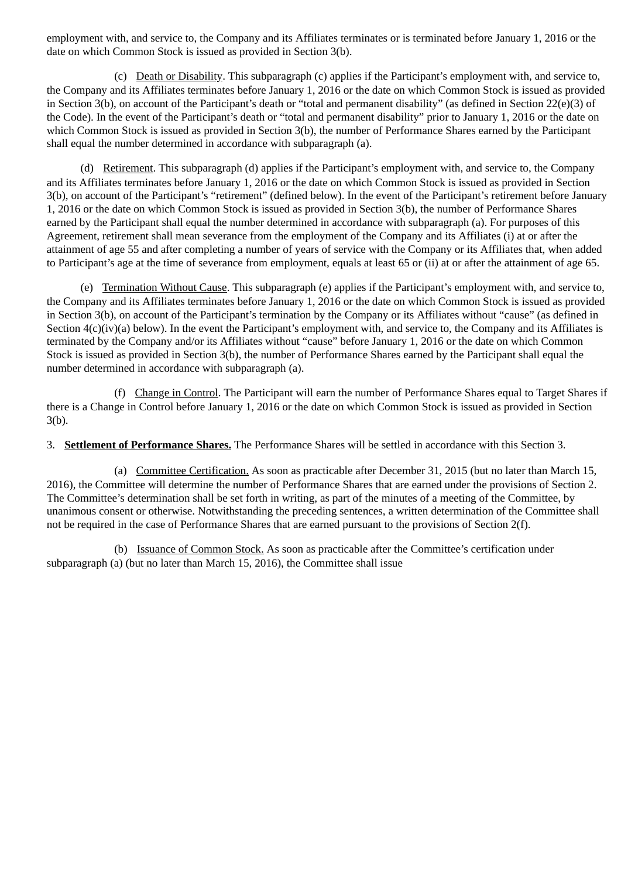employment with, and service to, the Company and its Affiliates terminates or is terminated before January 1, 2016 or the date on which Common Stock is issued as provided in Section 3(b).

(c) Death or Disability. This subparagraph (c) applies if the Participant's employment with, and service to, the Company and its Affiliates terminates before January 1, 2016 or the date on which Common Stock is issued as provided in Section 3(b), on account of the Participant's death or "total and permanent disability" (as defined in Section 22(e)(3) of the Code). In the event of the Participant's death or "total and permanent disability" prior to January 1, 2016 or the date on which Common Stock is issued as provided in Section 3(b), the number of Performance Shares earned by the Participant shall equal the number determined in accordance with subparagraph (a).

(d) Retirement. This subparagraph (d) applies if the Participant's employment with, and service to, the Company and its Affiliates terminates before January 1, 2016 or the date on which Common Stock is issued as provided in Section 3(b), on account of the Participant's "retirement" (defined below). In the event of the Participant's retirement before January 1, 2016 or the date on which Common Stock is issued as provided in Section 3(b), the number of Performance Shares earned by the Participant shall equal the number determined in accordance with subparagraph (a). For purposes of this Agreement, retirement shall mean severance from the employment of the Company and its Affiliates (i) at or after the attainment of age 55 and after completing a number of years of service with the Company or its Affiliates that, when added to Participant's age at the time of severance from employment, equals at least 65 or (ii) at or after the attainment of age 65.

(e) Termination Without Cause. This subparagraph (e) applies if the Participant's employment with, and service to, the Company and its Affiliates terminates before January 1, 2016 or the date on which Common Stock is issued as provided in Section 3(b), on account of the Participant's termination by the Company or its Affiliates without "cause" (as defined in Section 4(c)(iv)(a) below). In the event the Participant's employment with, and service to, the Company and its Affiliates is terminated by the Company and/or its Affiliates without "cause" before January 1, 2016 or the date on which Common Stock is issued as provided in Section 3(b), the number of Performance Shares earned by the Participant shall equal the number determined in accordance with subparagraph (a).

(f) Change in Control. The Participant will earn the number of Performance Shares equal to Target Shares if there is a Change in Control before January 1, 2016 or the date on which Common Stock is issued as provided in Section 3(b).

3. **Settlement of Performance Shares.** The Performance Shares will be settled in accordance with this Section 3.

(a) Committee Certification. As soon as practicable after December 31, 2015 (but no later than March 15, 2016), the Committee will determine the number of Performance Shares that are earned under the provisions of Section 2. The Committee's determination shall be set forth in writing, as part of the minutes of a meeting of the Committee, by unanimous consent or otherwise. Notwithstanding the preceding sentences, a written determination of the Committee shall not be required in the case of Performance Shares that are earned pursuant to the provisions of Section 2(f).

(b) Issuance of Common Stock. As soon as practicable after the Committee's certification under subparagraph (a) (but no later than March 15, 2016), the Committee shall issue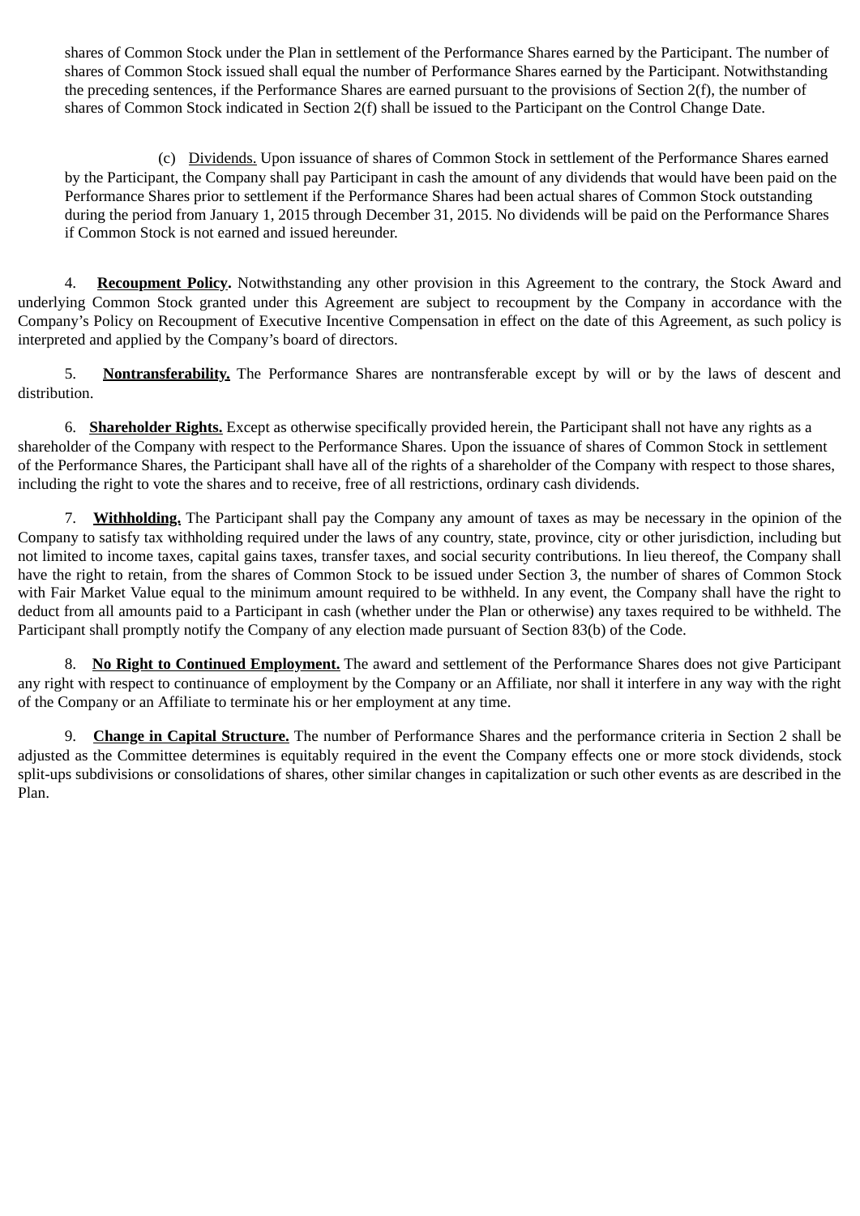shares of Common Stock under the Plan in settlement of the Performance Shares earned by the Participant. The number of shares of Common Stock issued shall equal the number of Performance Shares earned by the Participant. Notwithstanding the preceding sentences, if the Performance Shares are earned pursuant to the provisions of Section 2(f), the number of shares of Common Stock indicated in Section 2(f) shall be issued to the Participant on the Control Change Date.

(c) Dividends. Upon issuance of shares of Common Stock in settlement of the Performance Shares earned by the Participant, the Company shall pay Participant in cash the amount of any dividends that would have been paid on the Performance Shares prior to settlement if the Performance Shares had been actual shares of Common Stock outstanding during the period from January 1, 2015 through December 31, 2015. No dividends will be paid on the Performance Shares if Common Stock is not earned and issued hereunder.

4. **Recoupment Policy.** Notwithstanding any other provision in this Agreement to the contrary, the Stock Award and underlying Common Stock granted under this Agreement are subject to recoupment by the Company in accordance with the Company's Policy on Recoupment of Executive Incentive Compensation in effect on the date of this Agreement, as such policy is interpreted and applied by the Company's board of directors.

5. **Nontransferability.** The Performance Shares are nontransferable except by will or by the laws of descent and distribution.

6. **Shareholder Rights.** Except as otherwise specifically provided herein, the Participant shall not have any rights as a shareholder of the Company with respect to the Performance Shares. Upon the issuance of shares of Common Stock in settlement of the Performance Shares, the Participant shall have all of the rights of a shareholder of the Company with respect to those shares, including the right to vote the shares and to receive, free of all restrictions, ordinary cash dividends.

7. **Withholding.** The Participant shall pay the Company any amount of taxes as may be necessary in the opinion of the Company to satisfy tax withholding required under the laws of any country, state, province, city or other jurisdiction, including but not limited to income taxes, capital gains taxes, transfer taxes, and social security contributions. In lieu thereof, the Company shall have the right to retain, from the shares of Common Stock to be issued under Section 3, the number of shares of Common Stock with Fair Market Value equal to the minimum amount required to be withheld. In any event, the Company shall have the right to deduct from all amounts paid to a Participant in cash (whether under the Plan or otherwise) any taxes required to be withheld. The Participant shall promptly notify the Company of any election made pursuant of Section 83(b) of the Code.

8. **No Right to Continued Employment.** The award and settlement of the Performance Shares does not give Participant any right with respect to continuance of employment by the Company or an Affiliate, nor shall it interfere in any way with the right of the Company or an Affiliate to terminate his or her employment at any time.

9. **Change in Capital Structure.** The number of Performance Shares and the performance criteria in Section 2 shall be adjusted as the Committee determines is equitably required in the event the Company effects one or more stock dividends, stock split-ups subdivisions or consolidations of shares, other similar changes in capitalization or such other events as are described in the Plan.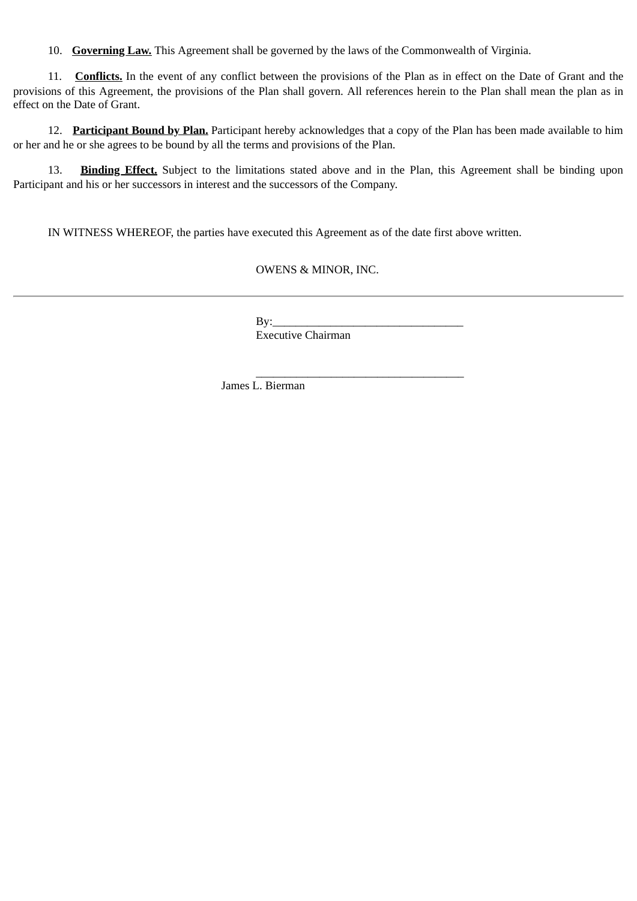10. **Governing Law.** This Agreement shall be governed by the laws of the Commonwealth of Virginia.

11. **Conflicts.** In the event of any conflict between the provisions of the Plan as in effect on the Date of Grant and the provisions of this Agreement, the provisions of the Plan shall govern. All references herein to the Plan shall mean the plan as in effect on the Date of Grant.

12. **Participant Bound by Plan.** Participant hereby acknowledges that a copy of the Plan has been made available to him or her and he or she agrees to be bound by all the terms and provisions of the Plan.

13. **Binding Effect.** Subject to the limitations stated above and in the Plan, this Agreement shall be binding upon Participant and his or her successors in interest and the successors of the Company.

IN WITNESS WHEREOF, the parties have executed this Agreement as of the date first above written.

OWENS & MINOR, INC.

---

By:_________________________________
Executive Chairman

____________________________________
James L. Bierman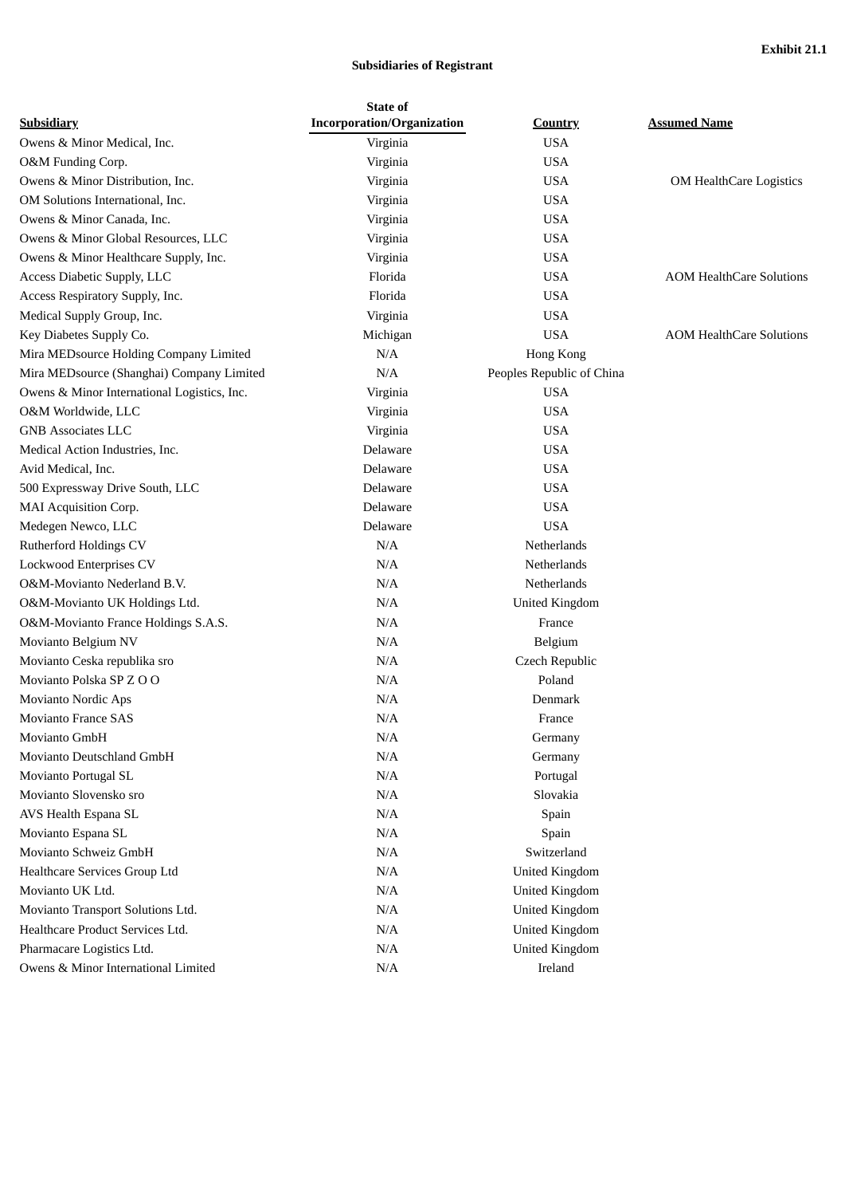**Exhibit 21.1**

**Subsidiaries of Registrant**

| Subsidiary | State of Incorporation/Organization | Country | Assumed Name |
|---|---|---|---|
| Owens & Minor Medical, Inc. | Virginia | USA | |
| O&M Funding Corp. | Virginia | USA | |
| Owens & Minor Distribution, Inc. | Virginia | USA | OM HealthCare Logistics |
| OM Solutions International, Inc. | Virginia | USA | |
| Owens & Minor Canada, Inc. | Virginia | USA | |
| Owens & Minor Global Resources, LLC | Virginia | USA | |
| Owens & Minor Healthcare Supply, Inc. | Virginia | USA | |
| Access Diabetic Supply, LLC | Florida | USA | AOM HealthCare Solutions |
| Access Respiratory Supply, Inc. | Florida | USA | |
| Medical Supply Group, Inc. | Virginia | USA | |
| Key Diabetes Supply Co. | Michigan | USA | AOM HealthCare Solutions |
| Mira MEDsource Holding Company Limited | N/A | Hong Kong | |
| Mira MEDsource (Shanghai) Company Limited | N/A | Peoples Republic of China | |
| Owens & Minor International Logistics, Inc. | Virginia | USA | |
| O&M Worldwide, LLC | Virginia | USA | |
| GNB Associates LLC | Virginia | USA | |
| Medical Action Industries, Inc. | Delaware | USA | |
| Avid Medical, Inc. | Delaware | USA | |
| 500 Expressway Drive South, LLC | Delaware | USA | |
| MAI Acquisition Corp. | Delaware | USA | |
| Medegen Newco, LLC | Delaware | USA | |
| Rutherford Holdings CV | N/A | Netherlands | |
| Lockwood Enterprises CV | N/A | Netherlands | |
| O&M-Movianto Nederland B.V. | N/A | Netherlands | |
| O&M-Movianto UK Holdings Ltd. | N/A | United Kingdom | |
| O&M-Movianto France Holdings S.A.S. | N/A | France | |
| Movianto Belgium NV | N/A | Belgium | |
| Movianto Ceska republika sro | N/A | Czech Republic | |
| Movianto Polska SP Z O O | N/A | Poland | |
| Movianto Nordic Aps | N/A | Denmark | |
| Movianto France SAS | N/A | France | |
| Movianto GmbH | N/A | Germany | |
| Movianto Deutschland GmbH | N/A | Germany | |
| Movianto Portugal SL | N/A | Portugal | |
| Movianto Slovensko sro | N/A | Slovakia | |
| AVS Health Espana SL | N/A | Spain | |
| Movianto Espana SL | N/A | Spain | |
| Movianto Schweiz GmbH | N/A | Switzerland | |
| Healthcare Services Group Ltd | N/A | United Kingdom | |
| Movianto UK Ltd. | N/A | United Kingdom | |
| Movianto Transport Solutions Ltd. | N/A | United Kingdom | |
| Healthcare Product Services Ltd. | N/A | United Kingdom | |
| Pharmacare Logistics Ltd. | N/A | United Kingdom | |
| Owens & Minor International Limited | N/A | Ireland | |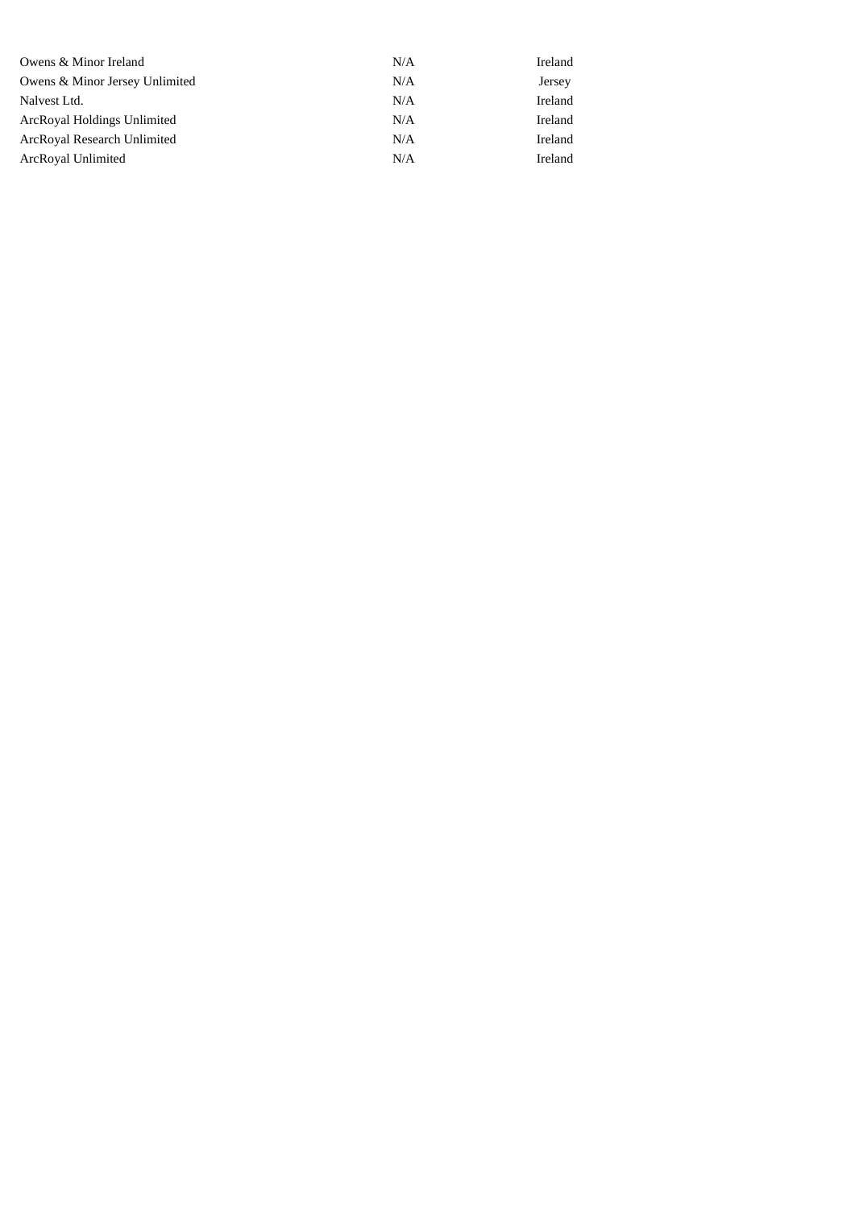| | | |
|---|---|---|
| Owens & Minor Ireland | N/A | Ireland |
| Owens & Minor Jersey Unlimited | N/A | Jersey |
| Nalvest Ltd. | N/A | Ireland |
| ArcRoyal Holdings Unlimited | N/A | Ireland |
| ArcRoyal Research Unlimited | N/A | Ireland |
| ArcRoyal Unlimited | N/A | Ireland |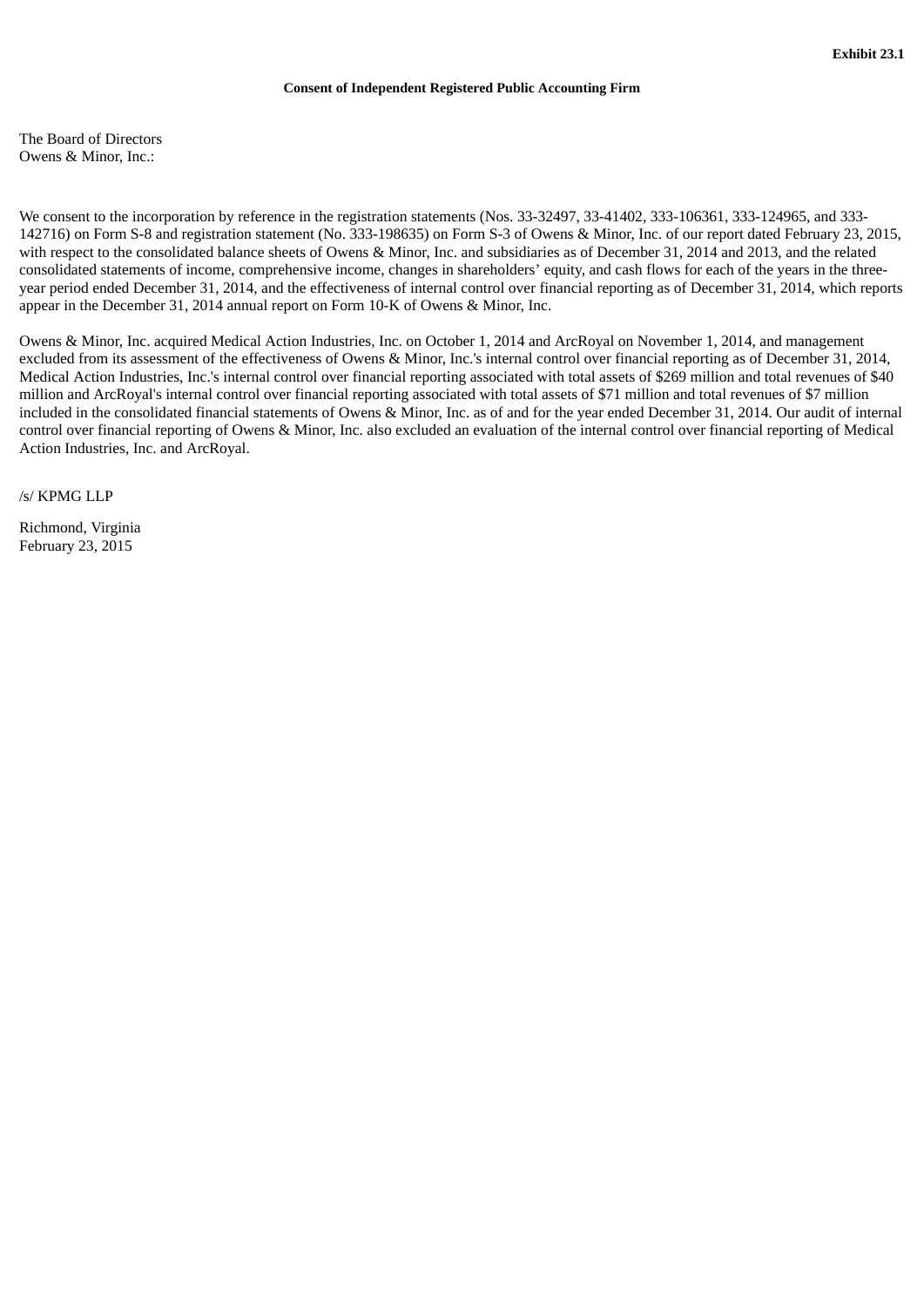**Exhibit 23.1**

**Consent of Independent Registered Public Accounting Firm**

The Board of Directors
Owens & Minor, Inc.:

We consent to the incorporation by reference in the registration statements (Nos. 33-32497, 33-41402, 333-106361, 333-124965, and 333-142716) on Form S-8 and registration statement (No. 333-198635) on Form S-3 of Owens & Minor, Inc. of our report dated February 23, 2015, with respect to the consolidated balance sheets of Owens & Minor, Inc. and subsidiaries as of December 31, 2014 and 2013, and the related consolidated statements of income, comprehensive income, changes in shareholders' equity, and cash flows for each of the years in the three-year period ended December 31, 2014, and the effectiveness of internal control over financial reporting as of December 31, 2014, which reports appear in the December 31, 2014 annual report on Form 10-K of Owens & Minor, Inc.

Owens & Minor, Inc. acquired Medical Action Industries, Inc. on October 1, 2014 and ArcRoyal on November 1, 2014, and management excluded from its assessment of the effectiveness of Owens & Minor, Inc.'s internal control over financial reporting as of December 31, 2014, Medical Action Industries, Inc.'s internal control over financial reporting associated with total assets of $269 million and total revenues of $40 million and ArcRoyal's internal control over financial reporting associated with total assets of $71 million and total revenues of $7 million included in the consolidated financial statements of Owens & Minor, Inc. as of and for the year ended December 31, 2014. Our audit of internal control over financial reporting of Owens & Minor, Inc. also excluded an evaluation of the internal control over financial reporting of Medical Action Industries, Inc. and ArcRoyal.

/s/ KPMG LLP

Richmond, Virginia
February 23, 2015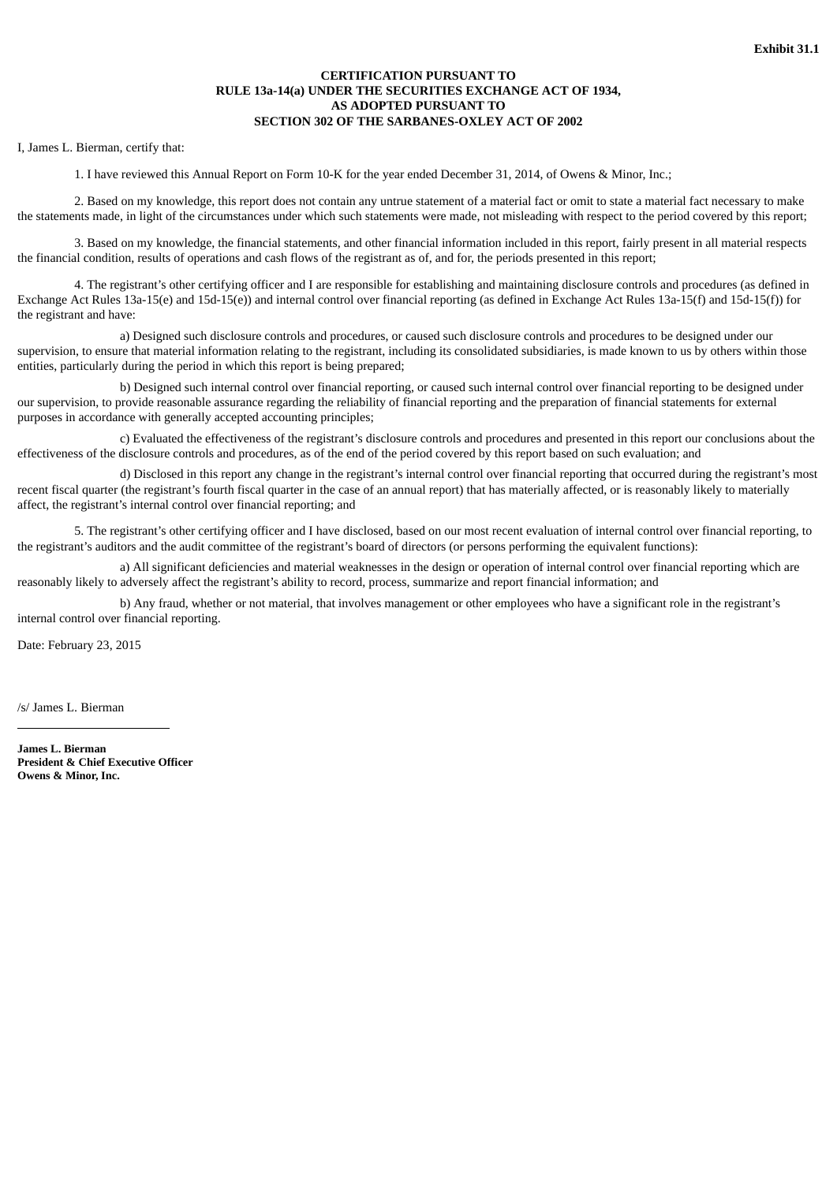**Exhibit 31.1**

**CERTIFICATION PURSUANT TO**
**RULE 13a-14(a) UNDER THE SECURITIES EXCHANGE ACT OF 1934,**
**AS ADOPTED PURSUANT TO**
**SECTION 302 OF THE SARBANES-OXLEY ACT OF 2002**

I, James L. Bierman, certify that:

1. I have reviewed this Annual Report on Form 10-K for the year ended December 31, 2014, of Owens & Minor, Inc.;

2. Based on my knowledge, this report does not contain any untrue statement of a material fact or omit to state a material fact necessary to make the statements made, in light of the circumstances under which such statements were made, not misleading with respect to the period covered by this report;

3. Based on my knowledge, the financial statements, and other financial information included in this report, fairly present in all material respects the financial condition, results of operations and cash flows of the registrant as of, and for, the periods presented in this report;

4. The registrant's other certifying officer and I are responsible for establishing and maintaining disclosure controls and procedures (as defined in Exchange Act Rules 13a-15(e) and 15d-15(e)) and internal control over financial reporting (as defined in Exchange Act Rules 13a-15(f) and 15d-15(f)) for the registrant and have:

a) Designed such disclosure controls and procedures, or caused such disclosure controls and procedures to be designed under our supervision, to ensure that material information relating to the registrant, including its consolidated subsidiaries, is made known to us by others within those entities, particularly during the period in which this report is being prepared;

b) Designed such internal control over financial reporting, or caused such internal control over financial reporting to be designed under our supervision, to provide reasonable assurance regarding the reliability of financial reporting and the preparation of financial statements for external purposes in accordance with generally accepted accounting principles;

c) Evaluated the effectiveness of the registrant's disclosure controls and procedures and presented in this report our conclusions about the effectiveness of the disclosure controls and procedures, as of the end of the period covered by this report based on such evaluation; and

d) Disclosed in this report any change in the registrant's internal control over financial reporting that occurred during the registrant's most recent fiscal quarter (the registrant's fourth fiscal quarter in the case of an annual report) that has materially affected, or is reasonably likely to materially affect, the registrant's internal control over financial reporting; and

5. The registrant's other certifying officer and I have disclosed, based on our most recent evaluation of internal control over financial reporting, to the registrant's auditors and the audit committee of the registrant's board of directors (or persons performing the equivalent functions):

a) All significant deficiencies and material weaknesses in the design or operation of internal control over financial reporting which are reasonably likely to adversely affect the registrant's ability to record, process, summarize and report financial information; and

b) Any fraud, whether or not material, that involves management or other employees who have a significant role in the registrant's internal control over financial reporting.

Date: February 23, 2015

/s/ James L. Bierman

**James L. Bierman**
**President & Chief Executive Officer**
**Owens & Minor, Inc.**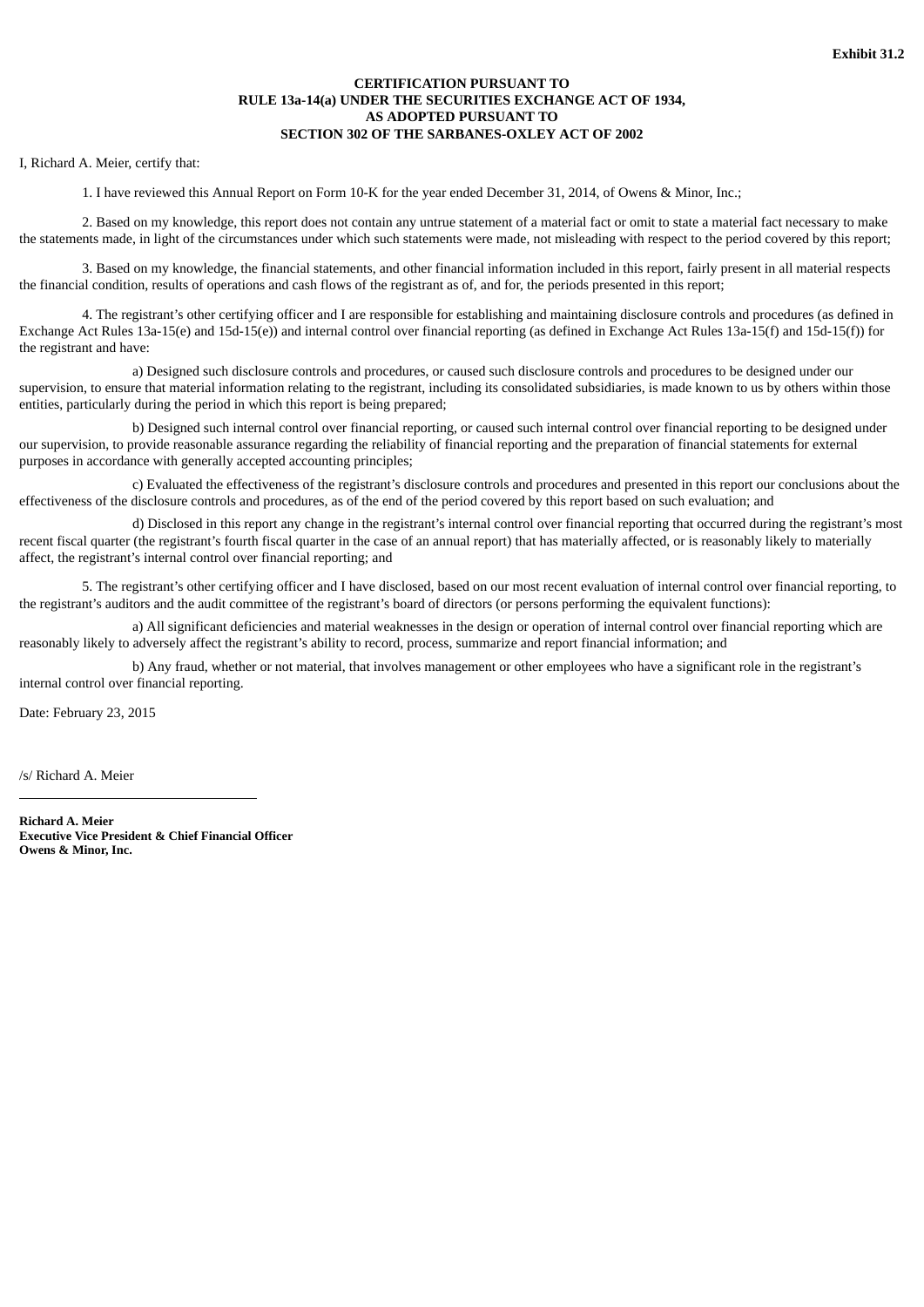**Exhibit 31.2**

**CERTIFICATION PURSUANT TO**
**RULE 13a-14(a) UNDER THE SECURITIES EXCHANGE ACT OF 1934,**
**AS ADOPTED PURSUANT TO**
**SECTION 302 OF THE SARBANES-OXLEY ACT OF 2002**

I, Richard A. Meier, certify that:

1. I have reviewed this Annual Report on Form 10-K for the year ended December 31, 2014, of Owens & Minor, Inc.;

2. Based on my knowledge, this report does not contain any untrue statement of a material fact or omit to state a material fact necessary to make the statements made, in light of the circumstances under which such statements were made, not misleading with respect to the period covered by this report;

3. Based on my knowledge, the financial statements, and other financial information included in this report, fairly present in all material respects the financial condition, results of operations and cash flows of the registrant as of, and for, the periods presented in this report;

4. The registrant's other certifying officer and I are responsible for establishing and maintaining disclosure controls and procedures (as defined in Exchange Act Rules 13a-15(e) and 15d-15(e)) and internal control over financial reporting (as defined in Exchange Act Rules 13a-15(f) and 15d-15(f)) for the registrant and have:

a) Designed such disclosure controls and procedures, or caused such disclosure controls and procedures to be designed under our supervision, to ensure that material information relating to the registrant, including its consolidated subsidiaries, is made known to us by others within those entities, particularly during the period in which this report is being prepared;

b) Designed such internal control over financial reporting, or caused such internal control over financial reporting to be designed under our supervision, to provide reasonable assurance regarding the reliability of financial reporting and the preparation of financial statements for external purposes in accordance with generally accepted accounting principles;

c) Evaluated the effectiveness of the registrant's disclosure controls and procedures and presented in this report our conclusions about the effectiveness of the disclosure controls and procedures, as of the end of the period covered by this report based on such evaluation; and

d) Disclosed in this report any change in the registrant's internal control over financial reporting that occurred during the registrant's most recent fiscal quarter (the registrant's fourth fiscal quarter in the case of an annual report) that has materially affected, or is reasonably likely to materially affect, the registrant's internal control over financial reporting; and

5. The registrant's other certifying officer and I have disclosed, based on our most recent evaluation of internal control over financial reporting, to the registrant's auditors and the audit committee of the registrant's board of directors (or persons performing the equivalent functions):

a) All significant deficiencies and material weaknesses in the design or operation of internal control over financial reporting which are reasonably likely to adversely affect the registrant's ability to record, process, summarize and report financial information; and

b) Any fraud, whether or not material, that involves management or other employees who have a significant role in the registrant's internal control over financial reporting.

Date: February 23, 2015

/s/ Richard A. Meier

**Richard A. Meier**
**Executive Vice President & Chief Financial Officer**
**Owens & Minor, Inc.**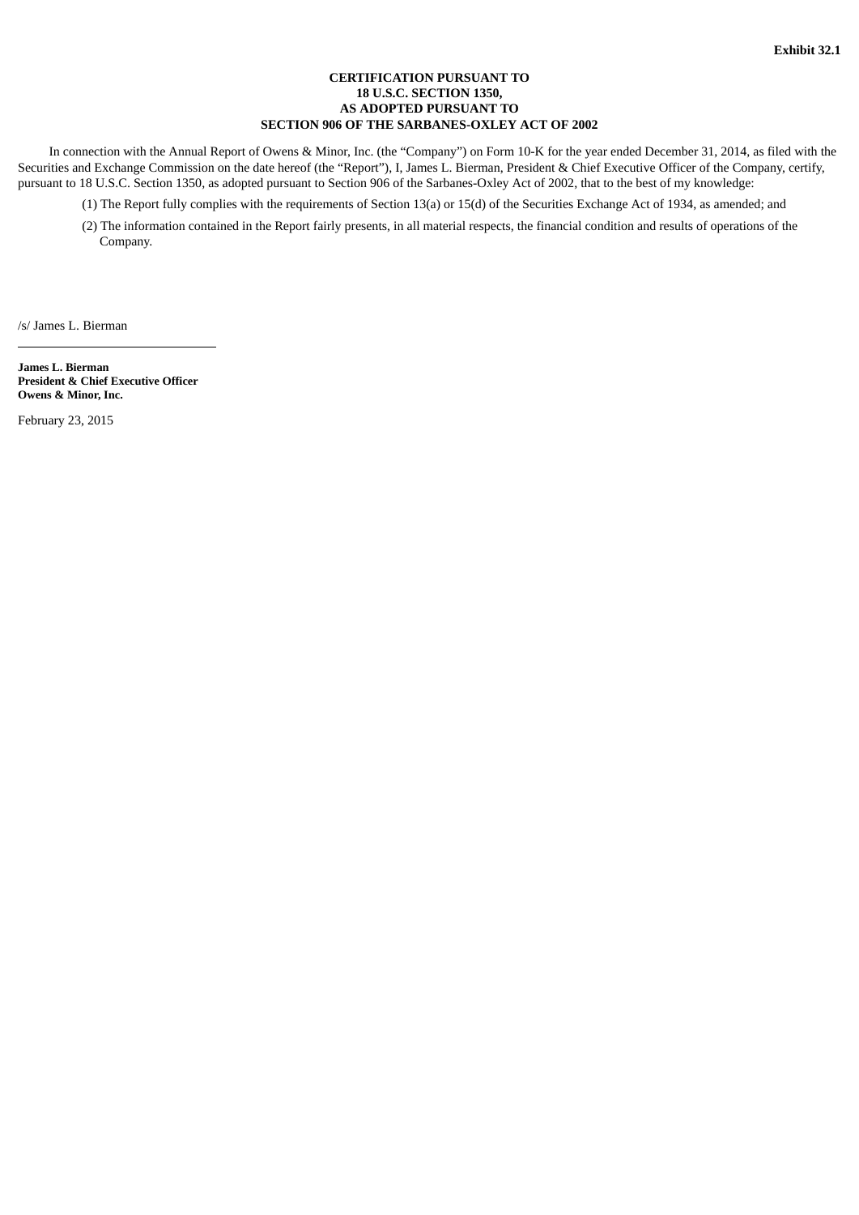**Exhibit 32.1**

**CERTIFICATION PURSUANT TO**
**18 U.S.C. SECTION 1350,**
**AS ADOPTED PURSUANT TO**
**SECTION 906 OF THE SARBANES-OXLEY ACT OF 2002**

In connection with the Annual Report of Owens & Minor, Inc. (the "Company") on Form 10-K for the year ended December 31, 2014, as filed with the Securities and Exchange Commission on the date hereof (the "Report"), I, James L. Bierman, President & Chief Executive Officer of the Company, certify, pursuant to 18 U.S.C. Section 1350, as adopted pursuant to Section 906 of the Sarbanes-Oxley Act of 2002, that to the best of my knowledge:

(1) The Report fully complies with the requirements of Section 13(a) or 15(d) of the Securities Exchange Act of 1934, as amended; and

(2) The information contained in the Report fairly presents, in all material respects, the financial condition and results of operations of the Company.

/s/ James L. Bierman

**James L. Bierman**
**President & Chief Executive Officer**
**Owens & Minor, Inc.**

February 23, 2015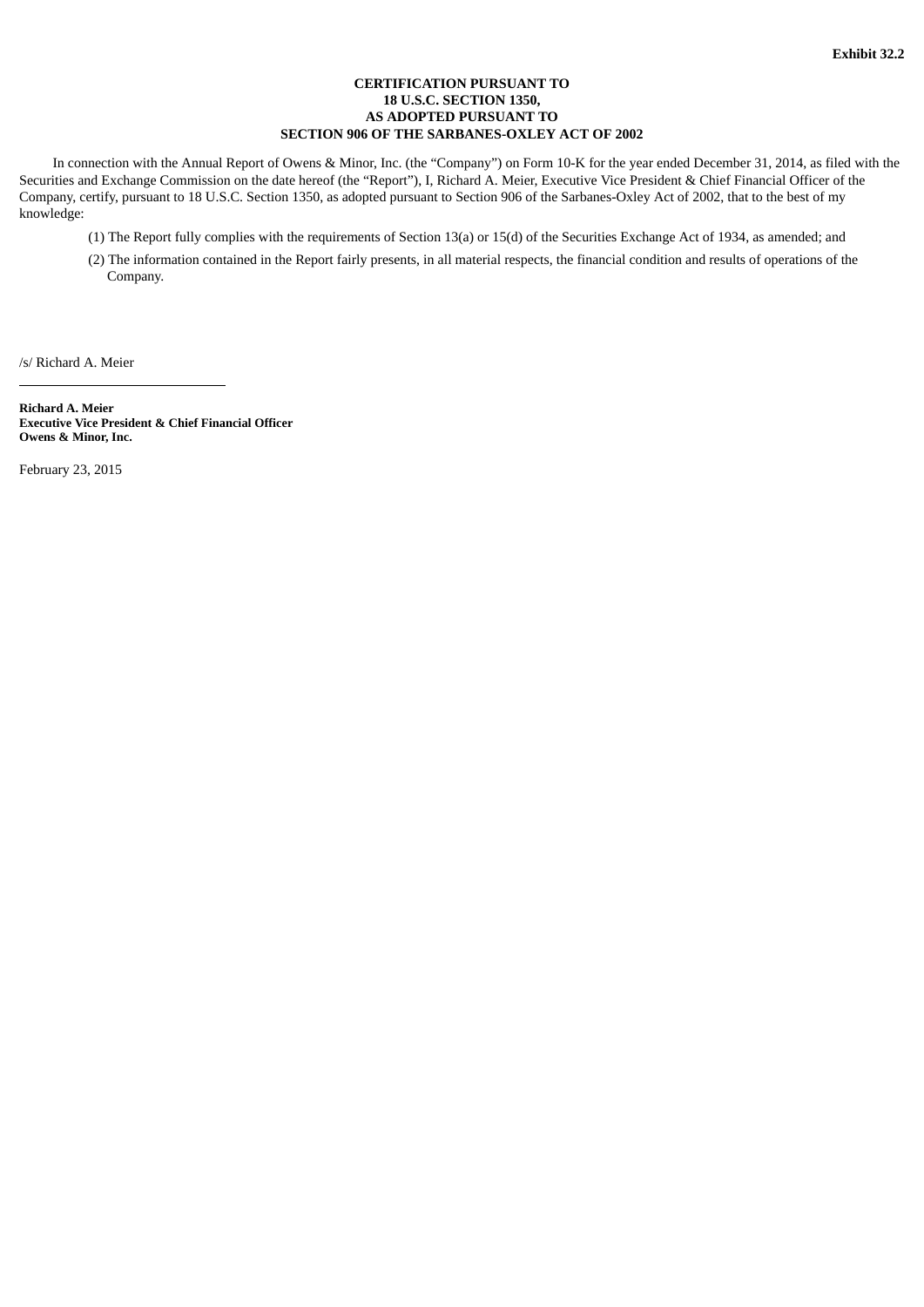**Exhibit 32.2**

**CERTIFICATION PURSUANT TO**
**18 U.S.C. SECTION 1350,**
**AS ADOPTED PURSUANT TO**
**SECTION 906 OF THE SARBANES-OXLEY ACT OF 2002**

In connection with the Annual Report of Owens & Minor, Inc. (the "Company") on Form 10-K for the year ended December 31, 2014, as filed with the Securities and Exchange Commission on the date hereof (the "Report"), I, Richard A. Meier, Executive Vice President & Chief Financial Officer of the Company, certify, pursuant to 18 U.S.C. Section 1350, as adopted pursuant to Section 906 of the Sarbanes-Oxley Act of 2002, that to the best of my knowledge:

(1) The Report fully complies with the requirements of Section 13(a) or 15(d) of the Securities Exchange Act of 1934, as amended; and

(2) The information contained in the Report fairly presents, in all material respects, the financial condition and results of operations of the Company.

/s/ Richard A. Meier

**Richard A. Meier**
**Executive Vice President & Chief Financial Officer**
**Owens & Minor, Inc.**

February 23, 2015